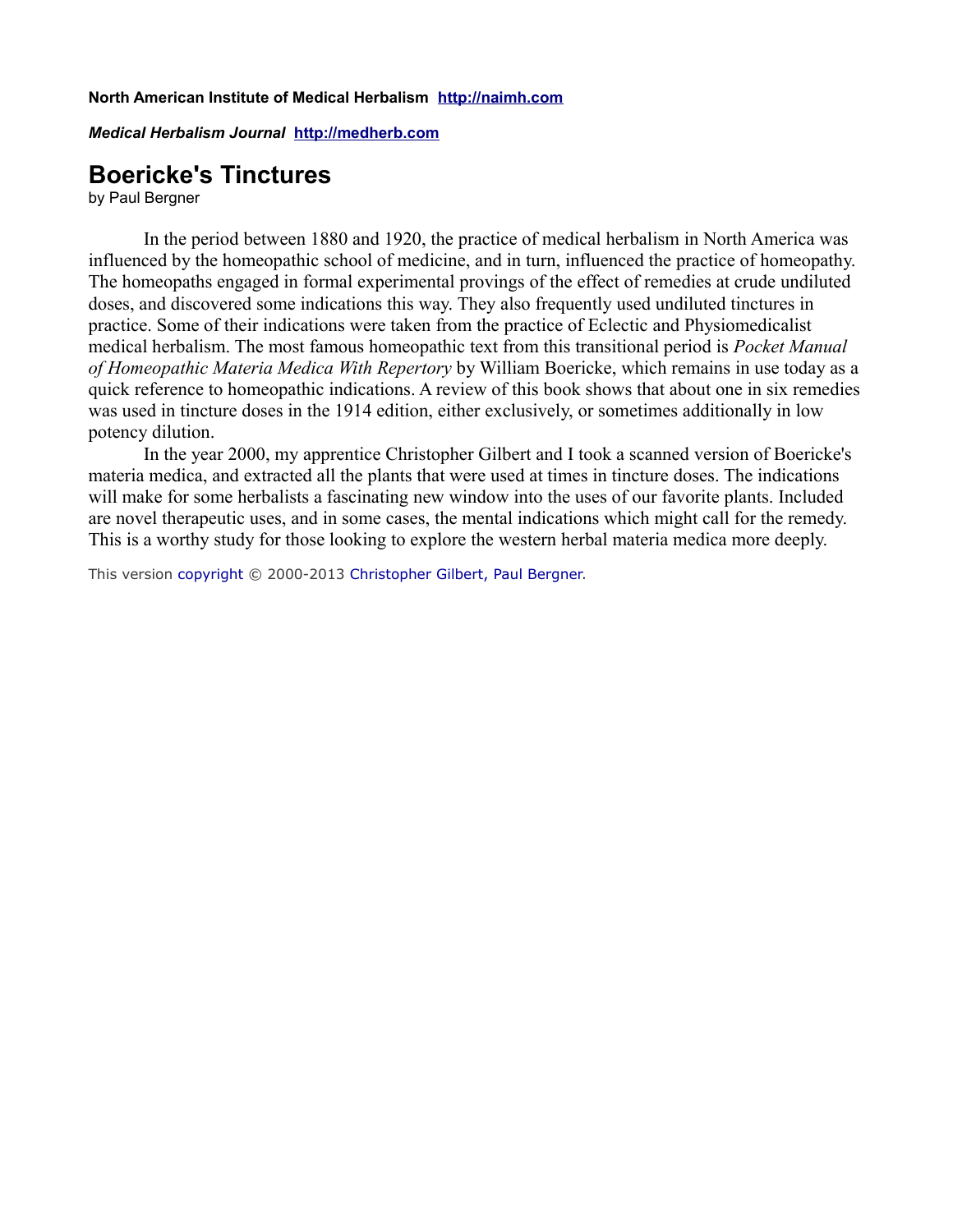**North American Institute of Medical Herbalism** [http://naimh.com](http://naimh.com)

***Medical Herbalism Journal*** [http://medherb.com](http://medherb.com)

# Boericke's Tinctures

by Paul Bergner

In the period between 1880 and 1920, the practice of medical herbalism in North America was influenced by the homeopathic school of medicine, and in turn, influenced the practice of homeopathy. The homeopaths engaged in formal experimental provings of the effect of remedies at crude undiluted doses, and discovered some indications this way. They also frequently used undiluted tinctures in practice. Some of their indications were taken from the practice of Eclectic and Physiomedicalist medical herbalism. The most famous homeopathic text from this transitional period is *Pocket Manual of Homeopathic Materia Medica With Repertory* by William Boericke, which remains in use today as a quick reference to homeopathic indications. A review of this book shows that about one in six remedies was used in tincture doses in the 1914 edition, either exclusively, or sometimes additionally in low potency dilution.

In the year 2000, my apprentice Christopher Gilbert and I took a scanned version of Boericke's materia medica, and extracted all the plants that were used at times in tincture doses. The indications will make for some herbalists a fascinating new window into the uses of our favorite plants. Included are novel therapeutic uses, and in some cases, the mental indications which might call for the remedy. This is a worthy study for those looking to explore the western herbal materia medica more deeply.

This version copyright © 2000-2013 Christopher Gilbert, Paul Bergner.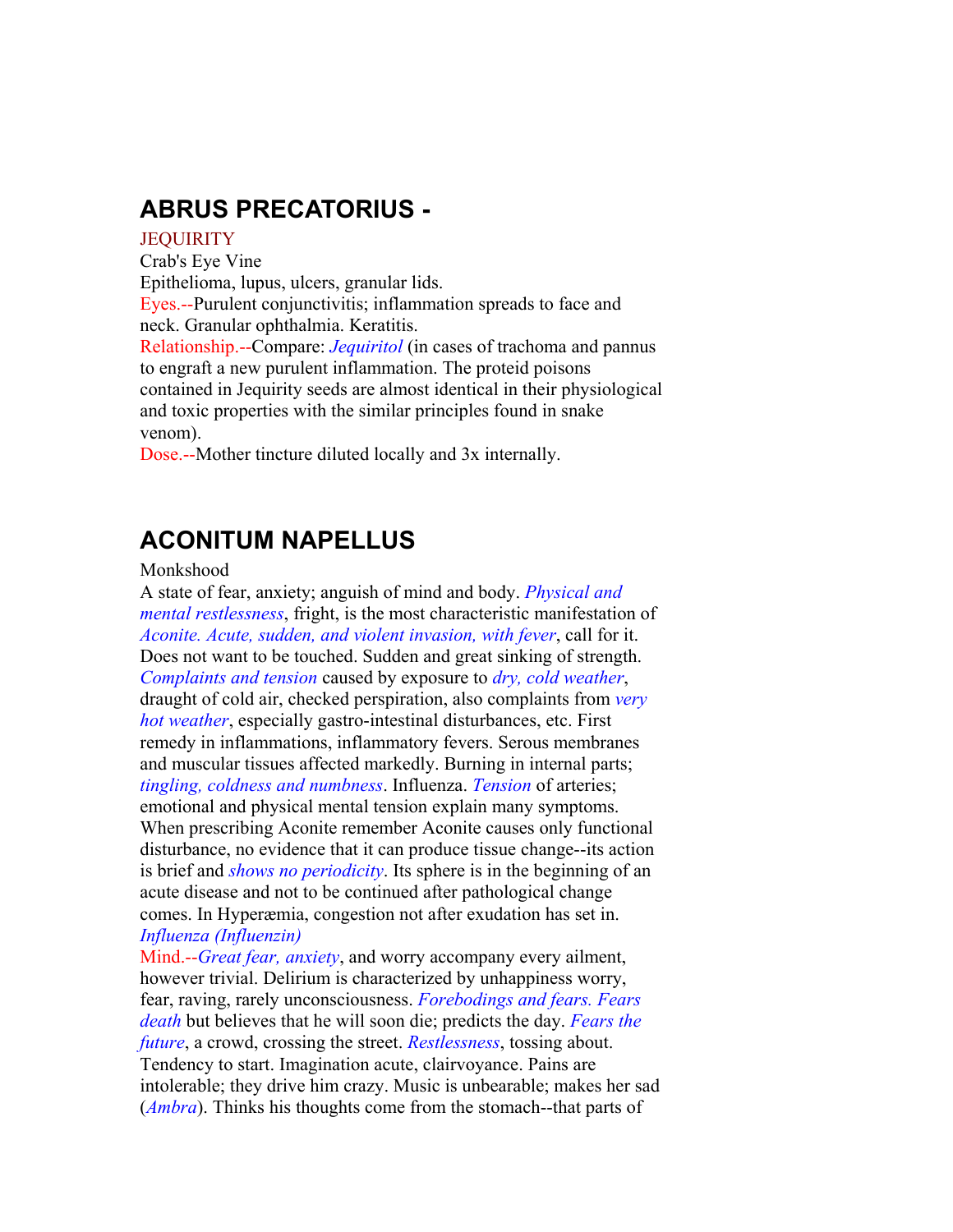## ABRUS PRECATORIUS -

JEQUIRITY
Crab's Eye Vine
Epithelioma, lupus, ulcers, granular lids.
Eyes.--Purulent conjunctivitis; inflammation spreads to face and neck. Granular ophthalmia. Keratitis.
Relationship.--Compare: *Jequiritol* (in cases of trachoma and pannus to engraft a new purulent inflammation. The proteid poisons contained in Jequirity seeds are almost identical in their physiological and toxic properties with the similar principles found in snake venom).
Dose.--Mother tincture diluted locally and 3x internally.

## ACONITUM NAPELLUS

Monkshood
A state of fear, anxiety; anguish of mind and body. *Physical and mental restlessness*, fright, is the most characteristic manifestation of *Aconite. Acute, sudden, and violent invasion, with fever*, call for it. Does not want to be touched. Sudden and great sinking of strength. *Complaints and tension* caused by exposure to *dry, cold weather*, draught of cold air, checked perspiration, also complaints from *very hot weather*, especially gastro-intestinal disturbances, etc. First remedy in inflammations, inflammatory fevers. Serous membranes and muscular tissues affected markedly. Burning in internal parts; *tingling, coldness and numbness*. Influenza. *Tension* of arteries; emotional and physical mental tension explain many symptoms. When prescribing Aconite remember Aconite causes only functional disturbance, no evidence that it can produce tissue change--its action is brief and *shows no periodicity*. Its sphere is in the beginning of an acute disease and not to be continued after pathological change comes. In Hyperæmia, congestion not after exudation has set in. *Influenza (Influenzin)*
Mind.--*Great fear, anxiety*, and worry accompany every ailment, however trivial. Delirium is characterized by unhappiness worry, fear, raving, rarely unconsciousness. *Forebodings and fears. Fears death* but believes that he will soon die; predicts the day. *Fears the future*, a crowd, crossing the street. *Restlessness*, tossing about. Tendency to start. Imagination acute, clairvoyance. Pains are intolerable; they drive him crazy. Music is unbearable; makes her sad (*Ambra*). Thinks his thoughts come from the stomach--that parts of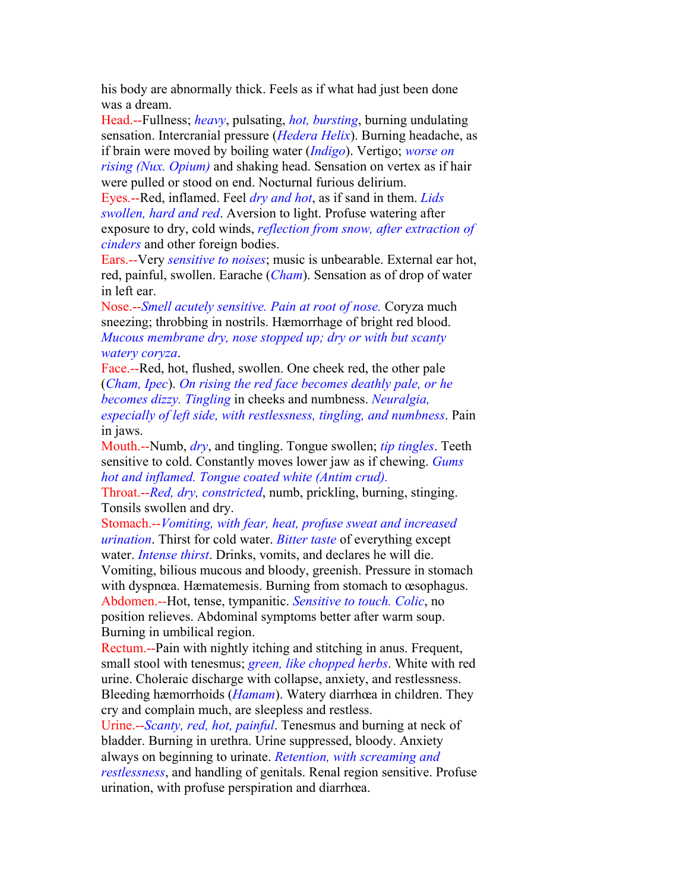his body are abnormally thick. Feels as if what had just been done was a dream.

Head.--Fullness; *heavy*, pulsating, *hot, bursting*, burning undulating sensation. Intercranial pressure (*Hedera Helix*). Burning headache, as if brain were moved by boiling water (*Indigo*). Vertigo; *worse on rising (Nux. Opium)* and shaking head. Sensation on vertex as if hair were pulled or stood on end. Nocturnal furious delirium.

Eyes.--Red, inflamed. Feel *dry and hot*, as if sand in them. *Lids swollen, hard and red*. Aversion to light. Profuse watering after exposure to dry, cold winds, *reflection from snow, after extraction of cinders* and other foreign bodies.

Ears.--Very *sensitive to noises*; music is unbearable. External ear hot, red, painful, swollen. Earache (*Cham*). Sensation as of drop of water in left ear.

Nose.--*Smell acutely sensitive. Pain at root of nose.* Coryza much sneezing; throbbing in nostrils. Hæmorrhage of bright red blood. *Mucous membrane dry, nose stopped up; dry or with but scanty watery coryza*.

Face.--Red, hot, flushed, swollen. One cheek red, the other pale (*Cham, Ipec*). *On rising the red face becomes deathly pale, or he becomes dizzy. Tingling* in cheeks and numbness. *Neuralgia, especially of left side, with restlessness, tingling, and numbness*. Pain in jaws.

Mouth.--Numb, *dry*, and tingling. Tongue swollen; *tip tingles*. Teeth sensitive to cold. Constantly moves lower jaw as if chewing. *Gums hot and inflamed. Tongue coated white (Antim crud).*

Throat.--*Red, dry, constricted*, numb, prickling, burning, stinging. Tonsils swollen and dry.

Stomach.--*Vomiting, with fear, heat, profuse sweat and increased urination*. Thirst for cold water. *Bitter taste* of everything except water. *Intense thirst*. Drinks, vomits, and declares he will die. Vomiting, bilious mucous and bloody, greenish. Pressure in stomach with dyspnœa. Hæmatemesis. Burning from stomach to œsophagus.

Abdomen.--Hot, tense, tympanitic. *Sensitive to touch. Colic*, no position relieves. Abdominal symptoms better after warm soup. Burning in umbilical region.

Rectum.--Pain with nightly itching and stitching in anus. Frequent, small stool with tenesmus; *green, like chopped herbs*. White with red urine. Choleraic discharge with collapse, anxiety, and restlessness. Bleeding hæmorrhoids (*Hamam*). Watery diarrhœa in children. They cry and complain much, are sleepless and restless.

Urine.--*Scanty, red, hot, painful*. Tenesmus and burning at neck of bladder. Burning in urethra. Urine suppressed, bloody. Anxiety always on beginning to urinate. *Retention, with screaming and restlessness*, and handling of genitals. Renal region sensitive. Profuse urination, with profuse perspiration and diarrhœa.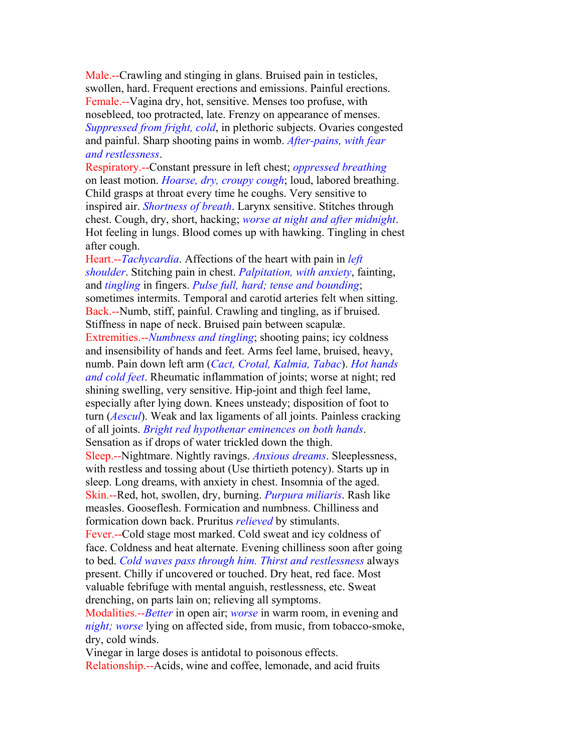Male.--Crawling and stinging in glans. Bruised pain in testicles, swollen, hard. Frequent erections and emissions. Painful erections.

Female.--Vagina dry, hot, sensitive. Menses too profuse, with nosebleed, too protracted, late. Frenzy on appearance of menses. *Suppressed from fright, cold*, in plethoric subjects. Ovaries congested and painful. Sharp shooting pains in womb. *After-pains, with fear and restlessness*.

Respiratory.--Constant pressure in left chest; *oppressed breathing* on least motion. *Hoarse, dry, croupy cough*; loud, labored breathing. Child grasps at throat every time he coughs. Very sensitive to inspired air. *Shortness of breath*. Larynx sensitive. Stitches through chest. Cough, dry, short, hacking; *worse at night and after midnight*. Hot feeling in lungs. Blood comes up with hawking. Tingling in chest after cough.

Heart.--*Tachycardia*. Affections of the heart with pain in *left shoulder*. Stitching pain in chest. *Palpitation, with anxiety*, fainting, and *tingling* in fingers. *Pulse full, hard; tense and bounding*; sometimes intermits. Temporal and carotid arteries felt when sitting.

Back.--Numb, stiff, painful. Crawling and tingling, as if bruised. Stiffness in nape of neck. Bruised pain between scapulæ.

Extremities.--*Numbness and tingling*; shooting pains; icy coldness and insensibility of hands and feet. Arms feel lame, bruised, heavy, numb. Pain down left arm (*Cact, Crotal, Kalmia, Tabac*). *Hot hands and cold feet*. Rheumatic inflammation of joints; worse at night; red shining swelling, very sensitive. Hip-joint and thigh feel lame, especially after lying down. Knees unsteady; disposition of foot to turn (*Aescul*). Weak and lax ligaments of all joints. Painless cracking of all joints. *Bright red hypothenar eminences on both hands*. Sensation as if drops of water trickled down the thigh.

Sleep.--Nightmare. Nightly ravings. *Anxious dreams*. Sleeplessness, with restless and tossing about (Use thirtieth potency). Starts up in sleep. Long dreams, with anxiety in chest. Insomnia of the aged.

Skin.--Red, hot, swollen, dry, burning. *Purpura miliaris*. Rash like measles. Gooseflesh. Formication and numbness. Chilliness and formication down back. Pruritus *relieved* by stimulants.

Fever.--Cold stage most marked. Cold sweat and icy coldness of face. Coldness and heat alternate. Evening chilliness soon after going to bed. *Cold waves pass through him. Thirst and restlessness* always present. Chilly if uncovered or touched. Dry heat, red face. Most valuable febrifuge with mental anguish, restlessness, etc. Sweat drenching, on parts lain on; relieving all symptoms.

Modalities.--*Better* in open air; *worse* in warm room, in evening and *night; worse* lying on affected side, from music, from tobacco-smoke, dry, cold winds.

Vinegar in large doses is antidotal to poisonous effects.

Relationship.--Acids, wine and coffee, lemonade, and acid fruits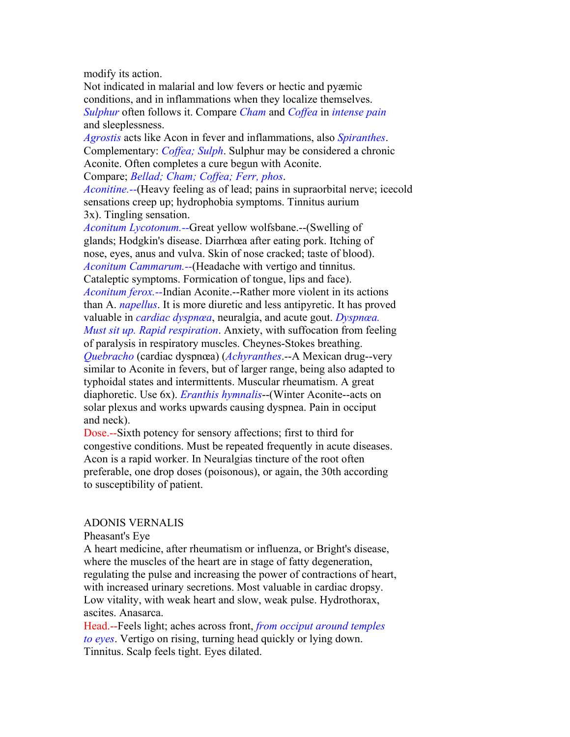modify its action.

Not indicated in malarial and low fevers or hectic and pyæmic conditions, and in inflammations when they localize themselves. *Sulphur* often follows it. Compare *Cham* and *Coffea* in *intense pain* and sleeplessness.

*Agrostis* acts like Acon in fever and inflammations, also *Spiranthes*. Complementary: *Coffea; Sulph*. Sulphur may be considered a chronic Aconite. Often completes a cure begun with Aconite.

Compare; *Bellad; Cham; Coffea; Ferr, phos*.

*Aconitine.*--(Heavy feeling as of lead; pains in supraorbital nerve; icecold sensations creep up; hydrophobia symptoms. Tinnitus aurium 3x). Tingling sensation.

*Aconitum Lycotonum.*--Great yellow wolfsbane.--(Swelling of glands; Hodgkin's disease. Diarrhœa after eating pork. Itching of nose, eyes, anus and vulva. Skin of nose cracked; taste of blood).

*Aconitum Cammarum.*--(Headache with vertigo and tinnitus. Cataleptic symptoms. Formication of tongue, lips and face).

*Aconitum ferox.*--Indian Aconite.--Rather more violent in its actions than A. *napellus*. It is more diuretic and less antipyretic. It has proved valuable in *cardiac dyspnœa*, neuralgia, and acute gout. *Dyspnœa. Must sit up. Rapid respiration*. Anxiety, with suffocation from feeling of paralysis in respiratory muscles. Cheynes-Stokes breathing. *Quebracho* (cardiac dyspnœa) (*Achyranthes*.--A Mexican drug--very similar to Aconite in fevers, but of larger range, being also adapted to typhoidal states and intermittents. Muscular rheumatism. A great diaphoretic. Use 6x). *Eranthis hymnalis*--(Winter Aconite--acts on solar plexus and works upwards causing dyspnea. Pain in occiput and neck).

Dose.--Sixth potency for sensory affections; first to third for congestive conditions. Must be repeated frequently in acute diseases. Acon is a rapid worker. In Neuralgias tincture of the root often preferable, one drop doses (poisonous), or again, the 30th according to susceptibility of patient.

## ADONIS VERNALIS

Pheasant's Eye

A heart medicine, after rheumatism or influenza, or Bright's disease, where the muscles of the heart are in stage of fatty degeneration, regulating the pulse and increasing the power of contractions of heart, with increased urinary secretions. Most valuable in cardiac dropsy. Low vitality, with weak heart and slow, weak pulse. Hydrothorax, ascites. Anasarca.

Head.--Feels light; aches across front, *from occiput around temples to eyes*. Vertigo on rising, turning head quickly or lying down. Tinnitus. Scalp feels tight. Eyes dilated.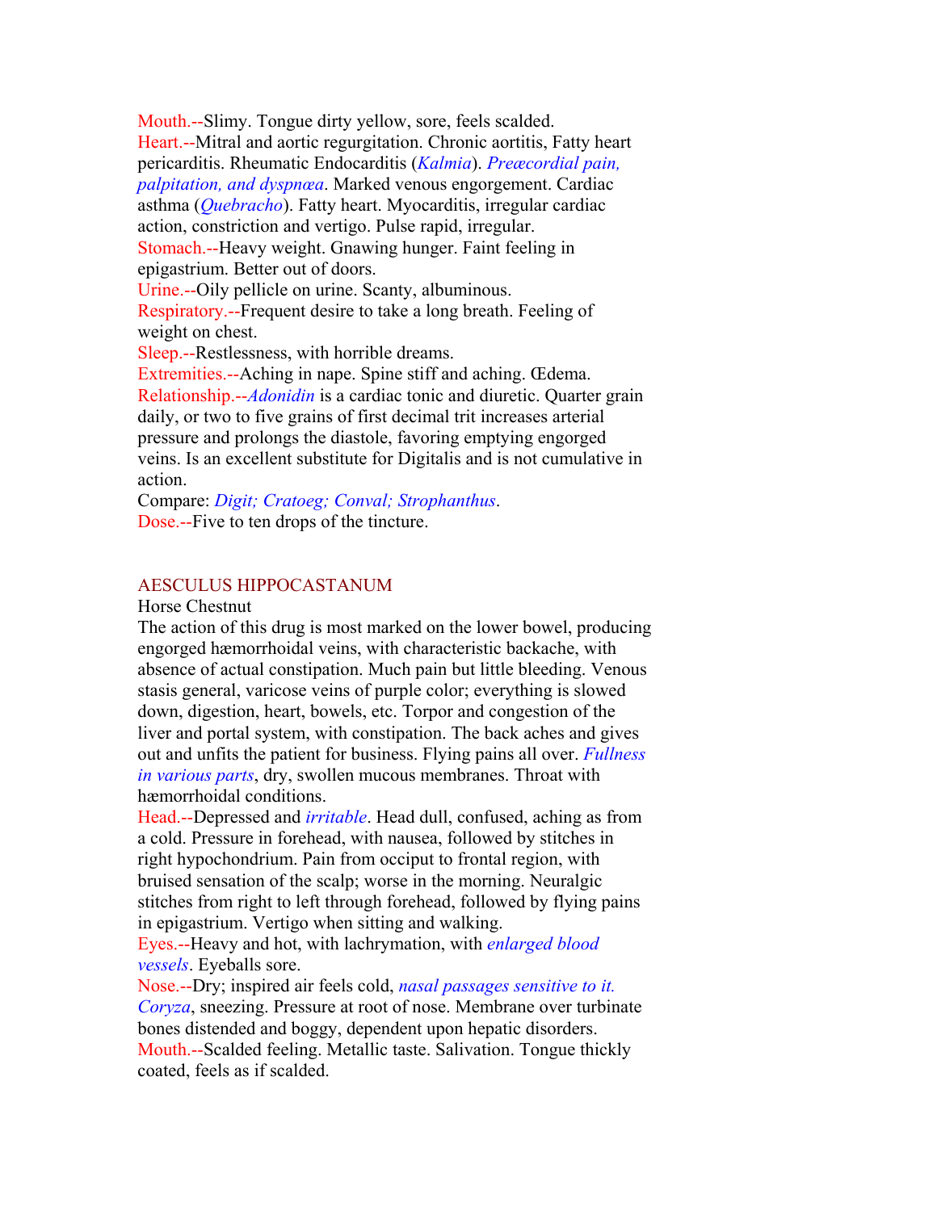**Mouth.**--Slimy. Tongue dirty yellow, sore, feels scalded.
**Heart.**--Mitral and aortic regurgitation. Chronic aortitis, Fatty heart pericarditis. Rheumatic Endocarditis (*Kalmia*). *Preæcordial pain, palpitation, and dyspnœa*. Marked venous engorgement. Cardiac asthma (*Quebracho*). Fatty heart. Myocarditis, irregular cardiac action, constriction and vertigo. Pulse rapid, irregular.
**Stomach.**--Heavy weight. Gnawing hunger. Faint feeling in epigastrium. Better out of doors.
**Urine.**--Oily pellicle on urine. Scanty, albuminous.
**Respiratory.**--Frequent desire to take a long breath. Feeling of weight on chest.
**Sleep.**--Restlessness, with horrible dreams.
**Extremities.**--Aching in nape. Spine stiff and aching. Œdema.
**Relationship.**--*Adonidin* is a cardiac tonic and diuretic. Quarter grain daily, or two to five grains of first decimal trit increases arterial pressure and prolongs the diastole, favoring emptying engorged veins. Is an excellent substitute for Digitalis and is not cumulative in action.
Compare: *Digit; Cratoeg; Conval; Strophanthus*.
**Dose.**--Five to ten drops of the tincture.

## AESCULUS HIPPOCASTANUM

Horse Chestnut

The action of this drug is most marked on the lower bowel, producing engorged hæmorrhoidal veins, with characteristic backache, with absence of actual constipation. Much pain but little bleeding. Venous stasis general, varicose veins of purple color; everything is slowed down, digestion, heart, bowels, etc. Torpor and congestion of the liver and portal system, with constipation. The back aches and gives out and unfits the patient for business. Flying pains all over. *Fullness in various parts*, dry, swollen mucous membranes. Throat with hæmorrhoidal conditions.

**Head.**--Depressed and *irritable*. Head dull, confused, aching as from a cold. Pressure in forehead, with nausea, followed by stitches in right hypochondrium. Pain from occiput to frontal region, with bruised sensation of the scalp; worse in the morning. Neuralgic stitches from right to left through forehead, followed by flying pains in epigastrium. Vertigo when sitting and walking.
**Eyes.**--Heavy and hot, with lachrymation, with *enlarged blood vessels*. Eyeballs sore.
**Nose.**--Dry; inspired air feels cold, *nasal passages sensitive to it. Coryza*, sneezing. Pressure at root of nose. Membrane over turbinate bones distended and boggy, dependent upon hepatic disorders.
**Mouth.**--Scalded feeling. Metallic taste. Salivation. Tongue thickly coated, feels as if scalded.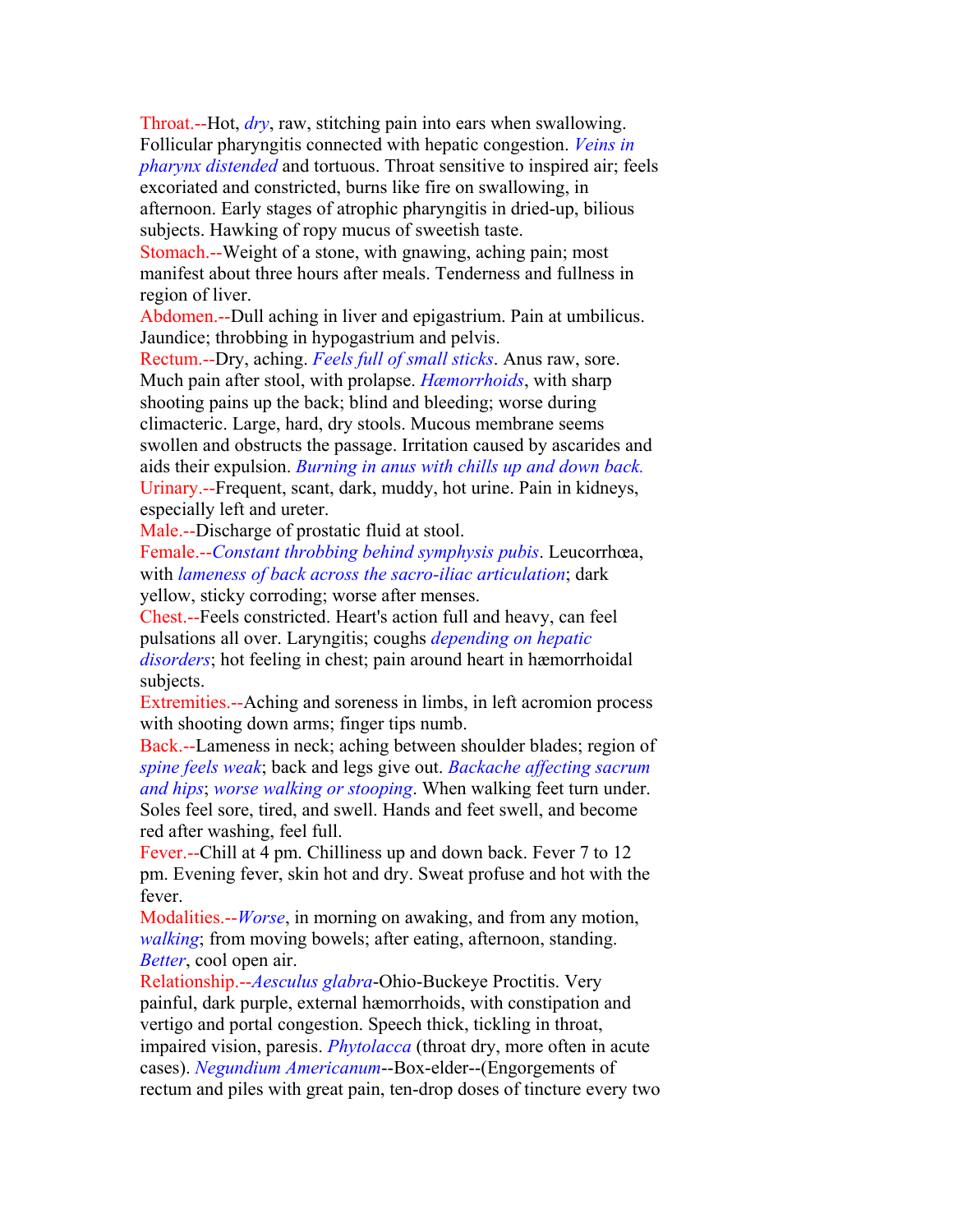**Throat.**--Hot, *dry*, raw, stitching pain into ears when swallowing. Follicular pharyngitis connected with hepatic congestion. *Veins in pharynx distended* and tortuous. Throat sensitive to inspired air; feels excoriated and constricted, burns like fire on swallowing, in afternoon. Early stages of atrophic pharyngitis in dried-up, bilious subjects. Hawking of ropy mucus of sweetish taste.

**Stomach.**--Weight of a stone, with gnawing, aching pain; most manifest about three hours after meals. Tenderness and fullness in region of liver.

**Abdomen.**--Dull aching in liver and epigastrium. Pain at umbilicus. Jaundice; throbbing in hypogastrium and pelvis.

**Rectum.**--Dry, aching. *Feels full of small sticks*. Anus raw, sore. Much pain after stool, with prolapse. *Hæmorrhoids*, with sharp shooting pains up the back; blind and bleeding; worse during climacteric. Large, hard, dry stools. Mucous membrane seems swollen and obstructs the passage. Irritation caused by ascarides and aids their expulsion. *Burning in anus with chills up and down back.*

**Urinary.**--Frequent, scant, dark, muddy, hot urine. Pain in kidneys, especially left and ureter.

**Male.**--Discharge of prostatic fluid at stool.

**Female.**--*Constant throbbing behind symphysis pubis*. Leucorrhœa, with *lameness of back across the sacro-iliac articulation*; dark yellow, sticky corroding; worse after menses.

**Chest.**--Feels constricted. Heart's action full and heavy, can feel pulsations all over. Laryngitis; coughs *depending on hepatic disorders*; hot feeling in chest; pain around heart in hæmorrhoidal subjects.

**Extremities.**--Aching and soreness in limbs, in left acromion process with shooting down arms; finger tips numb.

**Back.**--Lameness in neck; aching between shoulder blades; region of *spine feels weak*; back and legs give out. *Backache affecting sacrum and hips*; *worse walking or stooping*. When walking feet turn under. Soles feel sore, tired, and swell. Hands and feet swell, and become red after washing, feel full.

**Fever.**--Chill at 4 pm. Chilliness up and down back. Fever 7 to 12 pm. Evening fever, skin hot and dry. Sweat profuse and hot with the fever.

**Modalities.**--*Worse*, in morning on awaking, and from any motion, *walking*; from moving bowels; after eating, afternoon, standing. *Better*, cool open air.

**Relationship.**--*Aesculus glabra*-Ohio-Buckeye Proctitis. Very painful, dark purple, external hæmorrhoids, with constipation and vertigo and portal congestion. Speech thick, tickling in throat, impaired vision, paresis. *Phytolacca* (throat dry, more often in acute cases). *Negundium Americanum*--Box-elder--(Engorgements of rectum and piles with great pain, ten-drop doses of tincture every two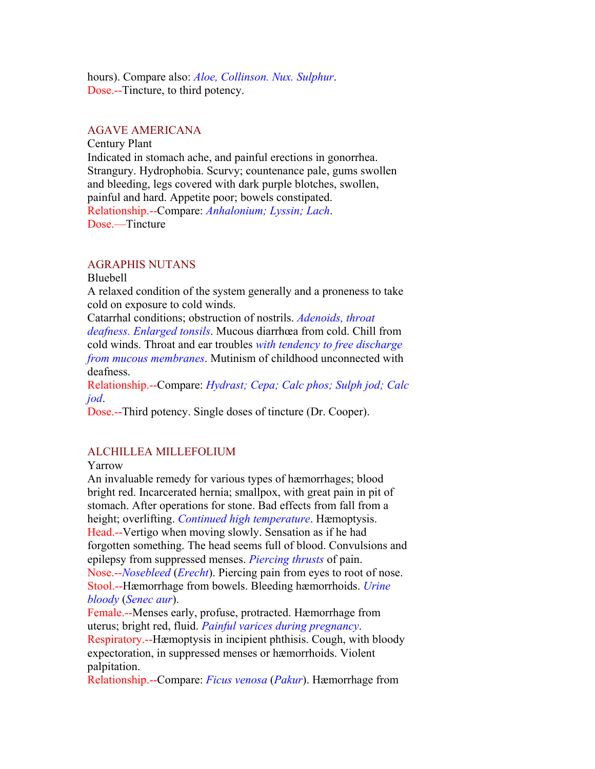hours). Compare also: *Aloe, Collinson. Nux. Sulphur*.
Dose.--Tincture, to third potency.

## AGAVE AMERICANA

Century Plant

Indicated in stomach ache, and painful erections in gonorrhea. Strangury. Hydrophobia. Scurvy; countenance pale, gums swollen and bleeding, legs covered with dark purple blotches, swollen, painful and hard. Appetite poor; bowels constipated.

Relationship.--Compare: *Anhalonium; Lyssin; Lach*.

Dose.—Tincture

## AGRAPHIS NUTANS

Bluebell

A relaxed condition of the system generally and a proneness to take cold on exposure to cold winds.

Catarrhal conditions; obstruction of nostrils. *Adenoids, throat deafness. Enlarged tonsils*. Mucous diarrhœa from cold. Chill from cold winds. Throat and ear troubles *with tendency to free discharge from mucous membranes*. Mutinism of childhood unconnected with deafness.

Relationship.--Compare: *Hydrast; Cepa; Calc phos; Sulph jod; Calc jod*.

Dose.--Third potency. Single doses of tincture (Dr. Cooper).

## ALCHILLEA MILLEFOLIUM

Yarrow

An invaluable remedy for various types of hæmorrhages; blood bright red. Incarcerated hernia; smallpox, with great pain in pit of stomach. After operations for stone. Bad effects from fall from a height; overlifting. *Continued high temperature*. Hæmoptysis.

Head.--Vertigo when moving slowly. Sensation as if he had forgotten something. The head seems full of blood. Convulsions and epilepsy from suppressed menses. *Piercing thrusts* of pain.

Nose.--*Nosebleed* (*Erecht*). Piercing pain from eyes to root of nose.

Stool.--Hæmorrhage from bowels. Bleeding hæmorrhoids. *Urine bloody* (*Senec aur*).

Female.--Menses early, profuse, protracted. Hæmorrhage from uterus; bright red, fluid. *Painful varices during pregnancy*.

Respiratory.--Hæmoptysis in incipient phthisis. Cough, with bloody expectoration, in suppressed menses or hæmorrhoids. Violent palpitation.

Relationship.--Compare: *Ficus venosa* (*Pakur*). Hæmorrhage from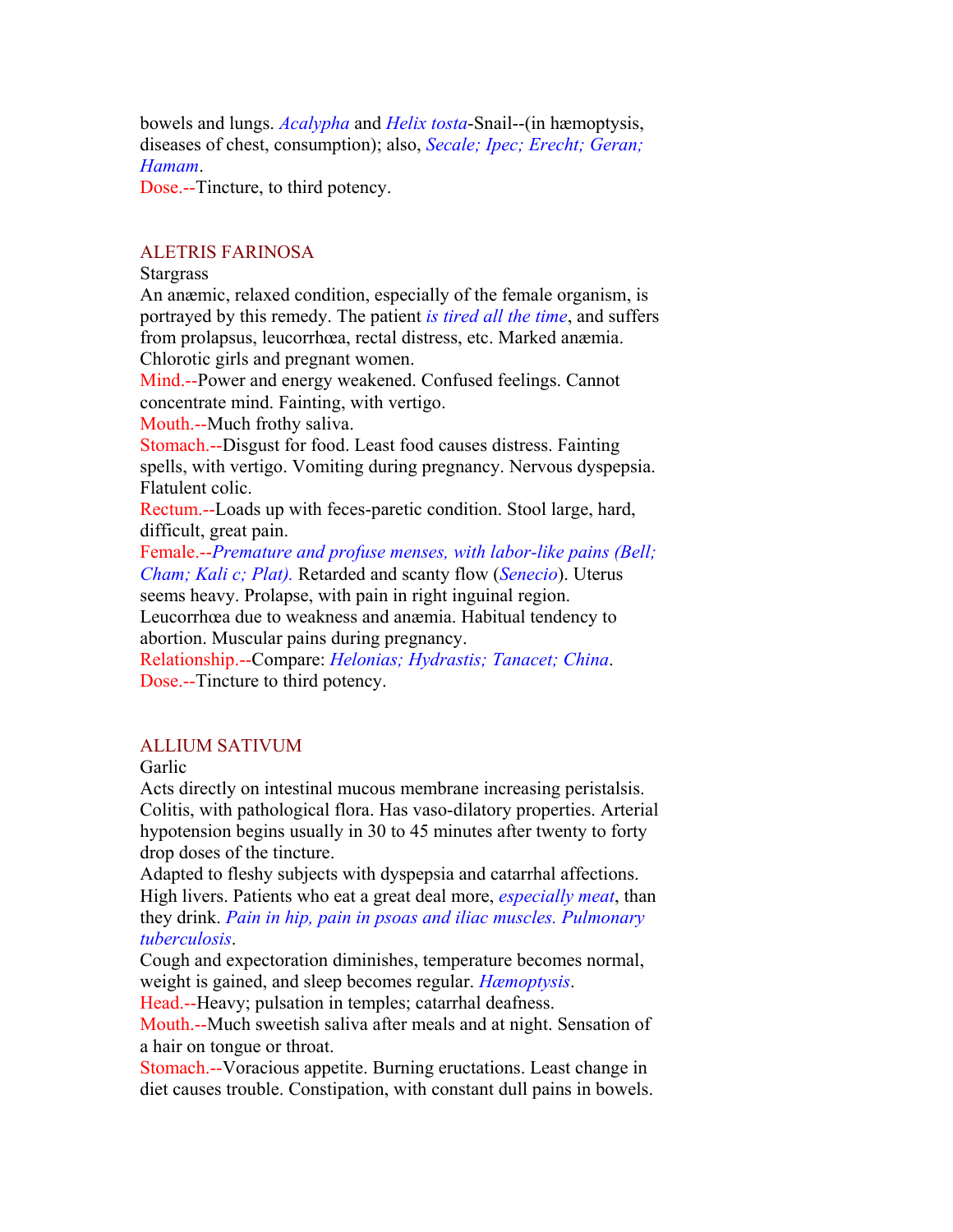bowels and lungs. *Acalypha* and *Helix tosta*-Snail--(in hæmoptysis, diseases of chest, consumption); also, *Secale; Ipec; Erecht; Geran; Hamam*.

Dose.--Tincture, to third potency.

## ALETRIS FARINOSA

Stargrass

An anæmic, relaxed condition, especially of the female organism, is portrayed by this remedy. The patient *is tired all the time*, and suffers from prolapsus, leucorrhœa, rectal distress, etc. Marked anæmia. Chlorotic girls and pregnant women.

Mind.--Power and energy weakened. Confused feelings. Cannot concentrate mind. Fainting, with vertigo.

Mouth.--Much frothy saliva.

Stomach.--Disgust for food. Least food causes distress. Fainting spells, with vertigo. Vomiting during pregnancy. Nervous dyspepsia. Flatulent colic.

Rectum.--Loads up with feces-paretic condition. Stool large, hard, difficult, great pain.

Female.--*Premature and profuse menses, with labor-like pains (Bell; Cham; Kali c; Plat).* Retarded and scanty flow (*Senecio*). Uterus seems heavy. Prolapse, with pain in right inguinal region. Leucorrhœa due to weakness and anæmia. Habitual tendency to abortion. Muscular pains during pregnancy.

Relationship.--Compare: *Helonias; Hydrastis; Tanacet; China*.

Dose.--Tincture to third potency.

## ALLIUM SATIVUM

Garlic

Acts directly on intestinal mucous membrane increasing peristalsis. Colitis, with pathological flora. Has vaso-dilatory properties. Arterial hypotension begins usually in 30 to 45 minutes after twenty to forty drop doses of the tincture.

Adapted to fleshy subjects with dyspepsia and catarrhal affections. High livers. Patients who eat a great deal more, *especially meat*, than they drink. *Pain in hip, pain in psoas and iliac muscles. Pulmonary tuberculosis*.

Cough and expectoration diminishes, temperature becomes normal, weight is gained, and sleep becomes regular. *Hæmoptysis*.

Head.--Heavy; pulsation in temples; catarrhal deafness.

Mouth.--Much sweetish saliva after meals and at night. Sensation of a hair on tongue or throat.

Stomach.--Voracious appetite. Burning eructations. Least change in diet causes trouble. Constipation, with constant dull pains in bowels.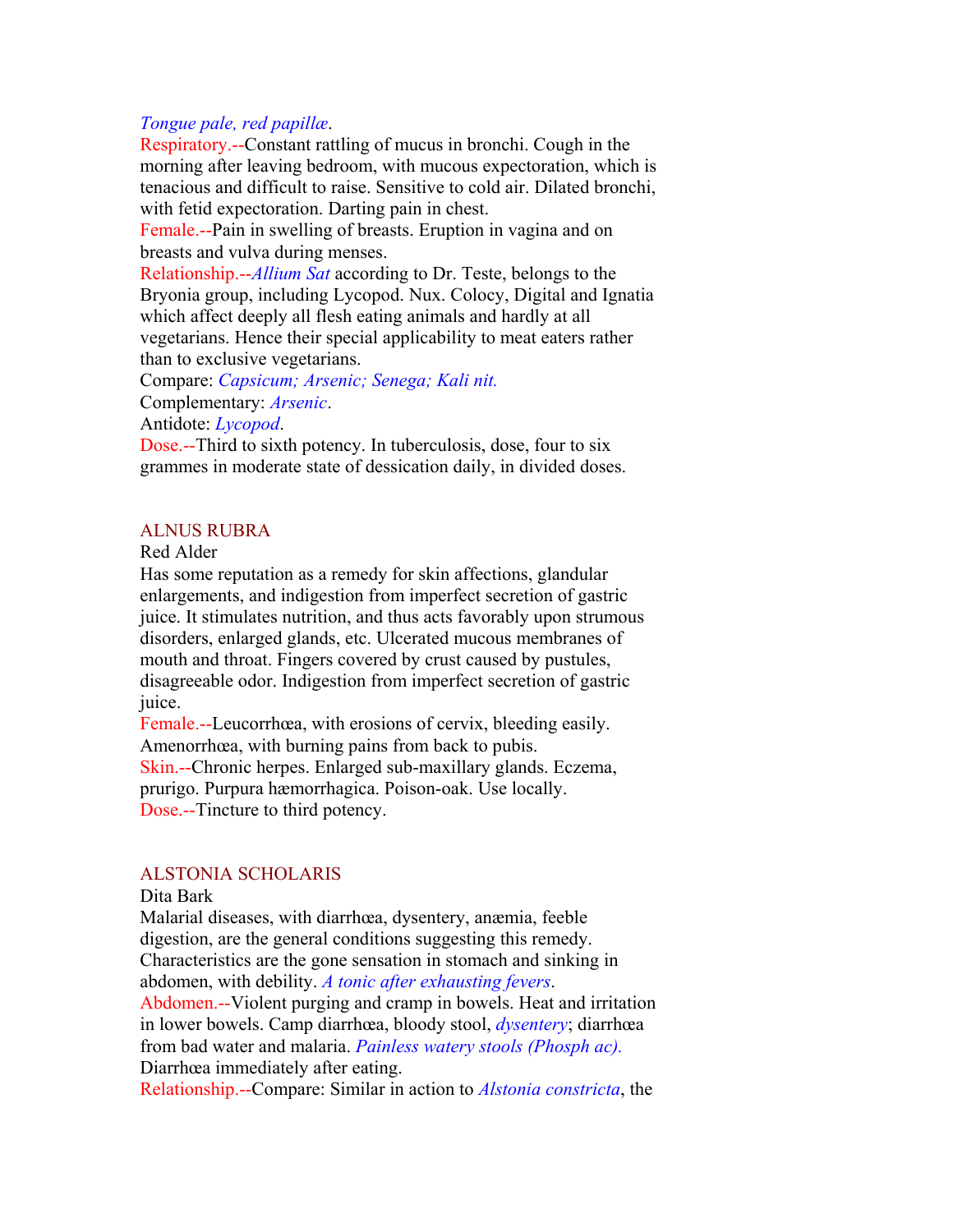*Tongue pale, red papillæ.*

Respiratory.--Constant rattling of mucus in bronchi. Cough in the morning after leaving bedroom, with mucous expectoration, which is tenacious and difficult to raise. Sensitive to cold air. Dilated bronchi, with fetid expectoration. Darting pain in chest.

Female.--Pain in swelling of breasts. Eruption in vagina and on breasts and vulva during menses.

Relationship.--*Allium Sat* according to Dr. Teste, belongs to the Bryonia group, including Lycopod. Nux. Colocy, Digital and Ignatia which affect deeply all flesh eating animals and hardly at all vegetarians. Hence their special applicability to meat eaters rather than to exclusive vegetarians.

Compare: *Capsicum; Arsenic; Senega; Kali nit.*

Complementary: *Arsenic*.

Antidote: *Lycopod*.

Dose.--Third to sixth potency. In tuberculosis, dose, four to six grammes in moderate state of dessication daily, in divided doses.

## ALNUS RUBRA

Red Alder

Has some reputation as a remedy for skin affections, glandular enlargements, and indigestion from imperfect secretion of gastric juice. It stimulates nutrition, and thus acts favorably upon strumous disorders, enlarged glands, etc. Ulcerated mucous membranes of mouth and throat. Fingers covered by crust caused by pustules, disagreeable odor. Indigestion from imperfect secretion of gastric juice.

Female.--Leucorrhœa, with erosions of cervix, bleeding easily. Amenorrhœa, with burning pains from back to pubis.

Skin.--Chronic herpes. Enlarged sub-maxillary glands. Eczema, prurigo. Purpura hæmorrhagica. Poison-oak. Use locally.

Dose.--Tincture to third potency.

## ALSTONIA SCHOLARIS

Dita Bark

Malarial diseases, with diarrhœa, dysentery, anæmia, feeble digestion, are the general conditions suggesting this remedy. Characteristics are the gone sensation in stomach and sinking in abdomen, with debility. *A tonic after exhausting fevers*.

Abdomen.--Violent purging and cramp in bowels. Heat and irritation in lower bowels. Camp diarrhœa, bloody stool, *dysentery*; diarrhœa from bad water and malaria. *Painless watery stools (Phosph ac).* Diarrhœa immediately after eating.

Relationship.--Compare: Similar in action to *Alstonia constricta*, the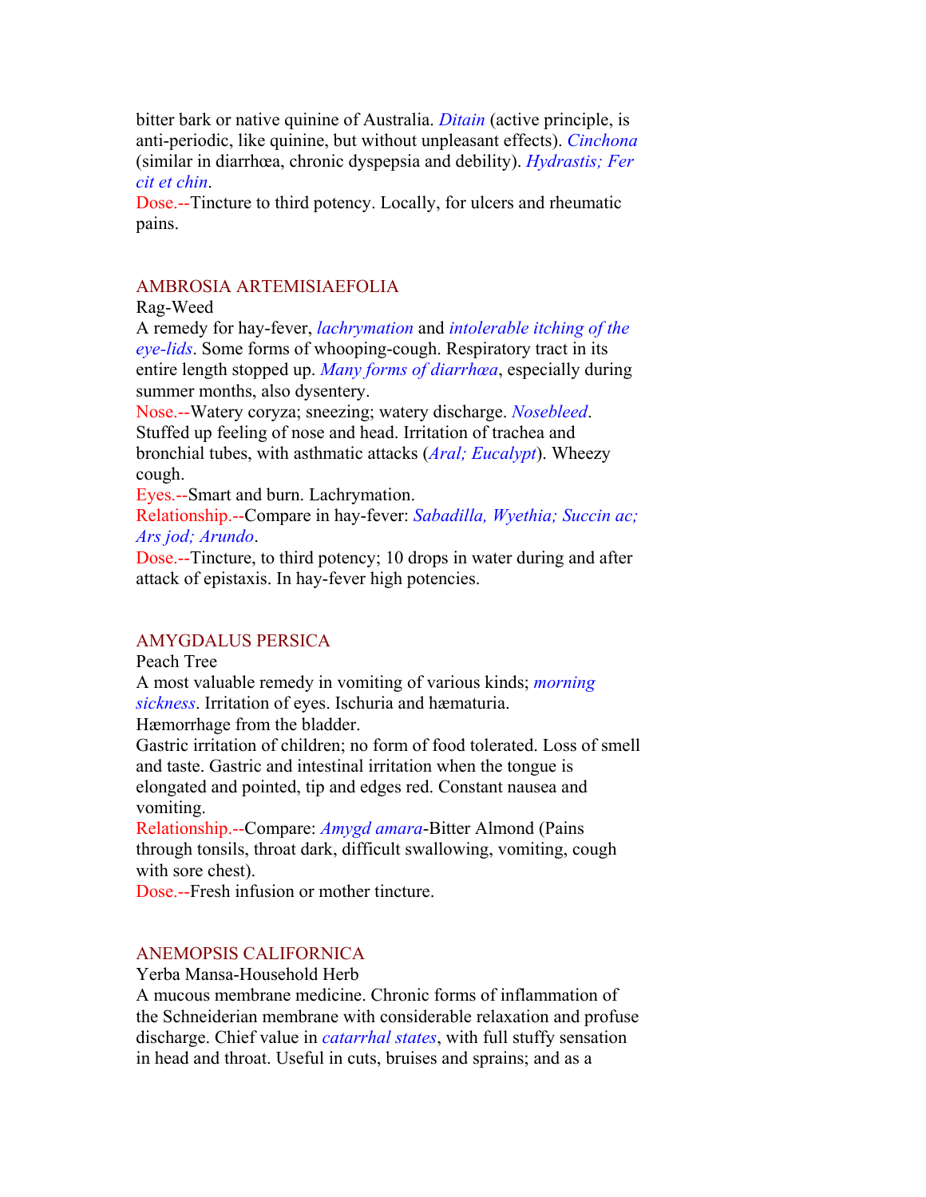bitter bark or native quinine of Australia. *Ditain* (active principle, is anti-periodic, like quinine, but without unpleasant effects). *Cinchona* (similar in diarrhœa, chronic dyspepsia and debility). *Hydrastis; Fer cit et chin*.
Dose.--Tincture to third potency. Locally, for ulcers and rheumatic pains.

## AMBROSIA ARTEMISIAEFOLIA

Rag-Weed

A remedy for hay-fever, *lachrymation* and *intolerable itching of the eye-lids*. Some forms of whooping-cough. Respiratory tract in its entire length stopped up. *Many forms of diarrhœa*, especially during summer months, also dysentery.

Nose.--Watery coryza; sneezing; watery discharge. *Nosebleed*. Stuffed up feeling of nose and head. Irritation of trachea and bronchial tubes, with asthmatic attacks (*Aral; Eucalypt*). Wheezy cough.

Eyes.--Smart and burn. Lachrymation.

Relationship.--Compare in hay-fever: *Sabadilla, Wyethia; Succin ac; Ars jod; Arundo*.

Dose.--Tincture, to third potency; 10 drops in water during and after attack of epistaxis. In hay-fever high potencies.

## AMYGDALUS PERSICA

Peach Tree

A most valuable remedy in vomiting of various kinds; *morning sickness*. Irritation of eyes. Ischuria and hæmaturia.
Hæmorrhage from the bladder.
Gastric irritation of children; no form of food tolerated. Loss of smell and taste. Gastric and intestinal irritation when the tongue is elongated and pointed, tip and edges red. Constant nausea and vomiting.

Relationship.--Compare: *Amygd amara*-Bitter Almond (Pains through tonsils, throat dark, difficult swallowing, vomiting, cough with sore chest).

Dose.--Fresh infusion or mother tincture.

## ANEMOPSIS CALIFORNICA

Yerba Mansa-Household Herb

A mucous membrane medicine. Chronic forms of inflammation of the Schneiderian membrane with considerable relaxation and profuse discharge. Chief value in *catarrhal states*, with full stuffy sensation in head and throat. Useful in cuts, bruises and sprains; and as a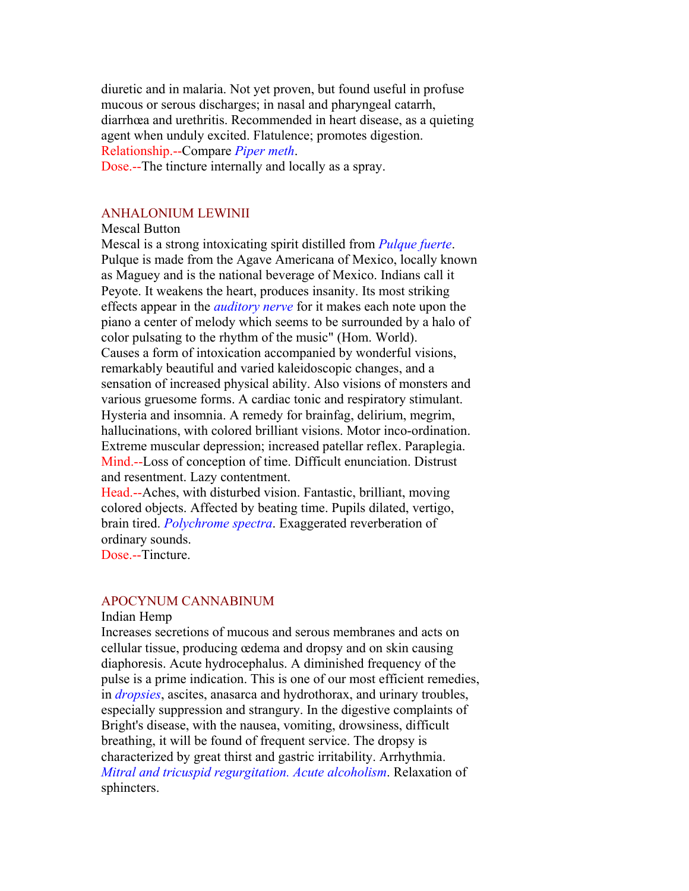diuretic and in malaria. Not yet proven, but found useful in profuse mucous or serous discharges; in nasal and pharyngeal catarrh, diarrhœa and urethritis. Recommended in heart disease, as a quieting agent when unduly excited. Flatulence; promotes digestion.

Relationship.--Compare *Piper meth*.

Dose.--The tincture internally and locally as a spray.

## ANHALONIUM LEWINII

Mescal Button

Mescal is a strong intoxicating spirit distilled from *Pulque fuerte*. Pulque is made from the Agave Americana of Mexico, locally known as Maguey and is the national beverage of Mexico. Indians call it Peyote. It weakens the heart, produces insanity. Its most striking effects appear in the *auditory nerve* for it makes each note upon the piano a center of melody which seems to be surrounded by a halo of color pulsating to the rhythm of the music" (Hom. World).

Causes a form of intoxication accompanied by wonderful visions, remarkably beautiful and varied kaleidoscopic changes, and a sensation of increased physical ability. Also visions of monsters and various gruesome forms. A cardiac tonic and respiratory stimulant. Hysteria and insomnia. A remedy for brainfag, delirium, megrim, hallucinations, with colored brilliant visions. Motor inco-ordination. Extreme muscular depression; increased patellar reflex. Paraplegia.

Mind.--Loss of conception of time. Difficult enunciation. Distrust and resentment. Lazy contentment.

Head.--Aches, with disturbed vision. Fantastic, brilliant, moving colored objects. Affected by beating time. Pupils dilated, vertigo, brain tired. *Polychrome spectra*. Exaggerated reverberation of ordinary sounds.

Dose.--Tincture.

## APOCYNUM CANNABINUM

Indian Hemp

Increases secretions of mucous and serous membranes and acts on cellular tissue, producing œdema and dropsy and on skin causing diaphoresis. Acute hydrocephalus. A diminished frequency of the pulse is a prime indication. This is one of our most efficient remedies, in *dropsies*, ascites, anasarca and hydrothorax, and urinary troubles, especially suppression and strangury. In the digestive complaints of Bright's disease, with the nausea, vomiting, drowsiness, difficult breathing, it will be found of frequent service. The dropsy is characterized by great thirst and gastric irritability. Arrhythmia. *Mitral and tricuspid regurgitation. Acute alcoholism*. Relaxation of sphincters.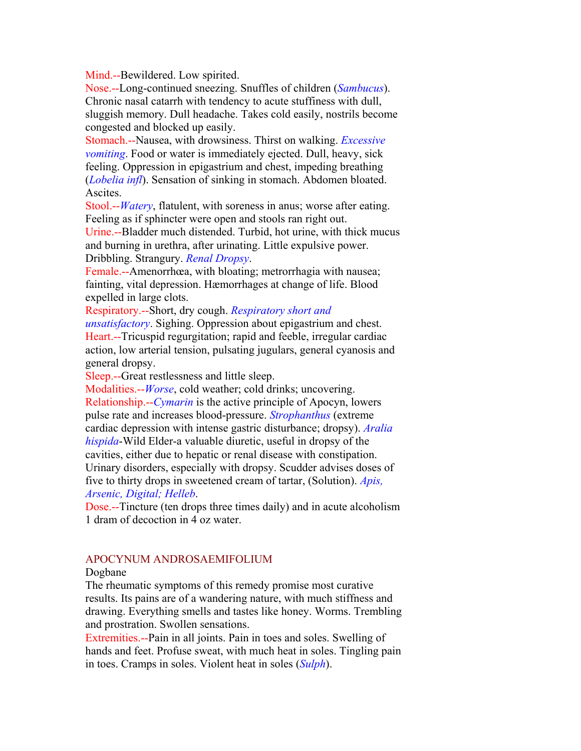**Mind.**--Bewildered. Low spirited.

**Nose.**--Long-continued sneezing. Snuffles of children (*Sambucus*). Chronic nasal catarrh with tendency to acute stuffiness with dull, sluggish memory. Dull headache. Takes cold easily, nostrils become congested and blocked up easily.

**Stomach.**--Nausea, with drowsiness. Thirst on walking. *Excessive vomiting*. Food or water is immediately ejected. Dull, heavy, sick feeling. Oppression in epigastrium and chest, impeding breathing (*Lobelia infl*). Sensation of sinking in stomach. Abdomen bloated. Ascites.

**Stool.**--*Watery*, flatulent, with soreness in anus; worse after eating. Feeling as if sphincter were open and stools ran right out.

**Urine.**--Bladder much distended. Turbid, hot urine, with thick mucus and burning in urethra, after urinating. Little expulsive power. Dribbling. Strangury. *Renal Dropsy*.

**Female.**--Amenorrhœa, with bloating; metrorrhagia with nausea; fainting, vital depression. Hæmorrhages at change of life. Blood expelled in large clots.

**Respiratory.**--Short, dry cough. *Respiratory short and unsatisfactory*. Sighing. Oppression about epigastrium and chest.

**Heart.**--Tricuspid regurgitation; rapid and feeble, irregular cardiac action, low arterial tension, pulsating jugulars, general cyanosis and general dropsy.

**Sleep.**--Great restlessness and little sleep.

**Modalities.**--*Worse*, cold weather; cold drinks; uncovering.

**Relationship.**--*Cymarin* is the active principle of Apocyn, lowers pulse rate and increases blood-pressure. *Strophanthus* (extreme cardiac depression with intense gastric disturbance; dropsy). *Aralia hispida*-Wild Elder-a valuable diuretic, useful in dropsy of the cavities, either due to hepatic or renal disease with constipation. Urinary disorders, especially with dropsy. Scudder advises doses of five to thirty drops in sweetened cream of tartar, (Solution). *Apis, Arsenic, Digital; Helleb*.

**Dose.**--Tincture (ten drops three times daily) and in acute alcoholism 1 dram of decoction in 4 oz water.

## APOCYNUM ANDROSAEMIFOLIUM

Dogbane

The rheumatic symptoms of this remedy promise most curative results. Its pains are of a wandering nature, with much stiffness and drawing. Everything smells and tastes like honey. Worms. Trembling and prostration. Swollen sensations.

**Extremities.**--Pain in all joints. Pain in toes and soles. Swelling of hands and feet. Profuse sweat, with much heat in soles. Tingling pain in toes. Cramps in soles. Violent heat in soles (*Sulph*).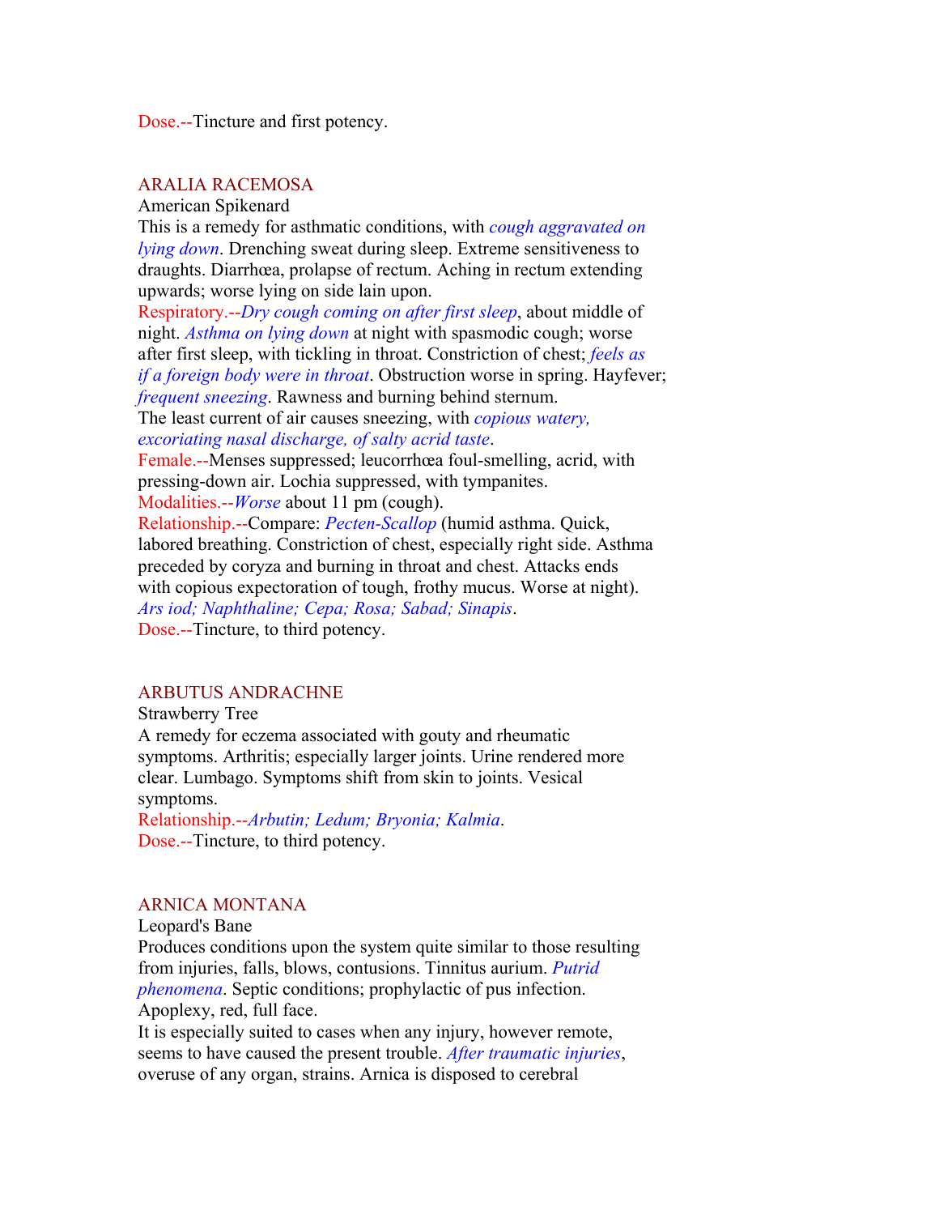Dose.--Tincture and first potency.

## ARALIA RACEMOSA

American Spikenard

This is a remedy for asthmatic conditions, with *cough aggravated on lying down*. Drenching sweat during sleep. Extreme sensitiveness to draughts. Diarrhœa, prolapse of rectum. Aching in rectum extending upwards; worse lying on side lain upon.

Respiratory.--*Dry cough coming on after first sleep*, about middle of night. *Asthma on lying down* at night with spasmodic cough; worse after first sleep, with tickling in throat. Constriction of chest; *feels as if a foreign body were in throat*. Obstruction worse in spring. Hayfever; *frequent sneezing*. Rawness and burning behind sternum.

The least current of air causes sneezing, with *copious watery, excoriating nasal discharge, of salty acrid taste*.

Female.--Menses suppressed; leucorrhœa foul-smelling, acrid, with pressing-down air. Lochia suppressed, with tympanites.

Modalities.--*Worse* about 11 pm (cough).

Relationship.--Compare: *Pecten-Scallop* (humid asthma. Quick, labored breathing. Constriction of chest, especially right side. Asthma preceded by coryza and burning in throat and chest. Attacks ends with copious expectoration of tough, frothy mucus. Worse at night). *Ars iod; Naphthaline; Cepa; Rosa; Sabad; Sinapis*.

Dose.--Tincture, to third potency.

## ARBUTUS ANDRACHNE

Strawberry Tree

A remedy for eczema associated with gouty and rheumatic symptoms. Arthritis; especially larger joints. Urine rendered more clear. Lumbago. Symptoms shift from skin to joints. Vesical symptoms.

Relationship.--*Arbutin; Ledum; Bryonia; Kalmia*.

Dose.--Tincture, to third potency.

## ARNICA MONTANA

Leopard's Bane

Produces conditions upon the system quite similar to those resulting from injuries, falls, blows, contusions. Tinnitus aurium. *Putrid phenomena*. Septic conditions; prophylactic of pus infection. Apoplexy, red, full face.

It is especially suited to cases when any injury, however remote, seems to have caused the present trouble. *After traumatic injuries*, overuse of any organ, strains. Arnica is disposed to cerebral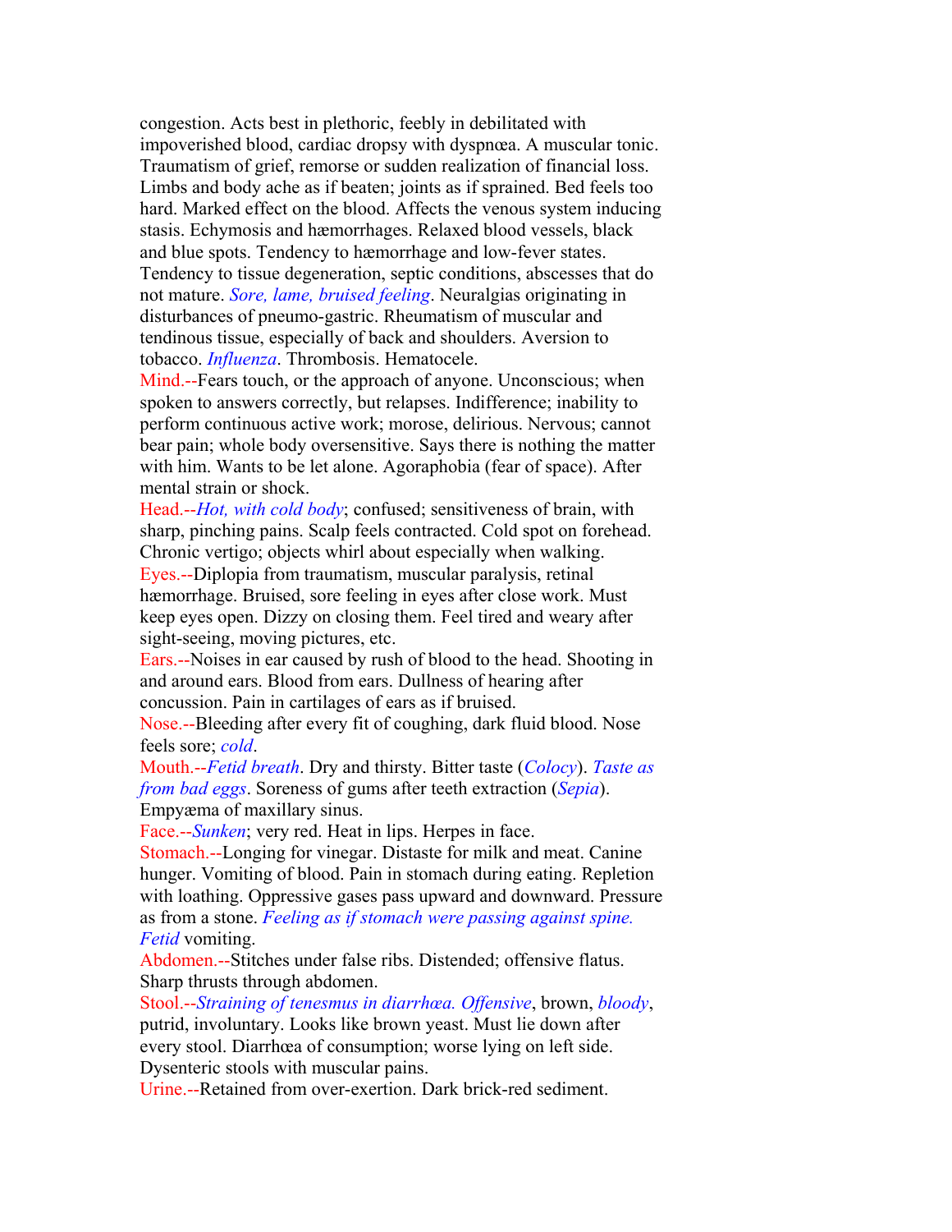congestion. Acts best in plethoric, feebly in debilitated with impoverished blood, cardiac dropsy with dyspnœa. A muscular tonic. Traumatism of grief, remorse or sudden realization of financial loss. Limbs and body ache as if beaten; joints as if sprained. Bed feels too hard. Marked effect on the blood. Affects the venous system inducing stasis. Echymosis and hæmorrhages. Relaxed blood vessels, black and blue spots. Tendency to hæmorrhage and low-fever states. Tendency to tissue degeneration, septic conditions, abscesses that do not mature. *Sore, lame, bruised feeling*. Neuralgias originating in disturbances of pneumo-gastric. Rheumatism of muscular and tendinous tissue, especially of back and shoulders. Aversion to tobacco. *Influenza*. Thrombosis. Hematocele.

Mind.--Fears touch, or the approach of anyone. Unconscious; when spoken to answers correctly, but relapses. Indifference; inability to perform continuous active work; morose, delirious. Nervous; cannot bear pain; whole body oversensitive. Says there is nothing the matter with him. Wants to be let alone. Agoraphobia (fear of space). After mental strain or shock.

Head.--*Hot, with cold body*; confused; sensitiveness of brain, with sharp, pinching pains. Scalp feels contracted. Cold spot on forehead. Chronic vertigo; objects whirl about especially when walking.

Eyes.--Diplopia from traumatism, muscular paralysis, retinal hæmorrhage. Bruised, sore feeling in eyes after close work. Must keep eyes open. Dizzy on closing them. Feel tired and weary after sight-seeing, moving pictures, etc.

Ears.--Noises in ear caused by rush of blood to the head. Shooting in and around ears. Blood from ears. Dullness of hearing after concussion. Pain in cartilages of ears as if bruised.

Nose.--Bleeding after every fit of coughing, dark fluid blood. Nose feels sore; *cold*.

Mouth.--*Fetid breath*. Dry and thirsty. Bitter taste (*Colocy*). *Taste as from bad eggs*. Soreness of gums after teeth extraction (*Sepia*). Empyæma of maxillary sinus.

Face.--*Sunken*; very red. Heat in lips. Herpes in face.

Stomach.--Longing for vinegar. Distaste for milk and meat. Canine hunger. Vomiting of blood. Pain in stomach during eating. Repletion with loathing. Oppressive gases pass upward and downward. Pressure as from a stone. *Feeling as if stomach were passing against spine. Fetid* vomiting.

Abdomen.--Stitches under false ribs. Distended; offensive flatus. Sharp thrusts through abdomen.

Stool.--*Straining of tenesmus in diarrhœa. Offensive*, brown, *bloody*, putrid, involuntary. Looks like brown yeast. Must lie down after every stool. Diarrhœa of consumption; worse lying on left side. Dysenteric stools with muscular pains.

Urine.--Retained from over-exertion. Dark brick-red sediment.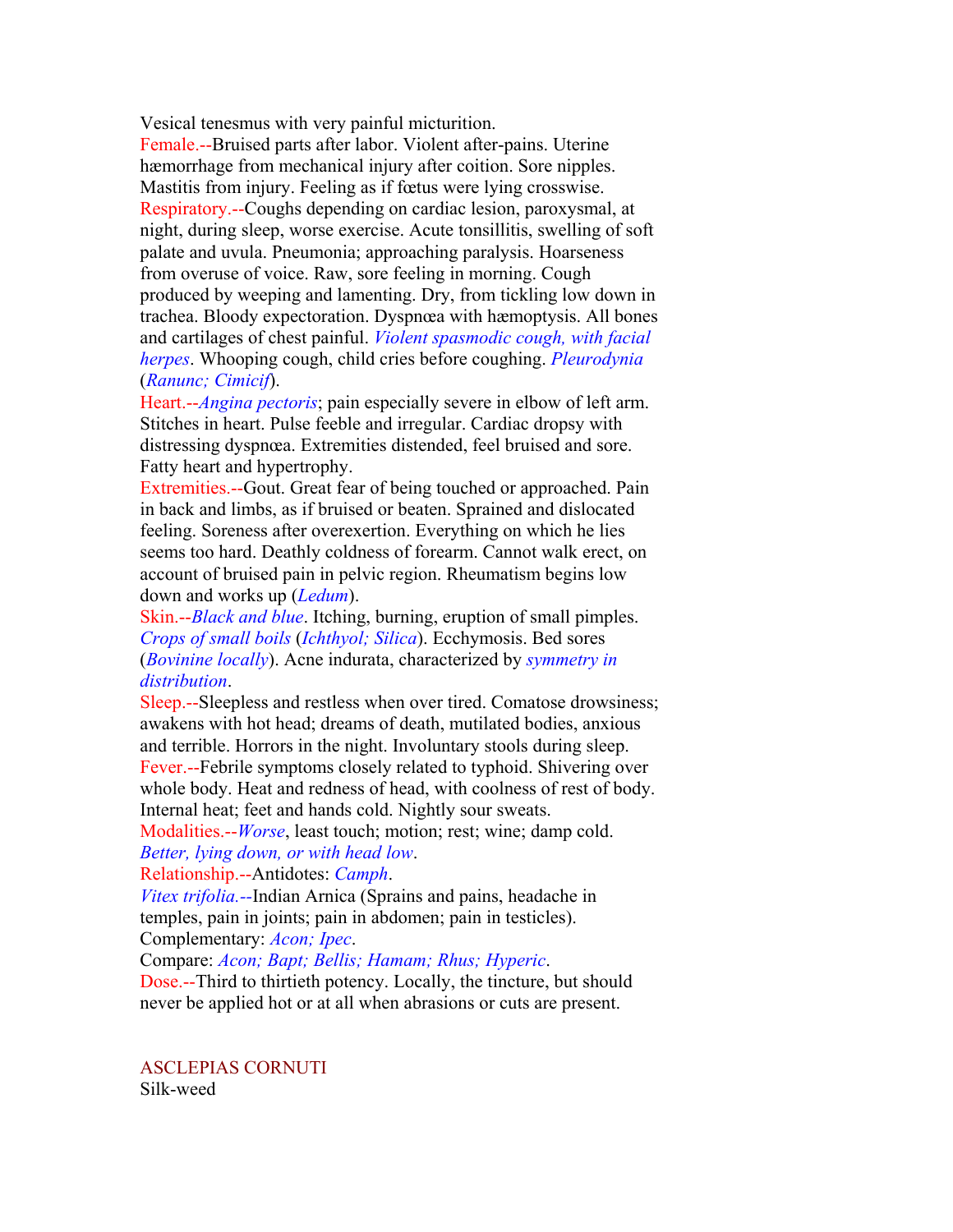Vesical tenesmus with very painful micturition.

Female.--Bruised parts after labor. Violent after-pains. Uterine hæmorrhage from mechanical injury after coition. Sore nipples. Mastitis from injury. Feeling as if fœtus were lying crosswise.

Respiratory.--Coughs depending on cardiac lesion, paroxysmal, at night, during sleep, worse exercise. Acute tonsillitis, swelling of soft palate and uvula. Pneumonia; approaching paralysis. Hoarseness from overuse of voice. Raw, sore feeling in morning. Cough produced by weeping and lamenting. Dry, from tickling low down in trachea. Bloody expectoration. Dyspnœa with hæmoptysis. All bones and cartilages of chest painful. *Violent spasmodic cough, with facial herpes*. Whooping cough, child cries before coughing. *Pleurodynia* (*Ranunc; Cimicif*).

Heart.--*Angina pectoris*; pain especially severe in elbow of left arm. Stitches in heart. Pulse feeble and irregular. Cardiac dropsy with distressing dyspnœa. Extremities distended, feel bruised and sore. Fatty heart and hypertrophy.

Extremities.--Gout. Great fear of being touched or approached. Pain in back and limbs, as if bruised or beaten. Sprained and dislocated feeling. Soreness after overexertion. Everything on which he lies seems too hard. Deathly coldness of forearm. Cannot walk erect, on account of bruised pain in pelvic region. Rheumatism begins low down and works up (*Ledum*).

Skin.--*Black and blue*. Itching, burning, eruption of small pimples. *Crops of small boils* (*Ichthyol; Silica*). Ecchymosis. Bed sores (*Bovinine locally*). Acne indurata, characterized by *symmetry in distribution*.

Sleep.--Sleepless and restless when over tired. Comatose drowsiness; awakens with hot head; dreams of death, mutilated bodies, anxious and terrible. Horrors in the night. Involuntary stools during sleep.

Fever.--Febrile symptoms closely related to typhoid. Shivering over whole body. Heat and redness of head, with coolness of rest of body. Internal heat; feet and hands cold. Nightly sour sweats.

Modalities.--*Worse*, least touch; motion; rest; wine; damp cold. *Better, lying down, or with head low*.

Relationship.--Antidotes: *Camph*.

*Vitex trifolia.*--Indian Arnica (Sprains and pains, headache in temples, pain in joints; pain in abdomen; pain in testicles).

Complementary: *Acon; Ipec*.

Compare: *Acon; Bapt; Bellis; Hamam; Rhus; Hyperic*.

Dose.--Third to thirtieth potency. Locally, the tincture, but should never be applied hot or at all when abrasions or cuts are present.

## ASCLEPIAS CORNUTI

Silk-weed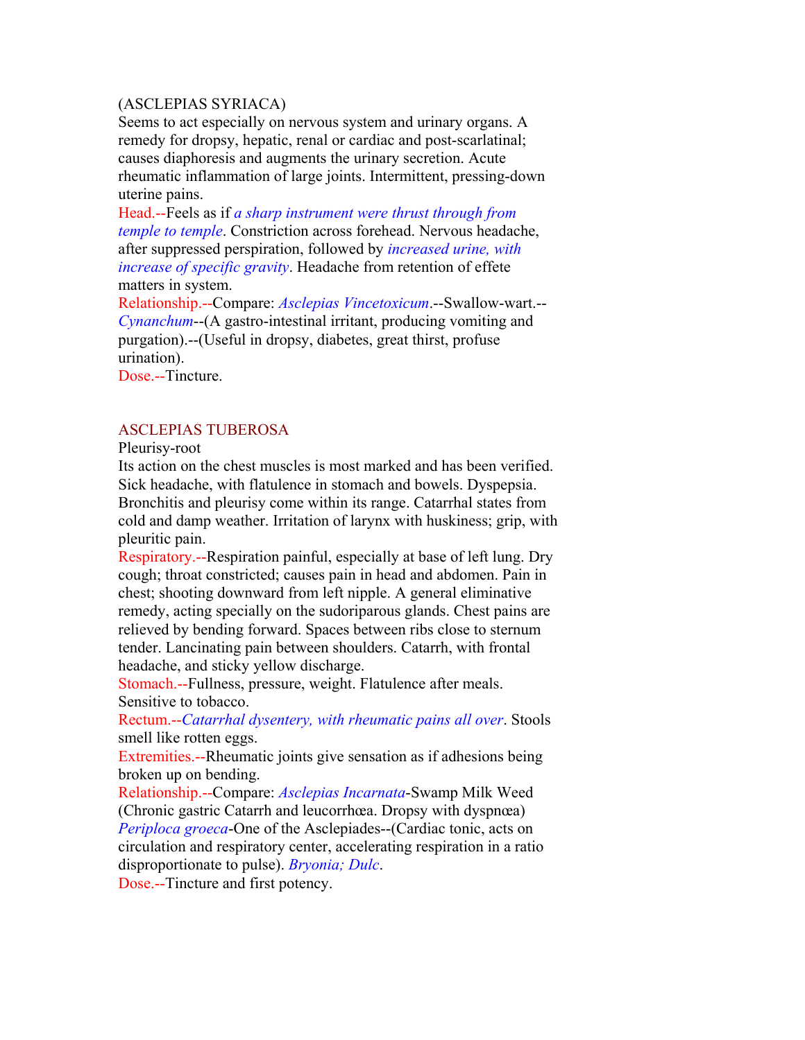(ASCLEPIAS SYRIACA)

Seems to act especially on nervous system and urinary organs. A remedy for dropsy, hepatic, renal or cardiac and post-scarlatinal; causes diaphoresis and augments the urinary secretion. Acute rheumatic inflammation of large joints. Intermittent, pressing-down uterine pains.

Head.--Feels as if *a sharp instrument were thrust through from temple to temple*. Constriction across forehead. Nervous headache, after suppressed perspiration, followed by *increased urine, with increase of specific gravity*. Headache from retention of effete matters in system.

Relationship.--Compare: *Asclepias Vincetoxicum*.--Swallow-wart.--*Cynanchum*--(A gastro-intestinal irritant, producing vomiting and purgation).--(Useful in dropsy, diabetes, great thirst, profuse urination).

Dose.--Tincture.

## ASCLEPIAS TUBEROSA

Pleurisy-root

Its action on the chest muscles is most marked and has been verified. Sick headache, with flatulence in stomach and bowels. Dyspepsia. Bronchitis and pleurisy come within its range. Catarrhal states from cold and damp weather. Irritation of larynx with huskiness; grip, with pleuritic pain.

Respiratory.--Respiration painful, especially at base of left lung. Dry cough; throat constricted; causes pain in head and abdomen. Pain in chest; shooting downward from left nipple. A general eliminative remedy, acting specially on the sudoriparous glands. Chest pains are relieved by bending forward. Spaces between ribs close to sternum tender. Lancinating pain between shoulders. Catarrh, with frontal headache, and sticky yellow discharge.

Stomach.--Fullness, pressure, weight. Flatulence after meals. Sensitive to tobacco.

Rectum.--*Catarrhal dysentery, with rheumatic pains all over*. Stools smell like rotten eggs.

Extremities.--Rheumatic joints give sensation as if adhesions being broken up on bending.

Relationship.--Compare: *Asclepias Incarnata*-Swamp Milk Weed (Chronic gastric Catarrh and leucorrhœa. Dropsy with dyspnœa) *Periploca groeca*-One of the Asclepiades--(Cardiac tonic, acts on circulation and respiratory center, accelerating respiration in a ratio disproportionate to pulse). *Bryonia; Dulc*.

Dose.--Tincture and first potency.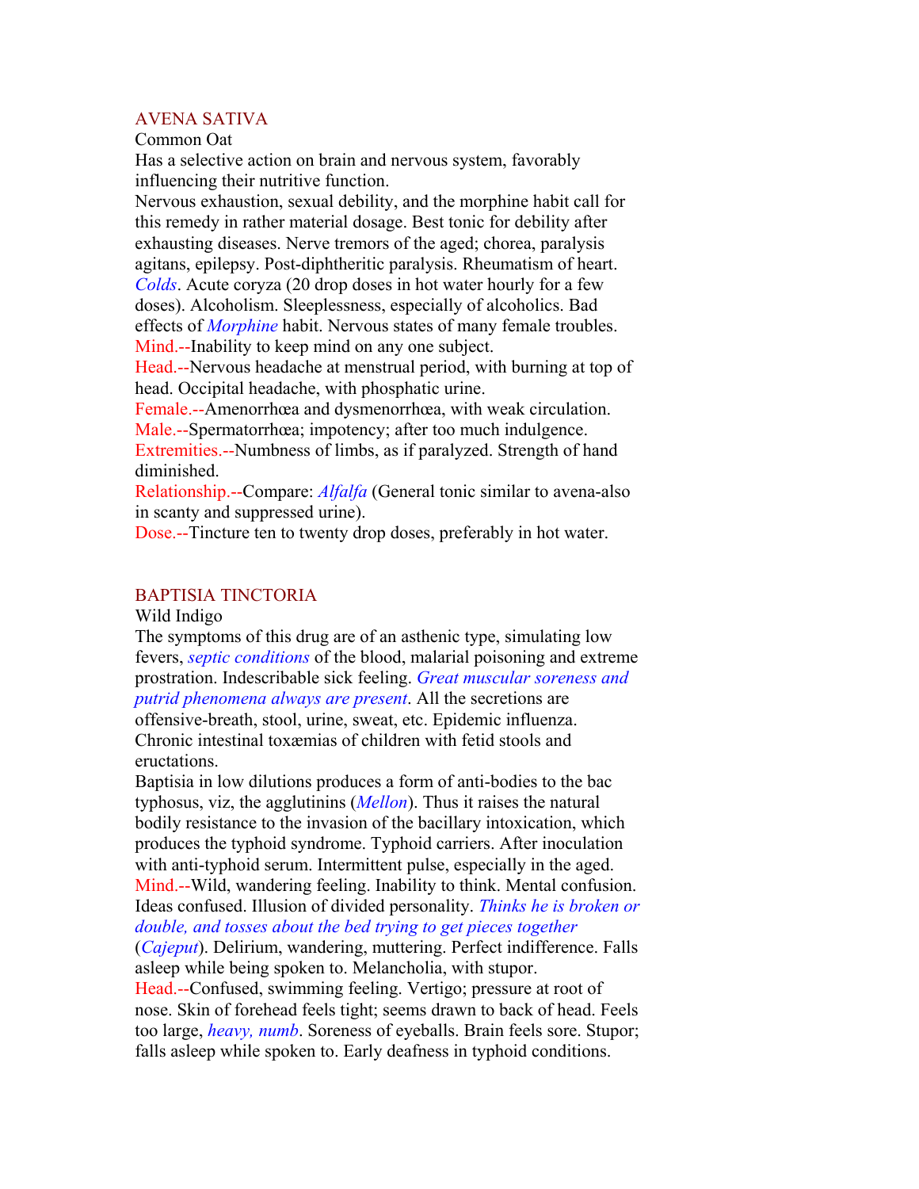## AVENA SATIVA

Common Oat

Has a selective action on brain and nervous system, favorably influencing their nutritive function.

Nervous exhaustion, sexual debility, and the morphine habit call for this remedy in rather material dosage. Best tonic for debility after exhausting diseases. Nerve tremors of the aged; chorea, paralysis agitans, epilepsy. Post-diphtheritic paralysis. Rheumatism of heart. *Colds*. Acute coryza (20 drop doses in hot water hourly for a few doses). Alcoholism. Sleeplessness, especially of alcoholics. Bad effects of *Morphine* habit. Nervous states of many female troubles.

Mind.--Inability to keep mind on any one subject.

Head.--Nervous headache at menstrual period, with burning at top of head. Occipital headache, with phosphatic urine.

Female.--Amenorrhœa and dysmenorrhœa, with weak circulation.

Male.--Spermatorrhœa; impotency; after too much indulgence.

Extremities.--Numbness of limbs, as if paralyzed. Strength of hand diminished.

Relationship.--Compare: *Alfalfa* (General tonic similar to avena-also in scanty and suppressed urine).

Dose.--Tincture ten to twenty drop doses, preferably in hot water.

## BAPTISIA TINCTORIA

Wild Indigo

The symptoms of this drug are of an asthenic type, simulating low fevers, *septic conditions* of the blood, malarial poisoning and extreme prostration. Indescribable sick feeling. *Great muscular soreness and putrid phenomena always are present*. All the secretions are offensive-breath, stool, urine, sweat, etc. Epidemic influenza. Chronic intestinal toxæmias of children with fetid stools and eructations.

Baptisia in low dilutions produces a form of anti-bodies to the bac typhosus, viz, the agglutinins (*Mellon*). Thus it raises the natural bodily resistance to the invasion of the bacillary intoxication, which produces the typhoid syndrome. Typhoid carriers. After inoculation with anti-typhoid serum. Intermittent pulse, especially in the aged.

Mind.--Wild, wandering feeling. Inability to think. Mental confusion. Ideas confused. Illusion of divided personality. *Thinks he is broken or double, and tosses about the bed trying to get pieces together* (*Cajeput*). Delirium, wandering, muttering. Perfect indifference. Falls asleep while being spoken to. Melancholia, with stupor.

Head.--Confused, swimming feeling. Vertigo; pressure at root of nose. Skin of forehead feels tight; seems drawn to back of head. Feels too large, *heavy, numb*. Soreness of eyeballs. Brain feels sore. Stupor; falls asleep while spoken to. Early deafness in typhoid conditions.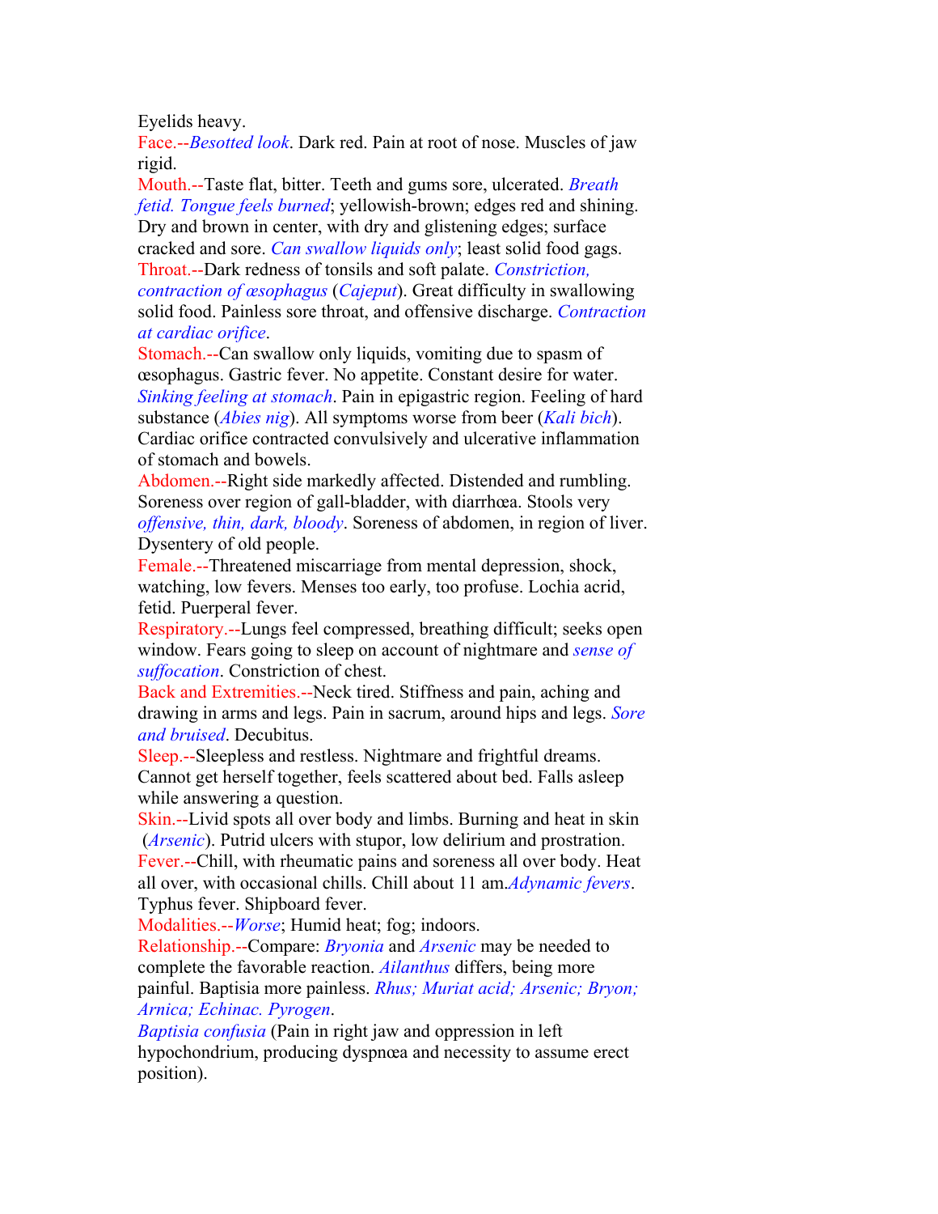Eyelids heavy.

**Face.**--*Besotted look*. Dark red. Pain at root of nose. Muscles of jaw rigid.

**Mouth.**--Taste flat, bitter. Teeth and gums sore, ulcerated. *Breath fetid. Tongue feels burned*; yellowish-brown; edges red and shining. Dry and brown in center, with dry and glistening edges; surface cracked and sore. *Can swallow liquids only*; least solid food gags.

**Throat.**--Dark redness of tonsils and soft palate. *Constriction, contraction of œsophagus* (*Cajeput*). Great difficulty in swallowing solid food. Painless sore throat, and offensive discharge. *Contraction at cardiac orifice*.

**Stomach.**--Can swallow only liquids, vomiting due to spasm of œsophagus. Gastric fever. No appetite. Constant desire for water. *Sinking feeling at stomach*. Pain in epigastric region. Feeling of hard substance (*Abies nig*). All symptoms worse from beer (*Kali bich*). Cardiac orifice contracted convulsively and ulcerative inflammation of stomach and bowels.

**Abdomen.**--Right side markedly affected. Distended and rumbling. Soreness over region of gall-bladder, with diarrhœa. Stools very *offensive, thin, dark, bloody*. Soreness of abdomen, in region of liver. Dysentery of old people.

**Female.**--Threatened miscarriage from mental depression, shock, watching, low fevers. Menses too early, too profuse. Lochia acrid, fetid. Puerperal fever.

**Respiratory.**--Lungs feel compressed, breathing difficult; seeks open window. Fears going to sleep on account of nightmare and *sense of suffocation*. Constriction of chest.

**Back and Extremities.**--Neck tired. Stiffness and pain, aching and drawing in arms and legs. Pain in sacrum, around hips and legs. *Sore and bruised*. Decubitus.

**Sleep.**--Sleepless and restless. Nightmare and frightful dreams. Cannot get herself together, feels scattered about bed. Falls asleep while answering a question.

**Skin.**--Livid spots all over body and limbs. Burning and heat in skin (*Arsenic*). Putrid ulcers with stupor, low delirium and prostration.

**Fever.**--Chill, with rheumatic pains and soreness all over body. Heat all over, with occasional chills. Chill about 11 am.*Adynamic fevers*. Typhus fever. Shipboard fever.

**Modalities.**--*Worse*; Humid heat; fog; indoors.

**Relationship.**--Compare: *Bryonia* and *Arsenic* may be needed to complete the favorable reaction. *Ailanthus* differs, being more painful. Baptisia more painless. *Rhus; Muriat acid; Arsenic; Bryon; Arnica; Echinac. Pyrogen*.

*Baptisia confusia* (Pain in right jaw and oppression in left hypochondrium, producing dyspnœa and necessity to assume erect position).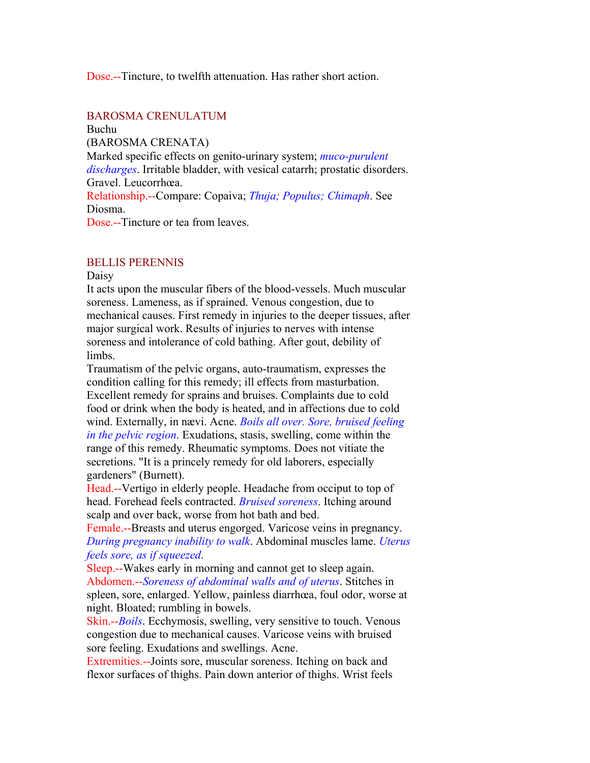**Dose.**--Tincture, to twelfth attenuation. Has rather short action.

## BAROSMA CRENULATUM

Buchu

(BAROSMA CRENATA)

Marked specific effects on genito-urinary system; *muco-purulent discharges*. Irritable bladder, with vesical catarrh; prostatic disorders. Gravel. Leucorrhœa.

**Relationship.**--Compare: Copaiva; *Thuja; Populus; Chimaph*. See Diosma.

**Dose.**--Tincture or tea from leaves.

## BELLIS PERENNIS

Daisy

It acts upon the muscular fibers of the blood-vessels. Much muscular soreness. Lameness, as if sprained. Venous congestion, due to mechanical causes. First remedy in injuries to the deeper tissues, after major surgical work. Results of injuries to nerves with intense soreness and intolerance of cold bathing. After gout, debility of limbs.

Traumatism of the pelvic organs, auto-traumatism, expresses the condition calling for this remedy; ill effects from masturbation. Excellent remedy for sprains and bruises. Complaints due to cold food or drink when the body is heated, and in affections due to cold wind. Externally, in nævi. Acne. *Boils all over. Sore, bruised feeling in the pelvic region*. Exudations, stasis, swelling, come within the range of this remedy. Rheumatic symptoms. Does not vitiate the secretions. "It is a princely remedy for old laborers, especially gardeners" (Burnett).

**Head.**--Vertigo in elderly people. Headache from occiput to top of head. Forehead feels contracted. *Bruised soreness*. Itching around scalp and over back, worse from hot bath and bed.

**Female.**--Breasts and uterus engorged. Varicose veins in pregnancy. *During pregnancy inability to walk*. Abdominal muscles lame. *Uterus feels sore, as if squeezed*.

**Sleep.**--Wakes early in morning and cannot get to sleep again.

**Abdomen.**--*Soreness of abdominal walls and of uterus*. Stitches in spleen, sore, enlarged. Yellow, painless diarrhœa, foul odor, worse at night. Bloated; rumbling in bowels.

**Skin.**--*Boils*. Ecchymosis, swelling, very sensitive to touch. Venous congestion due to mechanical causes. Varicose veins with bruised sore feeling. Exudations and swellings. Acne.

**Extremities.**--Joints sore, muscular soreness. Itching on back and flexor surfaces of thighs. Pain down anterior of thighs. Wrist feels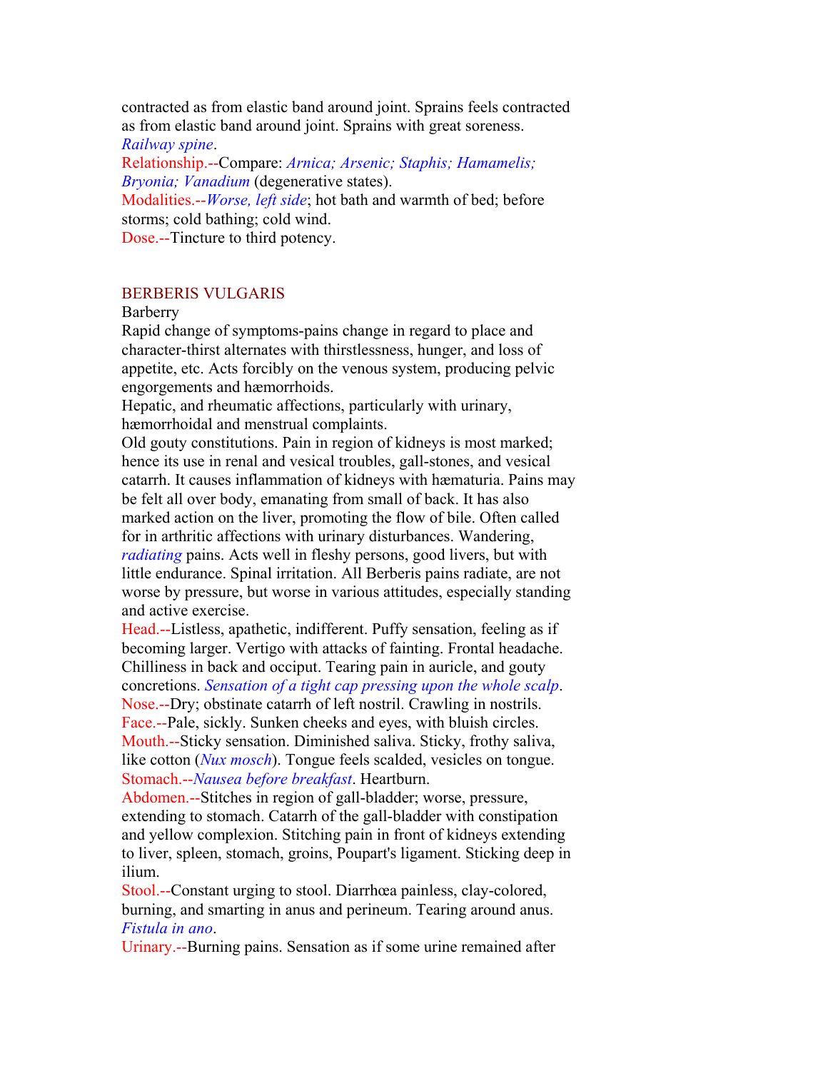contracted as from elastic band around joint. Sprains feels contracted as from elastic band around joint. Sprains with great soreness. *Railway spine*.

Relationship.--Compare: *Arnica; Arsenic; Staphis; Hamamelis; Bryonia; Vanadium* (degenerative states).

Modalities.--*Worse, left side*; hot bath and warmth of bed; before storms; cold bathing; cold wind.

Dose.--Tincture to third potency.

## BERBERIS VULGARIS

Barberry

Rapid change of symptoms-pains change in regard to place and character-thirst alternates with thirstlessness, hunger, and loss of appetite, etc. Acts forcibly on the venous system, producing pelvic engorgements and hæmorrhoids.

Hepatic, and rheumatic affections, particularly with urinary, hæmorrhoidal and menstrual complaints.

Old gouty constitutions. Pain in region of kidneys is most marked; hence its use in renal and vesical troubles, gall-stones, and vesical catarrh. It causes inflammation of kidneys with hæmaturia. Pains may be felt all over body, emanating from small of back. It has also marked action on the liver, promoting the flow of bile. Often called for in arthritic affections with urinary disturbances. Wandering, *radiating* pains. Acts well in fleshy persons, good livers, but with little endurance. Spinal irritation. All Berberis pains radiate, are not worse by pressure, but worse in various attitudes, especially standing and active exercise.

Head.--Listless, apathetic, indifferent. Puffy sensation, feeling as if becoming larger. Vertigo with attacks of fainting. Frontal headache. Chilliness in back and occiput. Tearing pain in auricle, and gouty concretions. *Sensation of a tight cap pressing upon the whole scalp*.

Nose.--Dry; obstinate catarrh of left nostril. Crawling in nostrils.

Face.--Pale, sickly. Sunken cheeks and eyes, with bluish circles.

Mouth.--Sticky sensation. Diminished saliva. Sticky, frothy saliva, like cotton (*Nux mosch*). Tongue feels scalded, vesicles on tongue.

Stomach.--*Nausea before breakfast*. Heartburn.

Abdomen.--Stitches in region of gall-bladder; worse, pressure, extending to stomach. Catarrh of the gall-bladder with constipation and yellow complexion. Stitching pain in front of kidneys extending to liver, spleen, stomach, groins, Poupart's ligament. Sticking deep in ilium.

Stool.--Constant urging to stool. Diarrhœa painless, clay-colored, burning, and smarting in anus and perineum. Tearing around anus. *Fistula in ano*.

Urinary.--Burning pains. Sensation as if some urine remained after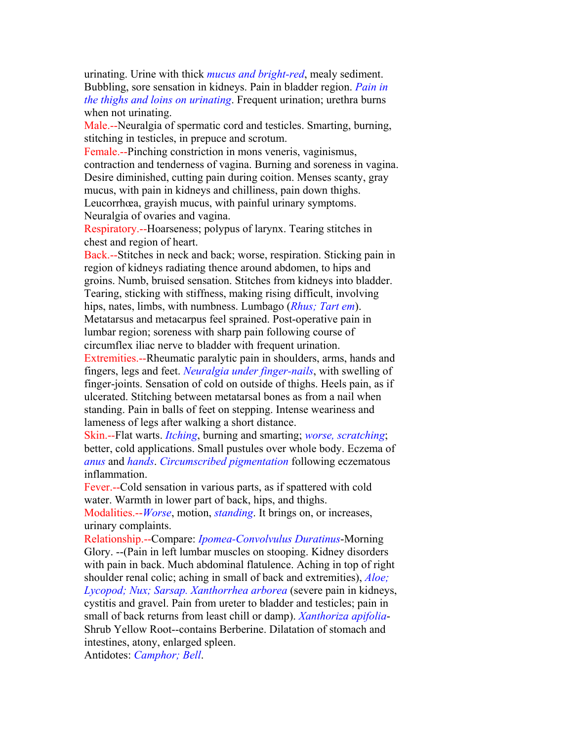urinating. Urine with thick *mucus and bright-red*, mealy sediment. Bubbling, sore sensation in kidneys. Pain in bladder region. *Pain in the thighs and loins on urinating*. Frequent urination; urethra burns when not urinating.

Male.--Neuralgia of spermatic cord and testicles. Smarting, burning, stitching in testicles, in prepuce and scrotum.

Female.--Pinching constriction in mons veneris, vaginismus, contraction and tenderness of vagina. Burning and soreness in vagina. Desire diminished, cutting pain during coition. Menses scanty, gray mucus, with pain in kidneys and chilliness, pain down thighs. Leucorrhœa, grayish mucus, with painful urinary symptoms. Neuralgia of ovaries and vagina.

Respiratory.--Hoarseness; polypus of larynx. Tearing stitches in chest and region of heart.

Back.--Stitches in neck and back; worse, respiration. Sticking pain in region of kidneys radiating thence around abdomen, to hips and groins. Numb, bruised sensation. Stitches from kidneys into bladder. Tearing, sticking with stiffness, making rising difficult, involving hips, nates, limbs, with numbness. Lumbago (*Rhus; Tart em*). Metatarsus and metacarpus feel sprained. Post-operative pain in lumbar region; soreness with sharp pain following course of circumflex iliac nerve to bladder with frequent urination.

Extremities.--Rheumatic paralytic pain in shoulders, arms, hands and fingers, legs and feet. *Neuralgia under finger-nails*, with swelling of finger-joints. Sensation of cold on outside of thighs. Heels pain, as if ulcerated. Stitching between metatarsal bones as from a nail when standing. Pain in balls of feet on stepping. Intense weariness and lameness of legs after walking a short distance.

Skin.--Flat warts. *Itching*, burning and smarting; *worse, scratching*; better, cold applications. Small pustules over whole body. Eczema of *anus* and *hands*. *Circumscribed pigmentation* following eczematous inflammation.

Fever.--Cold sensation in various parts, as if spattered with cold water. Warmth in lower part of back, hips, and thighs.

Modalities.--*Worse*, motion, *standing*. It brings on, or increases, urinary complaints.

Relationship.--Compare: *Ipomea-Convolvulus Duratinus*-Morning Glory. --(Pain in left lumbar muscles on stooping. Kidney disorders with pain in back. Much abdominal flatulence. Aching in top of right shoulder renal colic; aching in small of back and extremities), *Aloe; Lycopod; Nux; Sarsap. Xanthorrhea arborea* (severe pain in kidneys, cystitis and gravel. Pain from ureter to bladder and testicles; pain in small of back returns from least chill or damp). *Xanthoriza apifolia*-Shrub Yellow Root--contains Berberine. Dilatation of stomach and intestines, atony, enlarged spleen.

Antidotes: *Camphor; Bell*.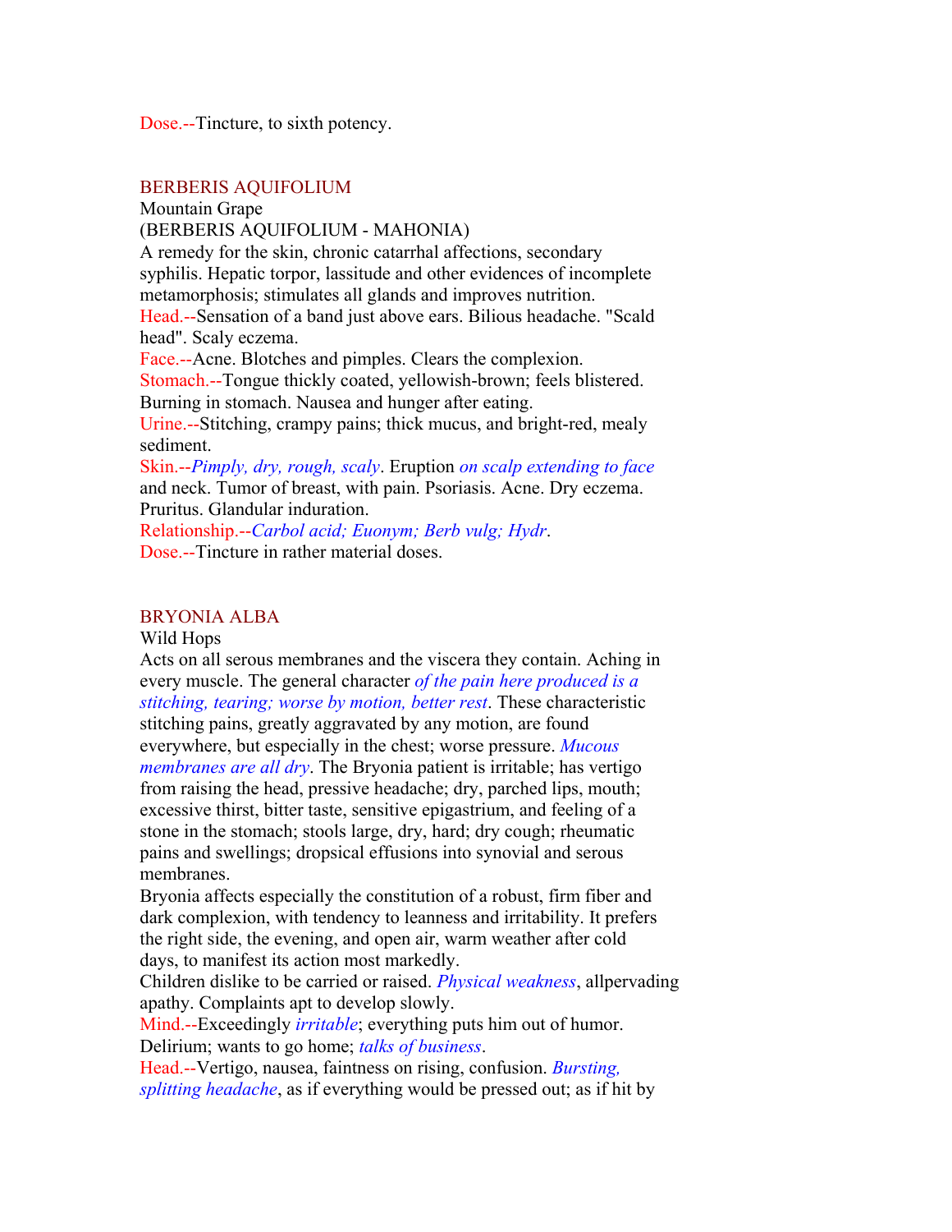**Dose.**--Tincture, to sixth potency.

## BERBERIS AQUIFOLIUM

Mountain Grape

(BERBERIS AQUIFOLIUM - MAHONIA)

A remedy for the skin, chronic catarrhal affections, secondary syphilis. Hepatic torpor, lassitude and other evidences of incomplete metamorphosis; stimulates all glands and improves nutrition.

**Head.**--Sensation of a band just above ears. Bilious headache. "Scald head". Scaly eczema.

**Face.**--Acne. Blotches and pimples. Clears the complexion.

**Stomach.**--Tongue thickly coated, yellowish-brown; feels blistered. Burning in stomach. Nausea and hunger after eating.

**Urine.**--Stitching, crampy pains; thick mucus, and bright-red, mealy sediment.

**Skin.**--*Pimply, dry, rough, scaly*. Eruption *on scalp extending to face* and neck. Tumor of breast, with pain. Psoriasis. Acne. Dry eczema. Pruritus. Glandular induration.

**Relationship.**--*Carbol acid; Euonym; Berb vulg; Hydr*.

**Dose.**--Tincture in rather material doses.

## BRYONIA ALBA

Wild Hops

Acts on all serous membranes and the viscera they contain. Aching in every muscle. The general character *of the pain here produced is a stitching, tearing; worse by motion, better rest*. These characteristic stitching pains, greatly aggravated by any motion, are found everywhere, but especially in the chest; worse pressure. *Mucous membranes are all dry*. The Bryonia patient is irritable; has vertigo from raising the head, pressive headache; dry, parched lips, mouth; excessive thirst, bitter taste, sensitive epigastrium, and feeling of a stone in the stomach; stools large, dry, hard; dry cough; rheumatic pains and swellings; dropsical effusions into synovial and serous membranes.

Bryonia affects especially the constitution of a robust, firm fiber and dark complexion, with tendency to leanness and irritability. It prefers the right side, the evening, and open air, warm weather after cold days, to manifest its action most markedly.

Children dislike to be carried or raised. *Physical weakness*, allpervading apathy. Complaints apt to develop slowly.

**Mind.**--Exceedingly *irritable*; everything puts him out of humor. Delirium; wants to go home; *talks of business*.

**Head.**--Vertigo, nausea, faintness on rising, confusion. *Bursting, splitting headache*, as if everything would be pressed out; as if hit by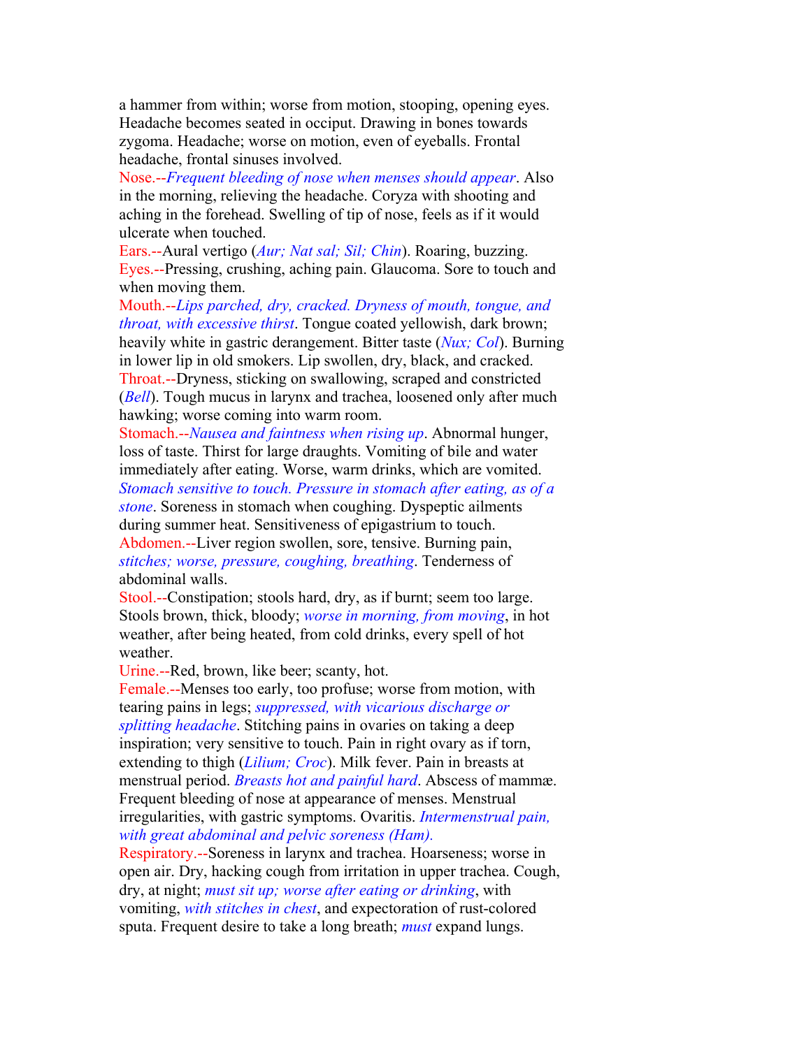a hammer from within; worse from motion, stooping, opening eyes. Headache becomes seated in occiput. Drawing in bones towards zygoma. Headache; worse on motion, even of eyeballs. Frontal headache, frontal sinuses involved.

Nose.--*Frequent bleeding of nose when menses should appear*. Also in the morning, relieving the headache. Coryza with shooting and aching in the forehead. Swelling of tip of nose, feels as if it would ulcerate when touched.

Ears.--Aural vertigo (*Aur; Nat sal; Sil; Chin*). Roaring, buzzing.

Eyes.--Pressing, crushing, aching pain. Glaucoma. Sore to touch and when moving them.

Mouth.--*Lips parched, dry, cracked. Dryness of mouth, tongue, and throat, with excessive thirst*. Tongue coated yellowish, dark brown; heavily white in gastric derangement. Bitter taste (*Nux; Col*). Burning in lower lip in old smokers. Lip swollen, dry, black, and cracked.

Throat.--Dryness, sticking on swallowing, scraped and constricted (*Bell*). Tough mucus in larynx and trachea, loosened only after much hawking; worse coming into warm room.

Stomach.--*Nausea and faintness when rising up*. Abnormal hunger, loss of taste. Thirst for large draughts. Vomiting of bile and water immediately after eating. Worse, warm drinks, which are vomited. *Stomach sensitive to touch. Pressure in stomach after eating, as of a stone*. Soreness in stomach when coughing. Dyspeptic ailments during summer heat. Sensitiveness of epigastrium to touch.

Abdomen.--Liver region swollen, sore, tensive. Burning pain, *stitches; worse, pressure, coughing, breathing*. Tenderness of abdominal walls.

Stool.--Constipation; stools hard, dry, as if burnt; seem too large. Stools brown, thick, bloody; *worse in morning, from moving*, in hot weather, after being heated, from cold drinks, every spell of hot weather.

Urine.--Red, brown, like beer; scanty, hot.

Female.--Menses too early, too profuse; worse from motion, with tearing pains in legs; *suppressed, with vicarious discharge or splitting headache*. Stitching pains in ovaries on taking a deep inspiration; very sensitive to touch. Pain in right ovary as if torn, extending to thigh (*Lilium; Croc*). Milk fever. Pain in breasts at menstrual period. *Breasts hot and painful hard*. Abscess of mammæ. Frequent bleeding of nose at appearance of menses. Menstrual irregularities, with gastric symptoms. Ovaritis. *Intermenstrual pain, with great abdominal and pelvic soreness (Ham).*

Respiratory.--Soreness in larynx and trachea. Hoarseness; worse in open air. Dry, hacking cough from irritation in upper trachea. Cough, dry, at night; *must sit up; worse after eating or drinking*, with vomiting, *with stitches in chest*, and expectoration of rust-colored sputa. Frequent desire to take a long breath; *must* expand lungs.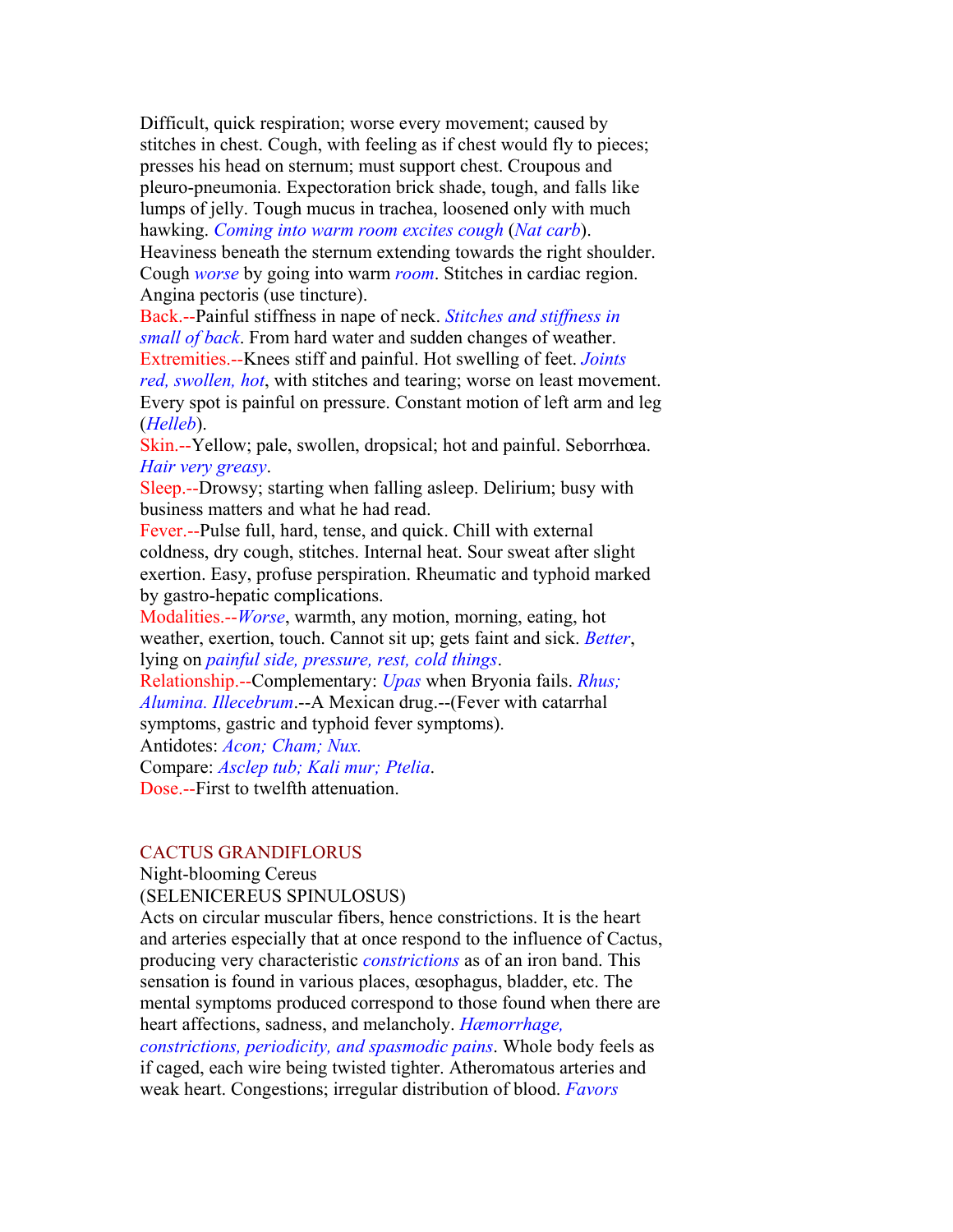Difficult, quick respiration; worse every movement; caused by stitches in chest. Cough, with feeling as if chest would fly to pieces; presses his head on sternum; must support chest. Croupous and pleuro-pneumonia. Expectoration brick shade, tough, and falls like lumps of jelly. Tough mucus in trachea, loosened only with much hawking. *Coming into warm room excites cough* (*Nat carb*). Heaviness beneath the sternum extending towards the right shoulder. Cough *worse* by going into warm *room*. Stitches in cardiac region. Angina pectoris (use tincture).

Back.--Painful stiffness in nape of neck. *Stitches and stiffness in small of back*. From hard water and sudden changes of weather.

Extremities.--Knees stiff and painful. Hot swelling of feet. *Joints red, swollen, hot*, with stitches and tearing; worse on least movement. Every spot is painful on pressure. Constant motion of left arm and leg (*Helleb*).

Skin.--Yellow; pale, swollen, dropsical; hot and painful. Seborrhœa. *Hair very greasy*.

Sleep.--Drowsy; starting when falling asleep. Delirium; busy with business matters and what he had read.

Fever.--Pulse full, hard, tense, and quick. Chill with external coldness, dry cough, stitches. Internal heat. Sour sweat after slight exertion. Easy, profuse perspiration. Rheumatic and typhoid marked by gastro-hepatic complications.

Modalities.--*Worse*, warmth, any motion, morning, eating, hot weather, exertion, touch. Cannot sit up; gets faint and sick. *Better*, lying on *painful side, pressure, rest, cold things*.

Relationship.--Complementary: *Upas* when Bryonia fails. *Rhus; Alumina. Illecebrum*.--A Mexican drug.--(Fever with catarrhal symptoms, gastric and typhoid fever symptoms).

Antidotes: *Acon; Cham; Nux.*

Compare: *Asclep tub; Kali mur; Ptelia*.

Dose.--First to twelfth attenuation.

## CACTUS GRANDIFLORUS

Night-blooming Cereus

(SELENICEREUS SPINULOSUS)

Acts on circular muscular fibers, hence constrictions. It is the heart and arteries especially that at once respond to the influence of Cactus, producing very characteristic *constrictions* as of an iron band. This sensation is found in various places, œsophagus, bladder, etc. The mental symptoms produced correspond to those found when there are heart affections, sadness, and melancholy. *Hæmorrhage, constrictions, periodicity, and spasmodic pains*. Whole body feels as if caged, each wire being twisted tighter. Atheromatous arteries and weak heart. Congestions; irregular distribution of blood. *Favors*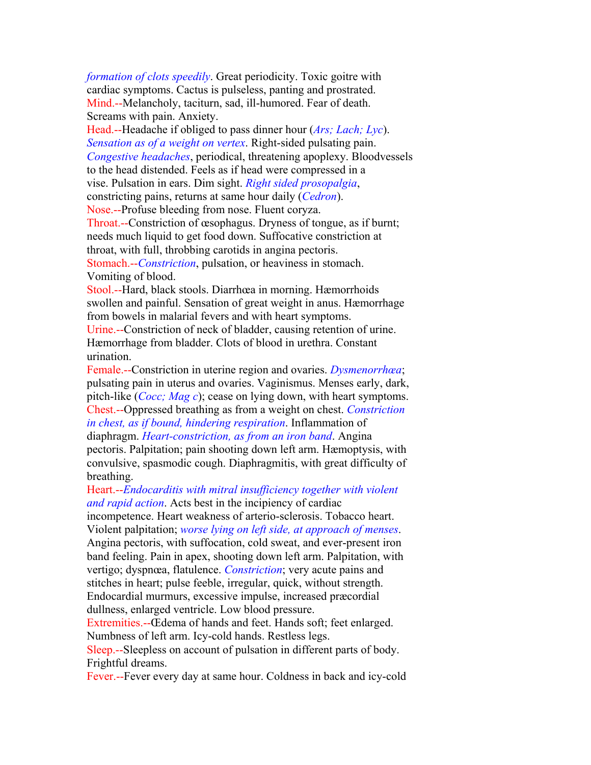*formation of clots speedily*. Great periodicity. Toxic goitre with cardiac symptoms. Cactus is pulseless, panting and prostrated.

Mind.--Melancholy, taciturn, sad, ill-humored. Fear of death. Screams with pain. Anxiety.

Head.--Headache if obliged to pass dinner hour (*Ars; Lach; Lyc*). *Sensation as of a weight on vertex*. Right-sided pulsating pain. *Congestive headaches*, periodical, threatening apoplexy. Bloodvessels to the head distended. Feels as if head were compressed in a vise. Pulsation in ears. Dim sight. *Right sided prosopalgia*, constricting pains, returns at same hour daily (*Cedron*).

Nose.--Profuse bleeding from nose. Fluent coryza.

Throat.--Constriction of œsophagus. Dryness of tongue, as if burnt; needs much liquid to get food down. Suffocative constriction at throat, with full, throbbing carotids in angina pectoris.

Stomach.--*Constriction*, pulsation, or heaviness in stomach. Vomiting of blood.

Stool.--Hard, black stools. Diarrhœa in morning. Hæmorrhoids swollen and painful. Sensation of great weight in anus. Hæmorrhage from bowels in malarial fevers and with heart symptoms.

Urine.--Constriction of neck of bladder, causing retention of urine. Hæmorrhage from bladder. Clots of blood in urethra. Constant urination.

Female.--Constriction in uterine region and ovaries. *Dysmenorrhœa*; pulsating pain in uterus and ovaries. Vaginismus. Menses early, dark, pitch-like (*Cocc; Mag c*); cease on lying down, with heart symptoms.

Chest.--Oppressed breathing as from a weight on chest. *Constriction in chest, as if bound, hindering respiration*. Inflammation of diaphragm. *Heart-constriction, as from an iron band*. Angina pectoris. Palpitation; pain shooting down left arm. Hæmoptysis, with convulsive, spasmodic cough. Diaphragmitis, with great difficulty of breathing.

Heart.--*Endocarditis with mitral insufficiency together with violent and rapid action*. Acts best in the incipiency of cardiac incompetence. Heart weakness of arterio-sclerosis. Tobacco heart. Violent palpitation; *worse lying on left side, at approach of menses*. Angina pectoris, with suffocation, cold sweat, and ever-present iron band feeling. Pain in apex, shooting down left arm. Palpitation, with vertigo; dyspnœa, flatulence. *Constriction*; very acute pains and stitches in heart; pulse feeble, irregular, quick, without strength. Endocardial murmurs, excessive impulse, increased præcordial dullness, enlarged ventricle. Low blood pressure.

Extremities.--Œdema of hands and feet. Hands soft; feet enlarged. Numbness of left arm. Icy-cold hands. Restless legs.

Sleep.--Sleepless on account of pulsation in different parts of body. Frightful dreams.

Fever.--Fever every day at same hour. Coldness in back and icy-cold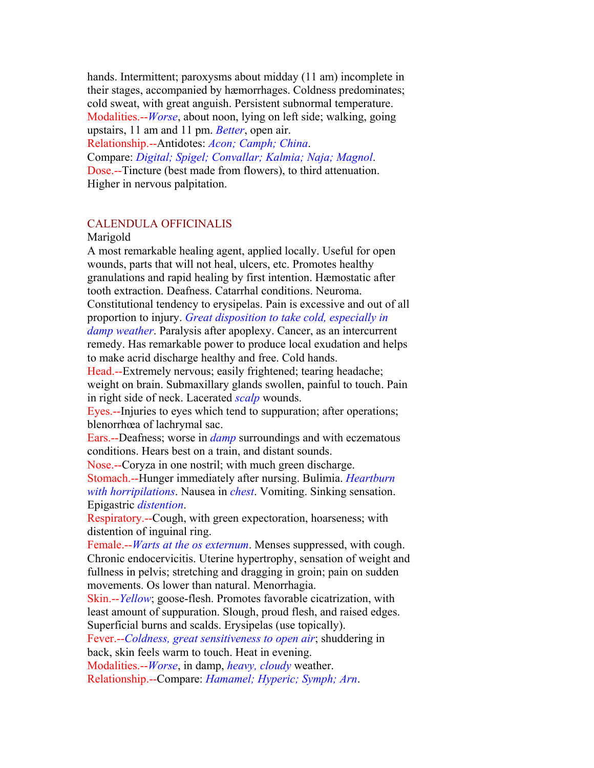hands. Intermittent; paroxysms about midday (11 am) incomplete in their stages, accompanied by hæmorrhages. Coldness predominates; cold sweat, with great anguish. Persistent subnormal temperature.
Modalities.--*Worse*, about noon, lying on left side; walking, going upstairs, 11 am and 11 pm. *Better*, open air.
Relationship.--Antidotes: *Acon; Camph; China*.
Compare: *Digital; Spigel; Convallar; Kalmia; Naja; Magnol*.
Dose.--Tincture (best made from flowers), to third attenuation. Higher in nervous palpitation.

## CALENDULA OFFICINALIS

Marigold
A most remarkable healing agent, applied locally. Useful for open wounds, parts that will not heal, ulcers, etc. Promotes healthy granulations and rapid healing by first intention. Hæmostatic after tooth extraction. Deafness. Catarrhal conditions. Neuroma. Constitutional tendency to erysipelas. Pain is excessive and out of all proportion to injury. *Great disposition to take cold, especially in damp weather*. Paralysis after apoplexy. Cancer, as an intercurrent remedy. Has remarkable power to produce local exudation and helps to make acrid discharge healthy and free. Cold hands.
Head.--Extremely nervous; easily frightened; tearing headache; weight on brain. Submaxillary glands swollen, painful to touch. Pain in right side of neck. Lacerated *scalp* wounds.
Eyes.--Injuries to eyes which tend to suppuration; after operations; blenorrhœa of lachrymal sac.
Ears.--Deafness; worse in *damp* surroundings and with eczematous conditions. Hears best on a train, and distant sounds.
Nose.--Coryza in one nostril; with much green discharge.
Stomach.--Hunger immediately after nursing. Bulimia. *Heartburn with horripilations*. Nausea in *chest*. Vomiting. Sinking sensation. Epigastric *distention*.
Respiratory.--Cough, with green expectoration, hoarseness; with distention of inguinal ring.
Female.--*Warts at the os externum*. Menses suppressed, with cough. Chronic endocervicitis. Uterine hypertrophy, sensation of weight and fullness in pelvis; stretching and dragging in groin; pain on sudden movements. Os lower than natural. Menorrhagia.
Skin.--*Yellow*; goose-flesh. Promotes favorable cicatrization, with least amount of suppuration. Slough, proud flesh, and raised edges. Superficial burns and scalds. Erysipelas (use topically).
Fever.--*Coldness, great sensitiveness to open air*; shuddering in back, skin feels warm to touch. Heat in evening.
Modalities.--*Worse*, in damp, *heavy, cloudy* weather.
Relationship.--Compare: *Hamamel; Hyperic; Symph; Arn*.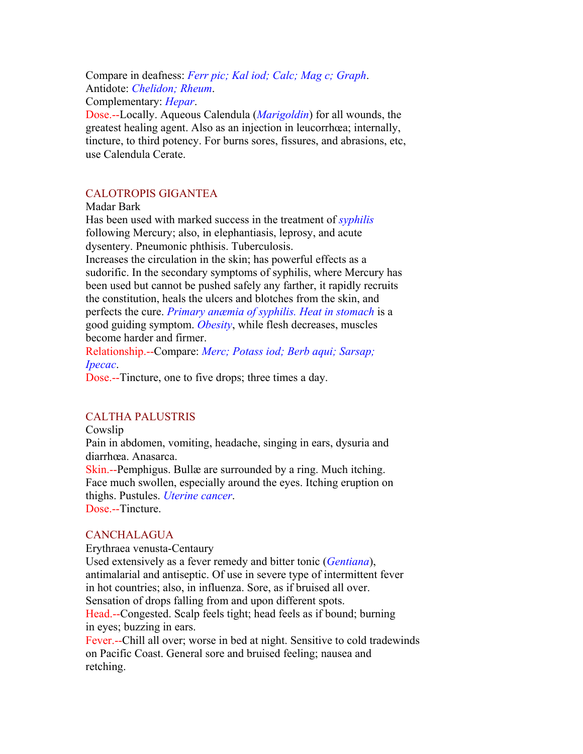Compare in deafness: *Ferr pic; Kal iod; Calc; Mag c; Graph*.
Antidote: *Chelidon; Rheum*.
Complementary: *Hepar*.
Dose.--Locally. Aqueous Calendula (*Marigoldin*) for all wounds, the greatest healing agent. Also as an injection in leucorrhœa; internally, tincture, to third potency. For burns sores, fissures, and abrasions, etc, use Calendula Cerate.

## CALOTROPIS GIGANTEA

Madar Bark

Has been used with marked success in the treatment of *syphilis* following Mercury; also, in elephantiasis, leprosy, and acute dysentery. Pneumonic phthisis. Tuberculosis.

Increases the circulation in the skin; has powerful effects as a sudorific. In the secondary symptoms of syphilis, where Mercury has been used but cannot be pushed safely any farther, it rapidly recruits the constitution, heals the ulcers and blotches from the skin, and perfects the cure. *Primary anæmia of syphilis. Heat in stomach* is a good guiding symptom. *Obesity*, while flesh decreases, muscles become harder and firmer.

Relationship.--Compare: *Merc; Potass iod; Berb aqui; Sarsap; Ipecac*.

Dose.--Tincture, one to five drops; three times a day.

## CALTHA PALUSTRIS

Cowslip

Pain in abdomen, vomiting, headache, singing in ears, dysuria and diarrhœa. Anasarca.

Skin.--Pemphigus. Bullæ are surrounded by a ring. Much itching. Face much swollen, especially around the eyes. Itching eruption on thighs. Pustules. *Uterine cancer*.

Dose.--Tincture.

## CANCHALAGUA

Erythraea venusta-Centaury

Used extensively as a fever remedy and bitter tonic (*Gentiana*), antimalarial and antiseptic. Of use in severe type of intermittent fever in hot countries; also, in influenza. Sore, as if bruised all over. Sensation of drops falling from and upon different spots.

Head.--Congested. Scalp feels tight; head feels as if bound; burning in eyes; buzzing in ears.

Fever.--Chill all over; worse in bed at night. Sensitive to cold tradewinds on Pacific Coast. General sore and bruised feeling; nausea and retching.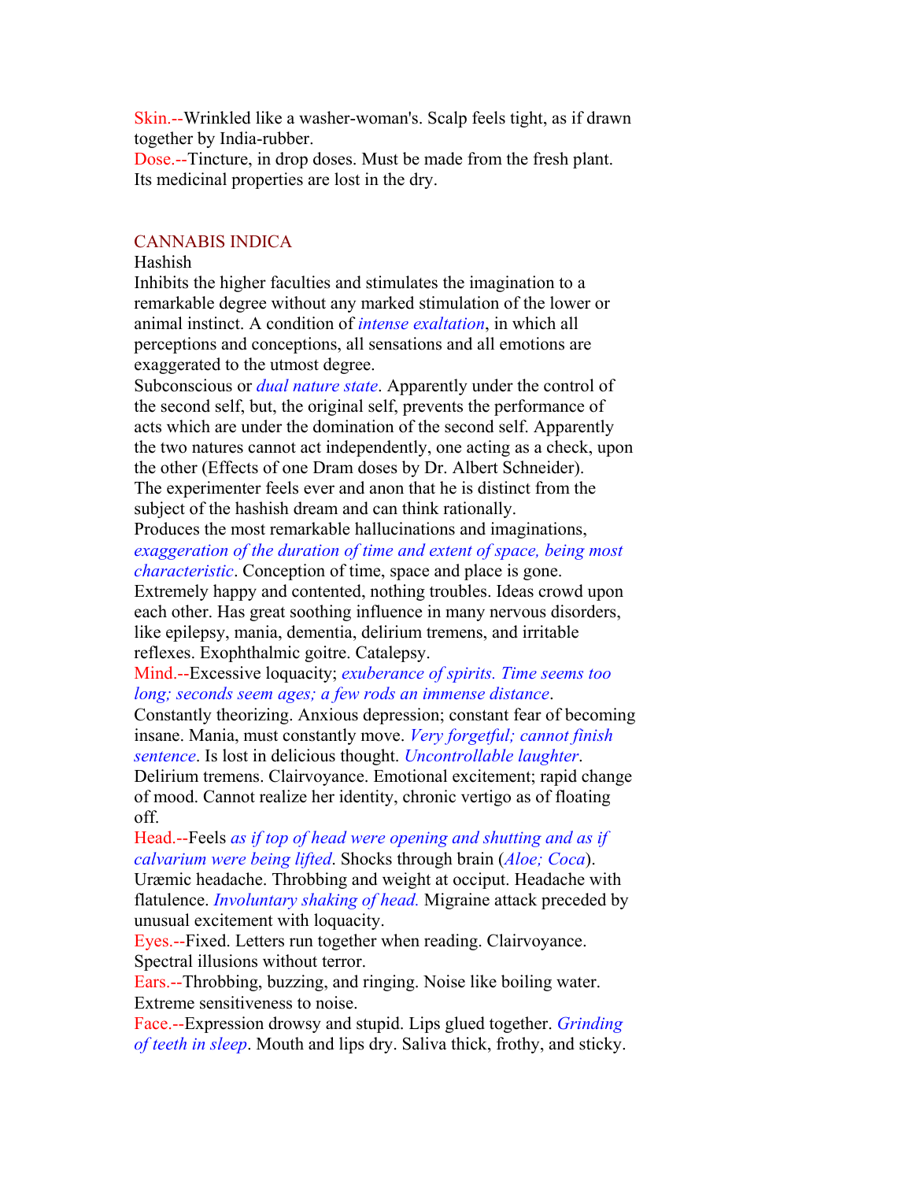Skin.--Wrinkled like a washer-woman's. Scalp feels tight, as if drawn together by India-rubber.

Dose.--Tincture, in drop doses. Must be made from the fresh plant. Its medicinal properties are lost in the dry.

## CANNABIS INDICA

Hashish

Inhibits the higher faculties and stimulates the imagination to a remarkable degree without any marked stimulation of the lower or animal instinct. A condition of *intense exaltation*, in which all perceptions and conceptions, all sensations and all emotions are exaggerated to the utmost degree.

Subconscious or *dual nature state*. Apparently under the control of the second self, but, the original self, prevents the performance of acts which are under the domination of the second self. Apparently the two natures cannot act independently, one acting as a check, upon the other (Effects of one Dram doses by Dr. Albert Schneider). The experimenter feels ever and anon that he is distinct from the subject of the hashish dream and can think rationally.

Produces the most remarkable hallucinations and imaginations, *exaggeration of the duration of time and extent of space, being most characteristic*. Conception of time, space and place is gone. Extremely happy and contented, nothing troubles. Ideas crowd upon each other. Has great soothing influence in many nervous disorders, like epilepsy, mania, dementia, delirium tremens, and irritable reflexes. Exophthalmic goitre. Catalepsy.

Mind.--Excessive loquacity; *exuberance of spirits. Time seems too long; seconds seem ages; a few rods an immense distance*. Constantly theorizing. Anxious depression; constant fear of becoming insane. Mania, must constantly move. *Very forgetful; cannot finish sentence*. Is lost in delicious thought. *Uncontrollable laughter*. Delirium tremens. Clairvoyance. Emotional excitement; rapid change of mood. Cannot realize her identity, chronic vertigo as of floating off.

Head.--Feels *as if top of head were opening and shutting and as if calvarium were being lifted*. Shocks through brain (*Aloe; Coca*). Uræmic headache. Throbbing and weight at occiput. Headache with flatulence. *Involuntary shaking of head.* Migraine attack preceded by unusual excitement with loquacity.

Eyes.--Fixed. Letters run together when reading. Clairvoyance. Spectral illusions without terror.

Ears.--Throbbing, buzzing, and ringing. Noise like boiling water. Extreme sensitiveness to noise.

Face.--Expression drowsy and stupid. Lips glued together. *Grinding of teeth in sleep*. Mouth and lips dry. Saliva thick, frothy, and sticky.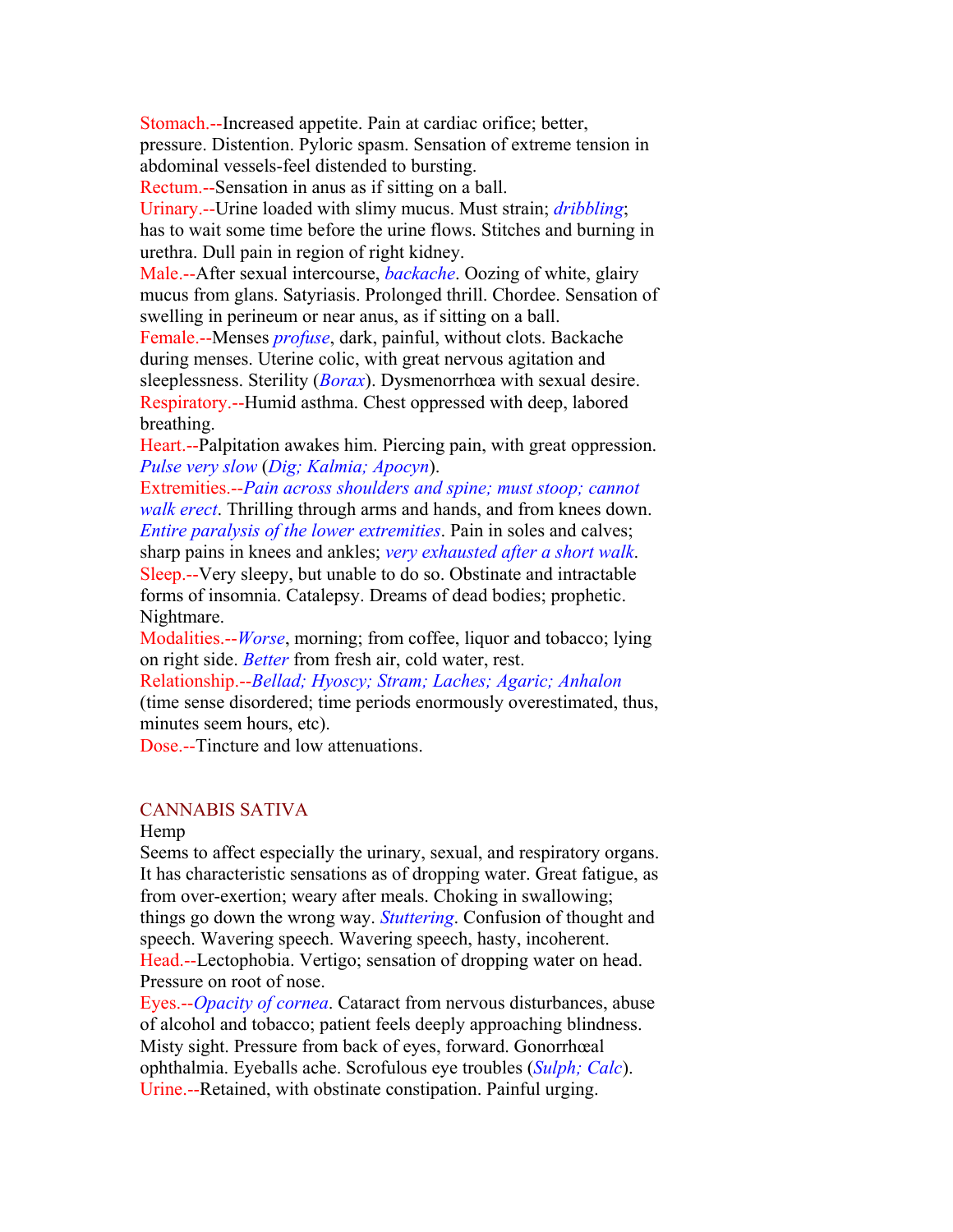Stomach.--Increased appetite. Pain at cardiac orifice; better, pressure. Distention. Pyloric spasm. Sensation of extreme tension in abdominal vessels-feel distended to bursting.

Rectum.--Sensation in anus as if sitting on a ball.

Urinary.--Urine loaded with slimy mucus. Must strain; *dribbling*; has to wait some time before the urine flows. Stitches and burning in urethra. Dull pain in region of right kidney.

Male.--After sexual intercourse, *backache*. Oozing of white, glairy mucus from glans. Satyriasis. Prolonged thrill. Chordee. Sensation of swelling in perineum or near anus, as if sitting on a ball.

Female.--Menses *profuse*, dark, painful, without clots. Backache during menses. Uterine colic, with great nervous agitation and sleeplessness. Sterility (*Borax*). Dysmenorrhœa with sexual desire.

Respiratory.--Humid asthma. Chest oppressed with deep, labored breathing.

Heart.--Palpitation awakes him. Piercing pain, with great oppression. *Pulse very slow* (*Dig; Kalmia; Apocyn*).

Extremities.--*Pain across shoulders and spine; must stoop; cannot walk erect*. Thrilling through arms and hands, and from knees down. *Entire paralysis of the lower extremities*. Pain in soles and calves; sharp pains in knees and ankles; *very exhausted after a short walk*.

Sleep.--Very sleepy, but unable to do so. Obstinate and intractable forms of insomnia. Catalepsy. Dreams of dead bodies; prophetic. Nightmare.

Modalities.--*Worse*, morning; from coffee, liquor and tobacco; lying on right side. *Better* from fresh air, cold water, rest.

Relationship.--*Bellad; Hyoscy; Stram; Laches; Agaric; Anhalon* (time sense disordered; time periods enormously overestimated, thus, minutes seem hours, etc).

Dose.--Tincture and low attenuations.

## CANNABIS SATIVA

Hemp

Seems to affect especially the urinary, sexual, and respiratory organs. It has characteristic sensations as of dropping water. Great fatigue, as from over-exertion; weary after meals. Choking in swallowing; things go down the wrong way. *Stuttering*. Confusion of thought and speech. Wavering speech. Wavering speech, hasty, incoherent.

Head.--Lectophobia. Vertigo; sensation of dropping water on head. Pressure on root of nose.

Eyes.--*Opacity of cornea*. Cataract from nervous disturbances, abuse of alcohol and tobacco; patient feels deeply approaching blindness. Misty sight. Pressure from back of eyes, forward. Gonorrhœal ophthalmia. Eyeballs ache. Scrofulous eye troubles (*Sulph; Calc*).

Urine.--Retained, with obstinate constipation. Painful urging.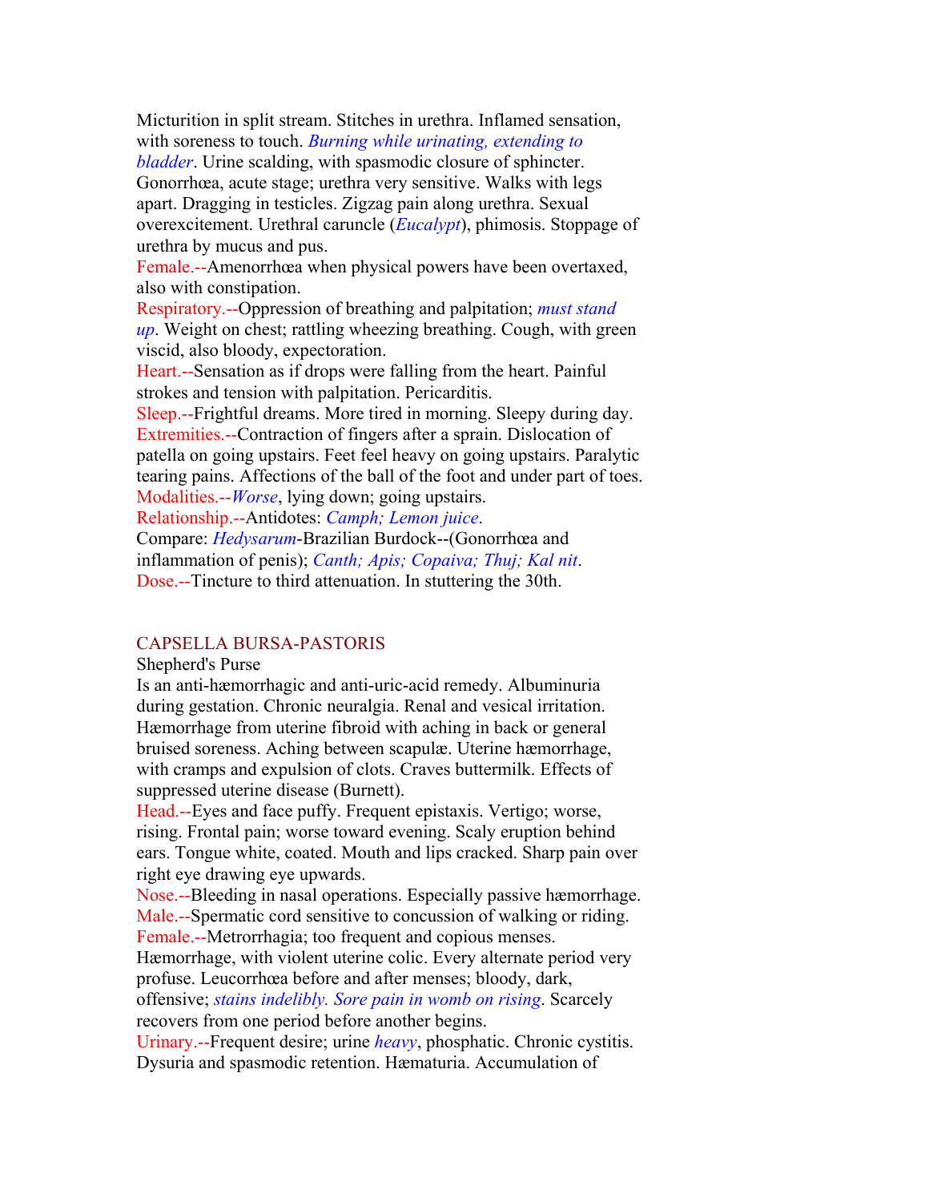Micturition in split stream. Stitches in urethra. Inflamed sensation, with soreness to touch. *Burning while urinating, extending to bladder*. Urine scalding, with spasmodic closure of sphincter. Gonorrhœa, acute stage; urethra very sensitive. Walks with legs apart. Dragging in testicles. Zigzag pain along urethra. Sexual overexcitement. Urethral caruncle (*Eucalypt*), phimosis. Stoppage of urethra by mucus and pus.

Female.--Amenorrhœa when physical powers have been overtaxed, also with constipation.

Respiratory.--Oppression of breathing and palpitation; *must stand up*. Weight on chest; rattling wheezing breathing. Cough, with green viscid, also bloody, expectoration.

Heart.--Sensation as if drops were falling from the heart. Painful strokes and tension with palpitation. Pericarditis.

Sleep.--Frightful dreams. More tired in morning. Sleepy during day.

Extremities.--Contraction of fingers after a sprain. Dislocation of patella on going upstairs. Feet feel heavy on going upstairs. Paralytic tearing pains. Affections of the ball of the foot and under part of toes.

Modalities.--*Worse*, lying down; going upstairs.

Relationship.--Antidotes: *Camph; Lemon juice*.

Compare: *Hedysarum*-Brazilian Burdock--(Gonorrhœa and inflammation of penis); *Canth; Apis; Copaiva; Thuj; Kal nit*.

Dose.--Tincture to third attenuation. In stuttering the 30th.

## CAPSELLA BURSA-PASTORIS

Shepherd's Purse

Is an anti-hæmorrhagic and anti-uric-acid remedy. Albuminuria during gestation. Chronic neuralgia. Renal and vesical irritation. Hæmorrhage from uterine fibroid with aching in back or general bruised soreness. Aching between scapulæ. Uterine hæmorrhage, with cramps and expulsion of clots. Craves buttermilk. Effects of suppressed uterine disease (Burnett).

Head.--Eyes and face puffy. Frequent epistaxis. Vertigo; worse, rising. Frontal pain; worse toward evening. Scaly eruption behind ears. Tongue white, coated. Mouth and lips cracked. Sharp pain over right eye drawing eye upwards.

Nose.--Bleeding in nasal operations. Especially passive hæmorrhage.

Male.--Spermatic cord sensitive to concussion of walking or riding.

Female.--Metrorrhagia; too frequent and copious menses. Hæmorrhage, with violent uterine colic. Every alternate period very profuse. Leucorrhœa before and after menses; bloody, dark, offensive; *stains indelibly. Sore pain in womb on rising*. Scarcely recovers from one period before another begins.

Urinary.--Frequent desire; urine *heavy*, phosphatic. Chronic cystitis. Dysuria and spasmodic retention. Hæmaturia. Accumulation of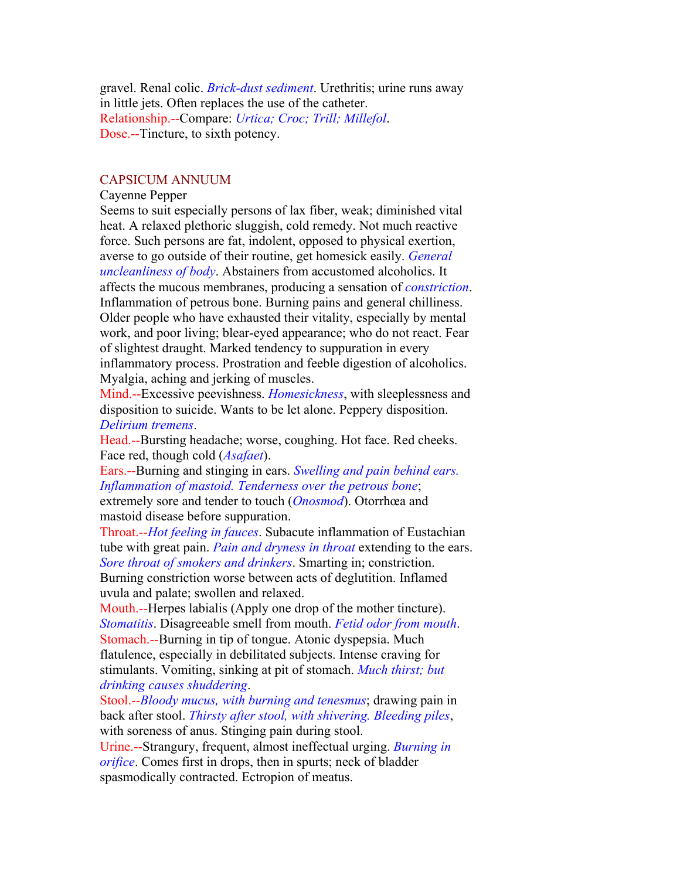gravel. Renal colic. *Brick-dust sediment*. Urethritis; urine runs away in little jets. Often replaces the use of the catheter.

**Relationship.**--Compare: *Urtica; Croc; Trill; Millefol*.

**Dose.**--Tincture, to sixth potency.

## CAPSICUM ANNUUM

Cayenne Pepper

Seems to suit especially persons of lax fiber, weak; diminished vital heat. A relaxed plethoric sluggish, cold remedy. Not much reactive force. Such persons are fat, indolent, opposed to physical exertion, averse to go outside of their routine, get homesick easily. *General uncleanliness of body*. Abstainers from accustomed alcoholics. It affects the mucous membranes, producing a sensation of *constriction*. Inflammation of petrous bone. Burning pains and general chilliness. Older people who have exhausted their vitality, especially by mental work, and poor living; blear-eyed appearance; who do not react. Fear of slightest draught. Marked tendency to suppuration in every inflammatory process. Prostration and feeble digestion of alcoholics. Myalgia, aching and jerking of muscles.

**Mind.**--Excessive peevishness. *Homesickness*, with sleeplessness and disposition to suicide. Wants to be let alone. Peppery disposition. *Delirium tremens*.

**Head.**--Bursting headache; worse, coughing. Hot face. Red cheeks. Face red, though cold (*Asafaet*).

**Ears.**--Burning and stinging in ears. *Swelling and pain behind ears. Inflammation of mastoid. Tenderness over the petrous bone*; extremely sore and tender to touch (*Onosmod*). Otorrhœa and mastoid disease before suppuration.

**Throat.**--*Hot feeling in fauces*. Subacute inflammation of Eustachian tube with great pain. *Pain and dryness in throat* extending to the ears. *Sore throat of smokers and drinkers*. Smarting in; constriction. Burning constriction worse between acts of deglutition. Inflamed uvula and palate; swollen and relaxed.

**Mouth.**--Herpes labialis (Apply one drop of the mother tincture). *Stomatitis*. Disagreeable smell from mouth. *Fetid odor from mouth*.

**Stomach.**--Burning in tip of tongue. Atonic dyspepsia. Much flatulence, especially in debilitated subjects. Intense craving for stimulants. Vomiting, sinking at pit of stomach. *Much thirst; but drinking causes shuddering*.

**Stool.**--*Bloody mucus, with burning and tenesmus*; drawing pain in back after stool. *Thirsty after stool, with shivering. Bleeding piles*, with soreness of anus. Stinging pain during stool.

**Urine.**--Strangury, frequent, almost ineffectual urging. *Burning in orifice*. Comes first in drops, then in spurts; neck of bladder spasmodically contracted. Ectropion of meatus.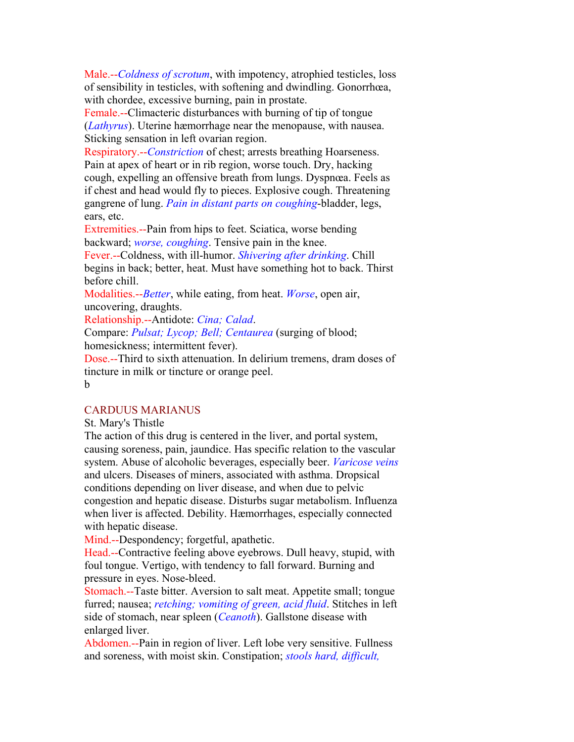**Male.**--*Coldness of scrotum*, with impotency, atrophied testicles, loss of sensibility in testicles, with softening and dwindling. Gonorrhœa, with chordee, excessive burning, pain in prostate.

**Female.**--Climacteric disturbances with burning of tip of tongue (*Lathyrus*). Uterine hæmorrhage near the menopause, with nausea. Sticking sensation in left ovarian region.

**Respiratory.**--*Constriction* of chest; arrests breathing Hoarseness. Pain at apex of heart or in rib region, worse touch. Dry, hacking cough, expelling an offensive breath from lungs. Dyspnœa. Feels as if chest and head would fly to pieces. Explosive cough. Threatening gangrene of lung. *Pain in distant parts on coughing*-bladder, legs, ears, etc.

**Extremities.**--Pain from hips to feet. Sciatica, worse bending backward; *worse, coughing*. Tensive pain in the knee.

**Fever.**--Coldness, with ill-humor. *Shivering after drinking*. Chill begins in back; better, heat. Must have something hot to back. Thirst before chill.

**Modalities.**--*Better*, while eating, from heat. *Worse*, open air, uncovering, draughts.

**Relationship.**--Antidote: *Cina; Calad*.

Compare: *Pulsat; Lycop; Bell; Centaurea* (surging of blood; homesickness; intermittent fever).

**Dose.**--Third to sixth attenuation. In delirium tremens, dram doses of tincture in milk or tincture or orange peel.

b

## CARDUUS MARIANUS

St. Mary's Thistle

The action of this drug is centered in the liver, and portal system, causing soreness, pain, jaundice. Has specific relation to the vascular system. Abuse of alcoholic beverages, especially beer. *Varicose veins* and ulcers. Diseases of miners, associated with asthma. Dropsical conditions depending on liver disease, and when due to pelvic congestion and hepatic disease. Disturbs sugar metabolism. Influenza when liver is affected. Debility. Hæmorrhages, especially connected with hepatic disease.

**Mind.**--Despondency; forgetful, apathetic.

**Head.**--Contractive feeling above eyebrows. Dull heavy, stupid, with foul tongue. Vertigo, with tendency to fall forward. Burning and pressure in eyes. Nose-bleed.

**Stomach.**--Taste bitter. Aversion to salt meat. Appetite small; tongue furred; nausea; *retching; vomiting of green, acid fluid*. Stitches in left side of stomach, near spleen (*Ceanoth*). Gallstone disease with enlarged liver.

**Abdomen.**--Pain in region of liver. Left lobe very sensitive. Fullness and soreness, with moist skin. Constipation; *stools hard, difficult,*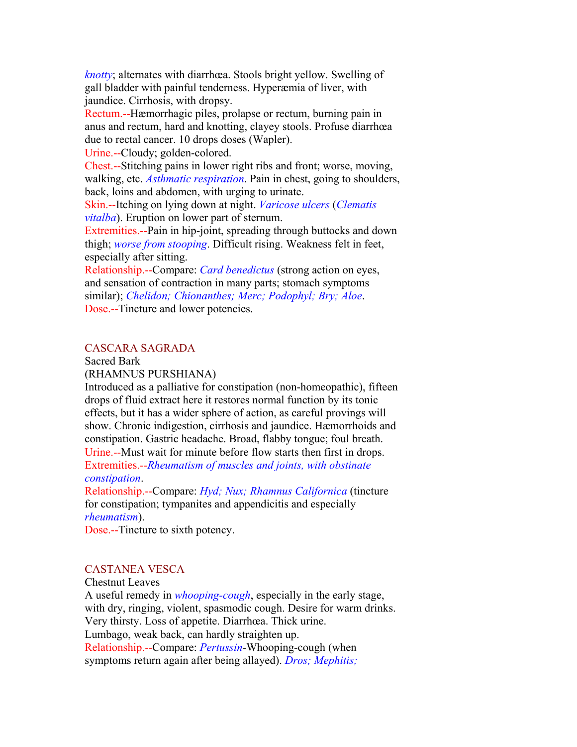*knotty*; alternates with diarrhœa. Stools bright yellow. Swelling of gall bladder with painful tenderness. Hyperæmia of liver, with jaundice. Cirrhosis, with dropsy.

Rectum.--Hæmorrhagic piles, prolapse or rectum, burning pain in anus and rectum, hard and knotting, clayey stools. Profuse diarrhœa due to rectal cancer. 10 drops doses (Wapler).

Urine.--Cloudy; golden-colored.

Chest.--Stitching pains in lower right ribs and front; worse, moving, walking, etc. *Asthmatic respiration*. Pain in chest, going to shoulders, back, loins and abdomen, with urging to urinate.

Skin.--Itching on lying down at night. *Varicose ulcers* (*Clematis vitalba*). Eruption on lower part of sternum.

Extremities.--Pain in hip-joint, spreading through buttocks and down thigh; *worse from stooping*. Difficult rising. Weakness felt in feet, especially after sitting.

Relationship.--Compare: *Card benedictus* (strong action on eyes, and sensation of contraction in many parts; stomach symptoms similar); *Chelidon; Chionanthes; Merc; Podophyl; Bry; Aloe*.

Dose.--Tincture and lower potencies.

## CASCARA SAGRADA

Sacred Bark

(RHAMNUS PURSHIANA)

Introduced as a palliative for constipation (non-homeopathic), fifteen drops of fluid extract here it restores normal function by its tonic effects, but it has a wider sphere of action, as careful provings will show. Chronic indigestion, cirrhosis and jaundice. Hæmorrhoids and constipation. Gastric headache. Broad, flabby tongue; foul breath.

Urine.--Must wait for minute before flow starts then first in drops.

Extremities.--*Rheumatism of muscles and joints, with obstinate constipation*.

Relationship.--Compare: *Hyd; Nux; Rhamnus Californica* (tincture for constipation; tympanites and appendicitis and especially *rheumatism*).

Dose.--Tincture to sixth potency.

## CASTANEA VESCA

Chestnut Leaves

A useful remedy in *whooping-cough*, especially in the early stage, with dry, ringing, violent, spasmodic cough. Desire for warm drinks. Very thirsty. Loss of appetite. Diarrhœa. Thick urine.

Lumbago, weak back, can hardly straighten up.

Relationship.--Compare: *Pertussin*-Whooping-cough (when symptoms return again after being allayed). *Dros; Mephitis;*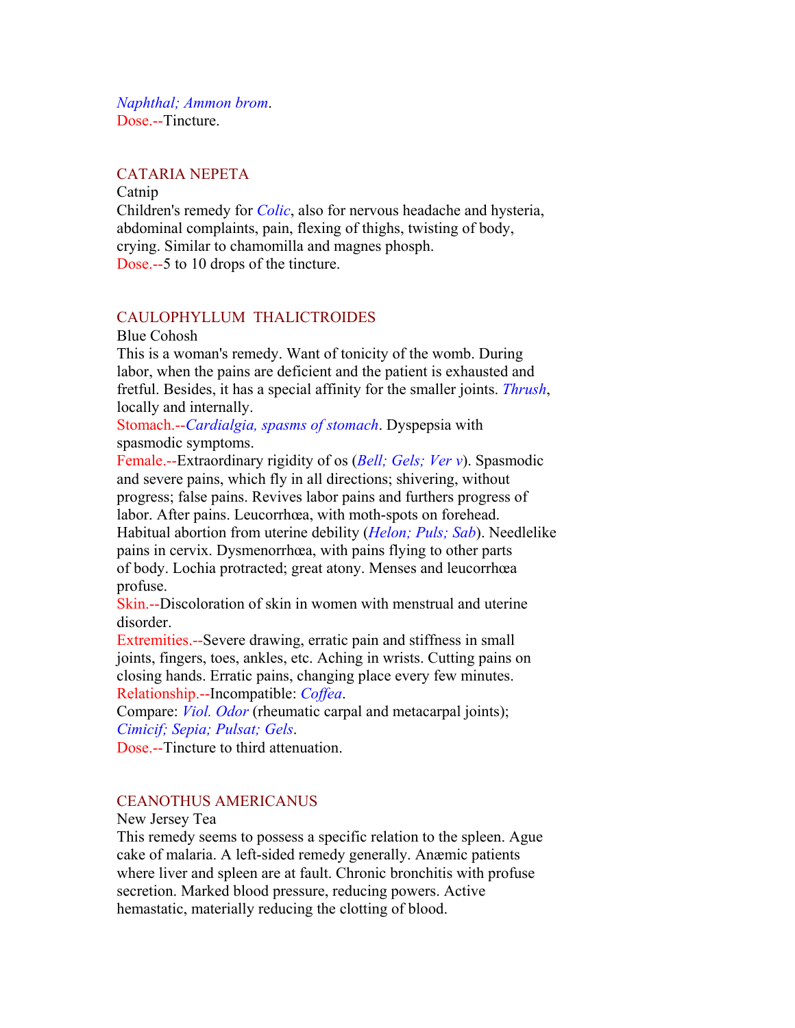*Naphthal; Ammon brom*.
Dose.--Tincture.

## CATARIA NEPETA

Catnip

Children's remedy for *Colic*, also for nervous headache and hysteria, abdominal complaints, pain, flexing of thighs, twisting of body, crying. Similar to chamomilla and magnes phosph.
Dose.--5 to 10 drops of the tincture.

## CAULOPHYLLUM THALICTROIDES

Blue Cohosh

This is a woman's remedy. Want of tonicity of the womb. During labor, when the pains are deficient and the patient is exhausted and fretful. Besides, it has a special affinity for the smaller joints. *Thrush*, locally and internally.
Stomach.--*Cardialgia, spasms of stomach*. Dyspepsia with spasmodic symptoms.
Female.--Extraordinary rigidity of os (*Bell; Gels; Ver v*). Spasmodic and severe pains, which fly in all directions; shivering, without progress; false pains. Revives labor pains and furthers progress of labor. After pains. Leucorrhœa, with moth-spots on forehead. Habitual abortion from uterine debility (*Helon; Puls; Sab*). Needlelike pains in cervix. Dysmenorrhœa, with pains flying to other parts of body. Lochia protracted; great atony. Menses and leucorrhœa profuse.
Skin.--Discoloration of skin in women with menstrual and uterine disorder.
Extremities.--Severe drawing, erratic pain and stiffness in small joints, fingers, toes, ankles, etc. Aching in wrists. Cutting pains on closing hands. Erratic pains, changing place every few minutes.
Relationship.--Incompatible: *Coffea*.
Compare: *Viol. Odor* (rheumatic carpal and metacarpal joints); *Cimicif; Sepia; Pulsat; Gels*.
Dose.--Tincture to third attenuation.

## CEANOTHUS AMERICANUS

New Jersey Tea

This remedy seems to possess a specific relation to the spleen. Ague cake of malaria. A left-sided remedy generally. Anæmic patients where liver and spleen are at fault. Chronic bronchitis with profuse secretion. Marked blood pressure, reducing powers. Active hemastatic, materially reducing the clotting of blood.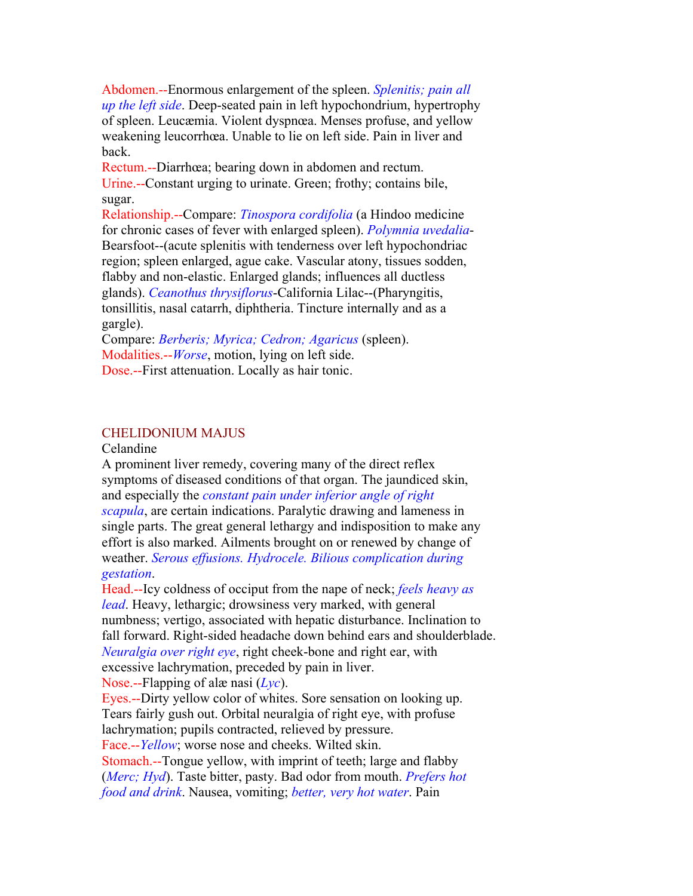**Abdomen.**--Enormous enlargement of the spleen. *Splenitis; pain all up the left side*. Deep-seated pain in left hypochondrium, hypertrophy of spleen. Leucæmia. Violent dyspnœa. Menses profuse, and yellow weakening leucorrhœa. Unable to lie on left side. Pain in liver and back.

**Rectum.**--Diarrhœa; bearing down in abdomen and rectum.

**Urine.**--Constant urging to urinate. Green; frothy; contains bile, sugar.

**Relationship.**--Compare: *Tinospora cordifolia* (a Hindoo medicine for chronic cases of fever with enlarged spleen). *Polymnia uvedalia*-Bearsfoot--(acute splenitis with tenderness over left hypochondriac region; spleen enlarged, ague cake. Vascular atony, tissues sodden, flabby and non-elastic. Enlarged glands; influences all ductless glands). *Ceanothus thyrsiflorus*-California Lilac--(Pharyngitis, tonsillitis, nasal catarrh, diphtheria. Tincture internally and as a gargle).

Compare: *Berberis; Myrica; Cedron; Agaricus* (spleen).

**Modalities.**--*Worse*, motion, lying on left side.

**Dose.**--First attenuation. Locally as hair tonic.

## CHELIDONIUM MAJUS

Celandine

A prominent liver remedy, covering many of the direct reflex symptoms of diseased conditions of that organ. The jaundiced skin, and especially the *constant pain under inferior angle of right scapula*, are certain indications. Paralytic drawing and lameness in single parts. The great general lethargy and indisposition to make any effort is also marked. Ailments brought on or renewed by change of weather. *Serous effusions. Hydrocele. Bilious complication during gestation*.

**Head.**--Icy coldness of occiput from the nape of neck; *feels heavy as lead*. Heavy, lethargic; drowsiness very marked, with general numbness; vertigo, associated with hepatic disturbance. Inclination to fall forward. Right-sided headache down behind ears and shoulderblade. *Neuralgia over right eye*, right cheek-bone and right ear, with excessive lachrymation, preceded by pain in liver.

**Nose.**--Flapping of alæ nasi (*Lyc*).

**Eyes.**--Dirty yellow color of whites. Sore sensation on looking up. Tears fairly gush out. Orbital neuralgia of right eye, with profuse lachrymation; pupils contracted, relieved by pressure.

**Face.**--*Yellow*; worse nose and cheeks. Wilted skin.

**Stomach.**--Tongue yellow, with imprint of teeth; large and flabby (*Merc; Hyd*). Taste bitter, pasty. Bad odor from mouth. *Prefers hot food and drink*. Nausea, vomiting; *better, very hot water*. Pain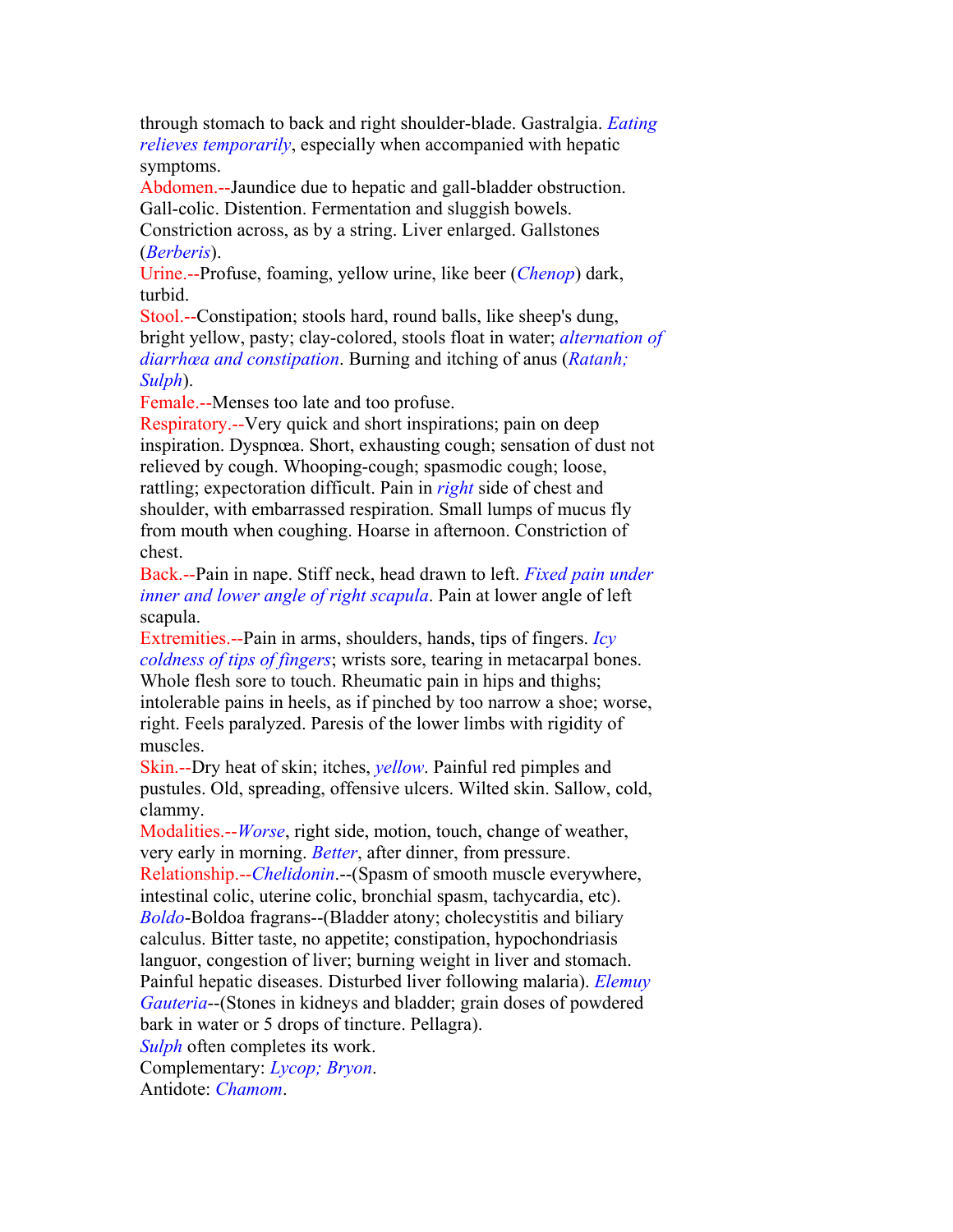through stomach to back and right shoulder-blade. Gastralgia. *Eating relieves temporarily*, especially when accompanied with hepatic symptoms.

Abdomen.--Jaundice due to hepatic and gall-bladder obstruction. Gall-colic. Distention. Fermentation and sluggish bowels. Constriction across, as by a string. Liver enlarged. Gallstones (*Berberis*).

Urine.--Profuse, foaming, yellow urine, like beer (*Chenop*) dark, turbid.

Stool.--Constipation; stools hard, round balls, like sheep's dung, bright yellow, pasty; clay-colored, stools float in water; *alternation of diarrhœa and constipation*. Burning and itching of anus (*Ratanh; Sulph*).

Female.--Menses too late and too profuse.

Respiratory.--Very quick and short inspirations; pain on deep inspiration. Dyspnœa. Short, exhausting cough; sensation of dust not relieved by cough. Whooping-cough; spasmodic cough; loose, rattling; expectoration difficult. Pain in *right* side of chest and shoulder, with embarrassed respiration. Small lumps of mucus fly from mouth when coughing. Hoarse in afternoon. Constriction of chest.

Back.--Pain in nape. Stiff neck, head drawn to left. *Fixed pain under inner and lower angle of right scapula*. Pain at lower angle of left scapula.

Extremities.--Pain in arms, shoulders, hands, tips of fingers. *Icy coldness of tips of fingers*; wrists sore, tearing in metacarpal bones. Whole flesh sore to touch. Rheumatic pain in hips and thighs; intolerable pains in heels, as if pinched by too narrow a shoe; worse, right. Feels paralyzed. Paresis of the lower limbs with rigidity of muscles.

Skin.--Dry heat of skin; itches, *yellow*. Painful red pimples and pustules. Old, spreading, offensive ulcers. Wilted skin. Sallow, cold, clammy.

Modalities.--*Worse*, right side, motion, touch, change of weather, very early in morning. *Better*, after dinner, from pressure.

Relationship.--*Chelidonin*.--(Spasm of smooth muscle everywhere, intestinal colic, uterine colic, bronchial spasm, tachycardia, etc). *Boldo*-Boldoa fragrans--(Bladder atony; cholecystitis and biliary calculus. Bitter taste, no appetite; constipation, hypochondriasis languor, congestion of liver; burning weight in liver and stomach. Painful hepatic diseases. Disturbed liver following malaria). *Elemuy Gauteria*--(Stones in kidneys and bladder; grain doses of powdered bark in water or 5 drops of tincture. Pellagra).

*Sulph* often completes its work.

Complementary: *Lycop; Bryon*.

Antidote: *Chamom*.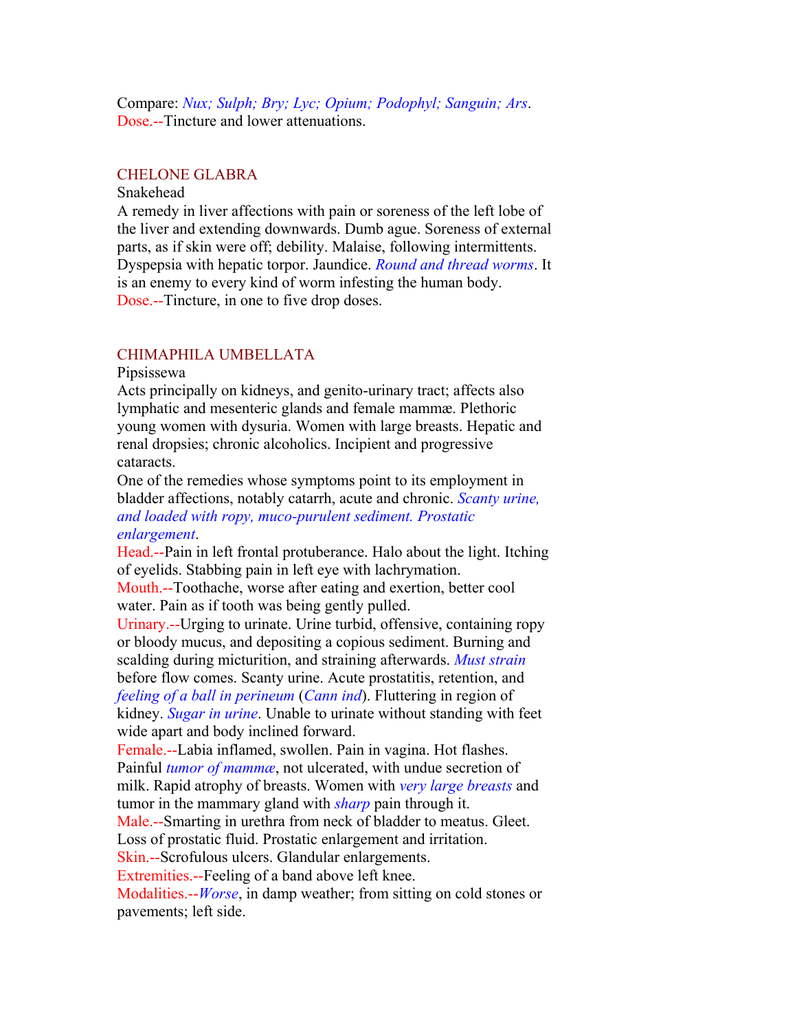Compare: *Nux; Sulph; Bry; Lyc; Opium; Podophyl; Sanguin; Ars*.
Dose.--Tincture and lower attenuations.

## CHELONE GLABRA

Snakehead

A remedy in liver affections with pain or soreness of the left lobe of the liver and extending downwards. Dumb ague. Soreness of external parts, as if skin were off; debility. Malaise, following intermittents. Dyspepsia with hepatic torpor. Jaundice. *Round and thread worms*. It is an enemy to every kind of worm infesting the human body.
Dose.--Tincture, in one to five drop doses.

## CHIMAPHILA UMBELLATA

Pipsissewa

Acts principally on kidneys, and genito-urinary tract; affects also lymphatic and mesenteric glands and female mammæ. Plethoric young women with dysuria. Women with large breasts. Hepatic and renal dropsies; chronic alcoholics. Incipient and progressive cataracts.
One of the remedies whose symptoms point to its employment in bladder affections, notably catarrh, acute and chronic. *Scanty urine, and loaded with ropy, muco-purulent sediment. Prostatic enlargement*.
Head.--Pain in left frontal protuberance. Halo about the light. Itching of eyelids. Stabbing pain in left eye with lachrymation.
Mouth.--Toothache, worse after eating and exertion, better cool water. Pain as if tooth was being gently pulled.
Urinary.--Urging to urinate. Urine turbid, offensive, containing ropy or bloody mucus, and depositing a copious sediment. Burning and scalding during micturition, and straining afterwards. *Must strain* before flow comes. Scanty urine. Acute prostatitis, retention, and *feeling of a ball in perineum* (*Cann ind*). Fluttering in region of kidney. *Sugar in urine*. Unable to urinate without standing with feet wide apart and body inclined forward.
Female.--Labia inflamed, swollen. Pain in vagina. Hot flashes. Painful *tumor of mammæ*, not ulcerated, with undue secretion of milk. Rapid atrophy of breasts. Women with *very large breasts* and tumor in the mammary gland with *sharp* pain through it.
Male.--Smarting in urethra from neck of bladder to meatus. Gleet. Loss of prostatic fluid. Prostatic enlargement and irritation.
Skin.--Scrofulous ulcers. Glandular enlargements.
Extremities.--Feeling of a band above left knee.
Modalities.--*Worse*, in damp weather; from sitting on cold stones or pavements; left side.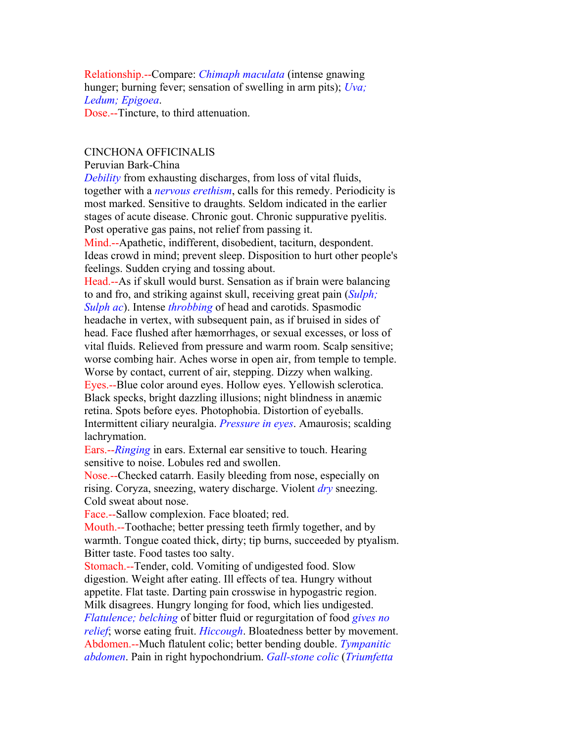**Relationship.**--Compare: *Chimaph maculata* (intense gnawing hunger; burning fever; sensation of swelling in arm pits); *Uva; Ledum; Epigoea*.

**Dose.**--Tincture, to third attenuation.

## CINCHONA OFFICINALIS

Peruvian Bark-China

*Debility* from exhausting discharges, from loss of vital fluids, together with a *nervous erethism*, calls for this remedy. Periodicity is most marked. Sensitive to draughts. Seldom indicated in the earlier stages of acute disease. Chronic gout. Chronic suppurative pyelitis. Post operative gas pains, not relief from passing it.

**Mind.**--Apathetic, indifferent, disobedient, taciturn, despondent. Ideas crowd in mind; prevent sleep. Disposition to hurt other people's feelings. Sudden crying and tossing about.

**Head.**--As if skull would burst. Sensation as if brain were balancing to and fro, and striking against skull, receiving great pain (*Sulph; Sulph ac*). Intense *throbbing* of head and carotids. Spasmodic headache in vertex, with subsequent pain, as if bruised in sides of head. Face flushed after hæmorrhages, or sexual excesses, or loss of vital fluids. Relieved from pressure and warm room. Scalp sensitive; worse combing hair. Aches worse in open air, from temple to temple. Worse by contact, current of air, stepping. Dizzy when walking.

**Eyes.**--Blue color around eyes. Hollow eyes. Yellowish sclerotica. Black specks, bright dazzling illusions; night blindness in anæmic retina. Spots before eyes. Photophobia. Distortion of eyeballs. Intermittent ciliary neuralgia. *Pressure in eyes*. Amaurosis; scalding lachrymation.

**Ears.**--*Ringing* in ears. External ear sensitive to touch. Hearing sensitive to noise. Lobules red and swollen.

**Nose.**--Checked catarrh. Easily bleeding from nose, especially on rising. Coryza, sneezing, watery discharge. Violent *dry* sneezing. Cold sweat about nose.

**Face.**--Sallow complexion. Face bloated; red.

**Mouth.**--Toothache; better pressing teeth firmly together, and by warmth. Tongue coated thick, dirty; tip burns, succeeded by ptyalism. Bitter taste. Food tastes too salty.

**Stomach.**--Tender, cold. Vomiting of undigested food. Slow digestion. Weight after eating. Ill effects of tea. Hungry without appetite. Flat taste. Darting pain crosswise in hypogastric region. Milk disagrees. Hungry longing for food, which lies undigested. *Flatulence; belching* of bitter fluid or regurgitation of food *gives no relief*; worse eating fruit. *Hiccough*. Bloatedness better by movement.

**Abdomen.**--Much flatulent colic; better bending double. *Tympanitic abdomen*. Pain in right hypochondrium. *Gall-stone colic* (*Triumfetta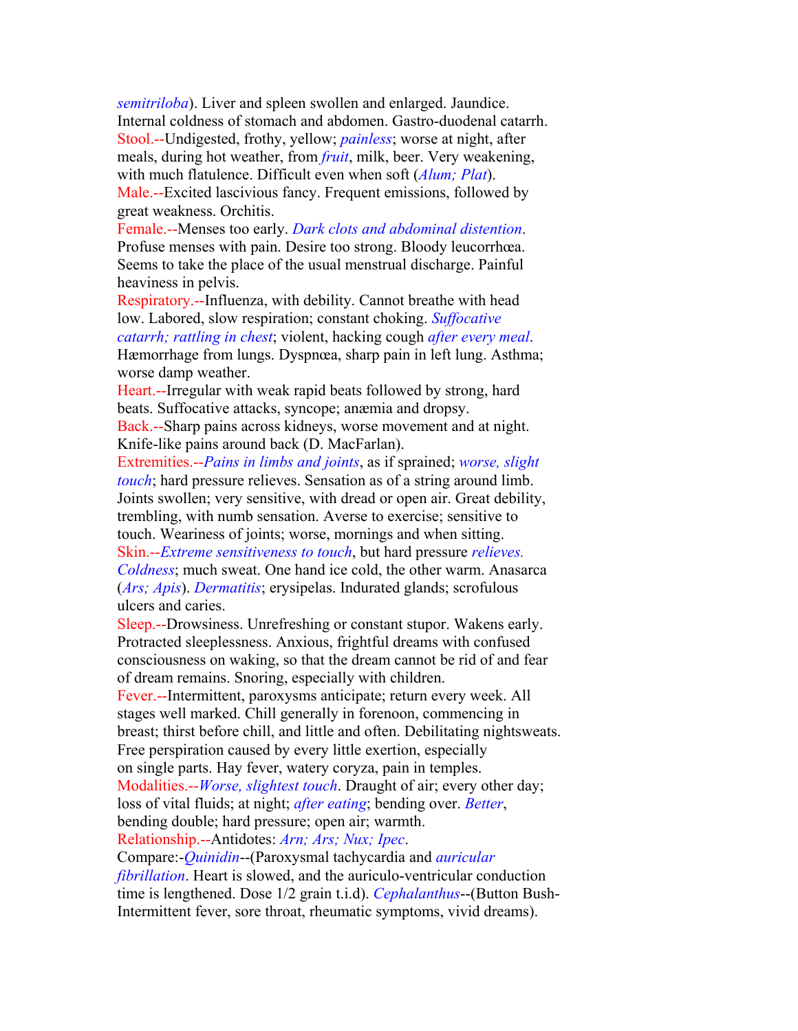*semitriloba*). Liver and spleen swollen and enlarged. Jaundice. Internal coldness of stomach and abdomen. Gastro-duodenal catarrh.

**Stool.**--Undigested, frothy, yellow; *painless*; worse at night, after meals, during hot weather, from *fruit*, milk, beer. Very weakening, with much flatulence. Difficult even when soft (*Alum; Plat*).

**Male.**--Excited lascivious fancy. Frequent emissions, followed by great weakness. Orchitis.

**Female.**--Menses too early. *Dark clots and abdominal distention*. Profuse menses with pain. Desire too strong. Bloody leucorrhœa. Seems to take the place of the usual menstrual discharge. Painful heaviness in pelvis.

**Respiratory.**--Influenza, with debility. Cannot breathe with head low. Labored, slow respiration; constant choking. *Suffocative catarrh; rattling in chest*; violent, hacking cough *after every meal*. Hæmorrhage from lungs. Dyspnœa, sharp pain in left lung. Asthma; worse damp weather.

**Heart.**--Irregular with weak rapid beats followed by strong, hard beats. Suffocative attacks, syncope; anæmia and dropsy.

**Back.**--Sharp pains across kidneys, worse movement and at night. Knife-like pains around back (D. MacFarlan).

**Extremities.**--*Pains in limbs and joints*, as if sprained; *worse, slight touch*; hard pressure relieves. Sensation as of a string around limb. Joints swollen; very sensitive, with dread or open air. Great debility, trembling, with numb sensation. Averse to exercise; sensitive to touch. Weariness of joints; worse, mornings and when sitting.

**Skin.**--*Extreme sensitiveness to touch*, but hard pressure *relieves. Coldness*; much sweat. One hand ice cold, the other warm. Anasarca (*Ars; Apis*). *Dermatitis*; erysipelas. Indurated glands; scrofulous ulcers and caries.

**Sleep.**--Drowsiness. Unrefreshing or constant stupor. Wakens early. Protracted sleeplessness. Anxious, frightful dreams with confused consciousness on waking, so that the dream cannot be rid of and fear of dream remains. Snoring, especially with children.

**Fever.**--Intermittent, paroxysms anticipate; return every week. All stages well marked. Chill generally in forenoon, commencing in breast; thirst before chill, and little and often. Debilitating nightsweats. Free perspiration caused by every little exertion, especially on single parts. Hay fever, watery coryza, pain in temples.

**Modalities.**--*Worse, slightest touch*. Draught of air; every other day; loss of vital fluids; at night; *after eating*; bending over. *Better*, bending double; hard pressure; open air; warmth.

**Relationship.**--Antidotes: *Arn; Ars; Nux; Ipec*.

Compare:-*Quinidin*--(Paroxysmal tachycardia and *auricular fibrillation*. Heart is slowed, and the auriculo-ventricular conduction time is lengthened. Dose 1/2 grain t.i.d). *Cephalanthus*--(Button Bush-Intermittent fever, sore throat, rheumatic symptoms, vivid dreams).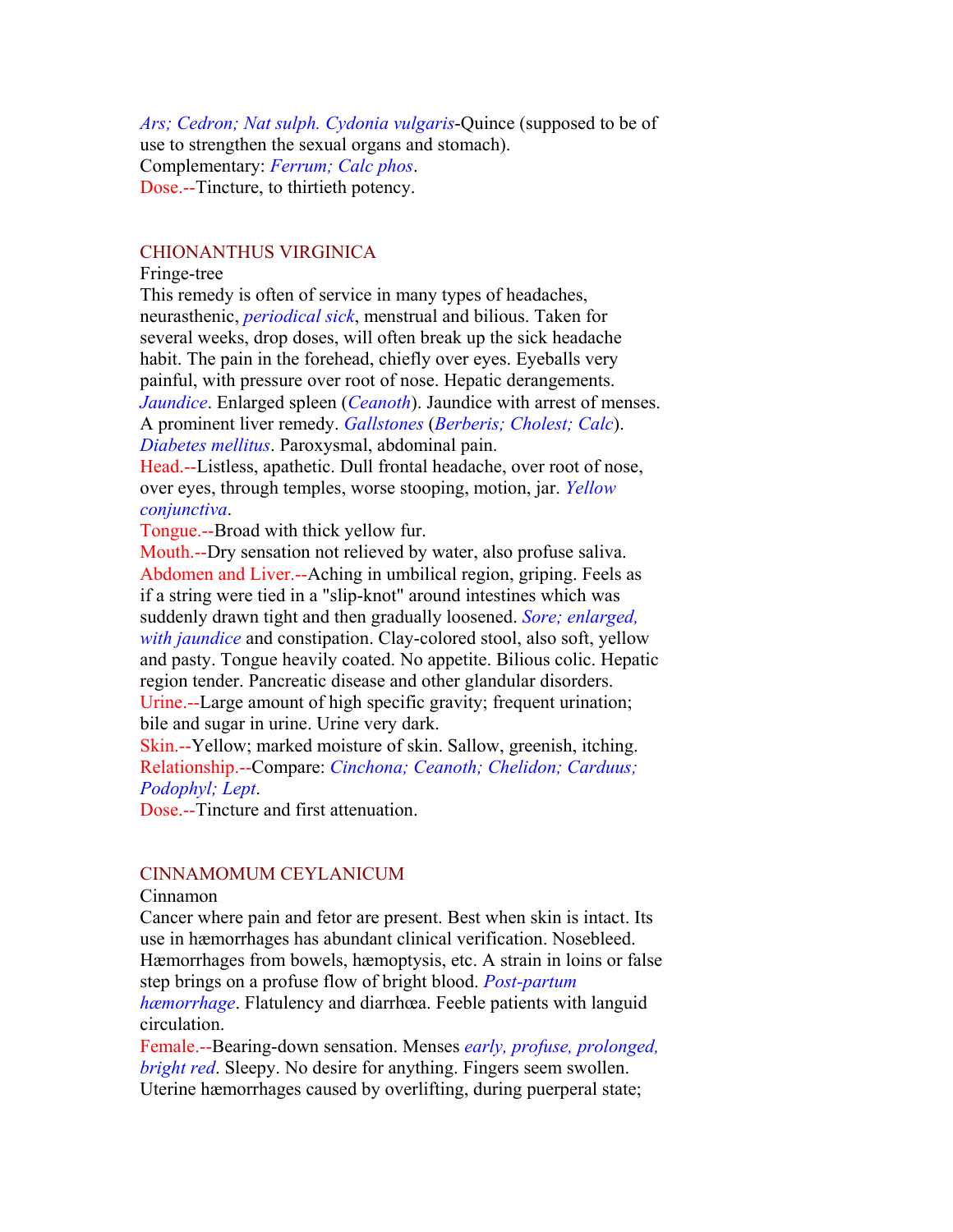*Ars; Cedron; Nat sulph. Cydonia vulgaris*-Quince (supposed to be of use to strengthen the sexual organs and stomach).
Complementary: *Ferrum; Calc phos*.
Dose.--Tincture, to thirtieth potency.

## CHIONANTHUS VIRGINICA

Fringe-tree

This remedy is often of service in many types of headaches, neurasthenic, *periodical sick*, menstrual and bilious. Taken for several weeks, drop doses, will often break up the sick headache habit. The pain in the forehead, chiefly over eyes. Eyeballs very painful, with pressure over root of nose. Hepatic derangements. *Jaundice*. Enlarged spleen (*Ceanoth*). Jaundice with arrest of menses. A prominent liver remedy. *Gallstones* (*Berberis; Cholest; Calc*). *Diabetes mellitus*. Paroxysmal, abdominal pain.

Head.--Listless, apathetic. Dull frontal headache, over root of nose, over eyes, through temples, worse stooping, motion, jar. *Yellow conjunctiva*.

Tongue.--Broad with thick yellow fur.

Mouth.--Dry sensation not relieved by water, also profuse saliva.

Abdomen and Liver.--Aching in umbilical region, griping. Feels as if a string were tied in a "slip-knot" around intestines which was suddenly drawn tight and then gradually loosened. *Sore; enlarged, with jaundice* and constipation. Clay-colored stool, also soft, yellow and pasty. Tongue heavily coated. No appetite. Bilious colic. Hepatic region tender. Pancreatic disease and other glandular disorders.

Urine.--Large amount of high specific gravity; frequent urination; bile and sugar in urine. Urine very dark.

Skin.--Yellow; marked moisture of skin. Sallow, greenish, itching.

Relationship.--Compare: *Cinchona; Ceanoth; Chelidon; Carduus; Podophyl; Lept*.

Dose.--Tincture and first attenuation.

## CINNAMOMUM CEYLANICUM

Cinnamon

Cancer where pain and fetor are present. Best when skin is intact. Its use in hæmorrhages has abundant clinical verification. Nosebleed. Hæmorrhages from bowels, hæmoptysis, etc. A strain in loins or false step brings on a profuse flow of bright blood. *Post-partum hæmorrhage*. Flatulency and diarrhœa. Feeble patients with languid circulation.

Female.--Bearing-down sensation. Menses *early, profuse, prolonged, bright red*. Sleepy. No desire for anything. Fingers seem swollen. Uterine hæmorrhages caused by overlifting, during puerperal state;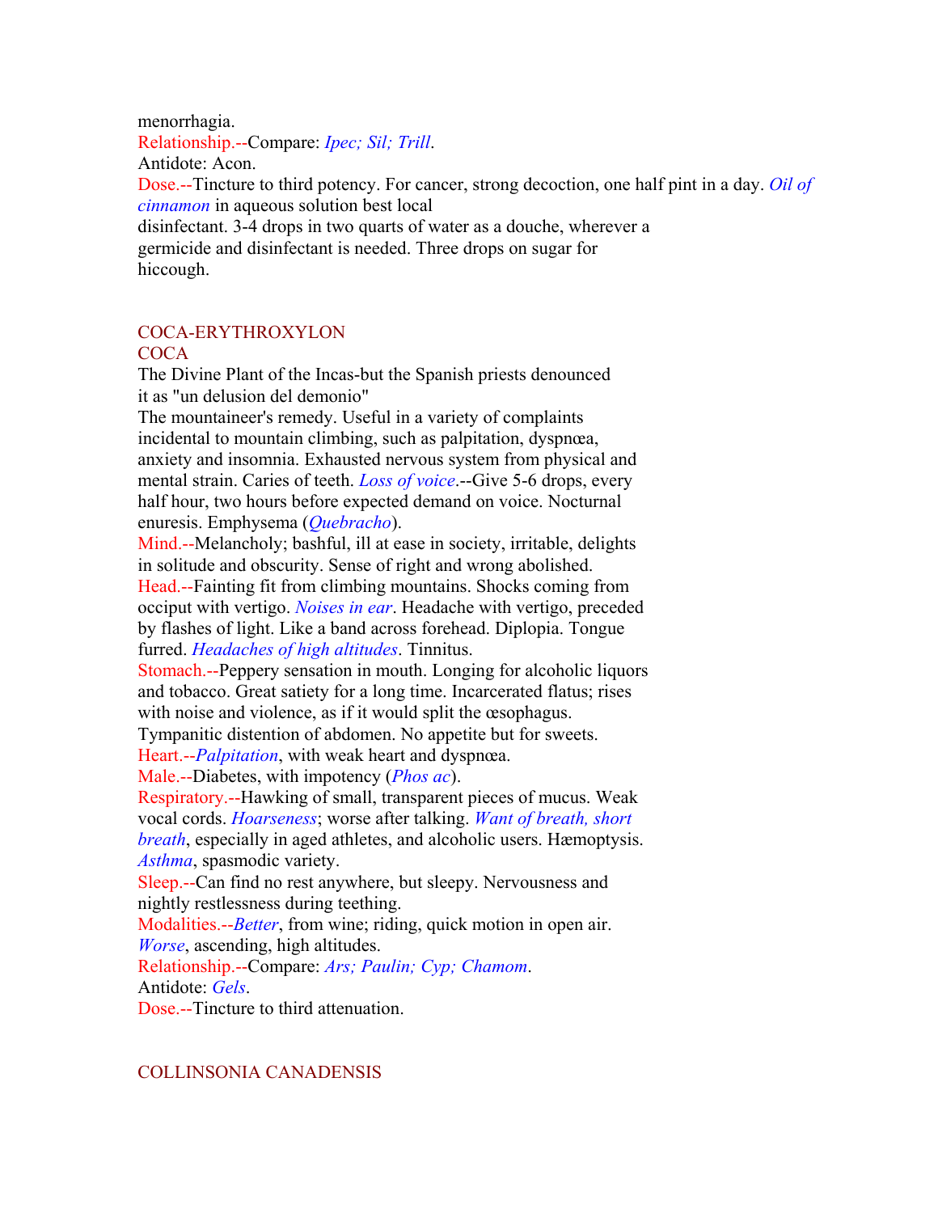menorrhagia.

Relationship.--Compare: *Ipec; Sil; Trill*.

Antidote: Acon.

Dose.--Tincture to third potency. For cancer, strong decoction, one half pint in a day. *Oil of cinnamon* in aqueous solution best local disinfectant. 3-4 drops in two quarts of water as a douche, wherever a germicide and disinfectant is needed. Three drops on sugar for hiccough.

## COCA-ERYTHROXYLON

### COCA

The Divine Plant of the Incas-but the Spanish priests denounced it as "un delusion del demonio"

The mountaineer's remedy. Useful in a variety of complaints incidental to mountain climbing, such as palpitation, dyspnœa, anxiety and insomnia. Exhausted nervous system from physical and mental strain. Caries of teeth. *Loss of voice*.--Give 5-6 drops, every half hour, two hours before expected demand on voice. Nocturnal enuresis. Emphysema (*Quebracho*).

Mind.--Melancholy; bashful, ill at ease in society, irritable, delights in solitude and obscurity. Sense of right and wrong abolished.

Head.--Fainting fit from climbing mountains. Shocks coming from occiput with vertigo. *Noises in ear*. Headache with vertigo, preceded by flashes of light. Like a band across forehead. Diplopia. Tongue furred. *Headaches of high altitudes*. Tinnitus.

Stomach.--Peppery sensation in mouth. Longing for alcoholic liquors and tobacco. Great satiety for a long time. Incarcerated flatus; rises with noise and violence, as if it would split the œsophagus. Tympanitic distention of abdomen. No appetite but for sweets.

Heart.--*Palpitation*, with weak heart and dyspnœa.

Male.--Diabetes, with impotency (*Phos ac*).

Respiratory.--Hawking of small, transparent pieces of mucus. Weak vocal cords. *Hoarseness*; worse after talking. *Want of breath, short breath*, especially in aged athletes, and alcoholic users. Hæmoptysis. *Asthma*, spasmodic variety.

Sleep.--Can find no rest anywhere, but sleepy. Nervousness and nightly restlessness during teething.

Modalities.--*Better*, from wine; riding, quick motion in open air. *Worse*, ascending, high altitudes.

Relationship.--Compare: *Ars; Paulin; Cyp; Chamom*.

Antidote: *Gels*.

Dose.--Tincture to third attenuation.

## COLLINSONIA CANADENSIS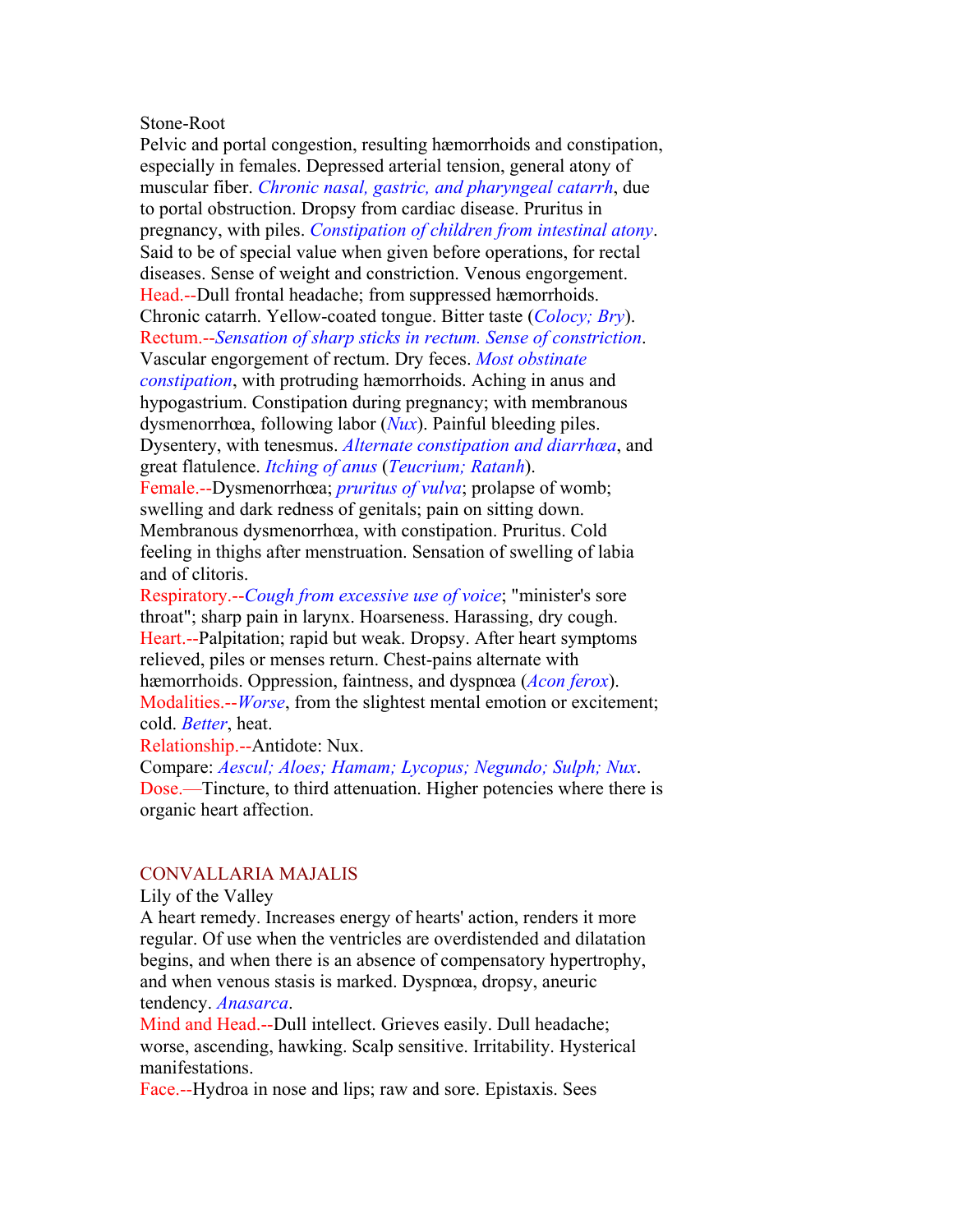Stone-Root

Pelvic and portal congestion, resulting hæmorrhoids and constipation, especially in females. Depressed arterial tension, general atony of muscular fiber. *Chronic nasal, gastric, and pharyngeal catarrh*, due to portal obstruction. Dropsy from cardiac disease. Pruritus in pregnancy, with piles. *Constipation of children from intestinal atony*. Said to be of special value when given before operations, for rectal diseases. Sense of weight and constriction. Venous engorgement.

Head.--Dull frontal headache; from suppressed hæmorrhoids. Chronic catarrh. Yellow-coated tongue. Bitter taste (*Colocy; Bry*).

Rectum.--*Sensation of sharp sticks in rectum. Sense of constriction*. Vascular engorgement of rectum. Dry feces. *Most obstinate constipation*, with protruding hæmorrhoids. Aching in anus and hypogastrium. Constipation during pregnancy; with membranous dysmenorrhœa, following labor (*Nux*). Painful bleeding piles. Dysentery, with tenesmus. *Alternate constipation and diarrhœa*, and great flatulence. *Itching of anus* (*Teucrium; Ratanh*).

Female.--Dysmenorrhœa; *pruritus of vulva*; prolapse of womb; swelling and dark redness of genitals; pain on sitting down. Membranous dysmenorrhœa, with constipation. Pruritus. Cold feeling in thighs after menstruation. Sensation of swelling of labia and of clitoris.

Respiratory.--*Cough from excessive use of voice*; "minister's sore throat"; sharp pain in larynx. Hoarseness. Harassing, dry cough.

Heart.--Palpitation; rapid but weak. Dropsy. After heart symptoms relieved, piles or menses return. Chest-pains alternate with hæmorrhoids. Oppression, faintness, and dyspnœa (*Acon ferox*).

Modalities.--*Worse*, from the slightest mental emotion or excitement; cold. *Better*, heat.

Relationship.--Antidote: Nux.

Compare: *Aescul; Aloes; Hamam; Lycopus; Negundo; Sulph; Nux*.

Dose.—Tincture, to third attenuation. Higher potencies where there is organic heart affection.

## CONVALLARIA MAJALIS

Lily of the Valley

A heart remedy. Increases energy of hearts' action, renders it more regular. Of use when the ventricles are overdistended and dilatation begins, and when there is an absence of compensatory hypertrophy, and when venous stasis is marked. Dyspnœa, dropsy, aneuric tendency. *Anasarca*.

Mind and Head.--Dull intellect. Grieves easily. Dull headache; worse, ascending, hawking. Scalp sensitive. Irritability. Hysterical manifestations.

Face.--Hydroa in nose and lips; raw and sore. Epistaxis. Sees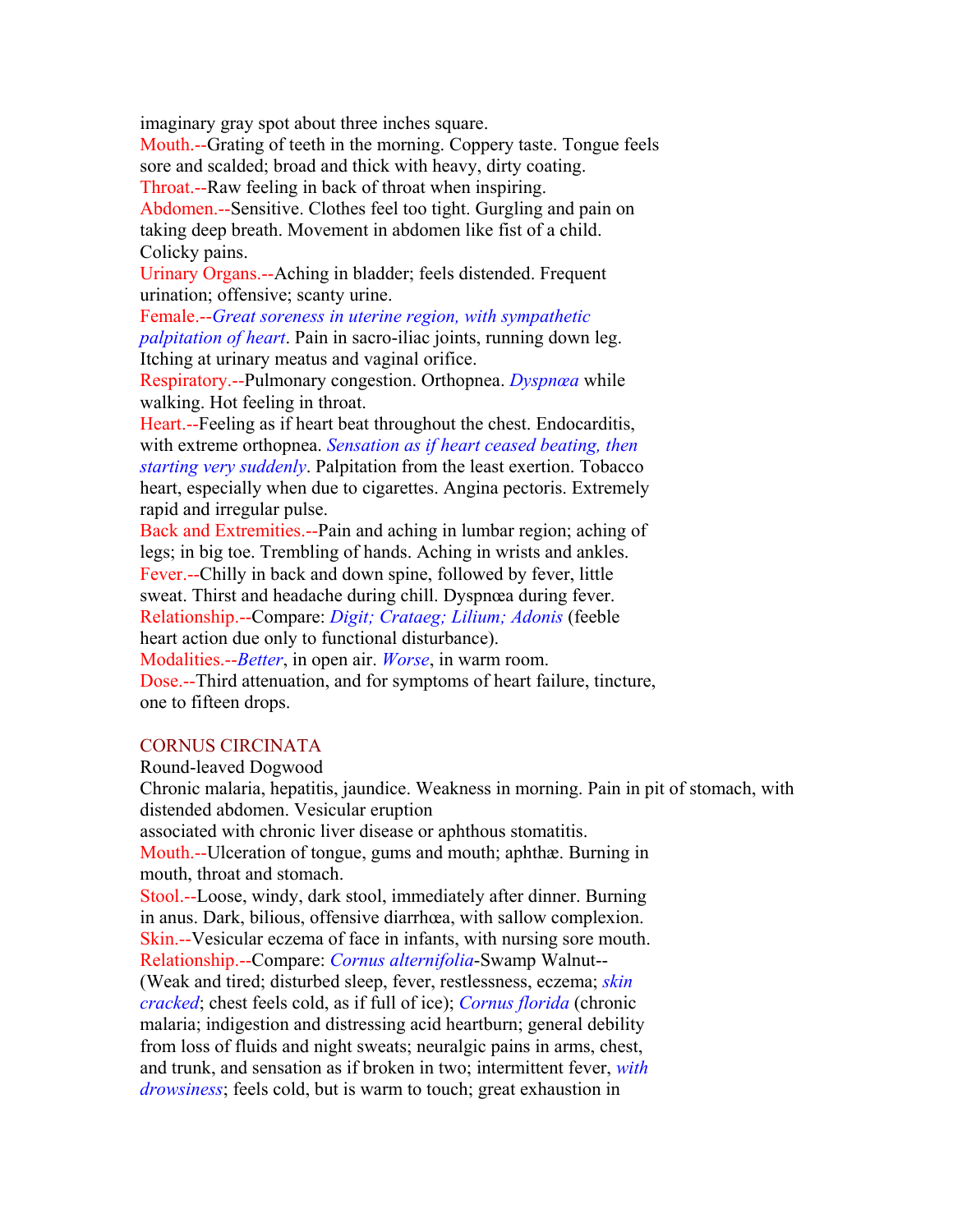imaginary gray spot about three inches square.

Mouth.--Grating of teeth in the morning. Coppery taste. Tongue feels sore and scalded; broad and thick with heavy, dirty coating.

Throat.--Raw feeling in back of throat when inspiring.

Abdomen.--Sensitive. Clothes feel too tight. Gurgling and pain on taking deep breath. Movement in abdomen like fist of a child. Colicky pains.

Urinary Organs.--Aching in bladder; feels distended. Frequent urination; offensive; scanty urine.

Female.--*Great soreness in uterine region, with sympathetic palpitation of heart*. Pain in sacro-iliac joints, running down leg. Itching at urinary meatus and vaginal orifice.

Respiratory.--Pulmonary congestion. Orthopnea. *Dyspnœa* while walking. Hot feeling in throat.

Heart.--Feeling as if heart beat throughout the chest. Endocarditis, with extreme orthopnea. *Sensation as if heart ceased beating, then starting very suddenly*. Palpitation from the least exertion. Tobacco heart, especially when due to cigarettes. Angina pectoris. Extremely rapid and irregular pulse.

Back and Extremities.--Pain and aching in lumbar region; aching of legs; in big toe. Trembling of hands. Aching in wrists and ankles.

Fever.--Chilly in back and down spine, followed by fever, little sweat. Thirst and headache during chill. Dyspnœa during fever.

Relationship.--Compare: *Digit; Crataeg; Lilium; Adonis* (feeble heart action due only to functional disturbance).

Modalities.--*Better*, in open air. *Worse*, in warm room.

Dose.--Third attenuation, and for symptoms of heart failure, tincture, one to fifteen drops.

## CORNUS CIRCINATA

Round-leaved Dogwood

Chronic malaria, hepatitis, jaundice. Weakness in morning. Pain in pit of stomach, with distended abdomen. Vesicular eruption associated with chronic liver disease or aphthous stomatitis.

Mouth.--Ulceration of tongue, gums and mouth; aphthæ. Burning in mouth, throat and stomach.

Stool.--Loose, windy, dark stool, immediately after dinner. Burning in anus. Dark, bilious, offensive diarrhœa, with sallow complexion.

Skin.--Vesicular eczema of face in infants, with nursing sore mouth.

Relationship.--Compare: *Cornus alternifolia*-Swamp Walnut--(Weak and tired; disturbed sleep, fever, restlessness, eczema; *skin cracked*; chest feels cold, as if full of ice); *Cornus florida* (chronic malaria; indigestion and distressing acid heartburn; general debility from loss of fluids and night sweats; neuralgic pains in arms, chest, and trunk, and sensation as if broken in two; intermittent fever, *with drowsiness*; feels cold, but is warm to touch; great exhaustion in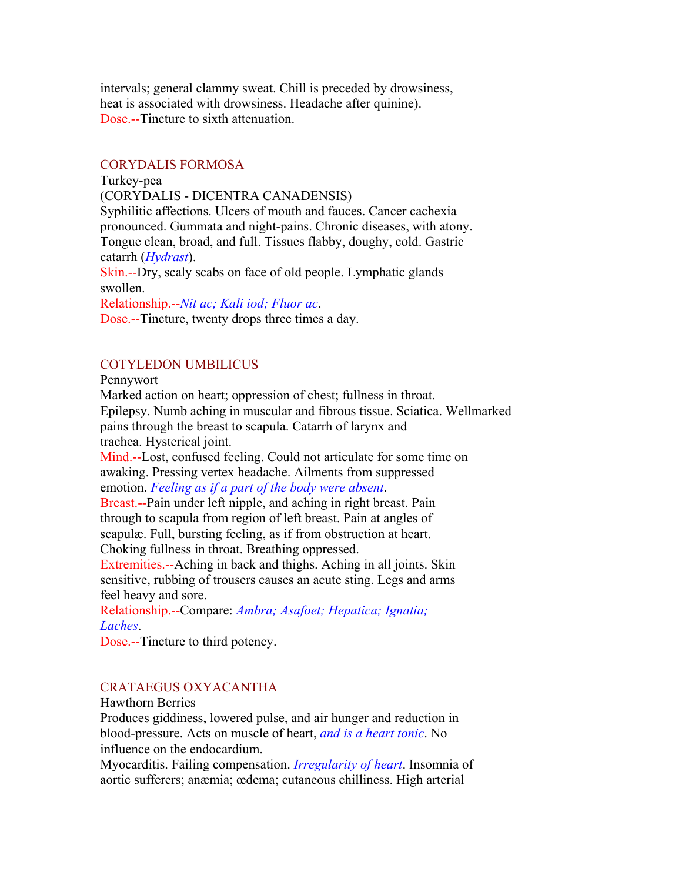intervals; general clammy sweat. Chill is preceded by drowsiness, heat is associated with drowsiness. Headache after quinine).
Dose.--Tincture to sixth attenuation.

## CORYDALIS FORMOSA

Turkey-pea
(CORYDALIS - DICENTRA CANADENSIS)
Syphilitic affections. Ulcers of mouth and fauces. Cancer cachexia pronounced. Gummata and night-pains. Chronic diseases, with atony. Tongue clean, broad, and full. Tissues flabby, doughy, cold. Gastric catarrh (*Hydrast*).
Skin.--Dry, scaly scabs on face of old people. Lymphatic glands swollen.
Relationship.--*Nit ac; Kali iod; Fluor ac*.
Dose.--Tincture, twenty drops three times a day.

## COTYLEDON UMBILICUS

Pennywort
Marked action on heart; oppression of chest; fullness in throat. Epilepsy. Numb aching in muscular and fibrous tissue. Sciatica. Wellmarked pains through the breast to scapula. Catarrh of larynx and trachea. Hysterical joint.
Mind.--Lost, confused feeling. Could not articulate for some time on awaking. Pressing vertex headache. Ailments from suppressed emotion. *Feeling as if a part of the body were absent*.
Breast.--Pain under left nipple, and aching in right breast. Pain through to scapula from region of left breast. Pain at angles of scapulæ. Full, bursting feeling, as if from obstruction at heart. Choking fullness in throat. Breathing oppressed.
Extremities.--Aching in back and thighs. Aching in all joints. Skin sensitive, rubbing of trousers causes an acute sting. Legs and arms feel heavy and sore.
Relationship.--Compare: *Ambra; Asafoet; Hepatica; Ignatia; Laches*.
Dose.--Tincture to third potency.

## CRATAEGUS OXYACANTHA

Hawthorn Berries
Produces giddiness, lowered pulse, and air hunger and reduction in blood-pressure. Acts on muscle of heart, *and is a heart tonic*. No influence on the endocardium.
Myocarditis. Failing compensation. *Irregularity of heart*. Insomnia of aortic sufferers; anæmia; œdema; cutaneous chilliness. High arterial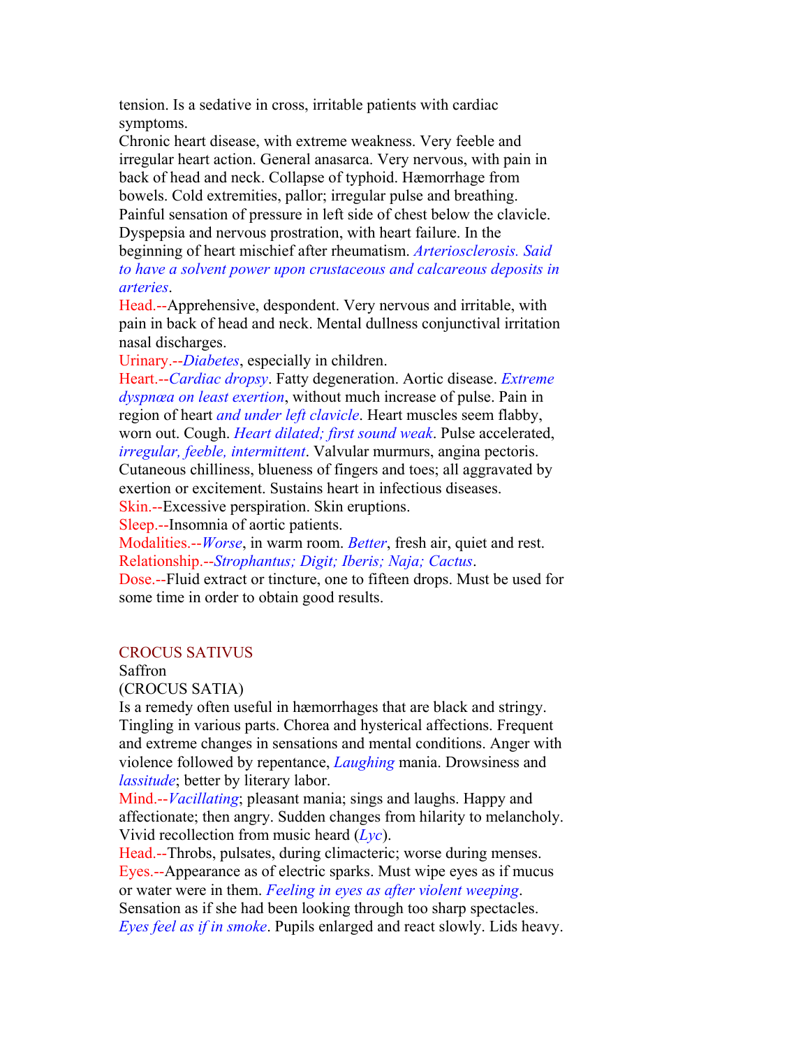tension. Is a sedative in cross, irritable patients with cardiac symptoms.

Chronic heart disease, with extreme weakness. Very feeble and irregular heart action. General anasarca. Very nervous, with pain in back of head and neck. Collapse of typhoid. Hæmorrhage from bowels. Cold extremities, pallor; irregular pulse and breathing. Painful sensation of pressure in left side of chest below the clavicle. Dyspepsia and nervous prostration, with heart failure. In the beginning of heart mischief after rheumatism. *Arteriosclerosis. Said to have a solvent power upon crustaceous and calcareous deposits in arteries*.

Head.--Apprehensive, despondent. Very nervous and irritable, with pain in back of head and neck. Mental dullness conjunctival irritation nasal discharges.

Urinary.--*Diabetes*, especially in children.

Heart.--*Cardiac dropsy*. Fatty degeneration. Aortic disease. *Extreme dyspnœa on least exertion*, without much increase of pulse. Pain in region of heart *and under left clavicle*. Heart muscles seem flabby, worn out. Cough. *Heart dilated; first sound weak*. Pulse accelerated, *irregular, feeble, intermittent*. Valvular murmurs, angina pectoris. Cutaneous chilliness, blueness of fingers and toes; all aggravated by exertion or excitement. Sustains heart in infectious diseases.

Skin.--Excessive perspiration. Skin eruptions.

Sleep.--Insomnia of aortic patients.

Modalities.--*Worse*, in warm room. *Better*, fresh air, quiet and rest.

Relationship.--*Strophantus; Digit; Iberis; Naja; Cactus*.

Dose.--Fluid extract or tincture, one to fifteen drops. Must be used for some time in order to obtain good results.

## CROCUS SATIVUS

Saffron

(CROCUS SATIA)

Is a remedy often useful in hæmorrhages that are black and stringy. Tingling in various parts. Chorea and hysterical affections. Frequent and extreme changes in sensations and mental conditions. Anger with violence followed by repentance, *Laughing* mania. Drowsiness and *lassitude*; better by literary labor.

Mind.--*Vacillating*; pleasant mania; sings and laughs. Happy and affectionate; then angry. Sudden changes from hilarity to melancholy. Vivid recollection from music heard (*Lyc*).

Head.--Throbs, pulsates, during climacteric; worse during menses.

Eyes.--Appearance as of electric sparks. Must wipe eyes as if mucus or water were in them. *Feeling in eyes as after violent weeping*. Sensation as if she had been looking through too sharp spectacles. *Eyes feel as if in smoke*. Pupils enlarged and react slowly. Lids heavy.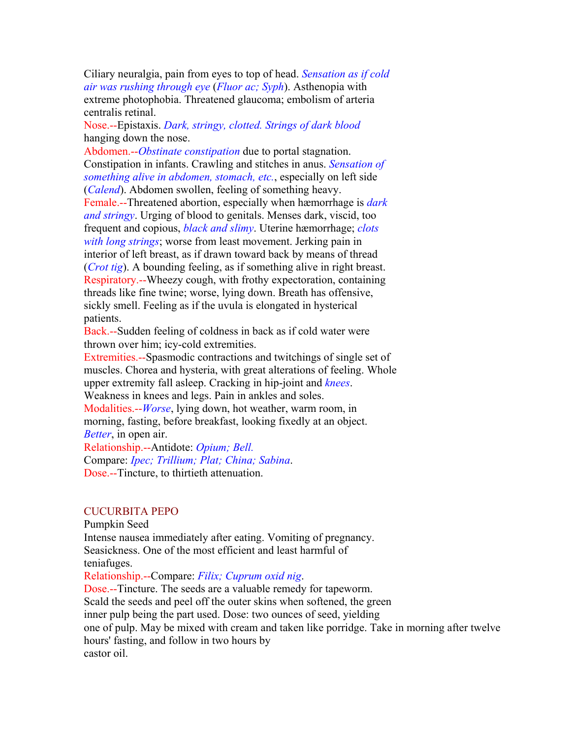Ciliary neuralgia, pain from eyes to top of head. *Sensation as if cold air was rushing through eye* (*Fluor ac; Syph*). Asthenopia with extreme photophobia. Threatened glaucoma; embolism of arteria centralis retinal.

Nose.--Epistaxis. *Dark, stringy, clotted. Strings of dark blood* hanging down the nose.

Abdomen.--*Obstinate constipation* due to portal stagnation. Constipation in infants. Crawling and stitches in anus. *Sensation of something alive in abdomen, stomach, etc.*, especially on left side (*Calend*). Abdomen swollen, feeling of something heavy.

Female.--Threatened abortion, especially when hæmorrhage is *dark and stringy*. Urging of blood to genitals. Menses dark, viscid, too frequent and copious, *black and slimy*. Uterine hæmorrhage; *clots with long strings*; worse from least movement. Jerking pain in interior of left breast, as if drawn toward back by means of thread (*Crot tig*). A bounding feeling, as if something alive in right breast.

Respiratory.--Wheezy cough, with frothy expectoration, containing threads like fine twine; worse, lying down. Breath has offensive, sickly smell. Feeling as if the uvula is elongated in hysterical patients.

Back.--Sudden feeling of coldness in back as if cold water were thrown over him; icy-cold extremities.

Extremities.--Spasmodic contractions and twitchings of single set of muscles. Chorea and hysteria, with great alterations of feeling. Whole upper extremity fall asleep. Cracking in hip-joint and *knees*. Weakness in knees and legs. Pain in ankles and soles.

Modalities.--*Worse*, lying down, hot weather, warm room, in morning, fasting, before breakfast, looking fixedly at an object. *Better*, in open air.

Relationship.--Antidote: *Opium; Bell.*

Compare: *Ipec; Trillium; Plat; China; Sabina*.

Dose.--Tincture, to thirtieth attenuation.

## CUCURBITA PEPO

Pumpkin Seed

Intense nausea immediately after eating. Vomiting of pregnancy. Seasickness. One of the most efficient and least harmful of teniafuges.

Relationship.--Compare: *Filix; Cuprum oxid nig.*

Dose.--Tincture. The seeds are a valuable remedy for tapeworm. Scald the seeds and peel off the outer skins when softened, the green inner pulp being the part used. Dose: two ounces of seed, yielding one of pulp. May be mixed with cream and taken like porridge. Take in morning after twelve hours' fasting, and follow in two hours by castor oil.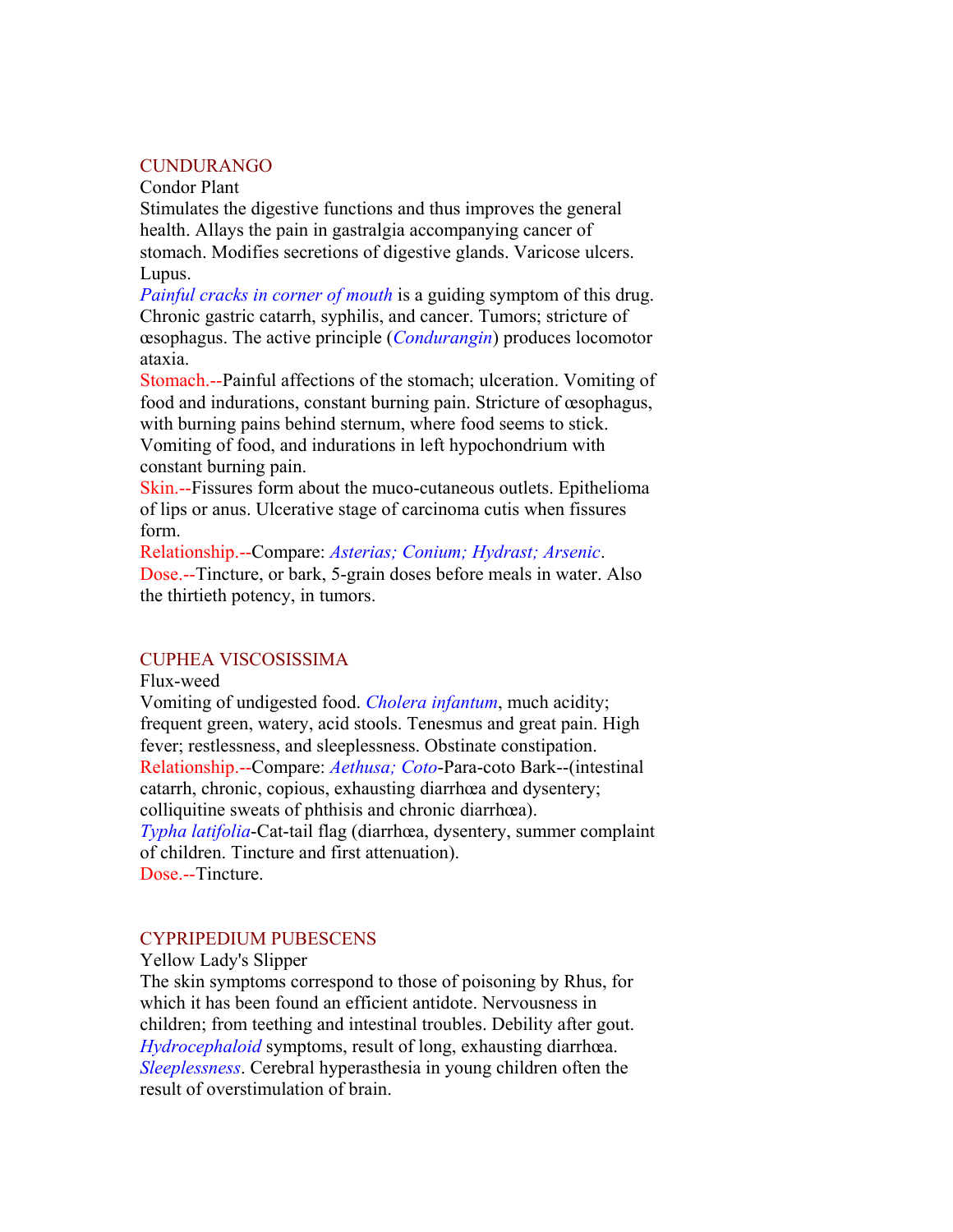## CUNDURANGO

Condor Plant

Stimulates the digestive functions and thus improves the general health. Allays the pain in gastralgia accompanying cancer of stomach. Modifies secretions of digestive glands. Varicose ulcers. Lupus.

*Painful cracks in corner of mouth* is a guiding symptom of this drug. Chronic gastric catarrh, syphilis, and cancer. Tumors; stricture of œsophagus. The active principle (*Condurangin*) produces locomotor ataxia.

**Stomach.**--Painful affections of the stomach; ulceration. Vomiting of food and indurations, constant burning pain. Stricture of œsophagus, with burning pains behind sternum, where food seems to stick. Vomiting of food, and indurations in left hypochondrium with constant burning pain.

**Skin.**--Fissures form about the muco-cutaneous outlets. Epithelioma of lips or anus. Ulcerative stage of carcinoma cutis when fissures form.

**Relationship.**--Compare: *Asterias; Conium; Hydrast; Arsenic*.

**Dose.**--Tincture, or bark, 5-grain doses before meals in water. Also the thirtieth potency, in tumors.

## CUPHEA VISCOSISSIMA

Flux-weed

Vomiting of undigested food. *Cholera infantum*, much acidity; frequent green, watery, acid stools. Tenesmus and great pain. High fever; restlessness, and sleeplessness. Obstinate constipation.

**Relationship.**--Compare: *Aethusa; Coto*-Para-coto Bark--(intestinal catarrh, chronic, copious, exhausting diarrhœa and dysentery; colliquitine sweats of phthisis and chronic diarrhœa).

*Typha latifolia*-Cat-tail flag (diarrhœa, dysentery, summer complaint of children. Tincture and first attenuation).

**Dose.**--Tincture.

## CYPRIPEDIUM PUBESCENS

Yellow Lady's Slipper

The skin symptoms correspond to those of poisoning by Rhus, for which it has been found an efficient antidote. Nervousness in children; from teething and intestinal troubles. Debility after gout. *Hydrocephaloid* symptoms, result of long, exhausting diarrhœa. *Sleeplessness*. Cerebral hyperasthesia in young children often the result of overstimulation of brain.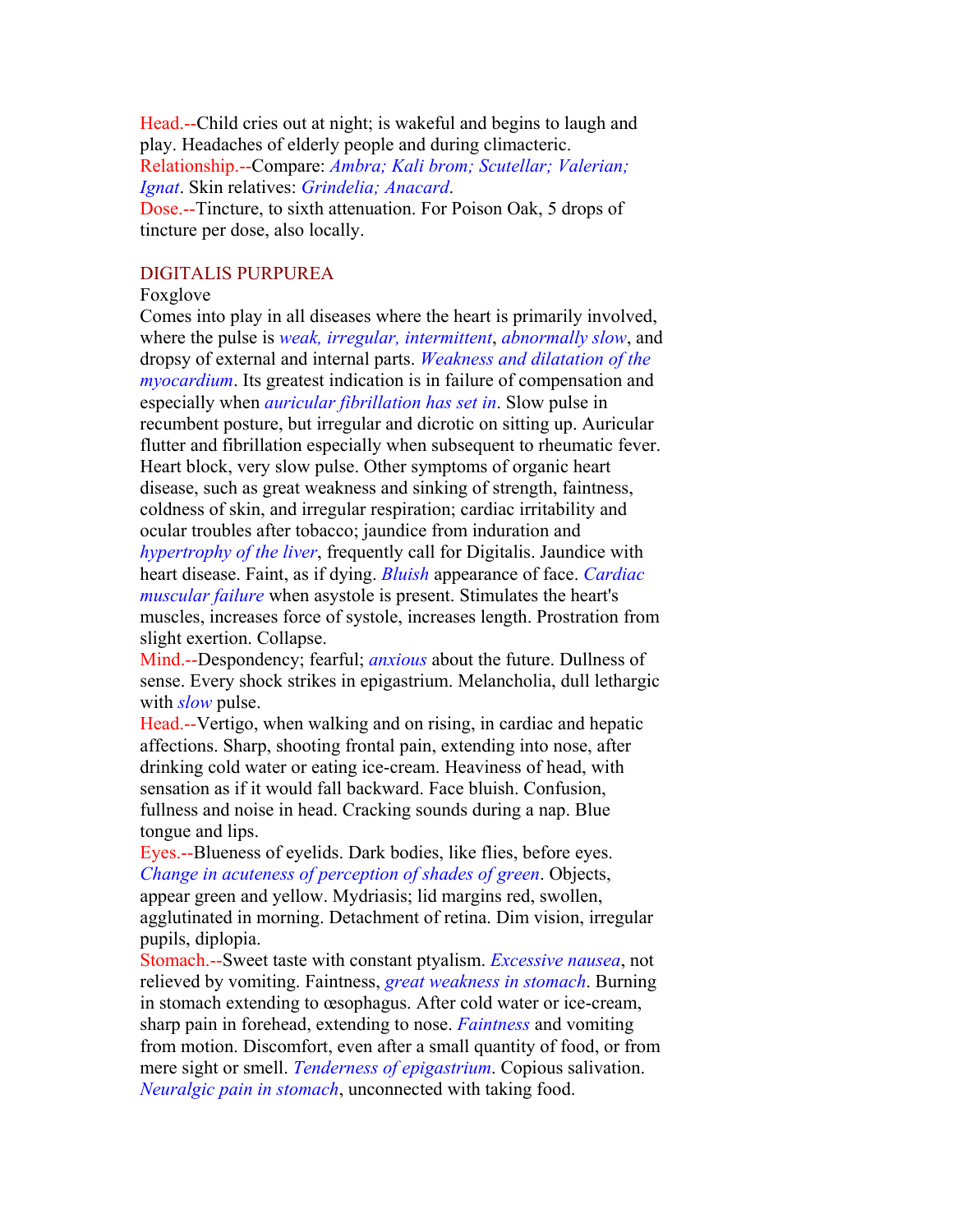**Head.**--Child cries out at night; is wakeful and begins to laugh and play. Headaches of elderly people and during climacteric.
**Relationship.**--Compare: *Ambra; Kali brom; Scutellar; Valerian; Ignat*. Skin relatives: *Grindelia; Anacard*.
**Dose.**--Tincture, to sixth attenuation. For Poison Oak, 5 drops of tincture per dose, also locally.

## DIGITALIS PURPUREA

Foxglove

Comes into play in all diseases where the heart is primarily involved, where the pulse is *weak, irregular, intermittent*, *abnormally slow*, and dropsy of external and internal parts. *Weakness and dilatation of the myocardium*. Its greatest indication is in failure of compensation and especially when *auricular fibrillation has set in*. Slow pulse in recumbent posture, but irregular and dicrotic on sitting up. Auricular flutter and fibrillation especially when subsequent to rheumatic fever. Heart block, very slow pulse. Other symptoms of organic heart disease, such as great weakness and sinking of strength, faintness, coldness of skin, and irregular respiration; cardiac irritability and ocular troubles after tobacco; jaundice from induration and *hypertrophy of the liver*, frequently call for Digitalis. Jaundice with heart disease. Faint, as if dying. *Bluish* appearance of face. *Cardiac muscular failure* when asystole is present. Stimulates the heart's muscles, increases force of systole, increases length. Prostration from slight exertion. Collapse.
**Mind.**--Despondency; fearful; *anxious* about the future. Dullness of sense. Every shock strikes in epigastrium. Melancholia, dull lethargic with *slow* pulse.
**Head.**--Vertigo, when walking and on rising, in cardiac and hepatic affections. Sharp, shooting frontal pain, extending into nose, after drinking cold water or eating ice-cream. Heaviness of head, with sensation as if it would fall backward. Face bluish. Confusion, fullness and noise in head. Cracking sounds during a nap. Blue tongue and lips.
**Eyes.**--Blueness of eyelids. Dark bodies, like flies, before eyes. *Change in acuteness of perception of shades of green*. Objects, appear green and yellow. Mydriasis; lid margins red, swollen, agglutinated in morning. Detachment of retina. Dim vision, irregular pupils, diplopia.
**Stomach.**--Sweet taste with constant ptyalism. *Excessive nausea*, not relieved by vomiting. Faintness, *great weakness in stomach*. Burning in stomach extending to œsophagus. After cold water or ice-cream, sharp pain in forehead, extending to nose. *Faintness* and vomiting from motion. Discomfort, even after a small quantity of food, or from mere sight or smell. *Tenderness of epigastrium*. Copious salivation. *Neuralgic pain in stomach*, unconnected with taking food.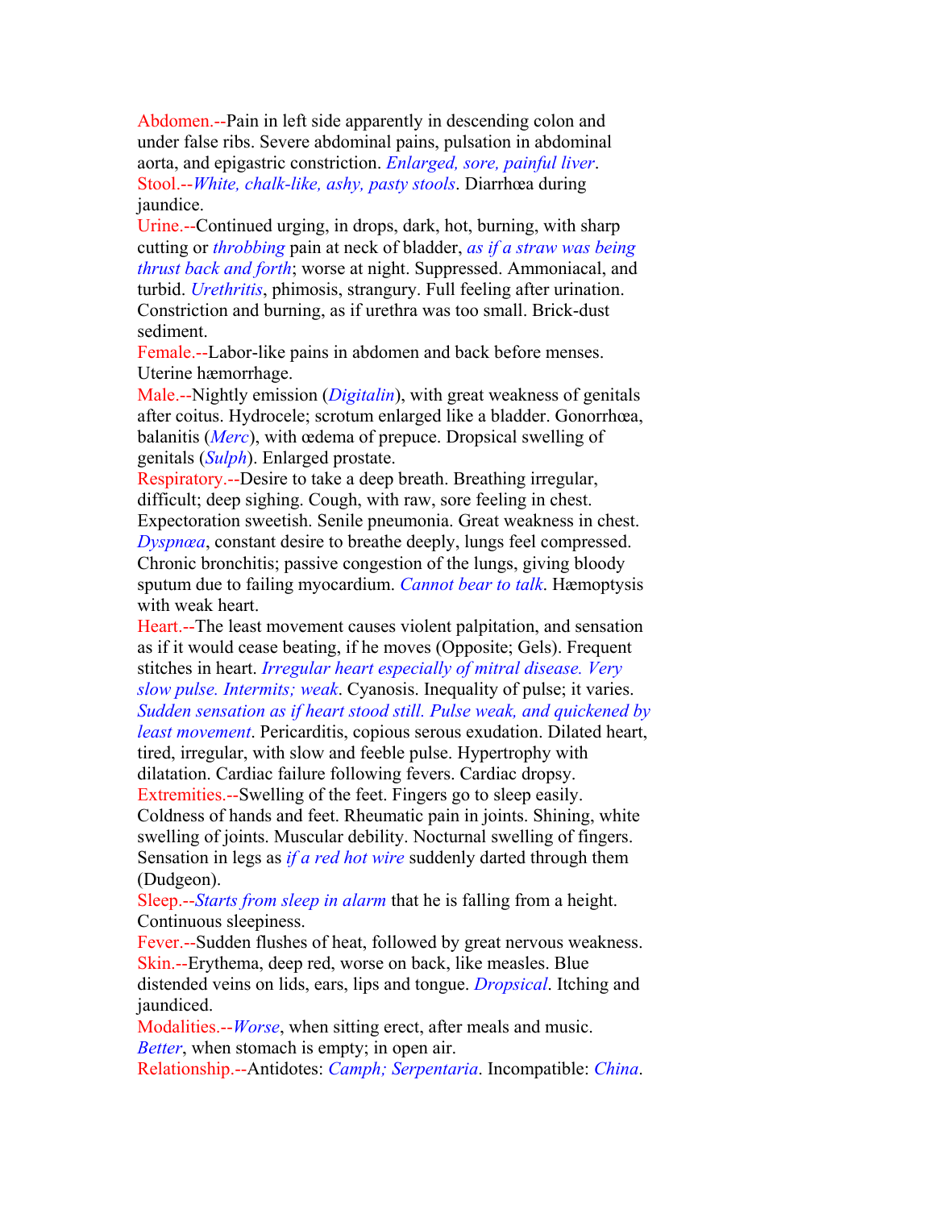Abdomen.--Pain in left side apparently in descending colon and under false ribs. Severe abdominal pains, pulsation in abdominal aorta, and epigastric constriction. *Enlarged, sore, painful liver*.

Stool.--*White, chalk-like, ashy, pasty stools*. Diarrhœa during jaundice.

Urine.--Continued urging, in drops, dark, hot, burning, with sharp cutting or *throbbing* pain at neck of bladder, *as if a straw was being thrust back and forth*; worse at night. Suppressed. Ammoniacal, and turbid. *Urethritis*, phimosis, strangury. Full feeling after urination. Constriction and burning, as if urethra was too small. Brick-dust sediment.

Female.--Labor-like pains in abdomen and back before menses. Uterine hæmorrhage.

Male.--Nightly emission (*Digitalin*), with great weakness of genitals after coitus. Hydrocele; scrotum enlarged like a bladder. Gonorrhœa, balanitis (*Merc*), with œdema of prepuce. Dropsical swelling of genitals (*Sulph*). Enlarged prostate.

Respiratory.--Desire to take a deep breath. Breathing irregular, difficult; deep sighing. Cough, with raw, sore feeling in chest. Expectoration sweetish. Senile pneumonia. Great weakness in chest. *Dyspnœa*, constant desire to breathe deeply, lungs feel compressed. Chronic bronchitis; passive congestion of the lungs, giving bloody sputum due to failing myocardium. *Cannot bear to talk*. Hæmoptysis with weak heart.

Heart.--The least movement causes violent palpitation, and sensation as if it would cease beating, if he moves (Opposite; Gels). Frequent stitches in heart. *Irregular heart especially of mitral disease. Very slow pulse. Intermits; weak*. Cyanosis. Inequality of pulse; it varies. *Sudden sensation as if heart stood still. Pulse weak, and quickened by least movement*. Pericarditis, copious serous exudation. Dilated heart, tired, irregular, with slow and feeble pulse. Hypertrophy with dilatation. Cardiac failure following fevers. Cardiac dropsy.

Extremities.--Swelling of the feet. Fingers go to sleep easily. Coldness of hands and feet. Rheumatic pain in joints. Shining, white swelling of joints. Muscular debility. Nocturnal swelling of fingers. Sensation in legs as *if a red hot wire* suddenly darted through them (Dudgeon).

Sleep.--*Starts from sleep in alarm* that he is falling from a height. Continuous sleepiness.

Fever.--Sudden flushes of heat, followed by great nervous weakness.

Skin.--Erythema, deep red, worse on back, like measles. Blue distended veins on lids, ears, lips and tongue. *Dropsical*. Itching and jaundiced.

Modalities.--*Worse*, when sitting erect, after meals and music. *Better*, when stomach is empty; in open air.

Relationship.--Antidotes: *Camph; Serpentaria*. Incompatible: *China*.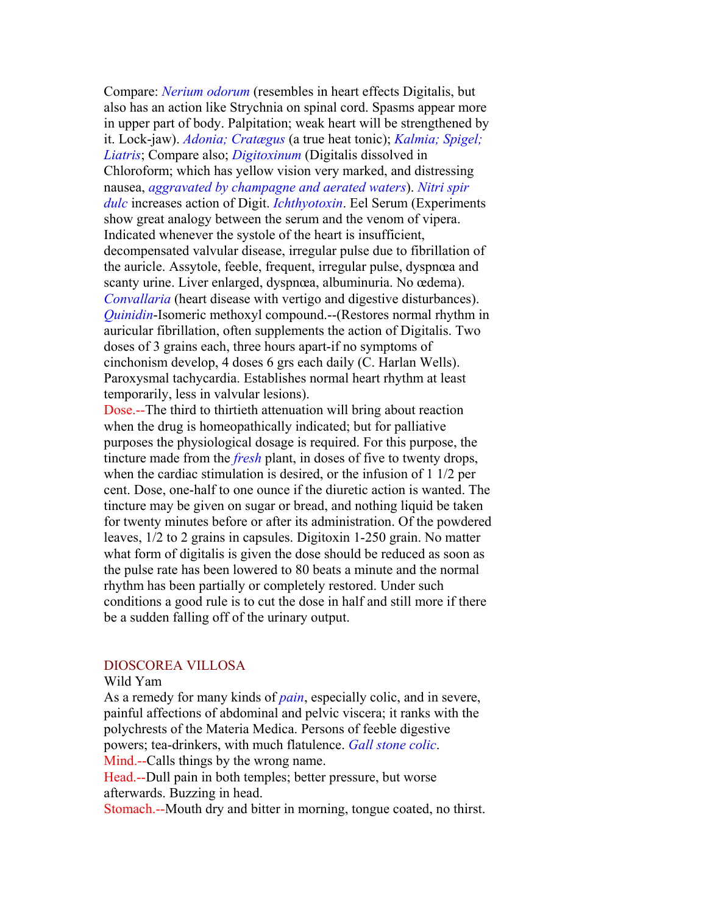Compare: *Nerium odorum* (resembles in heart effects Digitalis, but also has an action like Strychnia on spinal cord. Spasms appear more in upper part of body. Palpitation; weak heart will be strengthened by it. Lock-jaw). *Adonia; Cratægus* (a true heat tonic); *Kalmia; Spigel; Liatris*; Compare also; *Digitoxinum* (Digitalis dissolved in Chloroform; which has yellow vision very marked, and distressing nausea, *aggravated by champagne and aerated waters*). *Nitri spir dulc* increases action of Digit. *Ichthyotoxin*. Eel Serum (Experiments show great analogy between the serum and the venom of vipera. Indicated whenever the systole of the heart is insufficient, decompensated valvular disease, irregular pulse due to fibrillation of the auricle. Assytole, feeble, frequent, irregular pulse, dyspnœa and scanty urine. Liver enlarged, dyspnœa, albuminuria. No œdema). *Convallaria* (heart disease with vertigo and digestive disturbances). *Quinidin*-Isomeric methoxyl compound.--(Restores normal rhythm in auricular fibrillation, often supplements the action of Digitalis. Two doses of 3 grains each, three hours apart-if no symptoms of cinchonism develop, 4 doses 6 grs each daily (C. Harlan Wells). Paroxysmal tachycardia. Establishes normal heart rhythm at least temporarily, less in valvular lesions).

Dose.--The third to thirtieth attenuation will bring about reaction when the drug is homeopathically indicated; but for palliative purposes the physiological dosage is required. For this purpose, the tincture made from the *fresh* plant, in doses of five to twenty drops, when the cardiac stimulation is desired, or the infusion of 1 1/2 per cent. Dose, one-half to one ounce if the diuretic action is wanted. The tincture may be given on sugar or bread, and nothing liquid be taken for twenty minutes before or after its administration. Of the powdered leaves, 1/2 to 2 grains in capsules. Digitoxin 1-250 grain. No matter what form of digitalis is given the dose should be reduced as soon as the pulse rate has been lowered to 80 beats a minute and the normal rhythm has been partially or completely restored. Under such conditions a good rule is to cut the dose in half and still more if there be a sudden falling off of the urinary output.

## DIOSCOREA VILLOSA

Wild Yam

As a remedy for many kinds of *pain*, especially colic, and in severe, painful affections of abdominal and pelvic viscera; it ranks with the polychrests of the Materia Medica. Persons of feeble digestive powers; tea-drinkers, with much flatulence. *Gall stone colic*.

Mind.--Calls things by the wrong name.

Head.--Dull pain in both temples; better pressure, but worse afterwards. Buzzing in head.

Stomach.--Mouth dry and bitter in morning, tongue coated, no thirst.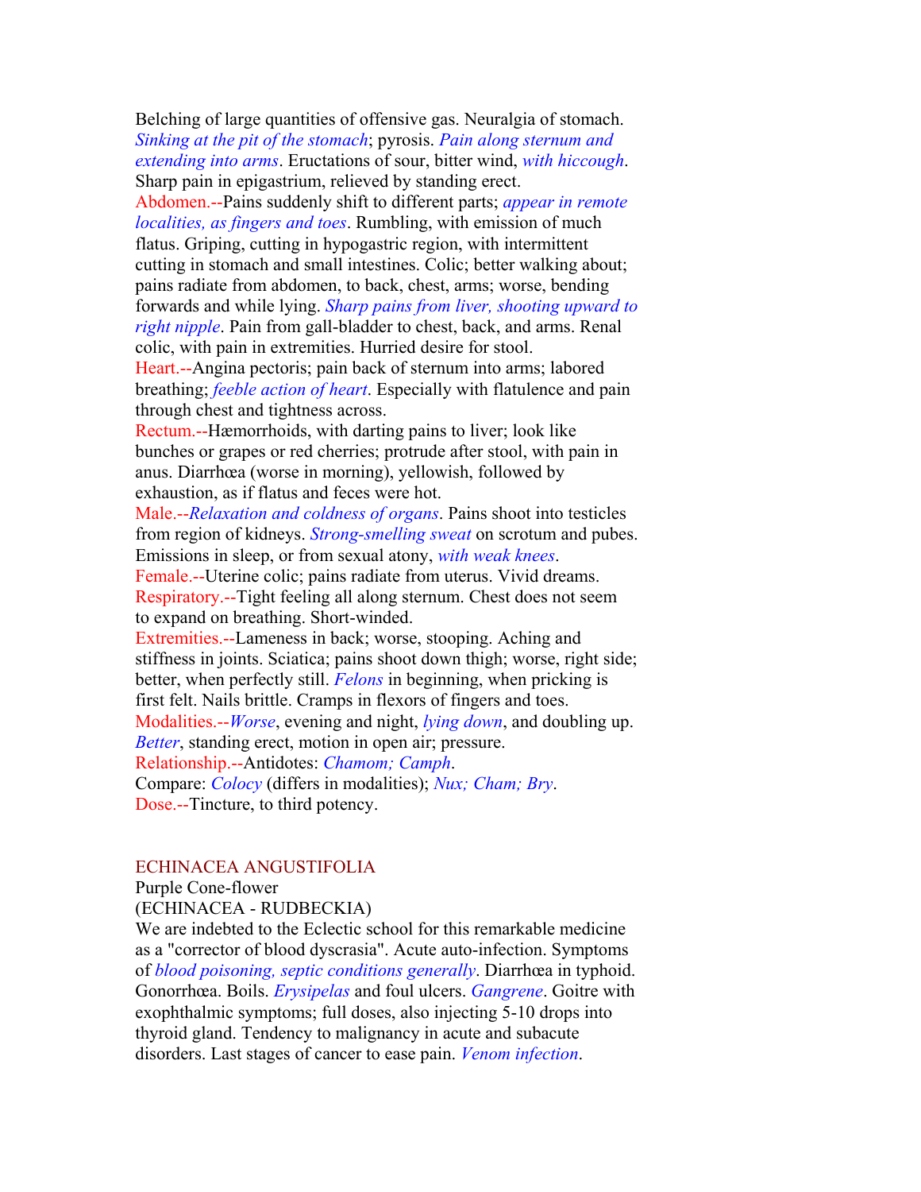Belching of large quantities of offensive gas. Neuralgia of stomach. *Sinking at the pit of the stomach*; pyrosis. *Pain along sternum and extending into arms*. Eructations of sour, bitter wind, *with hiccough*. Sharp pain in epigastrium, relieved by standing erect.

Abdomen.--Pains suddenly shift to different parts; *appear in remote localities, as fingers and toes*. Rumbling, with emission of much flatus. Griping, cutting in hypogastric region, with intermittent cutting in stomach and small intestines. Colic; better walking about; pains radiate from abdomen, to back, chest, arms; worse, bending forwards and while lying. *Sharp pains from liver, shooting upward to right nipple*. Pain from gall-bladder to chest, back, and arms. Renal colic, with pain in extremities. Hurried desire for stool.

Heart.--Angina pectoris; pain back of sternum into arms; labored breathing; *feeble action of heart*. Especially with flatulence and pain through chest and tightness across.

Rectum.--Hæmorrhoids, with darting pains to liver; look like bunches or grapes or red cherries; protrude after stool, with pain in anus. Diarrhœa (worse in morning), yellowish, followed by exhaustion, as if flatus and feces were hot.

Male.--*Relaxation and coldness of organs*. Pains shoot into testicles from region of kidneys. *Strong-smelling sweat* on scrotum and pubes. Emissions in sleep, or from sexual atony, *with weak knees*.

Female.--Uterine colic; pains radiate from uterus. Vivid dreams.

Respiratory.--Tight feeling all along sternum. Chest does not seem to expand on breathing. Short-winded.

Extremities.--Lameness in back; worse, stooping. Aching and stiffness in joints. Sciatica; pains shoot down thigh; worse, right side; better, when perfectly still. *Felons* in beginning, when pricking is first felt. Nails brittle. Cramps in flexors of fingers and toes.

Modalities.--*Worse*, evening and night, *lying down*, and doubling up. *Better*, standing erect, motion in open air; pressure.

Relationship.--Antidotes: *Chamom; Camph*.

Compare: *Colocy* (differs in modalities); *Nux; Cham; Bry*.

Dose.--Tincture, to third potency.

## ECHINACEA ANGUSTIFOLIA

Purple Cone-flower

(ECHINACEA - RUDBECKIA)

We are indebted to the Eclectic school for this remarkable medicine as a "corrector of blood dyscrasia". Acute auto-infection. Symptoms of *blood poisoning, septic conditions generally*. Diarrhœa in typhoid. Gonorrhœa. Boils. *Erysipelas* and foul ulcers. *Gangrene*. Goitre with exophthalmic symptoms; full doses, also injecting 5-10 drops into thyroid gland. Tendency to malignancy in acute and subacute disorders. Last stages of cancer to ease pain. *Venom infection*.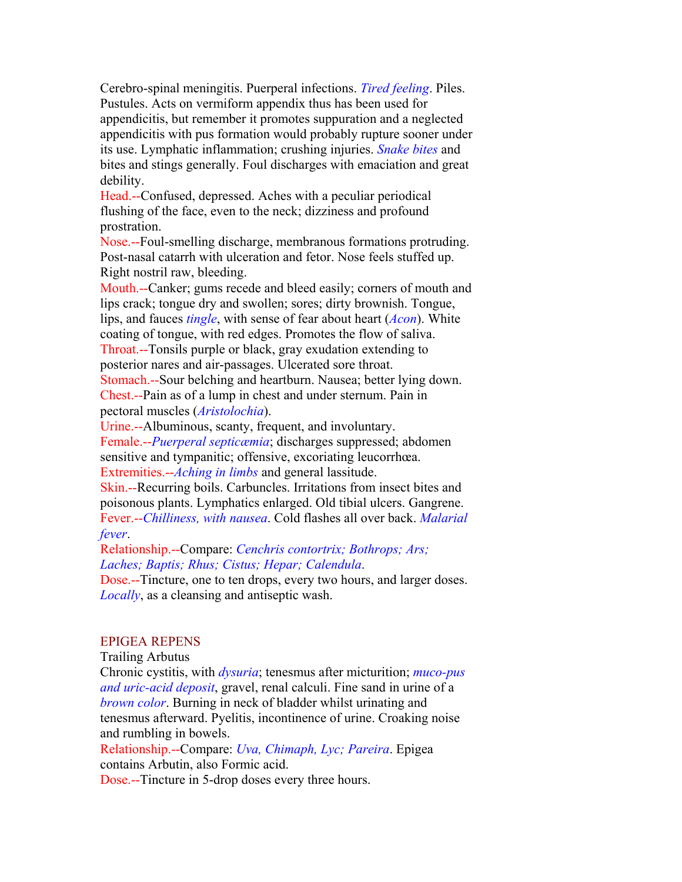Cerebro-spinal meningitis. Puerperal infections. *Tired feeling*. Piles. Pustules. Acts on vermiform appendix thus has been used for appendicitis, but remember it promotes suppuration and a neglected appendicitis with pus formation would probably rupture sooner under its use. Lymphatic inflammation; crushing injuries. *Snake bites* and bites and stings generally. Foul discharges with emaciation and great debility.

Head.--Confused, depressed. Aches with a peculiar periodical flushing of the face, even to the neck; dizziness and profound prostration.

Nose.--Foul-smelling discharge, membranous formations protruding. Post-nasal catarrh with ulceration and fetor. Nose feels stuffed up. Right nostril raw, bleeding.

Mouth.--Canker; gums recede and bleed easily; corners of mouth and lips crack; tongue dry and swollen; sores; dirty brownish. Tongue, lips, and fauces *tingle*, with sense of fear about heart (*Acon*). White coating of tongue, with red edges. Promotes the flow of saliva.

Throat.--Tonsils purple or black, gray exudation extending to posterior nares and air-passages. Ulcerated sore throat.

Stomach.--Sour belching and heartburn. Nausea; better lying down.

Chest.--Pain as of a lump in chest and under sternum. Pain in pectoral muscles (*Aristolochia*).

Urine.--Albuminous, scanty, frequent, and involuntary.

Female.--*Puerperal septicæmia*; discharges suppressed; abdomen sensitive and tympanitic; offensive, excoriating leucorrhœa.

Extremities.--*Aching in limbs* and general lassitude.

Skin.--Recurring boils. Carbuncles. Irritations from insect bites and poisonous plants. Lymphatics enlarged. Old tibial ulcers. Gangrene.

Fever.--*Chilliness, with nausea*. Cold flashes all over back. *Malarial fever*.

Relationship.--Compare: *Cenchris contortrix; Bothrops; Ars; Laches; Baptis; Rhus; Cistus; Hepar; Calendula*.

Dose.--Tincture, one to ten drops, every two hours, and larger doses. *Locally*, as a cleansing and antiseptic wash.

## EPIGEA REPENS

Trailing Arbutus

Chronic cystitis, with *dysuria*; tenesmus after micturition; *muco-pus and uric-acid deposit*, gravel, renal calculi. Fine sand in urine of a *brown color*. Burning in neck of bladder whilst urinating and tenesmus afterward. Pyelitis, incontinence of urine. Croaking noise and rumbling in bowels.

Relationship.--Compare: *Uva, Chimaph, Lyc; Pareira*. Epigea contains Arbutin, also Formic acid.

Dose.--Tincture in 5-drop doses every three hours.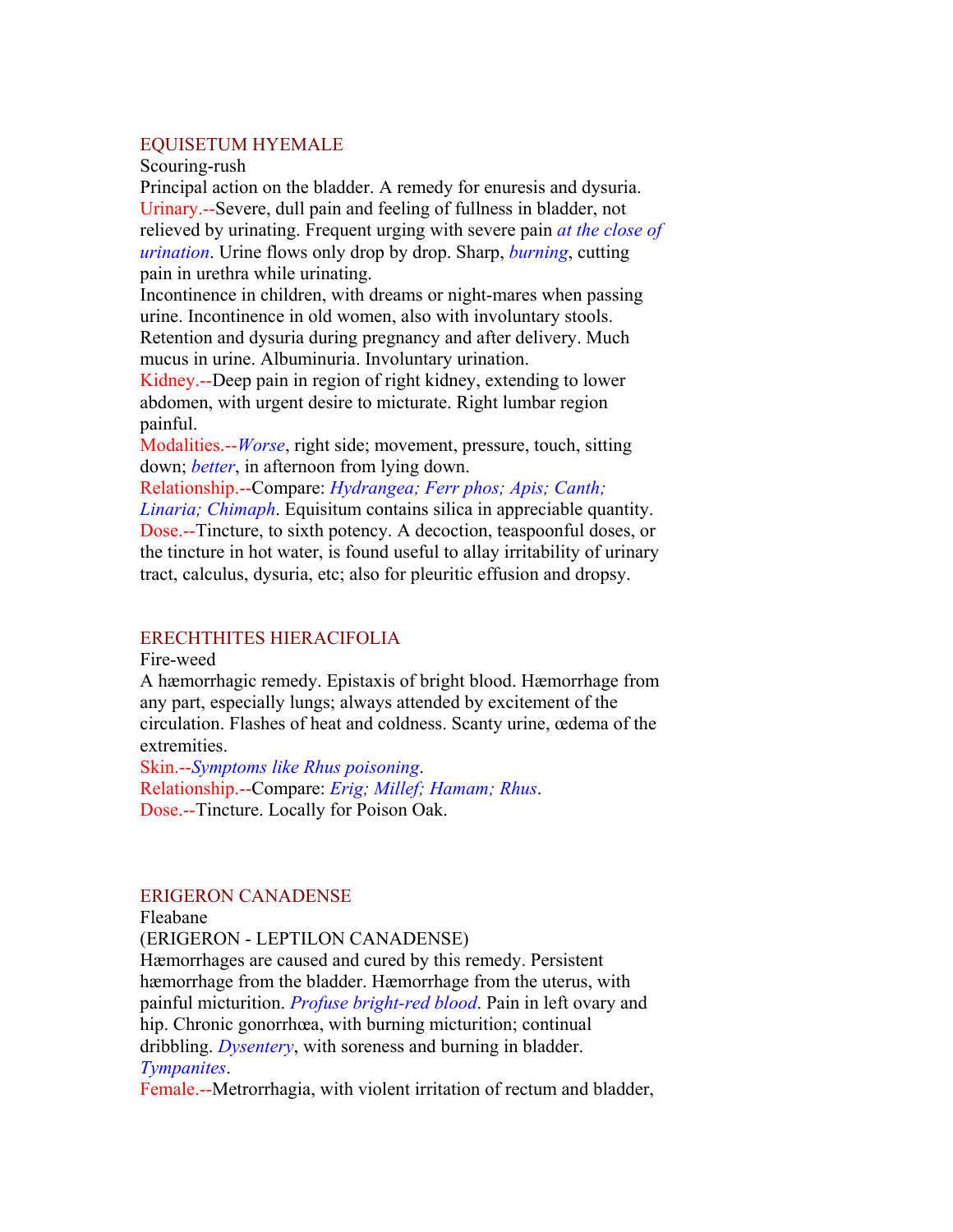## EQUISETUM HYEMALE

Scouring-rush

Principal action on the bladder. A remedy for enuresis and dysuria.

Urinary.--Severe, dull pain and feeling of fullness in bladder, not relieved by urinating. Frequent urging with severe pain *at the close of urination*. Urine flows only drop by drop. Sharp, *burning*, cutting pain in urethra while urinating.

Incontinence in children, with dreams or night-mares when passing urine. Incontinence in old women, also with involuntary stools. Retention and dysuria during pregnancy and after delivery. Much mucus in urine. Albuminuria. Involuntary urination.

Kidney.--Deep pain in region of right kidney, extending to lower abdomen, with urgent desire to micturate. Right lumbar region painful.

Modalities.--*Worse*, right side; movement, pressure, touch, sitting down; *better*, in afternoon from lying down.

Relationship.--Compare: *Hydrangea; Ferr phos; Apis; Canth; Linaria; Chimaph*. Equisitum contains silica in appreciable quantity.

Dose.--Tincture, to sixth potency. A decoction, teaspoonful doses, or the tincture in hot water, is found useful to allay irritability of urinary tract, calculus, dysuria, etc; also for pleuritic effusion and dropsy.

## ERECHTHITES HIERACIFOLIA

Fire-weed

A hæmorrhagic remedy. Epistaxis of bright blood. Hæmorrhage from any part, especially lungs; always attended by excitement of the circulation. Flashes of heat and coldness. Scanty urine, œdema of the extremities.

Skin.--*Symptoms like Rhus poisoning*.

Relationship.--Compare: *Erig; Millef; Hamam; Rhus*.

Dose.--Tincture. Locally for Poison Oak.

## ERIGERON CANADENSE

Fleabane

(ERIGERON - LEPTILON CANADENSE)

Hæmorrhages are caused and cured by this remedy. Persistent hæmorrhage from the bladder. Hæmorrhage from the uterus, with painful micturition. *Profuse bright-red blood*. Pain in left ovary and hip. Chronic gonorrhœa, with burning micturition; continual dribbling. *Dysentery*, with soreness and burning in bladder. *Tympanites*.

Female.--Metrorrhagia, with violent irritation of rectum and bladder,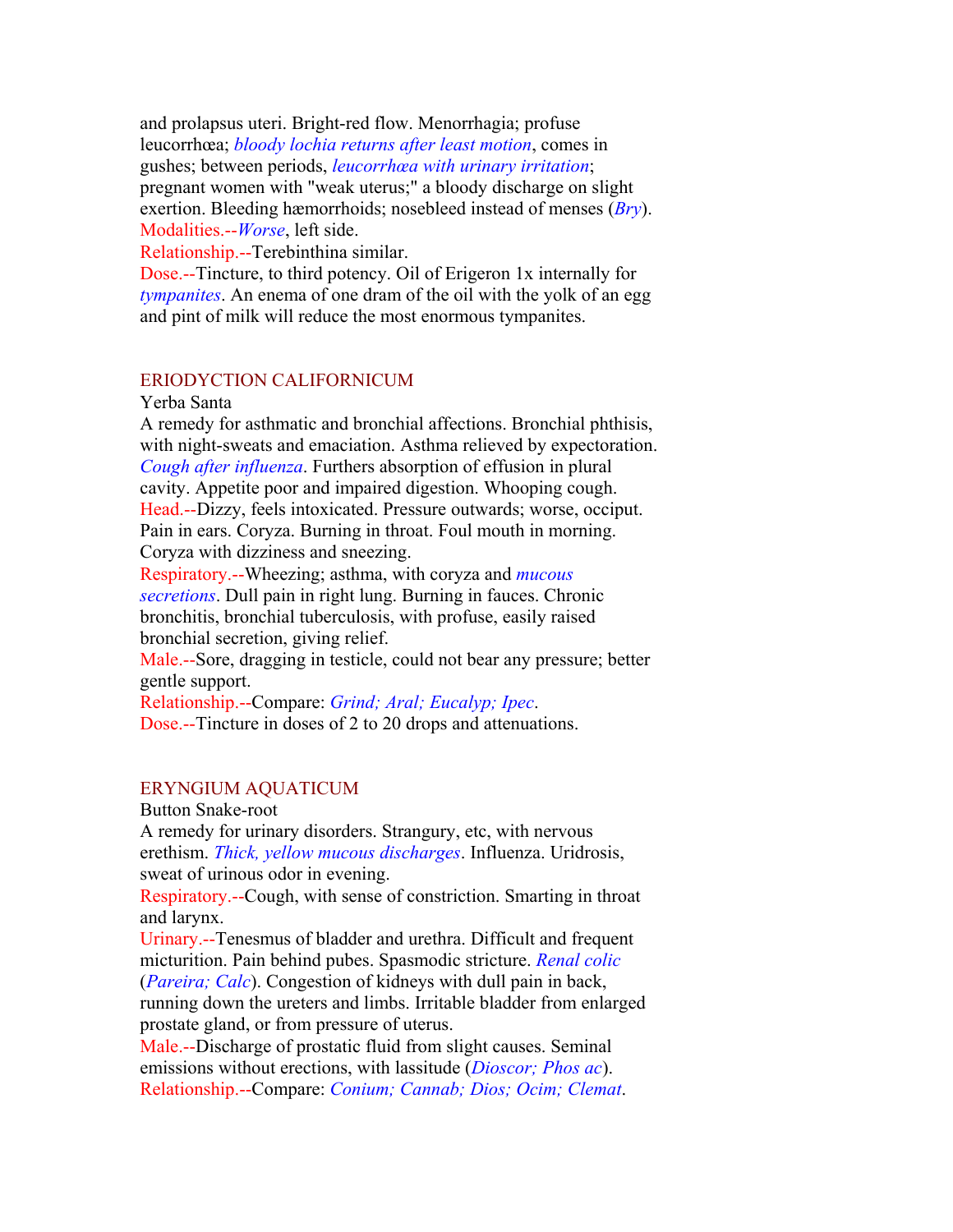and prolapsus uteri. Bright-red flow. Menorrhagia; profuse leucorrhœa; *bloody lochia returns after least motion*, comes in gushes; between periods, *leucorrhœa with urinary irritation*; pregnant women with "weak uterus;" a bloody discharge on slight exertion. Bleeding hæmorrhoids; nosebleed instead of menses (*Bry*).

Modalities.--*Worse*, left side.

Relationship.--Terebinthina similar.

Dose.--Tincture, to third potency. Oil of Erigeron 1x internally for *tympanites*. An enema of one dram of the oil with the yolk of an egg and pint of milk will reduce the most enormous tympanites.

## ERIODYCTION CALIFORNICUM

Yerba Santa

A remedy for asthmatic and bronchial affections. Bronchial phthisis, with night-sweats and emaciation. Asthma relieved by expectoration. *Cough after influenza*. Furthers absorption of effusion in plural cavity. Appetite poor and impaired digestion. Whooping cough.

Head.--Dizzy, feels intoxicated. Pressure outwards; worse, occiput. Pain in ears. Coryza. Burning in throat. Foul mouth in morning. Coryza with dizziness and sneezing.

Respiratory.--Wheezing; asthma, with coryza and *mucous secretions*. Dull pain in right lung. Burning in fauces. Chronic bronchitis, bronchial tuberculosis, with profuse, easily raised bronchial secretion, giving relief.

Male.--Sore, dragging in testicle, could not bear any pressure; better gentle support.

Relationship.--Compare: *Grind; Aral; Eucalyp; Ipec*.

Dose.--Tincture in doses of 2 to 20 drops and attenuations.

## ERYNGIUM AQUATICUM

Button Snake-root

A remedy for urinary disorders. Strangury, etc, with nervous erethism. *Thick, yellow mucous discharges*. Influenza. Uridrosis, sweat of urinous odor in evening.

Respiratory.--Cough, with sense of constriction. Smarting in throat and larynx.

Urinary.--Tenesmus of bladder and urethra. Difficult and frequent micturition. Pain behind pubes. Spasmodic stricture. *Renal colic* (*Pareira; Calc*). Congestion of kidneys with dull pain in back, running down the ureters and limbs. Irritable bladder from enlarged prostate gland, or from pressure of uterus.

Male.--Discharge of prostatic fluid from slight causes. Seminal emissions without erections, with lassitude (*Dioscor; Phos ac*).

Relationship.--Compare: *Conium; Cannab; Dios; Ocim; Clemat*.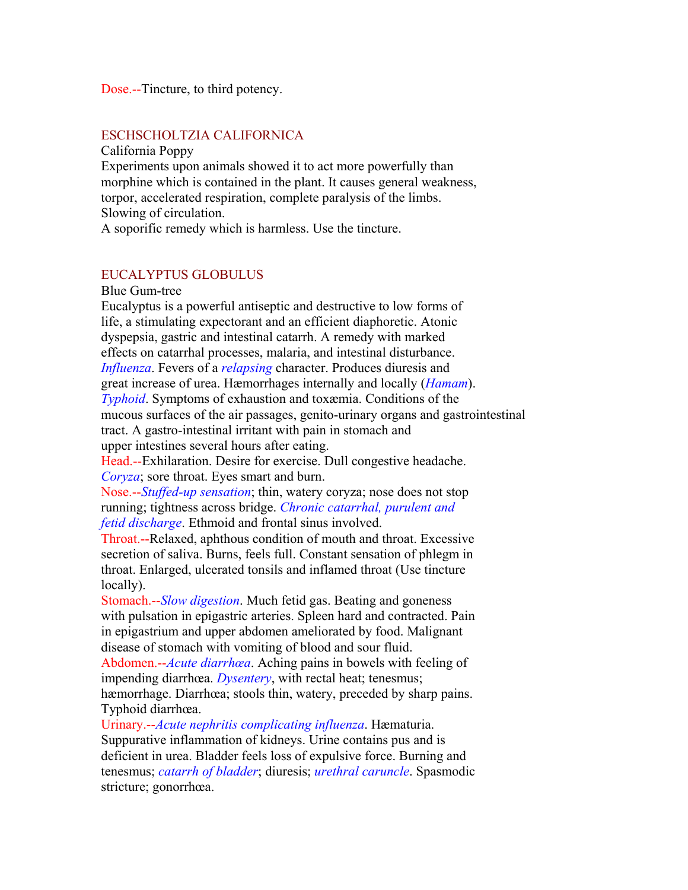**Dose.**--Tincture, to third potency.

## ESCHSCHOLTZIA CALIFORNICA

California Poppy

Experiments upon animals showed it to act more powerfully than morphine which is contained in the plant. It causes general weakness, torpor, accelerated respiration, complete paralysis of the limbs. Slowing of circulation.

A soporific remedy which is harmless. Use the tincture.

## EUCALYPTUS GLOBULUS

Blue Gum-tree

Eucalyptus is a powerful antiseptic and destructive to low forms of life, a stimulating expectorant and an efficient diaphoretic. Atonic dyspepsia, gastric and intestinal catarrh. A remedy with marked effects on catarrhal processes, malaria, and intestinal disturbance. *Influenza*. Fevers of a *relapsing* character. Produces diuresis and great increase of urea. Hæmorrhages internally and locally (*Hamam*). *Typhoid*. Symptoms of exhaustion and toxæmia. Conditions of the mucous surfaces of the air passages, genito-urinary organs and gastrointestinal tract. A gastro-intestinal irritant with pain in stomach and upper intestines several hours after eating.

**Head.**--Exhilaration. Desire for exercise. Dull congestive headache. *Coryza*; sore throat. Eyes smart and burn.

**Nose.**--*Stuffed-up sensation*; thin, watery coryza; nose does not stop running; tightness across bridge. *Chronic catarrhal, purulent and fetid discharge*. Ethmoid and frontal sinus involved.

**Throat.**--Relaxed, aphthous condition of mouth and throat. Excessive secretion of saliva. Burns, feels full. Constant sensation of phlegm in throat. Enlarged, ulcerated tonsils and inflamed throat (Use tincture locally).

**Stomach.**--*Slow digestion*. Much fetid gas. Beating and goneness with pulsation in epigastric arteries. Spleen hard and contracted. Pain in epigastrium and upper abdomen ameliorated by food. Malignant disease of stomach with vomiting of blood and sour fluid.

**Abdomen.**--*Acute diarrhœa*. Aching pains in bowels with feeling of impending diarrhœa. *Dysentery*, with rectal heat; tenesmus; hæmorrhage. Diarrhœa; stools thin, watery, preceded by sharp pains. Typhoid diarrhœa.

**Urinary.**--*Acute nephritis complicating influenza*. Hæmaturia. Suppurative inflammation of kidneys. Urine contains pus and is deficient in urea. Bladder feels loss of expulsive force. Burning and tenesmus; *catarrh of bladder*; diuresis; *urethral caruncle*. Spasmodic stricture; gonorrhœa.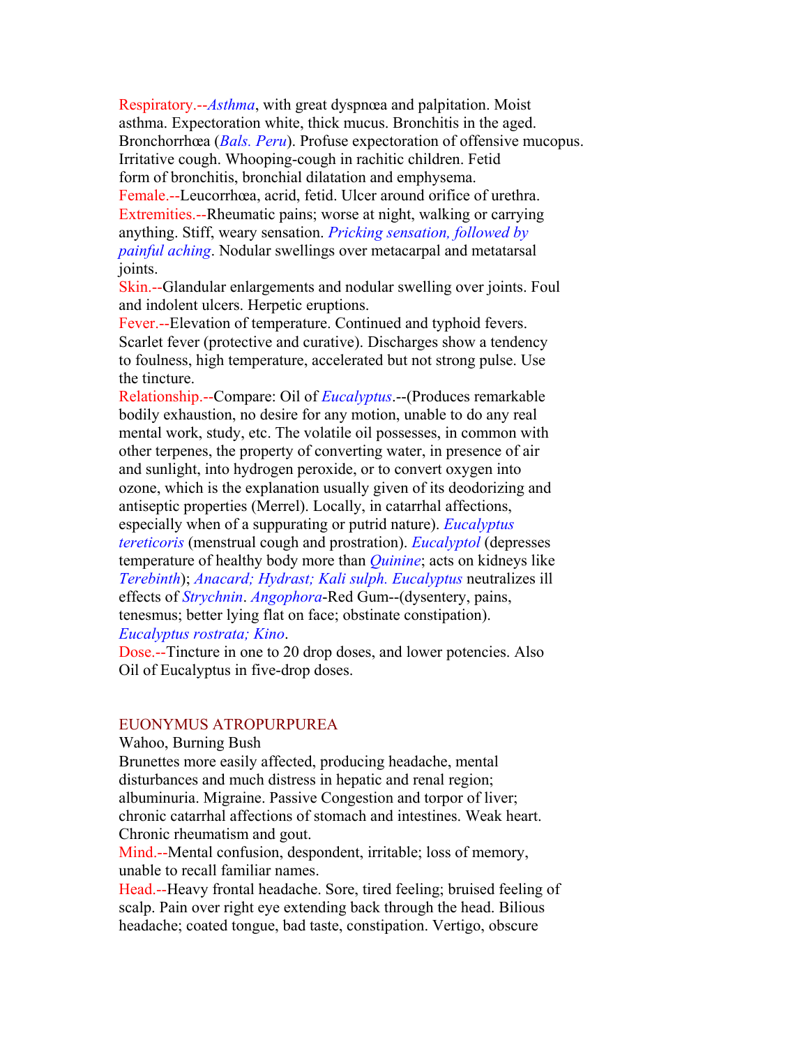Respiratory.--*Asthma*, with great dyspnœa and palpitation. Moist asthma. Expectoration white, thick mucus. Bronchitis in the aged. Bronchorrhœa (*Bals. Peru*). Profuse expectoration of offensive mucopus. Irritative cough. Whooping-cough in rachitic children. Fetid form of bronchitis, bronchial dilatation and emphysema.

Female.--Leucorrhœa, acrid, fetid. Ulcer around orifice of urethra.

Extremities.--Rheumatic pains; worse at night, walking or carrying anything. Stiff, weary sensation. *Pricking sensation, followed by painful aching*. Nodular swellings over metacarpal and metatarsal joints.

Skin.--Glandular enlargements and nodular swelling over joints. Foul and indolent ulcers. Herpetic eruptions.

Fever.--Elevation of temperature. Continued and typhoid fevers. Scarlet fever (protective and curative). Discharges show a tendency to foulness, high temperature, accelerated but not strong pulse. Use the tincture.

Relationship.--Compare: Oil of *Eucalyptus*.--(Produces remarkable bodily exhaustion, no desire for any motion, unable to do any real mental work, study, etc. The volatile oil possesses, in common with other terpenes, the property of converting water, in presence of air and sunlight, into hydrogen peroxide, or to convert oxygen into ozone, which is the explanation usually given of its deodorizing and antiseptic properties (Merrel). Locally, in catarrhal affections, especially when of a suppurating or putrid nature). *Eucalyptus tereticoris* (menstrual cough and prostration). *Eucalyptol* (depresses temperature of healthy body more than *Quinine*; acts on kidneys like *Terebinth*); *Anacard; Hydrast; Kali sulph. Eucalyptus* neutralizes ill effects of *Strychnin*. *Angophora*-Red Gum--(dysentery, pains, tenesmus; better lying flat on face; obstinate constipation). *Eucalyptus rostrata; Kino*.

Dose.--Tincture in one to 20 drop doses, and lower potencies. Also Oil of Eucalyptus in five-drop doses.

## EUONYMUS ATROPURPUREA

Wahoo, Burning Bush

Brunettes more easily affected, producing headache, mental disturbances and much distress in hepatic and renal region; albuminuria. Migraine. Passive Congestion and torpor of liver; chronic catarrhal affections of stomach and intestines. Weak heart. Chronic rheumatism and gout.

Mind.--Mental confusion, despondent, irritable; loss of memory, unable to recall familiar names.

Head.--Heavy frontal headache. Sore, tired feeling; bruised feeling of scalp. Pain over right eye extending back through the head. Bilious headache; coated tongue, bad taste, constipation. Vertigo, obscure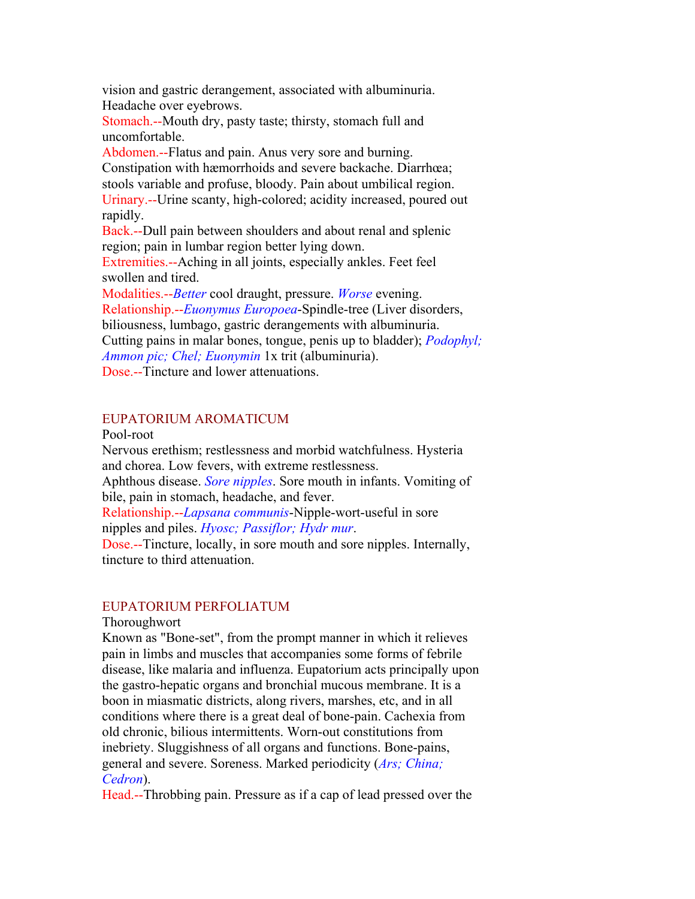vision and gastric derangement, associated with albuminuria. Headache over eyebrows.

Stomach.--Mouth dry, pasty taste; thirsty, stomach full and uncomfortable.

Abdomen.--Flatus and pain. Anus very sore and burning. Constipation with hæmorrhoids and severe backache. Diarrhœa; stools variable and profuse, bloody. Pain about umbilical region.

Urinary.--Urine scanty, high-colored; acidity increased, poured out rapidly.

Back.--Dull pain between shoulders and about renal and splenic region; pain in lumbar region better lying down.

Extremities.--Aching in all joints, especially ankles. Feet feel swollen and tired.

Modalities.--*Better* cool draught, pressure. *Worse* evening.

Relationship.--*Euonymus Europoea*-Spindle-tree (Liver disorders, biliousness, lumbago, gastric derangements with albuminuria. Cutting pains in malar bones, tongue, penis up to bladder); *Podophyl; Ammon pic; Chel; Euonymin* 1x trit (albuminuria).

Dose.--Tincture and lower attenuations.

## EUPATORIUM AROMATICUM

Pool-root

Nervous erethism; restlessness and morbid watchfulness. Hysteria and chorea. Low fevers, with extreme restlessness.

Aphthous disease. *Sore nipples*. Sore mouth in infants. Vomiting of bile, pain in stomach, headache, and fever.

Relationship.--*Lapsana communis*-Nipple-wort-useful in sore nipples and piles. *Hyosc; Passiflor; Hydr mur*.

Dose.--Tincture, locally, in sore mouth and sore nipples. Internally, tincture to third attenuation.

## EUPATORIUM PERFOLIATUM

Thoroughwort

Known as "Bone-set", from the prompt manner in which it relieves pain in limbs and muscles that accompanies some forms of febrile disease, like malaria and influenza. Eupatorium acts principally upon the gastro-hepatic organs and bronchial mucous membrane. It is a boon in miasmatic districts, along rivers, marshes, etc, and in all conditions where there is a great deal of bone-pain. Cachexia from old chronic, bilious intermittents. Worn-out constitutions from inebriety. Sluggishness of all organs and functions. Bone-pains, general and severe. Soreness. Marked periodicity (*Ars; China; Cedron*).

Head.--Throbbing pain. Pressure as if a cap of lead pressed over the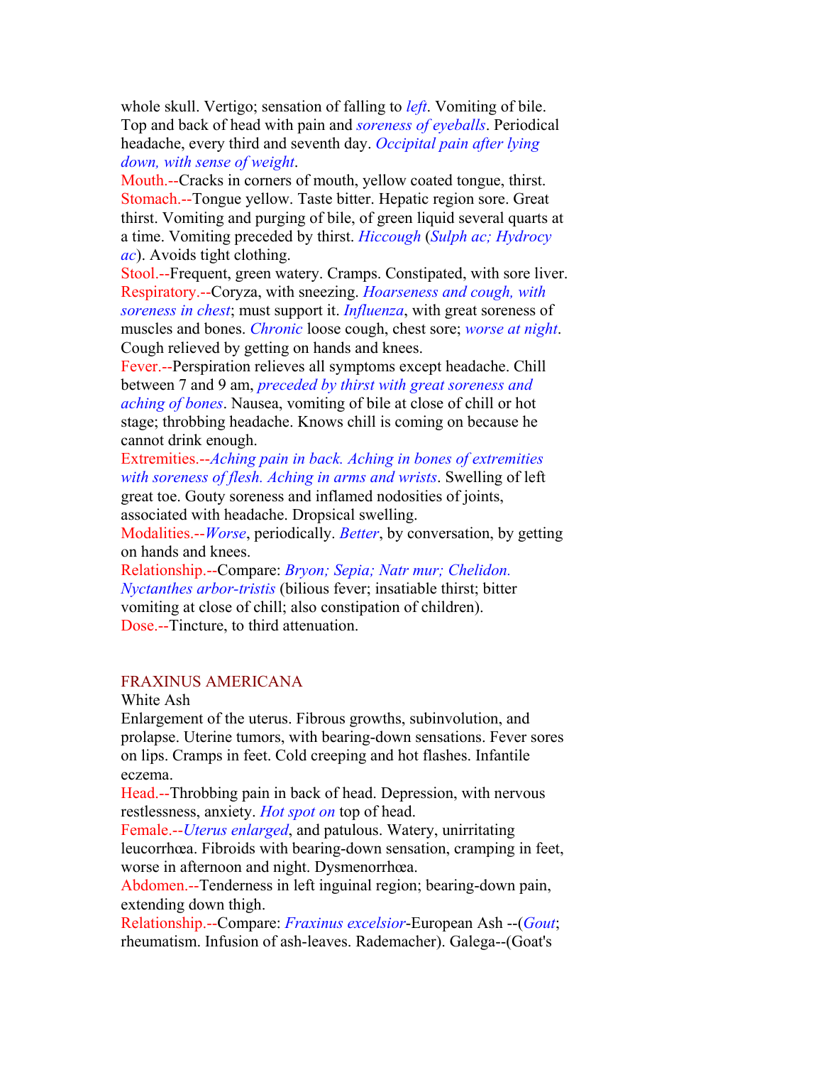whole skull. Vertigo; sensation of falling to *left*. Vomiting of bile. Top and back of head with pain and *soreness of eyeballs*. Periodical headache, every third and seventh day. *Occipital pain after lying down, with sense of weight*.

Mouth.--Cracks in corners of mouth, yellow coated tongue, thirst.

Stomach.--Tongue yellow. Taste bitter. Hepatic region sore. Great thirst. Vomiting and purging of bile, of green liquid several quarts at a time. Vomiting preceded by thirst. *Hiccough* (*Sulph ac; Hydrocy ac*). Avoids tight clothing.

Stool.--Frequent, green watery. Cramps. Constipated, with sore liver.

Respiratory.--Coryza, with sneezing. *Hoarseness and cough, with soreness in chest*; must support it. *Influenza*, with great soreness of muscles and bones. *Chronic* loose cough, chest sore; *worse at night*. Cough relieved by getting on hands and knees.

Fever.--Perspiration relieves all symptoms except headache. Chill between 7 and 9 am, *preceded by thirst with great soreness and aching of bones*. Nausea, vomiting of bile at close of chill or hot stage; throbbing headache. Knows chill is coming on because he cannot drink enough.

Extremities.--*Aching pain in back. Aching in bones of extremities with soreness of flesh. Aching in arms and wrists*. Swelling of left great toe. Gouty soreness and inflamed nodosities of joints, associated with headache. Dropsical swelling.

Modalities.--*Worse*, periodically. *Better*, by conversation, by getting on hands and knees.

Relationship.--Compare: *Bryon; Sepia; Natr mur; Chelidon. Nyctanthes arbor-tristis* (bilious fever; insatiable thirst; bitter vomiting at close of chill; also constipation of children).

Dose.--Tincture, to third attenuation.

## FRAXINUS AMERICANA

White Ash

Enlargement of the uterus. Fibrous growths, subinvolution, and prolapse. Uterine tumors, with bearing-down sensations. Fever sores on lips. Cramps in feet. Cold creeping and hot flashes. Infantile eczema.

Head.--Throbbing pain in back of head. Depression, with nervous restlessness, anxiety. *Hot spot on* top of head.

Female.--*Uterus enlarged*, and patulous. Watery, unirritating leucorrhœa. Fibroids with bearing-down sensation, cramping in feet, worse in afternoon and night. Dysmenorrhœa.

Abdomen.--Tenderness in left inguinal region; bearing-down pain, extending down thigh.

Relationship.--Compare: *Fraxinus excelsior*-European Ash --(*Gout*; rheumatism. Infusion of ash-leaves. Rademacher). Galega--(Goat's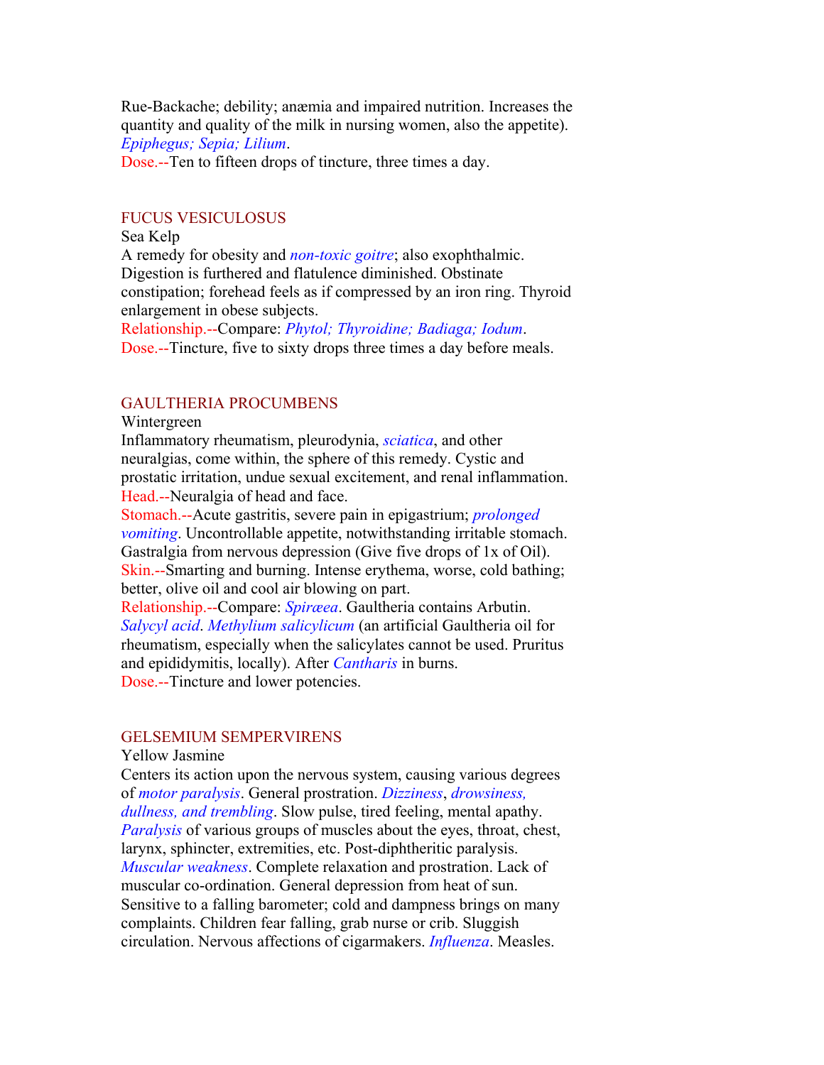Rue-Backache; debility; anæmia and impaired nutrition. Increases the quantity and quality of the milk in nursing women, also the appetite). *Epiphegus; Sepia; Lilium*.
Dose.--Ten to fifteen drops of tincture, three times a day.

## FUCUS VESICULOSUS

Sea Kelp

A remedy for obesity and *non-toxic goitre*; also exophthalmic. Digestion is furthered and flatulence diminished. Obstinate constipation; forehead feels as if compressed by an iron ring. Thyroid enlargement in obese subjects.
Relationship.--Compare: *Phytol; Thyroidine; Badiaga; Iodum*.
Dose.--Tincture, five to sixty drops three times a day before meals.

## GAULTHERIA PROCUMBENS

Wintergreen

Inflammatory rheumatism, pleurodynia, *sciatica*, and other neuralgias, come within, the sphere of this remedy. Cystic and prostatic irritation, undue sexual excitement, and renal inflammation.
Head.--Neuralgia of head and face.
Stomach.--Acute gastritis, severe pain in epigastrium; *prolonged vomiting*. Uncontrollable appetite, notwithstanding irritable stomach. Gastralgia from nervous depression (Give five drops of 1x of Oil).
Skin.--Smarting and burning. Intense erythema, worse, cold bathing; better, olive oil and cool air blowing on part.
Relationship.--Compare: *Spiræea*. Gaultheria contains Arbutin. *Salycyl acid*. *Methylium salicylicum* (an artificial Gaultheria oil for rheumatism, especially when the salicylates cannot be used. Pruritus and epididymitis, locally). After *Cantharis* in burns.
Dose.--Tincture and lower potencies.

## GELSEMIUM SEMPERVIRENS

Yellow Jasmine

Centers its action upon the nervous system, causing various degrees of *motor paralysis*. General prostration. *Dizziness*, *drowsiness, dullness, and trembling*. Slow pulse, tired feeling, mental apathy. *Paralysis* of various groups of muscles about the eyes, throat, chest, larynx, sphincter, extremities, etc. Post-diphtheritic paralysis. *Muscular weakness*. Complete relaxation and prostration. Lack of muscular co-ordination. General depression from heat of sun. Sensitive to a falling barometer; cold and dampness brings on many complaints. Children fear falling, grab nurse or crib. Sluggish circulation. Nervous affections of cigarmakers. *Influenza*. Measles.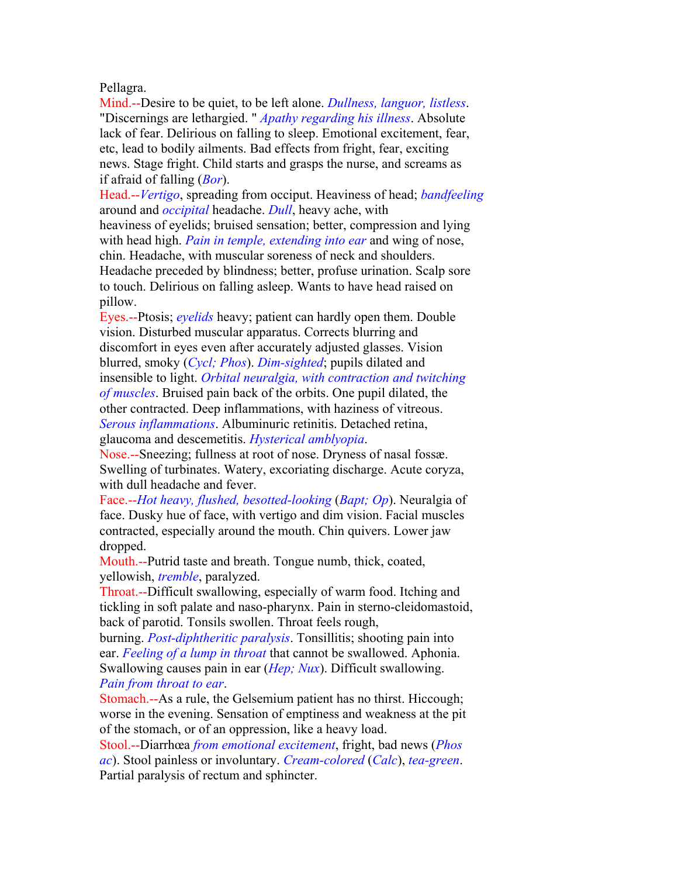Pellagra.

**Mind.**--Desire to be quiet, to be left alone. *Dullness, languor, listless*. "Discernings are lethargied. " *Apathy regarding his illness*. Absolute lack of fear. Delirious on falling to sleep. Emotional excitement, fear, etc, lead to bodily ailments. Bad effects from fright, fear, exciting news. Stage fright. Child starts and grasps the nurse, and screams as if afraid of falling (*Bor*).

**Head.**--*Vertigo*, spreading from occiput. Heaviness of head; *bandfeeling* around and *occipital* headache. *Dull*, heavy ache, with heaviness of eyelids; bruised sensation; better, compression and lying with head high. *Pain in temple, extending into ear* and wing of nose, chin. Headache, with muscular soreness of neck and shoulders. Headache preceded by blindness; better, profuse urination. Scalp sore to touch. Delirious on falling asleep. Wants to have head raised on pillow.

**Eyes.**--Ptosis; *eyelids* heavy; patient can hardly open them. Double vision. Disturbed muscular apparatus. Corrects blurring and discomfort in eyes even after accurately adjusted glasses. Vision blurred, smoky (*Cycl; Phos*). *Dim-sighted*; pupils dilated and insensible to light. *Orbital neuralgia, with contraction and twitching of muscles*. Bruised pain back of the orbits. One pupil dilated, the other contracted. Deep inflammations, with haziness of vitreous. *Serous inflammations*. Albuminuric retinitis. Detached retina, glaucoma and descemetitis. *Hysterical amblyopia*.

**Nose.**--Sneezing; fullness at root of nose. Dryness of nasal fossæ. Swelling of turbinates. Watery, excoriating discharge. Acute coryza, with dull headache and fever.

**Face.**--*Hot heavy, flushed, besotted-looking* (*Bapt; Op*). Neuralgia of face. Dusky hue of face, with vertigo and dim vision. Facial muscles contracted, especially around the mouth. Chin quivers. Lower jaw dropped.

**Mouth.**--Putrid taste and breath. Tongue numb, thick, coated, yellowish, *tremble*, paralyzed.

**Throat.**--Difficult swallowing, especially of warm food. Itching and tickling in soft palate and naso-pharynx. Pain in sterno-cleidomastoid, back of parotid. Tonsils swollen. Throat feels rough, burning. *Post-diphtheritic paralysis*. Tonsillitis; shooting pain into ear. *Feeling of a lump in throat* that cannot be swallowed. Aphonia. Swallowing causes pain in ear (*Hep; Nux*). Difficult swallowing. *Pain from throat to ear*.

**Stomach.**--As a rule, the Gelsemium patient has no thirst. Hiccough; worse in the evening. Sensation of emptiness and weakness at the pit of the stomach, or of an oppression, like a heavy load.

**Stool.**--Diarrhœa *from emotional excitement*, fright, bad news (*Phos ac*). Stool painless or involuntary. *Cream-colored* (*Calc*), *tea-green*. Partial paralysis of rectum and sphincter.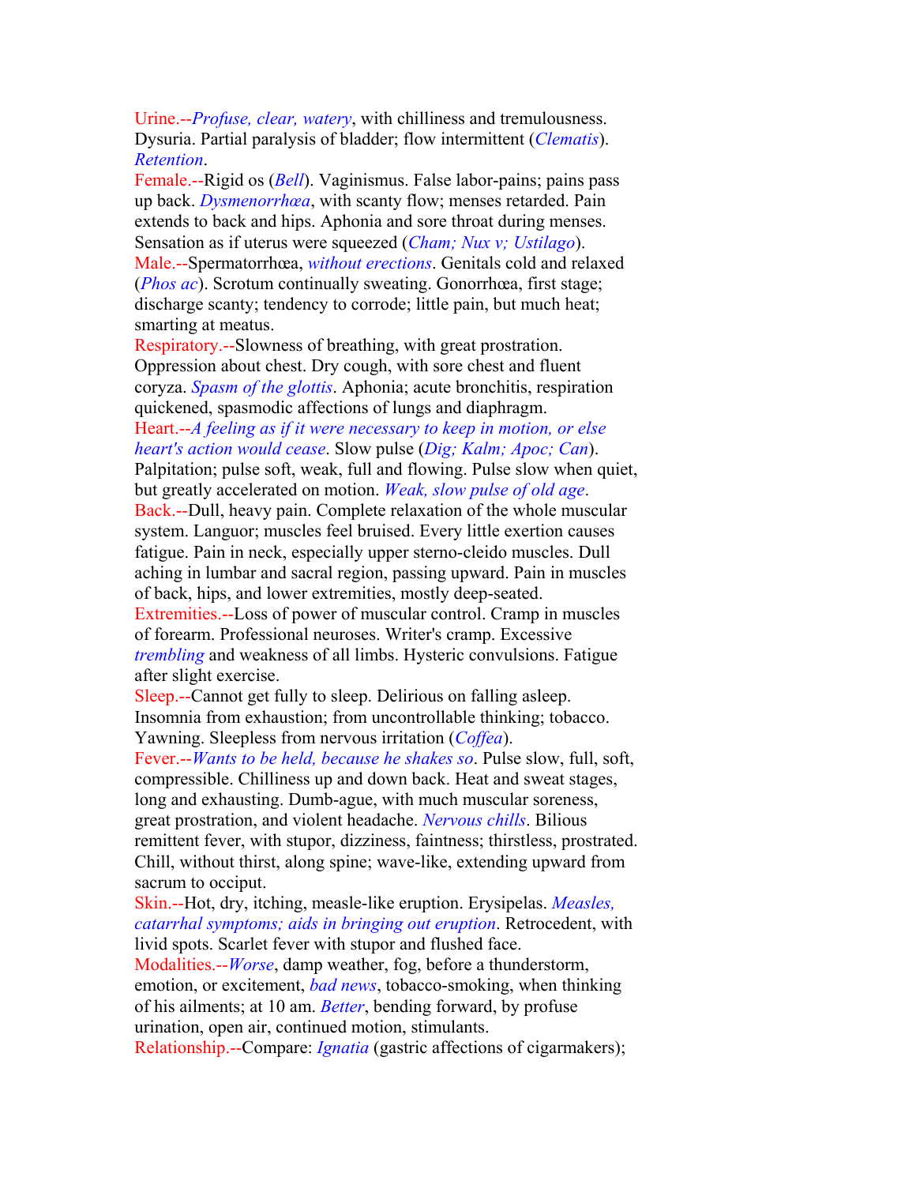Urine.--*Profuse, clear, watery*, with chilliness and tremulousness. Dysuria. Partial paralysis of bladder; flow intermittent (*Clematis*). *Retention*.

Female.--Rigid os (*Bell*). Vaginismus. False labor-pains; pains pass up back. *Dysmenorrhœa*, with scanty flow; menses retarded. Pain extends to back and hips. Aphonia and sore throat during menses. Sensation as if uterus were squeezed (*Cham; Nux v; Ustilago*).

Male.--Spermatorrhœa, *without erections*. Genitals cold and relaxed (*Phos ac*). Scrotum continually sweating. Gonorrhœa, first stage; discharge scanty; tendency to corrode; little pain, but much heat; smarting at meatus.

Respiratory.--Slowness of breathing, with great prostration. Oppression about chest. Dry cough, with sore chest and fluent coryza. *Spasm of the glottis*. Aphonia; acute bronchitis, respiration quickened, spasmodic affections of lungs and diaphragm.

Heart.--*A feeling as if it were necessary to keep in motion, or else heart's action would cease*. Slow pulse (*Dig; Kalm; Apoc; Can*). Palpitation; pulse soft, weak, full and flowing. Pulse slow when quiet, but greatly accelerated on motion. *Weak, slow pulse of old age*.

Back.--Dull, heavy pain. Complete relaxation of the whole muscular system. Languor; muscles feel bruised. Every little exertion causes fatigue. Pain in neck, especially upper sterno-cleido muscles. Dull aching in lumbar and sacral region, passing upward. Pain in muscles of back, hips, and lower extremities, mostly deep-seated.

Extremities.--Loss of power of muscular control. Cramp in muscles of forearm. Professional neuroses. Writer's cramp. Excessive *trembling* and weakness of all limbs. Hysteric convulsions. Fatigue after slight exercise.

Sleep.--Cannot get fully to sleep. Delirious on falling asleep. Insomnia from exhaustion; from uncontrollable thinking; tobacco. Yawning. Sleepless from nervous irritation (*Coffea*).

Fever.--*Wants to be held, because he shakes so*. Pulse slow, full, soft, compressible. Chilliness up and down back. Heat and sweat stages, long and exhausting. Dumb-ague, with much muscular soreness, great prostration, and violent headache. *Nervous chills*. Bilious remittent fever, with stupor, dizziness, faintness; thirstless, prostrated. Chill, without thirst, along spine; wave-like, extending upward from sacrum to occiput.

Skin.--Hot, dry, itching, measle-like eruption. Erysipelas. *Measles, catarrhal symptoms; aids in bringing out eruption*. Retrocedent, with livid spots. Scarlet fever with stupor and flushed face.

Modalities.--*Worse*, damp weather, fog, before a thunderstorm, emotion, or excitement, *bad news*, tobacco-smoking, when thinking of his ailments; at 10 am. *Better*, bending forward, by profuse urination, open air, continued motion, stimulants.

Relationship.--Compare: *Ignatia* (gastric affections of cigarmakers);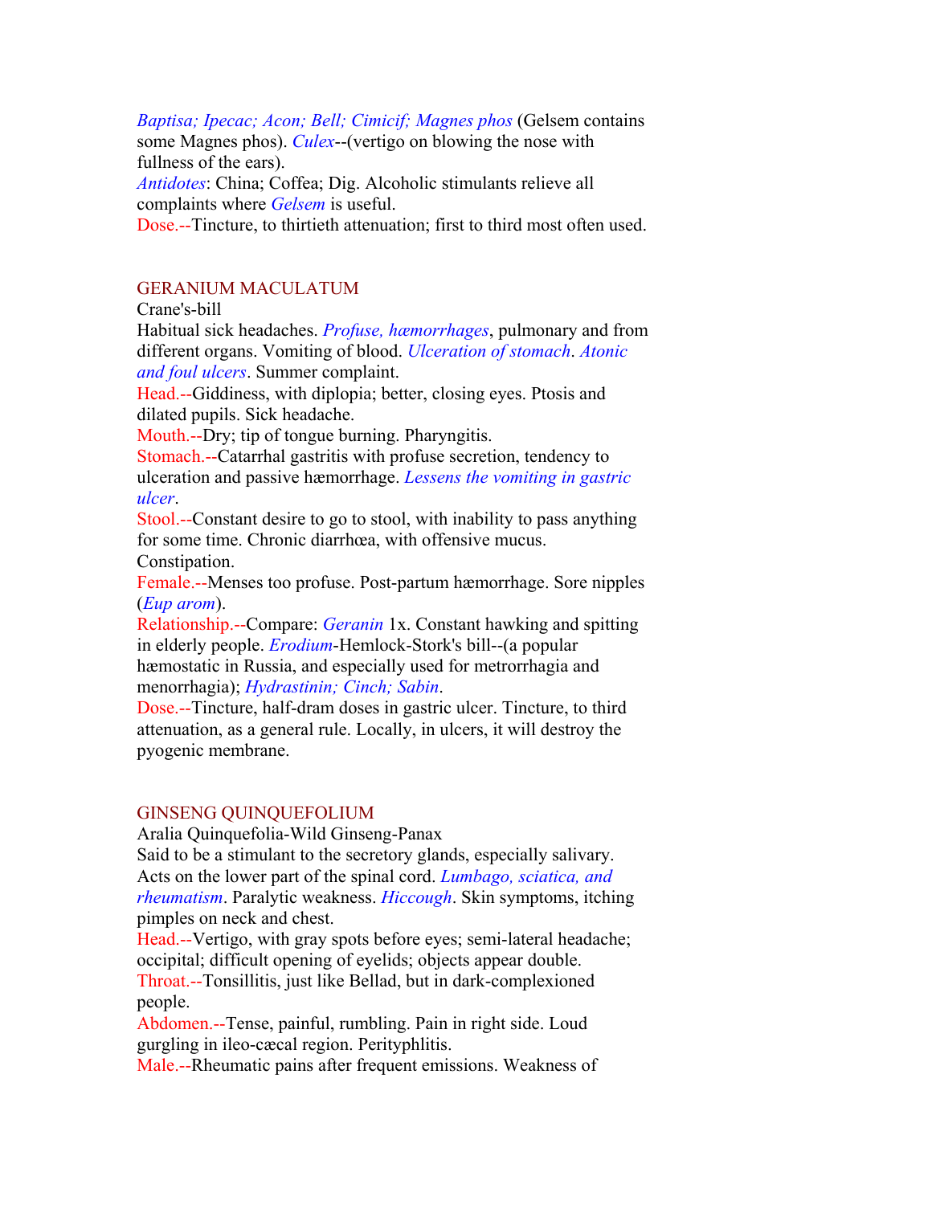*Baptisa; Ipecac; Acon; Bell; Cimicif; Magnes phos* (Gelsem contains some Magnes phos). *Culex*--(vertigo on blowing the nose with fullness of the ears).
*Antidotes*: China; Coffea; Dig. Alcoholic stimulants relieve all complaints where *Gelsem* is useful.
Dose.--Tincture, to thirtieth attenuation; first to third most often used.

## GERANIUM MACULATUM

Crane's-bill

Habitual sick headaches. *Profuse, hæmorrhages*, pulmonary and from different organs. Vomiting of blood. *Ulceration of stomach*. *Atonic and foul ulcers*. Summer complaint.

Head.--Giddiness, with diplopia; better, closing eyes. Ptosis and dilated pupils. Sick headache.

Mouth.--Dry; tip of tongue burning. Pharyngitis.

Stomach.--Catarrhal gastritis with profuse secretion, tendency to ulceration and passive hæmorrhage. *Lessens the vomiting in gastric ulcer*.

Stool.--Constant desire to go to stool, with inability to pass anything for some time. Chronic diarrhœa, with offensive mucus. Constipation.

Female.--Menses too profuse. Post-partum hæmorrhage. Sore nipples (*Eup arom*).

Relationship.--Compare: *Geranin* 1x. Constant hawking and spitting in elderly people. *Erodium*-Hemlock-Stork's bill--(a popular hæmostatic in Russia, and especially used for metrorrhagia and menorrhagia); *Hydrastinin; Cinch; Sabin*.

Dose.--Tincture, half-dram doses in gastric ulcer. Tincture, to third attenuation, as a general rule. Locally, in ulcers, it will destroy the pyogenic membrane.

## GINSENG QUINQUEFOLIUM

Aralia Quinquefolia-Wild Ginseng-Panax

Said to be a stimulant to the secretory glands, especially salivary. Acts on the lower part of the spinal cord. *Lumbago, sciatica, and rheumatism*. Paralytic weakness. *Hiccough*. Skin symptoms, itching pimples on neck and chest.

Head.--Vertigo, with gray spots before eyes; semi-lateral headache; occipital; difficult opening of eyelids; objects appear double.

Throat.--Tonsillitis, just like Bellad, but in dark-complexioned people.

Abdomen.--Tense, painful, rumbling. Pain in right side. Loud gurgling in ileo-cæcal region. Perityphlitis.

Male.--Rheumatic pains after frequent emissions. Weakness of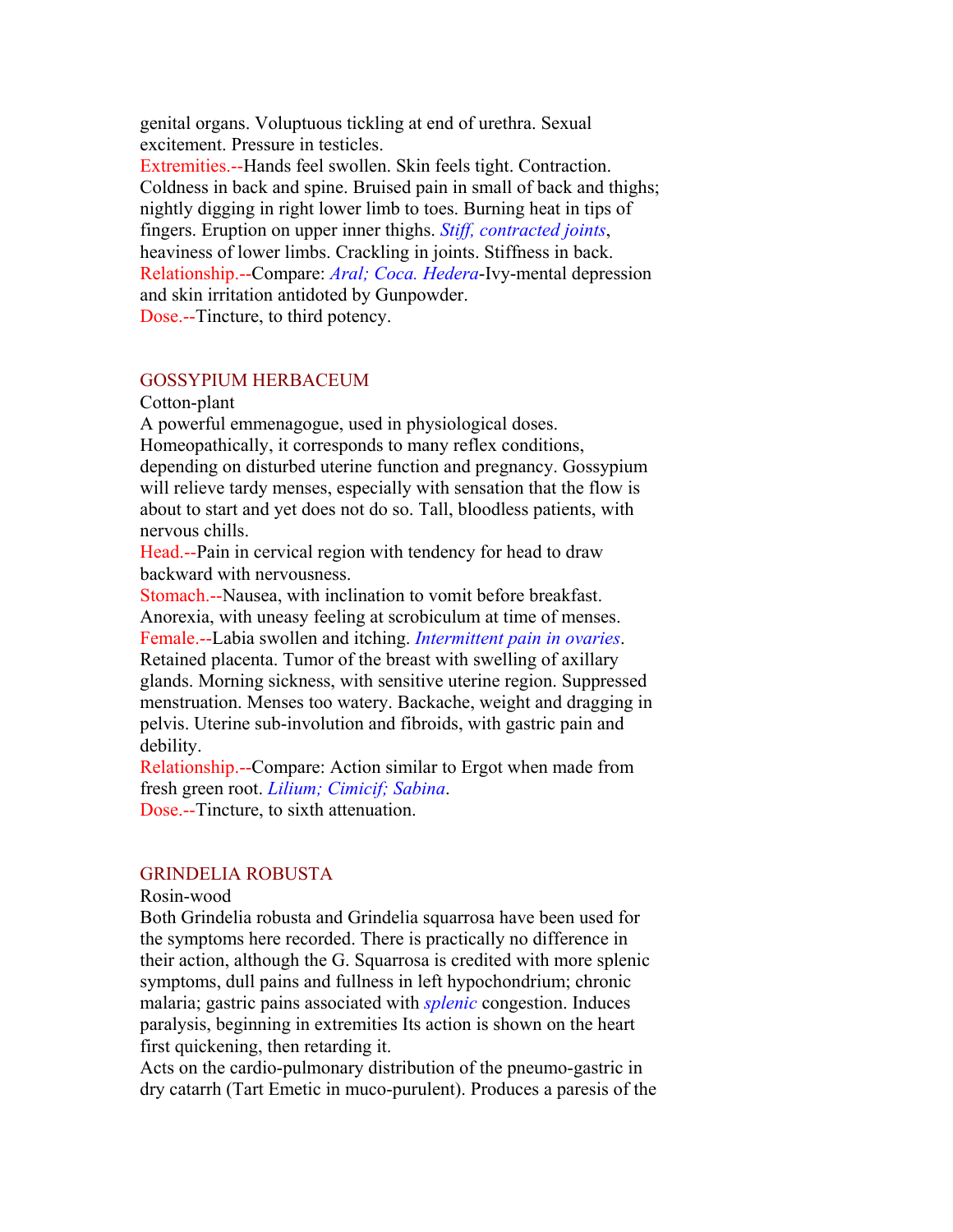genital organs. Voluptuous tickling at end of urethra. Sexual excitement. Pressure in testicles.

Extremities.--Hands feel swollen. Skin feels tight. Contraction. Coldness in back and spine. Bruised pain in small of back and thighs; nightly digging in right lower limb to toes. Burning heat in tips of fingers. Eruption on upper inner thighs. *Stiff, contracted joints*, heaviness of lower limbs. Crackling in joints. Stiffness in back.

Relationship.--Compare: *Aral; Coca. Hedera*-Ivy-mental depression and skin irritation antidoted by Gunpowder.

Dose.--Tincture, to third potency.

## GOSSYPIUM HERBACEUM

Cotton-plant

A powerful emmenagogue, used in physiological doses. Homeopathically, it corresponds to many reflex conditions, depending on disturbed uterine function and pregnancy. Gossypium will relieve tardy menses, especially with sensation that the flow is about to start and yet does not do so. Tall, bloodless patients, with nervous chills.

Head.--Pain in cervical region with tendency for head to draw backward with nervousness.

Stomach.--Nausea, with inclination to vomit before breakfast. Anorexia, with uneasy feeling at scrobiculum at time of menses.

Female.--Labia swollen and itching. *Intermittent pain in ovaries*. Retained placenta. Tumor of the breast with swelling of axillary glands. Morning sickness, with sensitive uterine region. Suppressed menstruation. Menses too watery. Backache, weight and dragging in pelvis. Uterine sub-involution and fibroids, with gastric pain and debility.

Relationship.--Compare: Action similar to Ergot when made from fresh green root. *Lilium; Cimicif; Sabina*.

Dose.--Tincture, to sixth attenuation.

## GRINDELIA ROBUSTA

Rosin-wood

Both Grindelia robusta and Grindelia squarrosa have been used for the symptoms here recorded. There is practically no difference in their action, although the G. Squarrosa is credited with more splenic symptoms, dull pains and fullness in left hypochondrium; chronic malaria; gastric pains associated with *splenic* congestion. Induces paralysis, beginning in extremities Its action is shown on the heart first quickening, then retarding it.

Acts on the cardio-pulmonary distribution of the pneumo-gastric in dry catarrh (Tart Emetic in muco-purulent). Produces a paresis of the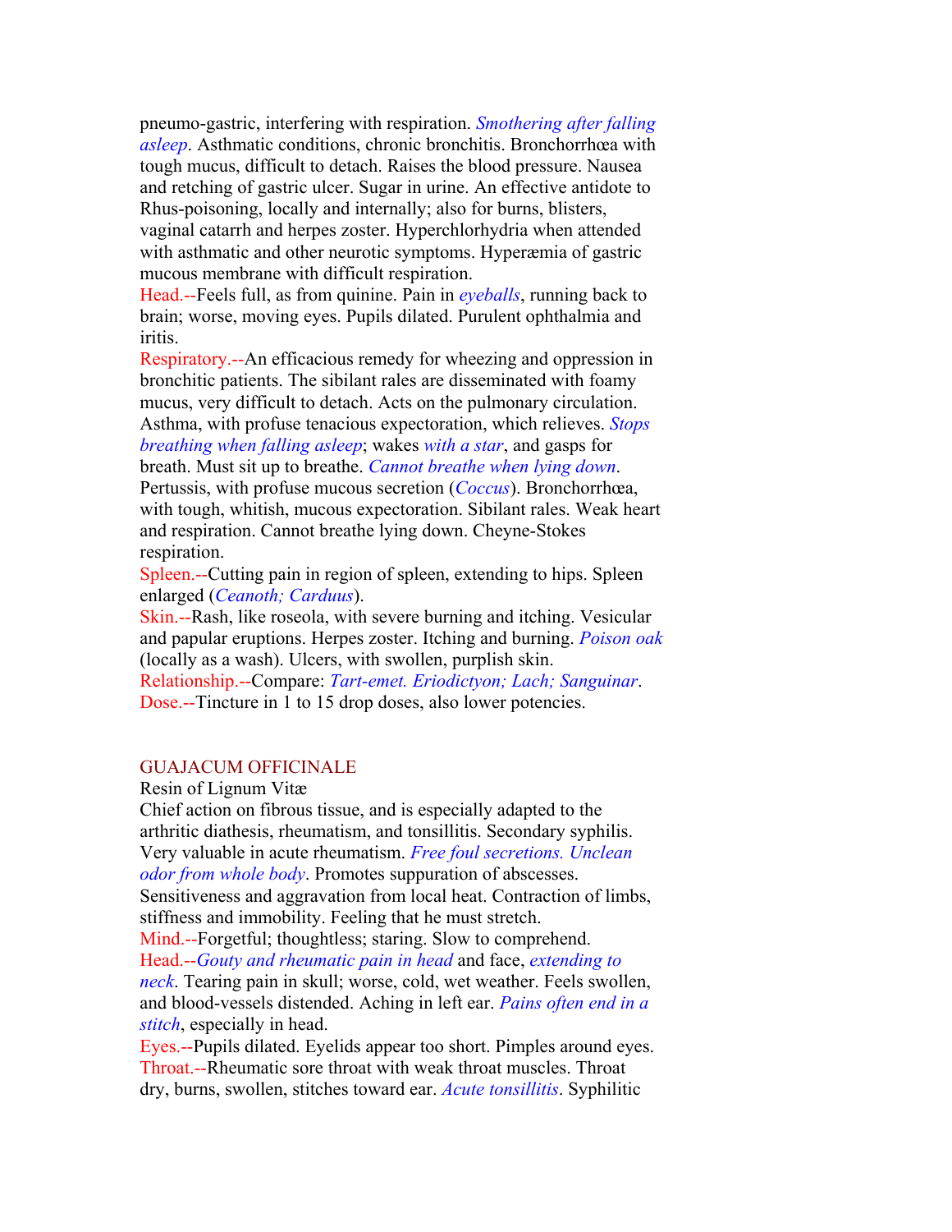pneumo-gastric, interfering with respiration. *Smothering after falling asleep*. Asthmatic conditions, chronic bronchitis. Bronchorrhœa with tough mucus, difficult to detach. Raises the blood pressure. Nausea and retching of gastric ulcer. Sugar in urine. An effective antidote to Rhus-poisoning, locally and internally; also for burns, blisters, vaginal catarrh and herpes zoster. Hyperchlorhydria when attended with asthmatic and other neurotic symptoms. Hyperæmia of gastric mucous membrane with difficult respiration.

Head.--Feels full, as from quinine. Pain in *eyeballs*, running back to brain; worse, moving eyes. Pupils dilated. Purulent ophthalmia and iritis.

Respiratory.--An efficacious remedy for wheezing and oppression in bronchitic patients. The sibilant rales are disseminated with foamy mucus, very difficult to detach. Acts on the pulmonary circulation. Asthma, with profuse tenacious expectoration, which relieves. *Stops breathing when falling asleep*; wakes *with a star*, and gasps for breath. Must sit up to breathe. *Cannot breathe when lying down*. Pertussis, with profuse mucous secretion (*Coccus*). Bronchorrhœa, with tough, whitish, mucous expectoration. Sibilant rales. Weak heart and respiration. Cannot breathe lying down. Cheyne-Stokes respiration.

Spleen.--Cutting pain in region of spleen, extending to hips. Spleen enlarged (*Ceanoth; Carduus*).

Skin.--Rash, like roseola, with severe burning and itching. Vesicular and papular eruptions. Herpes zoster. Itching and burning. *Poison oak* (locally as a wash). Ulcers, with swollen, purplish skin.

Relationship.--Compare: *Tart-emet. Eriodictyon; Lach; Sanguinar*.

Dose.--Tincture in 1 to 15 drop doses, also lower potencies.

## GUAJACUM OFFICINALE

Resin of Lignum Vitæ

Chief action on fibrous tissue, and is especially adapted to the arthritic diathesis, rheumatism, and tonsillitis. Secondary syphilis. Very valuable in acute rheumatism. *Free foul secretions. Unclean odor from whole body*. Promotes suppuration of abscesses. Sensitiveness and aggravation from local heat. Contraction of limbs, stiffness and immobility. Feeling that he must stretch.

Mind.--Forgetful; thoughtless; staring. Slow to comprehend.

Head.--*Gouty and rheumatic pain in head* and face, *extending to neck*. Tearing pain in skull; worse, cold, wet weather. Feels swollen, and blood-vessels distended. Aching in left ear. *Pains often end in a stitch*, especially in head.

Eyes.--Pupils dilated. Eyelids appear too short. Pimples around eyes.

Throat.--Rheumatic sore throat with weak throat muscles. Throat dry, burns, swollen, stitches toward ear. *Acute tonsillitis*. Syphilitic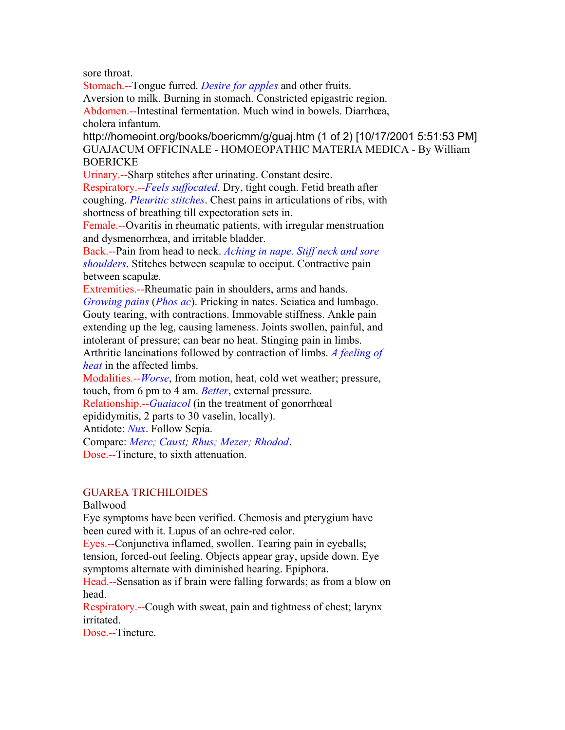sore throat.

Stomach.--Tongue furred. *Desire for apples* and other fruits. Aversion to milk. Burning in stomach. Constricted epigastric region.

Abdomen.--Intestinal fermentation. Much wind in bowels. Diarrhœa, cholera infantum.

Urinary.--Sharp stitches after urinating. Constant desire.

Respiratory.--*Feels suffocated*. Dry, tight cough. Fetid breath after coughing. *Pleuritic stitches*. Chest pains in articulations of ribs, with shortness of breathing till expectoration sets in.

Female.--Ovaritis in rheumatic patients, with irregular menstruation and dysmenorrhœa, and irritable bladder.

Back.--Pain from head to neck. *Aching in nape. Stiff neck and sore shoulders*. Stitches between scapulæ to occiput. Contractive pain between scapulæ.

Extremities.--Rheumatic pain in shoulders, arms and hands. *Growing pains* (*Phos ac*). Pricking in nates. Sciatica and lumbago. Gouty tearing, with contractions. Immovable stiffness. Ankle pain extending up the leg, causing lameness. Joints swollen, painful, and intolerant of pressure; can bear no heat. Stinging pain in limbs. Arthritic lancinations followed by contraction of limbs. *A feeling of heat* in the affected limbs.

Modalities.--*Worse*, from motion, heat, cold wet weather; pressure, touch, from 6 pm to 4 am. *Better*, external pressure.

Relationship.--*Guaiacol* (in the treatment of gonorrhœal epididymitis, 2 parts to 30 vaselin, locally).

Antidote: *Nux*. Follow Sepia.

Compare: *Merc; Caust; Rhus; Mezer; Rhodod*.

Dose.--Tincture, to sixth attenuation.

## GUAREA TRICHILOIDES

Ballwood

Eye symptoms have been verified. Chemosis and pterygium have been cured with it. Lupus of an ochre-red color.

Eyes.--Conjunctiva inflamed, swollen. Tearing pain in eyeballs; tension, forced-out feeling. Objects appear gray, upside down. Eye symptoms alternate with diminished hearing. Epiphora.

Head.--Sensation as if brain were falling forwards; as from a blow on head.

Respiratory.--Cough with sweat, pain and tightness of chest; larynx irritated.

Dose.--Tincture.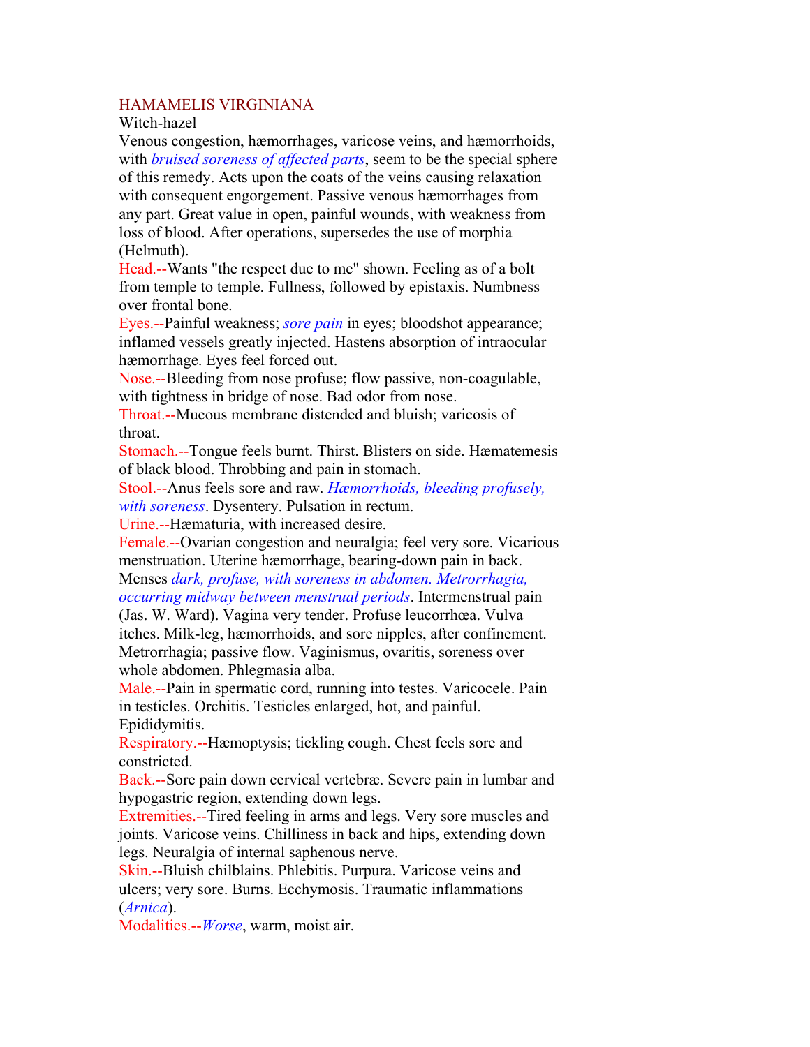## HAMAMELIS VIRGINIANA

Witch-hazel

Venous congestion, hæmorrhages, varicose veins, and hæmorrhoids, with *bruised soreness of affected parts*, seem to be the special sphere of this remedy. Acts upon the coats of the veins causing relaxation with consequent engorgement. Passive venous hæmorrhages from any part. Great value in open, painful wounds, with weakness from loss of blood. After operations, supersedes the use of morphia (Helmuth).

**Head.**--Wants "the respect due to me" shown. Feeling as of a bolt from temple to temple. Fullness, followed by epistaxis. Numbness over frontal bone.

**Eyes.**--Painful weakness; *sore pain* in eyes; bloodshot appearance; inflamed vessels greatly injected. Hastens absorption of intraocular hæmorrhage. Eyes feel forced out.

**Nose.**--Bleeding from nose profuse; flow passive, non-coagulable, with tightness in bridge of nose. Bad odor from nose.

**Throat.**--Mucous membrane distended and bluish; varicosis of throat.

**Stomach.**--Tongue feels burnt. Thirst. Blisters on side. Hæmatemesis of black blood. Throbbing and pain in stomach.

**Stool.**--Anus feels sore and raw. *Hæmorrhoids, bleeding profusely, with soreness*. Dysentery. Pulsation in rectum.

**Urine.**--Hæmaturia, with increased desire.

**Female.**--Ovarian congestion and neuralgia; feel very sore. Vicarious menstruation. Uterine hæmorrhage, bearing-down pain in back. Menses *dark, profuse, with soreness in abdomen. Metrorrhagia, occurring midway between menstrual periods*. Intermenstrual pain (Jas. W. Ward). Vagina very tender. Profuse leucorrhœa. Vulva itches. Milk-leg, hæmorrhoids, and sore nipples, after confinement. Metrorrhagia; passive flow. Vaginismus, ovaritis, soreness over whole abdomen. Phlegmasia alba.

**Male.**--Pain in spermatic cord, running into testes. Varicocele. Pain in testicles. Orchitis. Testicles enlarged, hot, and painful. Epididymitis.

**Respiratory.**--Hæmoptysis; tickling cough. Chest feels sore and constricted.

**Back.**--Sore pain down cervical vertebræ. Severe pain in lumbar and hypogastric region, extending down legs.

**Extremities.**--Tired feeling in arms and legs. Very sore muscles and joints. Varicose veins. Chilliness in back and hips, extending down legs. Neuralgia of internal saphenous nerve.

**Skin.**--Bluish chilblains. Phlebitis. Purpura. Varicose veins and ulcers; very sore. Burns. Ecchymosis. Traumatic inflammations (*Arnica*).

**Modalities.**--*Worse*, warm, moist air.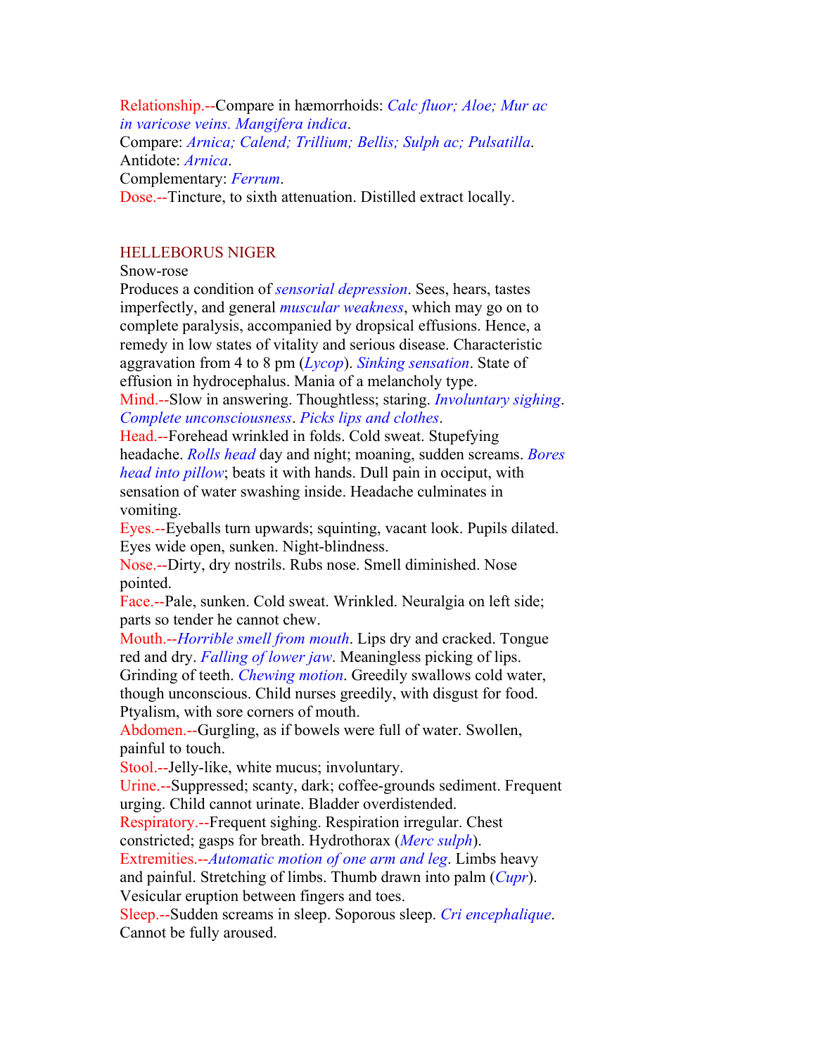**Relationship.**--Compare in hæmorrhoids: *Calc fluor; Aloe; Mur ac in varicose veins. Mangifera indica*.
Compare: *Arnica; Calend; Trillium; Bellis; Sulph ac; Pulsatilla*.
Antidote: *Arnica*.
Complementary: *Ferrum*.
**Dose.**--Tincture, to sixth attenuation. Distilled extract locally.

## HELLEBORUS NIGER

Snow-rose

Produces a condition of *sensorial depression*. Sees, hears, tastes imperfectly, and general *muscular weakness*, which may go on to complete paralysis, accompanied by dropsical effusions. Hence, a remedy in low states of vitality and serious disease. Characteristic aggravation from 4 to 8 pm (*Lycop*). *Sinking sensation*. State of effusion in hydrocephalus. Mania of a melancholy type.

**Mind.**--Slow in answering. Thoughtless; staring. *Involuntary sighing*. *Complete unconsciousness*. *Picks lips and clothes*.

**Head.**--Forehead wrinkled in folds. Cold sweat. Stupefying headache. *Rolls head* day and night; moaning, sudden screams. *Bores head into pillow*; beats it with hands. Dull pain in occiput, with sensation of water swashing inside. Headache culminates in vomiting.

**Eyes.**--Eyeballs turn upwards; squinting, vacant look. Pupils dilated. Eyes wide open, sunken. Night-blindness.

**Nose.**--Dirty, dry nostrils. Rubs nose. Smell diminished. Nose pointed.

**Face.**--Pale, sunken. Cold sweat. Wrinkled. Neuralgia on left side; parts so tender he cannot chew.

**Mouth.**--*Horrible smell from mouth*. Lips dry and cracked. Tongue red and dry. *Falling of lower jaw*. Meaningless picking of lips. Grinding of teeth. *Chewing motion*. Greedily swallows cold water, though unconscious. Child nurses greedily, with disgust for food. Ptyalism, with sore corners of mouth.

**Abdomen.**--Gurgling, as if bowels were full of water. Swollen, painful to touch.

**Stool.**--Jelly-like, white mucus; involuntary.

**Urine.**--Suppressed; scanty, dark; coffee-grounds sediment. Frequent urging. Child cannot urinate. Bladder overdistended.

**Respiratory.**--Frequent sighing. Respiration irregular. Chest constricted; gasps for breath. Hydrothorax (*Merc sulph*).

**Extremities.**--*Automatic motion of one arm and leg*. Limbs heavy and painful. Stretching of limbs. Thumb drawn into palm (*Cupr*). Vesicular eruption between fingers and toes.

**Sleep.**--Sudden screams in sleep. Soporous sleep. *Cri encephalique*. Cannot be fully aroused.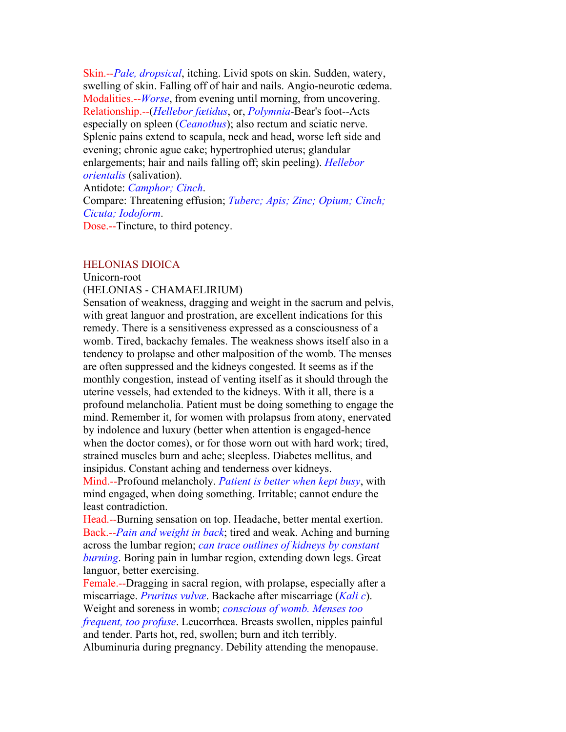Skin.--*Pale, dropsical*, itching. Livid spots on skin. Sudden, watery, swelling of skin. Falling off of hair and nails. Angio-neurotic œdema.

Modalities.--*Worse*, from evening until morning, from uncovering.

Relationship.--(*Hellebor fœtidus*, or, *Polymnia*-Bear's foot--Acts especially on spleen (*Ceanothus*); also rectum and sciatic nerve. Splenic pains extend to scapula, neck and head, worse left side and evening; chronic ague cake; hypertrophied uterus; glandular enlargements; hair and nails falling off; skin peeling). *Hellebor orientalis* (salivation).

Antidote: *Camphor; Cinch*.

Compare: Threatening effusion; *Tuberc; Apis; Zinc; Opium; Cinch; Cicuta; Iodoform*.

Dose.--Tincture, to third potency.

## HELONIAS DIOICA

Unicorn-root

(HELONIAS - CHAMAELIRIUM)

Sensation of weakness, dragging and weight in the sacrum and pelvis, with great languor and prostration, are excellent indications for this remedy. There is a sensitiveness expressed as a consciousness of a womb. Tired, backachy females. The weakness shows itself also in a tendency to prolapse and other malposition of the womb. The menses are often suppressed and the kidneys congested. It seems as if the monthly congestion, instead of venting itself as it should through the uterine vessels, had extended to the kidneys. With it all, there is a profound melancholia. Patient must be doing something to engage the mind. Remember it, for women with prolapsus from atony, enervated by indolence and luxury (better when attention is engaged-hence when the doctor comes), or for those worn out with hard work; tired, strained muscles burn and ache; sleepless. Diabetes mellitus, and insipidus. Constant aching and tenderness over kidneys.

Mind.--Profound melancholy. *Patient is better when kept busy*, with mind engaged, when doing something. Irritable; cannot endure the least contradiction.

Head.--Burning sensation on top. Headache, better mental exertion.

Back.--*Pain and weight in back*; tired and weak. Aching and burning across the lumbar region; *can trace outlines of kidneys by constant burning*. Boring pain in lumbar region, extending down legs. Great languor, better exercising.

Female.--Dragging in sacral region, with prolapse, especially after a miscarriage. *Pruritus vulvæ*. Backache after miscarriage (*Kali c*). Weight and soreness in womb; *conscious of womb. Menses too frequent, too profuse*. Leucorrhœa. Breasts swollen, nipples painful and tender. Parts hot, red, swollen; burn and itch terribly. Albuminuria during pregnancy. Debility attending the menopause.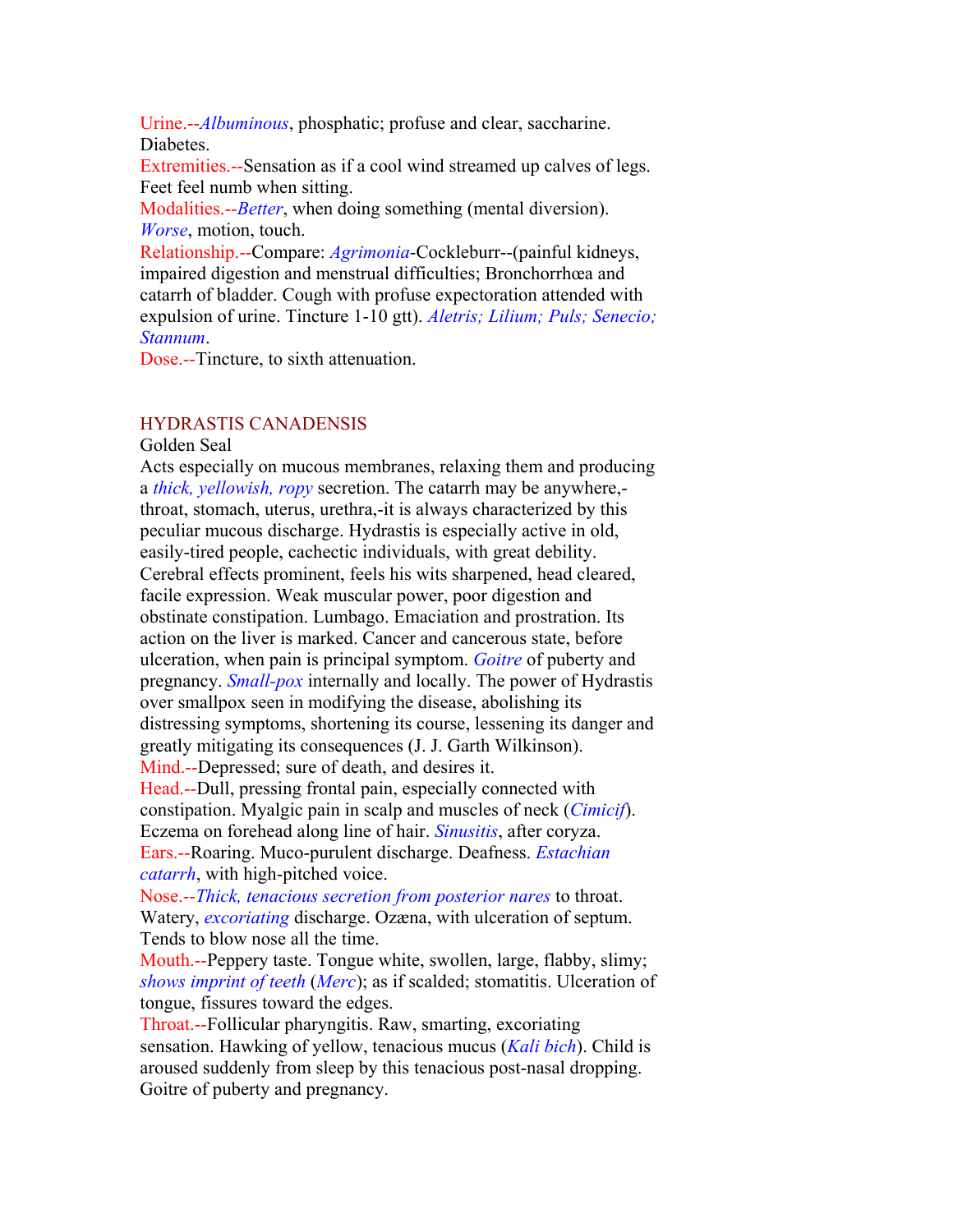Urine.--*Albuminous*, phosphatic; profuse and clear, saccharine. Diabetes.
Extremities.--Sensation as if a cool wind streamed up calves of legs. Feet feel numb when sitting.
Modalities.--*Better*, when doing something (mental diversion). *Worse*, motion, touch.
Relationship.--Compare: *Agrimonia*-Cockleburr--(painful kidneys, impaired digestion and menstrual difficulties; Bronchorrhœa and catarrh of bladder. Cough with profuse expectoration attended with expulsion of urine. Tincture 1-10 gtt). *Aletris; Lilium; Puls; Senecio; Stannum*.
Dose.--Tincture, to sixth attenuation.

## HYDRASTIS CANADENSIS

Golden Seal

Acts especially on mucous membranes, relaxing them and producing a *thick, yellowish, ropy* secretion. The catarrh may be anywhere,- throat, stomach, uterus, urethra,-it is always characterized by this peculiar mucous discharge. Hydrastis is especially active in old, easily-tired people, cachectic individuals, with great debility. Cerebral effects prominent, feels his wits sharpened, head cleared, facile expression. Weak muscular power, poor digestion and obstinate constipation. Lumbago. Emaciation and prostration. Its action on the liver is marked. Cancer and cancerous state, before ulceration, when pain is principal symptom. *Goitre* of puberty and pregnancy. *Small-pox* internally and locally. The power of Hydrastis over smallpox seen in modifying the disease, abolishing its distressing symptoms, shortening its course, lessening its danger and greatly mitigating its consequences (J. J. Garth Wilkinson).
Mind.--Depressed; sure of death, and desires it.
Head.--Dull, pressing frontal pain, especially connected with constipation. Myalgic pain in scalp and muscles of neck (*Cimicif*). Eczema on forehead along line of hair. *Sinusitis*, after coryza.
Ears.--Roaring. Muco-purulent discharge. Deafness. *Estachian catarrh*, with high-pitched voice.
Nose.--*Thick, tenacious secretion from posterior nares* to throat. Watery, *excoriating* discharge. Ozæna, with ulceration of septum. Tends to blow nose all the time.
Mouth.--Peppery taste. Tongue white, swollen, large, flabby, slimy; *shows imprint of teeth* (*Merc*); as if scalded; stomatitis. Ulceration of tongue, fissures toward the edges.
Throat.--Follicular pharyngitis. Raw, smarting, excoriating sensation. Hawking of yellow, tenacious mucus (*Kali bich*). Child is aroused suddenly from sleep by this tenacious post-nasal dropping. Goitre of puberty and pregnancy.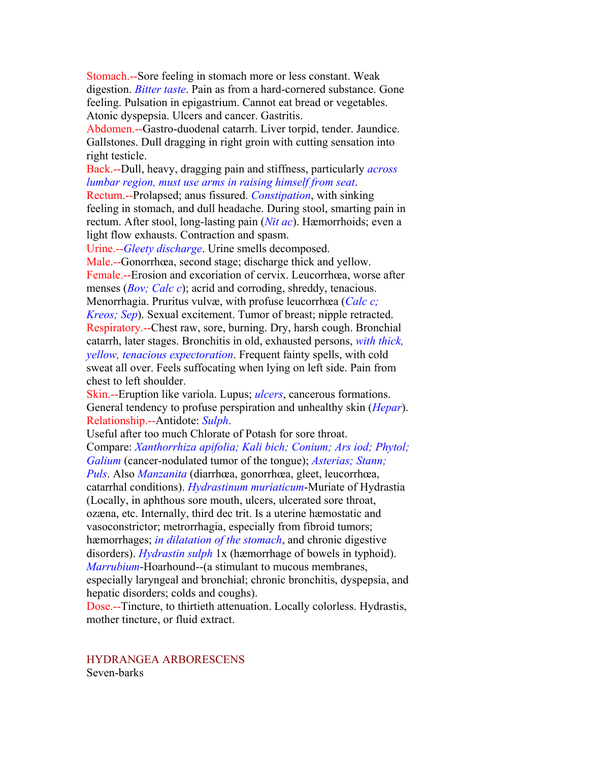**Stomach.**--Sore feeling in stomach more or less constant. Weak digestion. *Bitter taste*. Pain as from a hard-cornered substance. Gone feeling. Pulsation in epigastrium. Cannot eat bread or vegetables. Atonic dyspepsia. Ulcers and cancer. Gastritis.

**Abdomen.**--Gastro-duodenal catarrh. Liver torpid, tender. Jaundice. Gallstones. Dull dragging in right groin with cutting sensation into right testicle.

**Back.**--Dull, heavy, dragging pain and stiffness, particularly *across lumbar region, must use arms in raising himself from seat*.

**Rectum.**--Prolapsed; anus fissured. *Constipation*, with sinking feeling in stomach, and dull headache. During stool, smarting pain in rectum. After stool, long-lasting pain (*Nit ac*). Hæmorrhoids; even a light flow exhausts. Contraction and spasm.

**Urine.**--*Gleety discharge*. Urine smells decomposed.

**Male.**--Gonorrhœa, second stage; discharge thick and yellow.

**Female.**--Erosion and excoriation of cervix. Leucorrhœa, worse after menses (*Bov; Calc c*); acrid and corroding, shreddy, tenacious. Menorrhagia. Pruritus vulvæ, with profuse leucorrhœa (*Calc c; Kreos; Sep*). Sexual excitement. Tumor of breast; nipple retracted.

**Respiratory.**--Chest raw, sore, burning. Dry, harsh cough. Bronchial catarrh, later stages. Bronchitis in old, exhausted persons, *with thick, yellow, tenacious expectoration*. Frequent fainty spells, with cold sweat all over. Feels suffocating when lying on left side. Pain from chest to left shoulder.

**Skin.**--Eruption like variola. Lupus; *ulcers*, cancerous formations. General tendency to profuse perspiration and unhealthy skin (*Hepar*).

**Relationship.**--Antidote: *Sulph*.

Useful after too much Chlorate of Potash for sore throat.

Compare: *Xanthorrhiza apifolia; Kali bich; Conium; Ars iod; Phytol; Galium* (cancer-nodulated tumor of the tongue); *Asterias; Stann; Puls*. Also *Manzanita* (diarrhœa, gonorrhœa, gleet, leucorrhœa, catarrhal conditions). *Hydrastinum muriaticum*-Muriate of Hydrastia (Locally, in aphthous sore mouth, ulcers, ulcerated sore throat, ozæna, etc. Internally, third dec trit. Is a uterine hæmostatic and vasoconstrictor; metrorrhagia, especially from fibroid tumors; hæmorrhages; *in dilatation of the stomach*, and chronic digestive disorders). *Hydrastin sulph* 1x (hæmorrhage of bowels in typhoid). *Marrubium*-Hoarhound--(a stimulant to mucous membranes, especially laryngeal and bronchial; chronic bronchitis, dyspepsia, and hepatic disorders; colds and coughs).

**Dose.**--Tincture, to thirtieth attenuation. Locally colorless. Hydrastis, mother tincture, or fluid extract.

## HYDRANGEA ARBORESCENS

Seven-barks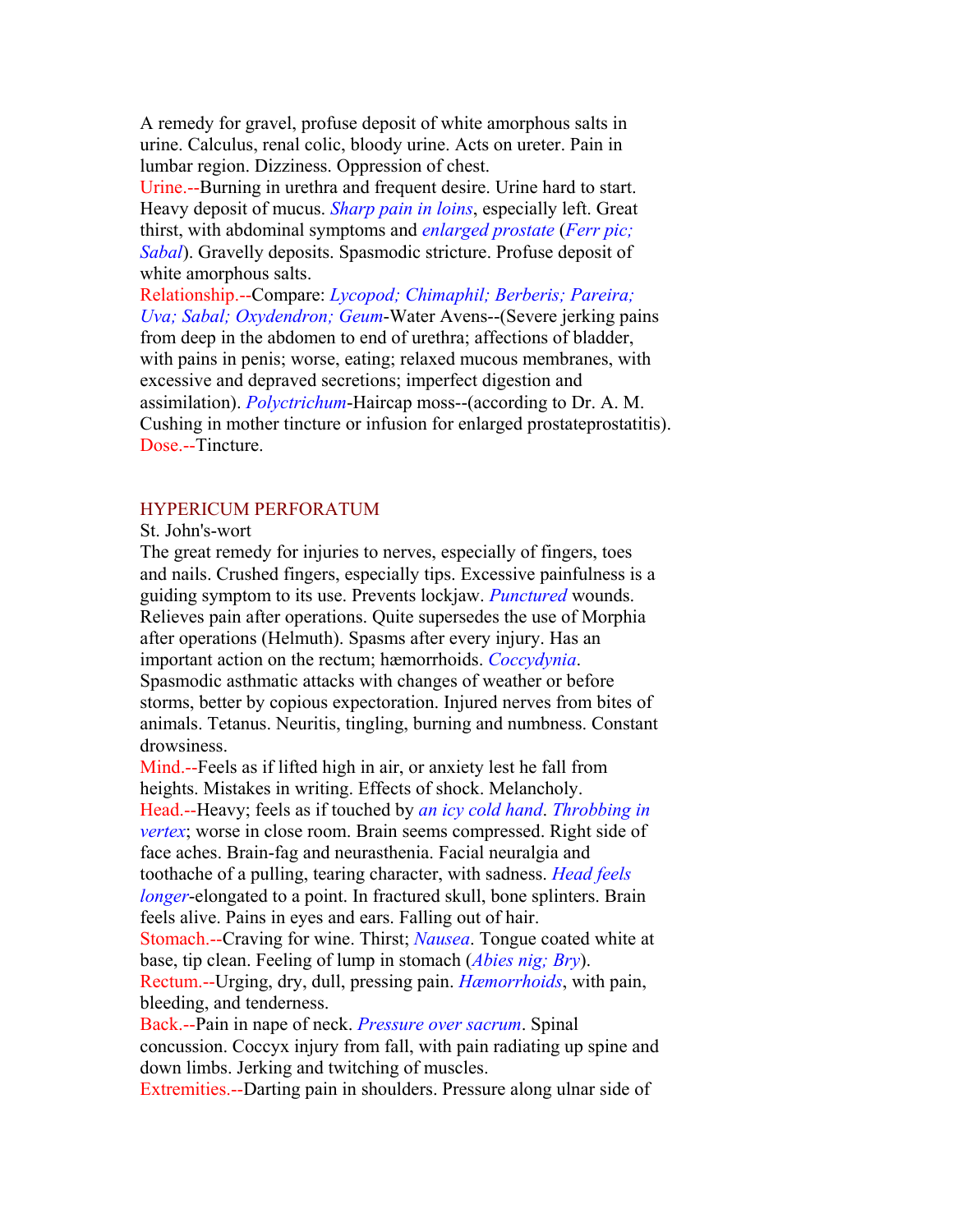A remedy for gravel, profuse deposit of white amorphous salts in urine. Calculus, renal colic, bloody urine. Acts on ureter. Pain in lumbar region. Dizziness. Oppression of chest.

Urine.--Burning in urethra and frequent desire. Urine hard to start. Heavy deposit of mucus. *Sharp pain in loins*, especially left. Great thirst, with abdominal symptoms and *enlarged prostate* (*Ferr pic; Sabal*). Gravelly deposits. Spasmodic stricture. Profuse deposit of white amorphous salts.

Relationship.--Compare: *Lycopod; Chimaphil; Berberis; Pareira; Uva; Sabal; Oxydendron; Geum*-Water Avens--(Severe jerking pains from deep in the abdomen to end of urethra; affections of bladder, with pains in penis; worse, eating; relaxed mucous membranes, with excessive and depraved secretions; imperfect digestion and assimilation). *Polyctrichum*-Haircap moss--(according to Dr. A. M. Cushing in mother tincture or infusion for enlarged prostateprostatitis).

Dose.--Tincture.

## HYPERICUM PERFORATUM

St. John's-wort

The great remedy for injuries to nerves, especially of fingers, toes and nails. Crushed fingers, especially tips. Excessive painfulness is a guiding symptom to its use. Prevents lockjaw. *Punctured* wounds. Relieves pain after operations. Quite supersedes the use of Morphia after operations (Helmuth). Spasms after every injury. Has an important action on the rectum; hæmorrhoids. *Coccydynia*. Spasmodic asthmatic attacks with changes of weather or before storms, better by copious expectoration. Injured nerves from bites of animals. Tetanus. Neuritis, tingling, burning and numbness. Constant drowsiness.

Mind.--Feels as if lifted high in air, or anxiety lest he fall from heights. Mistakes in writing. Effects of shock. Melancholy.

Head.--Heavy; feels as if touched by *an icy cold hand*. *Throbbing in vertex*; worse in close room. Brain seems compressed. Right side of face aches. Brain-fag and neurasthenia. Facial neuralgia and toothache of a pulling, tearing character, with sadness. *Head feels longer*-elongated to a point. In fractured skull, bone splinters. Brain feels alive. Pains in eyes and ears. Falling out of hair.

Stomach.--Craving for wine. Thirst; *Nausea*. Tongue coated white at base, tip clean. Feeling of lump in stomach (*Abies nig; Bry*).

Rectum.--Urging, dry, dull, pressing pain. *Hæmorrhoids*, with pain, bleeding, and tenderness.

Back.--Pain in nape of neck. *Pressure over sacrum*. Spinal concussion. Coccyx injury from fall, with pain radiating up spine and down limbs. Jerking and twitching of muscles.

Extremities.--Darting pain in shoulders. Pressure along ulnar side of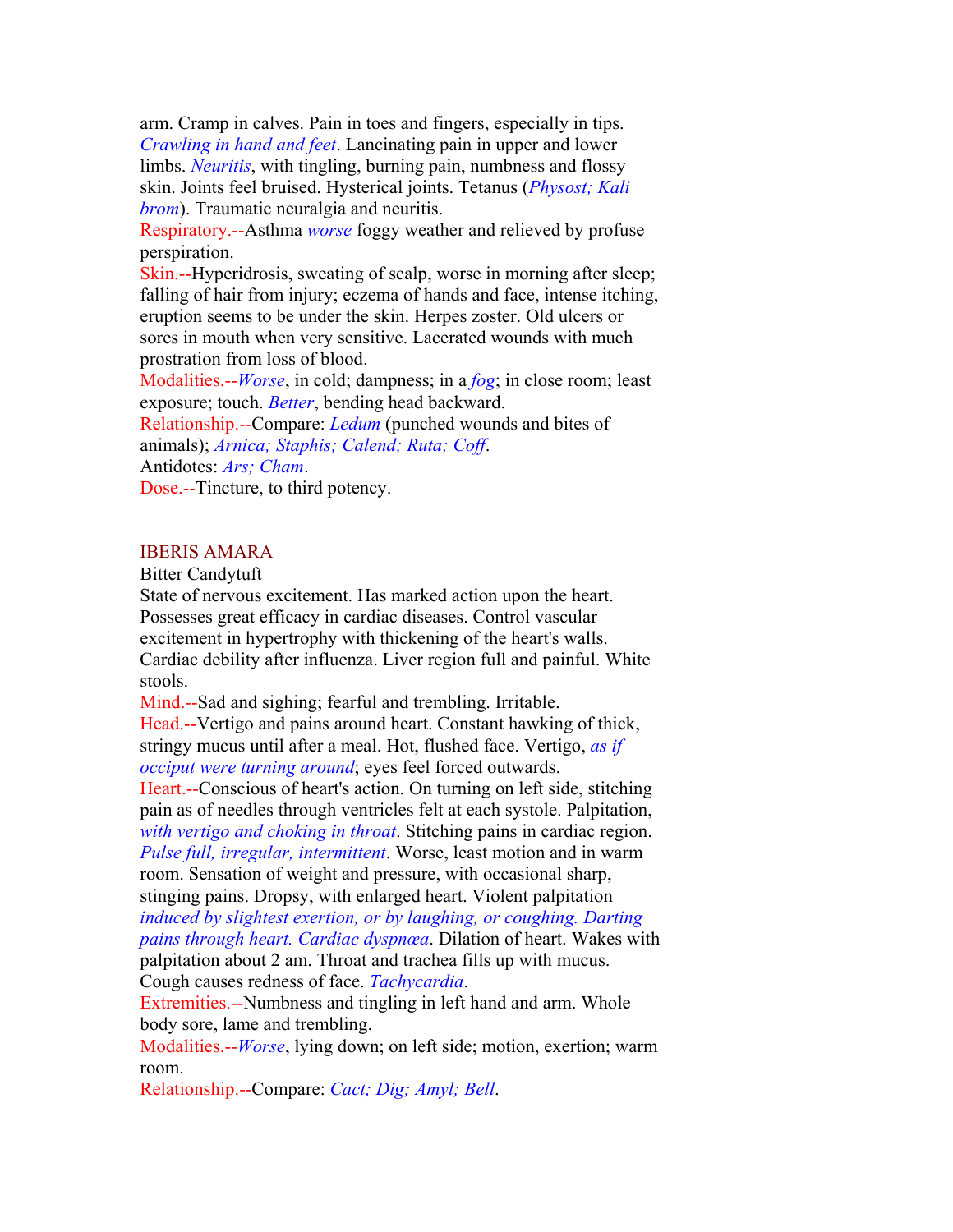arm. Cramp in calves. Pain in toes and fingers, especially in tips. *Crawling in hand and feet*. Lancinating pain in upper and lower limbs. *Neuritis*, with tingling, burning pain, numbness and flossy skin. Joints feel bruised. Hysterical joints. Tetanus (*Physost; Kali brom*). Traumatic neuralgia and neuritis.

Respiratory.--Asthma *worse* foggy weather and relieved by profuse perspiration.

Skin.--Hyperidrosis, sweating of scalp, worse in morning after sleep; falling of hair from injury; eczema of hands and face, intense itching, eruption seems to be under the skin. Herpes zoster. Old ulcers or sores in mouth when very sensitive. Lacerated wounds with much prostration from loss of blood.

Modalities.--*Worse*, in cold; dampness; in a *fog*; in close room; least exposure; touch. *Better*, bending head backward.

Relationship.--Compare: *Ledum* (punched wounds and bites of animals); *Arnica; Staphis; Calend; Ruta; Coff*.

Antidotes: *Ars; Cham*.

Dose.--Tincture, to third potency.

## IBERIS AMARA

Bitter Candytuft

State of nervous excitement. Has marked action upon the heart. Possesses great efficacy in cardiac diseases. Control vascular excitement in hypertrophy with thickening of the heart's walls. Cardiac debility after influenza. Liver region full and painful. White stools.

Mind.--Sad and sighing; fearful and trembling. Irritable.

Head.--Vertigo and pains around heart. Constant hawking of thick, stringy mucus until after a meal. Hot, flushed face. Vertigo, *as if occiput were turning around*; eyes feel forced outwards.

Heart.--Conscious of heart's action. On turning on left side, stitching pain as of needles through ventricles felt at each systole. Palpitation, *with vertigo and choking in throat*. Stitching pains in cardiac region. *Pulse full, irregular, intermittent*. Worse, least motion and in warm room. Sensation of weight and pressure, with occasional sharp, stinging pains. Dropsy, with enlarged heart. Violent palpitation *induced by slightest exertion, or by laughing, or coughing. Darting pains through heart. Cardiac dyspnœa*. Dilation of heart. Wakes with palpitation about 2 am. Throat and trachea fills up with mucus. Cough causes redness of face. *Tachycardia*.

Extremities.--Numbness and tingling in left hand and arm. Whole body sore, lame and trembling.

Modalities.--*Worse*, lying down; on left side; motion, exertion; warm room.

Relationship.--Compare: *Cact; Dig; Amyl; Bell*.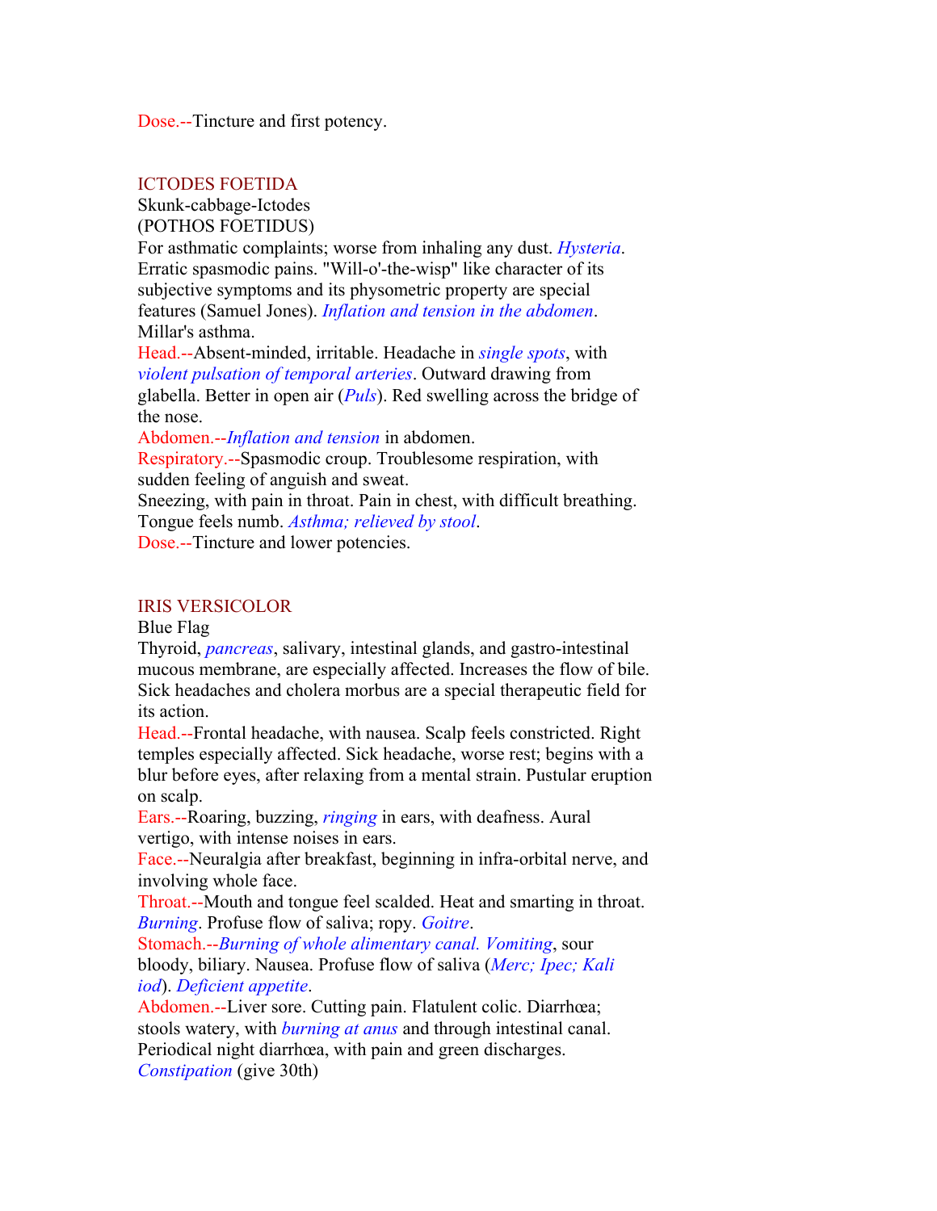**Dose.**--Tincture and first potency.

## ICTODES FOETIDA

Skunk-cabbage-Ictodes
(POTHOS FOETIDUS)

For asthmatic complaints; worse from inhaling any dust. *Hysteria*. Erratic spasmodic pains. "Will-o'-the-wisp" like character of its subjective symptoms and its physometric property are special features (Samuel Jones). *Inflation and tension in the abdomen*. Millar's asthma.

**Head.**--Absent-minded, irritable. Headache in *single spots*, with *violent pulsation of temporal arteries*. Outward drawing from glabella. Better in open air (*Puls*). Red swelling across the bridge of the nose.

**Abdomen.**--*Inflation and tension* in abdomen.

**Respiratory.**--Spasmodic croup. Troublesome respiration, with sudden feeling of anguish and sweat.
Sneezing, with pain in throat. Pain in chest, with difficult breathing. Tongue feels numb. *Asthma; relieved by stool*.

**Dose.**--Tincture and lower potencies.

## IRIS VERSICOLOR

Blue Flag

Thyroid, *pancreas*, salivary, intestinal glands, and gastro-intestinal mucous membrane, are especially affected. Increases the flow of bile. Sick headaches and cholera morbus are a special therapeutic field for its action.

**Head.**--Frontal headache, with nausea. Scalp feels constricted. Right temples especially affected. Sick headache, worse rest; begins with a blur before eyes, after relaxing from a mental strain. Pustular eruption on scalp.

**Ears.**--Roaring, buzzing, *ringing* in ears, with deafness. Aural vertigo, with intense noises in ears.

**Face.**--Neuralgia after breakfast, beginning in infra-orbital nerve, and involving whole face.

**Throat.**--Mouth and tongue feel scalded. Heat and smarting in throat. *Burning*. Profuse flow of saliva; ropy. *Goitre*.

**Stomach.**--*Burning of whole alimentary canal. Vomiting*, sour bloody, biliary. Nausea. Profuse flow of saliva (*Merc; Ipec; Kali iod*). *Deficient appetite*.

**Abdomen.**--Liver sore. Cutting pain. Flatulent colic. Diarrhœa; stools watery, with *burning at anus* and through intestinal canal. Periodical night diarrhœa, with pain and green discharges. *Constipation* (give 30th)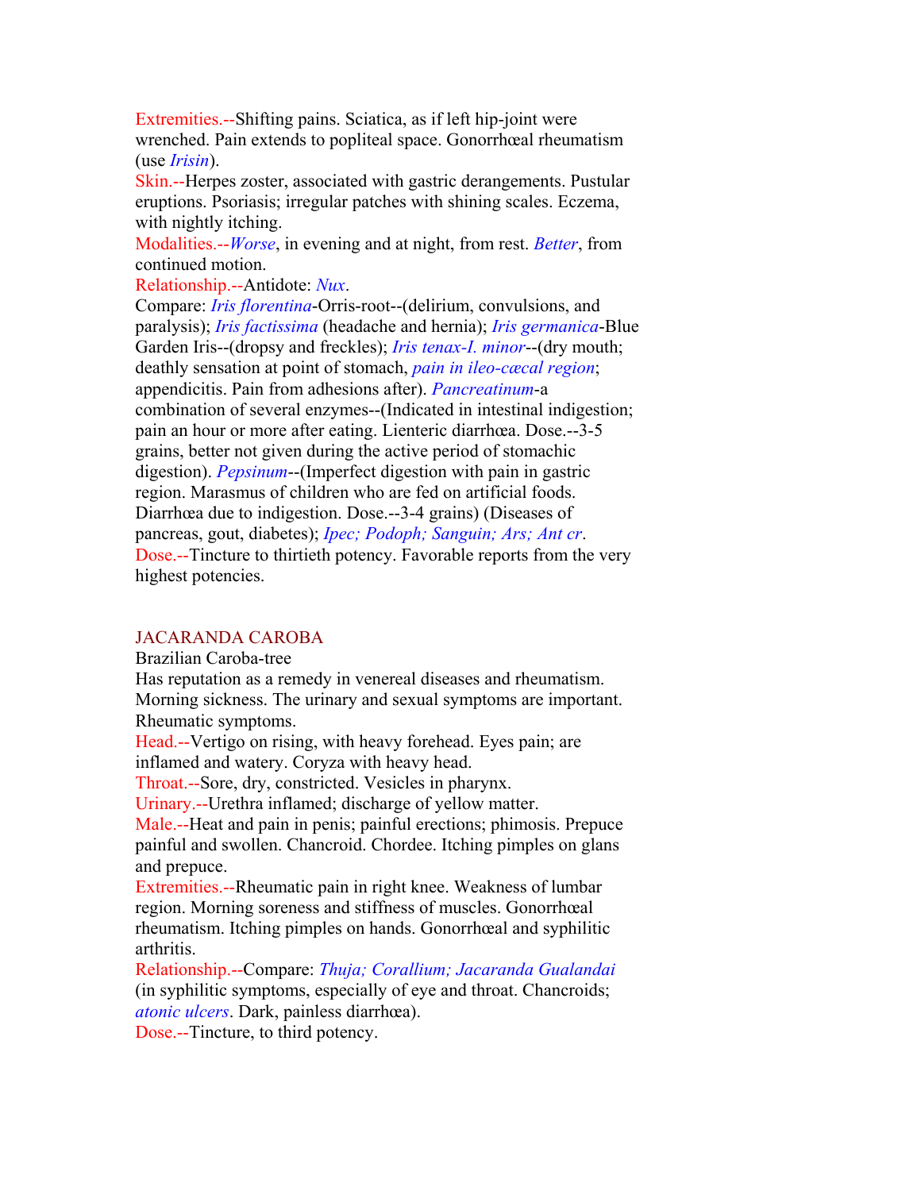Extremities.--Shifting pains. Sciatica, as if left hip-joint were wrenched. Pain extends to popliteal space. Gonorrhœal rheumatism (use *Irisin*).

Skin.--Herpes zoster, associated with gastric derangements. Pustular eruptions. Psoriasis; irregular patches with shining scales. Eczema, with nightly itching.

Modalities.--*Worse*, in evening and at night, from rest. *Better*, from continued motion.

Relationship.--Antidote: *Nux*.

Compare: *Iris florentina*-Orris-root--(delirium, convulsions, and paralysis); *Iris factissima* (headache and hernia); *Iris germanica*-Blue Garden Iris--(dropsy and freckles); *Iris tenax-I. minor*--(dry mouth; deathly sensation at point of stomach, *pain in ileo-cæcal region*; appendicitis. Pain from adhesions after). *Pancreatinum*-a combination of several enzymes--(Indicated in intestinal indigestion; pain an hour or more after eating. Lienteric diarrhœa. Dose.--3-5 grains, better not given during the active period of stomachic digestion). *Pepsinum*--(Imperfect digestion with pain in gastric region. Marasmus of children who are fed on artificial foods. Diarrhœa due to indigestion. Dose.--3-4 grains) (Diseases of pancreas, gout, diabetes); *Ipec; Podoph; Sanguin; Ars; Ant cr*.

Dose.--Tincture to thirtieth potency. Favorable reports from the very highest potencies.

## JACARANDA CAROBA

Brazilian Caroba-tree

Has reputation as a remedy in venereal diseases and rheumatism. Morning sickness. The urinary and sexual symptoms are important. Rheumatic symptoms.

Head.--Vertigo on rising, with heavy forehead. Eyes pain; are inflamed and watery. Coryza with heavy head.

Throat.--Sore, dry, constricted. Vesicles in pharynx.

Urinary.--Urethra inflamed; discharge of yellow matter.

Male.--Heat and pain in penis; painful erections; phimosis. Prepuce painful and swollen. Chancroid. Chordee. Itching pimples on glans and prepuce.

Extremities.--Rheumatic pain in right knee. Weakness of lumbar region. Morning soreness and stiffness of muscles. Gonorrhœal rheumatism. Itching pimples on hands. Gonorrhœal and syphilitic arthritis.

Relationship.--Compare: *Thuja; Corallium; Jacaranda Gualandai* (in syphilitic symptoms, especially of eye and throat. Chancroids; *atonic ulcers*. Dark, painless diarrhœa).

Dose.--Tincture, to third potency.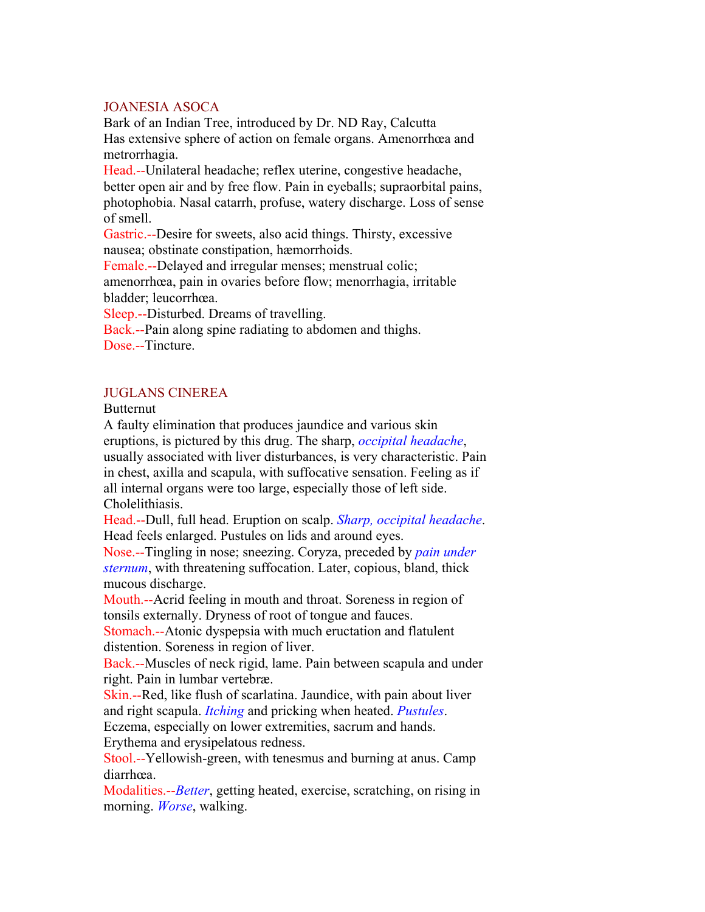## JOANESIA ASOCA

Bark of an Indian Tree, introduced by Dr. ND Ray, Calcutta
Has extensive sphere of action on female organs. Amenorrhœa and metrorrhagia.

**Head.**--Unilateral headache; reflex uterine, congestive headache, better open air and by free flow. Pain in eyeballs; supraorbital pains, photophobia. Nasal catarrh, profuse, watery discharge. Loss of sense of smell.

**Gastric.**--Desire for sweets, also acid things. Thirsty, excessive nausea; obstinate constipation, hæmorrhoids.

**Female.**--Delayed and irregular menses; menstrual colic; amenorrhœa, pain in ovaries before flow; menorrhagia, irritable bladder; leucorrhœa.

**Sleep.**--Disturbed. Dreams of travelling.

**Back.**--Pain along spine radiating to abdomen and thighs.

**Dose.**--Tincture.

## JUGLANS CINEREA

Butternut

A faulty elimination that produces jaundice and various skin eruptions, is pictured by this drug. The sharp, *occipital headache*, usually associated with liver disturbances, is very characteristic. Pain in chest, axilla and scapula, with suffocative sensation. Feeling as if all internal organs were too large, especially those of left side. Cholelithiasis.

**Head.**--Dull, full head. Eruption on scalp. *Sharp, occipital headache*. Head feels enlarged. Pustules on lids and around eyes.

**Nose.**--Tingling in nose; sneezing. Coryza, preceded by *pain under sternum*, with threatening suffocation. Later, copious, bland, thick mucous discharge.

**Mouth.**--Acrid feeling in mouth and throat. Soreness in region of tonsils externally. Dryness of root of tongue and fauces.

**Stomach.**--Atonic dyspepsia with much eructation and flatulent distention. Soreness in region of liver.

**Back.**--Muscles of neck rigid, lame. Pain between scapula and under right. Pain in lumbar vertebræ.

**Skin.**--Red, like flush of scarlatina. Jaundice, with pain about liver and right scapula. *Itching* and pricking when heated. *Pustules*. Eczema, especially on lower extremities, sacrum and hands. Erythema and erysipelatous redness.

**Stool.**--Yellowish-green, with tenesmus and burning at anus. Camp diarrhœa.

**Modalities.**--*Better*, getting heated, exercise, scratching, on rising in morning. *Worse*, walking.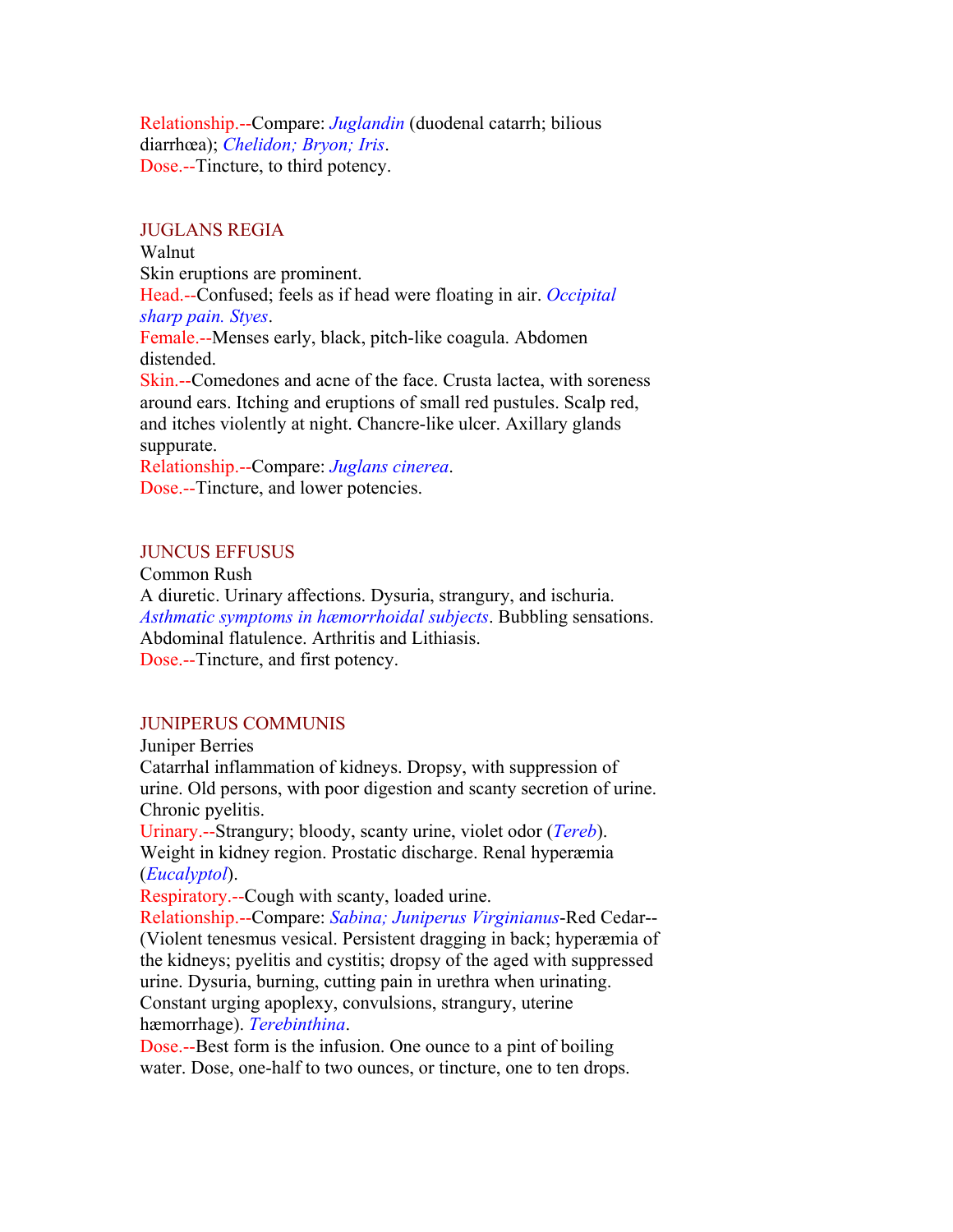Relationship.--Compare: *Juglandin* (duodenal catarrh; bilious diarrhœa); *Chelidon; Bryon; Iris*.
Dose.--Tincture, to third potency.

## JUGLANS REGIA

Walnut

Skin eruptions are prominent.

Head.--Confused; feels as if head were floating in air. *Occipital sharp pain. Styes*.

Female.--Menses early, black, pitch-like coagula. Abdomen distended.

Skin.--Comedones and acne of the face. Crusta lactea, with soreness around ears. Itching and eruptions of small red pustules. Scalp red, and itches violently at night. Chancre-like ulcer. Axillary glands suppurate.

Relationship.--Compare: *Juglans cinerea*.

Dose.--Tincture, and lower potencies.

## JUNCUS EFFUSUS

Common Rush

A diuretic. Urinary affections. Dysuria, strangury, and ischuria. *Asthmatic symptoms in hæmorrhoidal subjects*. Bubbling sensations. Abdominal flatulence. Arthritis and Lithiasis.

Dose.--Tincture, and first potency.

## JUNIPERUS COMMUNIS

Juniper Berries

Catarrhal inflammation of kidneys. Dropsy, with suppression of urine. Old persons, with poor digestion and scanty secretion of urine. Chronic pyelitis.

Urinary.--Strangury; bloody, scanty urine, violet odor (*Tereb*). Weight in kidney region. Prostatic discharge. Renal hyperæmia (*Eucalyptol*).

Respiratory.--Cough with scanty, loaded urine.

Relationship.--Compare: *Sabina; Juniperus Virginianus*-Red Cedar--(Violent tenesmus vesical. Persistent dragging in back; hyperæmia of the kidneys; pyelitis and cystitis; dropsy of the aged with suppressed urine. Dysuria, burning, cutting pain in urethra when urinating. Constant urging apoplexy, convulsions, strangury, uterine hæmorrhage). *Terebinthina*.

Dose.--Best form is the infusion. One ounce to a pint of boiling water. Dose, one-half to two ounces, or tincture, one to ten drops.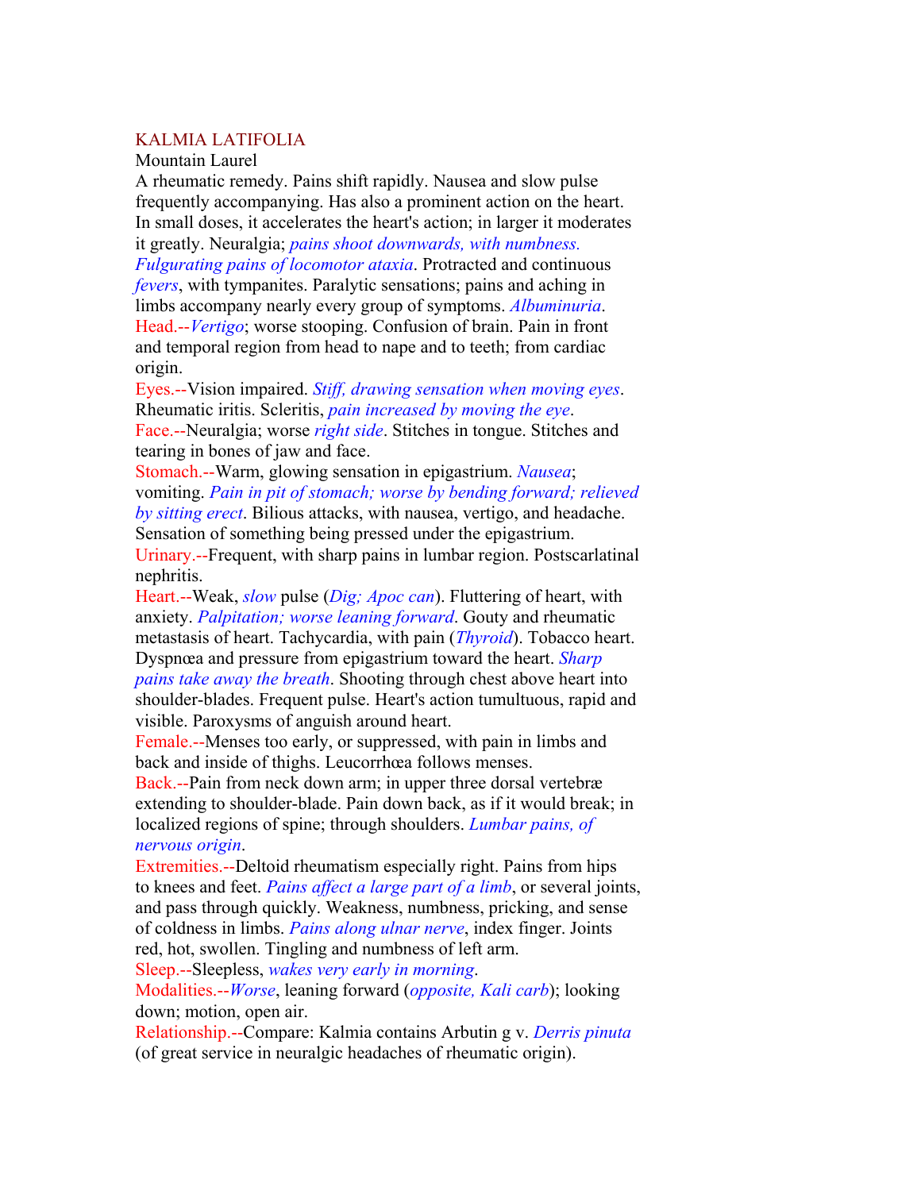## KALMIA LATIFOLIA

Mountain Laurel

A rheumatic remedy. Pains shift rapidly. Nausea and slow pulse frequently accompanying. Has also a prominent action on the heart. In small doses, it accelerates the heart's action; in larger it moderates it greatly. Neuralgia; *pains shoot downwards, with numbness. Fulgurating pains of locomotor ataxia*. Protracted and continuous *fevers*, with tympanites. Paralytic sensations; pains and aching in limbs accompany nearly every group of symptoms. *Albuminuria*.

**Head.**--*Vertigo*; worse stooping. Confusion of brain. Pain in front and temporal region from head to nape and to teeth; from cardiac origin.

**Eyes.**--Vision impaired. *Stiff, drawing sensation when moving eyes*. Rheumatic iritis. Scleritis, *pain increased by moving the eye*.

**Face.**--Neuralgia; worse *right side*. Stitches in tongue. Stitches and tearing in bones of jaw and face.

**Stomach.**--Warm, glowing sensation in epigastrium. *Nausea*; vomiting. *Pain in pit of stomach; worse by bending forward; relieved by sitting erect*. Bilious attacks, with nausea, vertigo, and headache. Sensation of something being pressed under the epigastrium.

**Urinary.**--Frequent, with sharp pains in lumbar region. Postscarlatinal nephritis.

**Heart.**--Weak, *slow* pulse (*Dig; Apoc can*). Fluttering of heart, with anxiety. *Palpitation; worse leaning forward*. Gouty and rheumatic metastasis of heart. Tachycardia, with pain (*Thyroid*). Tobacco heart. Dyspnœa and pressure from epigastrium toward the heart. *Sharp pains take away the breath*. Shooting through chest above heart into shoulder-blades. Frequent pulse. Heart's action tumultuous, rapid and visible. Paroxysms of anguish around heart.

**Female.**--Menses too early, or suppressed, with pain in limbs and back and inside of thighs. Leucorrhœa follows menses.

**Back.**--Pain from neck down arm; in upper three dorsal vertebræ extending to shoulder-blade. Pain down back, as if it would break; in localized regions of spine; through shoulders. *Lumbar pains, of nervous origin*.

**Extremities.**--Deltoid rheumatism especially right. Pains from hips to knees and feet. *Pains affect a large part of a limb*, or several joints, and pass through quickly. Weakness, numbness, pricking, and sense of coldness in limbs. *Pains along ulnar nerve*, index finger. Joints red, hot, swollen. Tingling and numbness of left arm.

**Sleep.**--Sleepless, *wakes very early in morning*.

**Modalities.**--*Worse*, leaning forward (*opposite, Kali carb*); looking down; motion, open air.

**Relationship.**--Compare: Kalmia contains Arbutin g v. *Derris pinuta* (of great service in neuralgic headaches of rheumatic origin).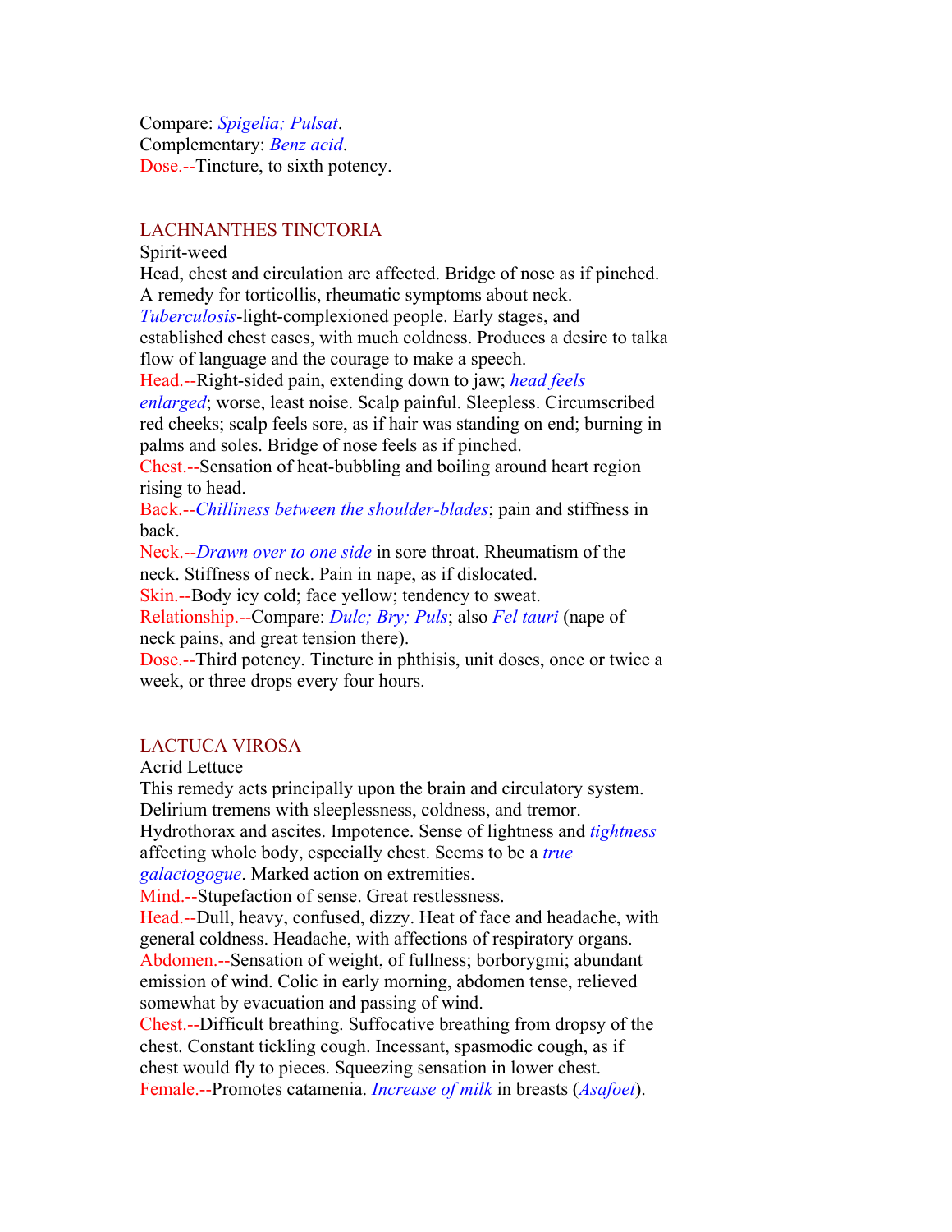Compare: *Spigelia; Pulsat*.
Complementary: *Benz acid*.
Dose.--Tincture, to sixth potency.

## LACHNANTHES TINCTORIA

Spirit-weed

Head, chest and circulation are affected. Bridge of nose as if pinched. A remedy for torticollis, rheumatic symptoms about neck. *Tuberculosis*-light-complexioned people. Early stages, and established chest cases, with much coldness. Produces a desire to talka flow of language and the courage to make a speech.

Head.--Right-sided pain, extending down to jaw; *head feels enlarged*; worse, least noise. Scalp painful. Sleepless. Circumscribed red cheeks; scalp feels sore, as if hair was standing on end; burning in palms and soles. Bridge of nose feels as if pinched.

Chest.--Sensation of heat-bubbling and boiling around heart region rising to head.

Back.--*Chilliness between the shoulder-blades*; pain and stiffness in back.

Neck.--*Drawn over to one side* in sore throat. Rheumatism of the neck. Stiffness of neck. Pain in nape, as if dislocated.

Skin.--Body icy cold; face yellow; tendency to sweat.

Relationship.--Compare: *Dulc; Bry; Puls*; also *Fel tauri* (nape of neck pains, and great tension there).

Dose.--Third potency. Tincture in phthisis, unit doses, once or twice a week, or three drops every four hours.

## LACTUCA VIROSA

Acrid Lettuce

This remedy acts principally upon the brain and circulatory system. Delirium tremens with sleeplessness, coldness, and tremor. Hydrothorax and ascites. Impotence. Sense of lightness and *tightness* affecting whole body, especially chest. Seems to be a *true galactogogue*. Marked action on extremities.

Mind.--Stupefaction of sense. Great restlessness.

Head.--Dull, heavy, confused, dizzy. Heat of face and headache, with general coldness. Headache, with affections of respiratory organs.

Abdomen.--Sensation of weight, of fullness; borborygmi; abundant emission of wind. Colic in early morning, abdomen tense, relieved somewhat by evacuation and passing of wind.

Chest.--Difficult breathing. Suffocative breathing from dropsy of the chest. Constant tickling cough. Incessant, spasmodic cough, as if chest would fly to pieces. Squeezing sensation in lower chest.

Female.--Promotes catamenia. *Increase of milk* in breasts (*Asafoet*).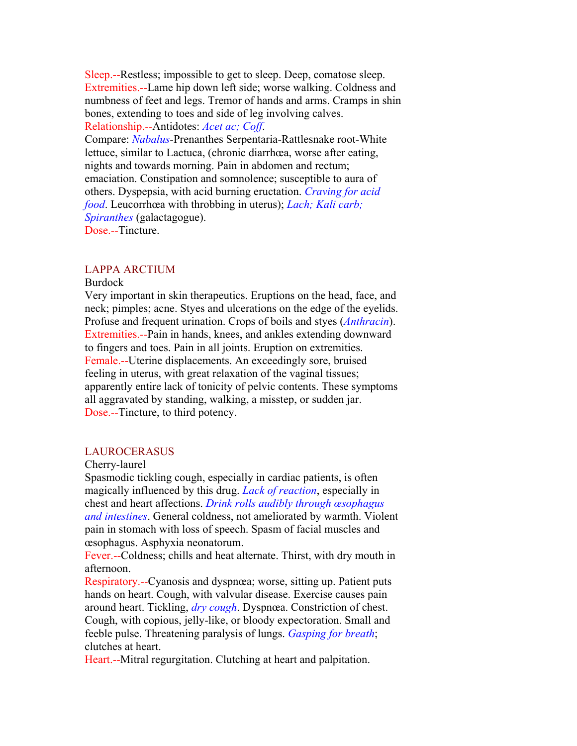Sleep.--Restless; impossible to get to sleep. Deep, comatose sleep.
Extremities.--Lame hip down left side; worse walking. Coldness and numbness of feet and legs. Tremor of hands and arms. Cramps in shin bones, extending to toes and side of leg involving calves.
Relationship.--Antidotes: *Acet ac; Coff*.
Compare: *Nabalus*-Prenanthes Serpentaria-Rattlesnake root-White lettuce, similar to Lactuca, (chronic diarrhœa, worse after eating, nights and towards morning. Pain in abdomen and rectum; emaciation. Constipation and somnolence; susceptible to aura of others. Dyspepsia, with acid burning eructation. *Craving for acid food*. Leucorrhœa with throbbing in uterus); *Lach; Kali carb; Spiranthes* (galactagogue).
Dose.--Tincture.

## LAPPA ARCTIUM

Burdock

Very important in skin therapeutics. Eruptions on the head, face, and neck; pimples; acne. Styes and ulcerations on the edge of the eyelids. Profuse and frequent urination. Crops of boils and styes (*Anthracin*).
Extremities.--Pain in hands, knees, and ankles extending downward to fingers and toes. Pain in all joints. Eruption on extremities.
Female.--Uterine displacements. An exceedingly sore, bruised feeling in uterus, with great relaxation of the vaginal tissues; apparently entire lack of tonicity of pelvic contents. These symptoms all aggravated by standing, walking, a misstep, or sudden jar.
Dose.--Tincture, to third potency.

## LAUROCERASUS

Cherry-laurel

Spasmodic tickling cough, especially in cardiac patients, is often magically influenced by this drug. *Lack of reaction*, especially in chest and heart affections. *Drink rolls audibly through œsophagus and intestines*. General coldness, not ameliorated by warmth. Violent pain in stomach with loss of speech. Spasm of facial muscles and œsophagus. Asphyxia neonatorum.
Fever.--Coldness; chills and heat alternate. Thirst, with dry mouth in afternoon.
Respiratory.--Cyanosis and dyspnœa; worse, sitting up. Patient puts hands on heart. Cough, with valvular disease. Exercise causes pain around heart. Tickling, *dry cough*. Dyspnœa. Constriction of chest. Cough, with copious, jelly-like, or bloody expectoration. Small and feeble pulse. Threatening paralysis of lungs. *Gasping for breath*; clutches at heart.
Heart.--Mitral regurgitation. Clutching at heart and palpitation.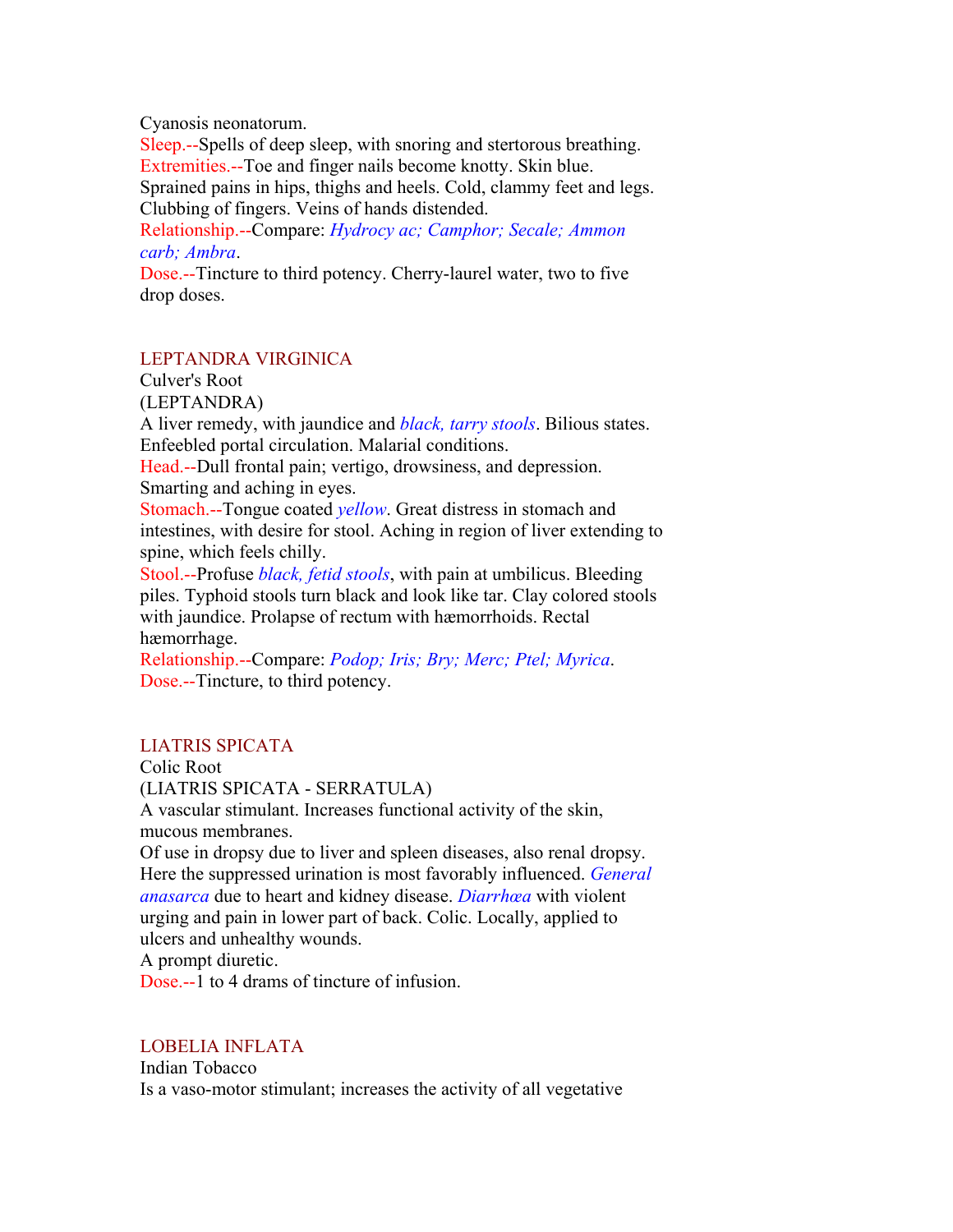Cyanosis neonatorum.

**Sleep.**--Spells of deep sleep, with snoring and stertorous breathing.

**Extremities.**--Toe and finger nails become knotty. Skin blue. Sprained pains in hips, thighs and heels. Cold, clammy feet and legs. Clubbing of fingers. Veins of hands distended.

**Relationship.**--Compare: *Hydrocy ac; Camphor; Secale; Ammon carb; Ambra*.

**Dose.**--Tincture to third potency. Cherry-laurel water, two to five drop doses.

## LEPTANDRA VIRGINICA

Culver's Root

(LEPTANDRA)

A liver remedy, with jaundice and *black, tarry stools*. Bilious states. Enfeebled portal circulation. Malarial conditions.

**Head.**--Dull frontal pain; vertigo, drowsiness, and depression. Smarting and aching in eyes.

**Stomach.**--Tongue coated *yellow*. Great distress in stomach and intestines, with desire for stool. Aching in region of liver extending to spine, which feels chilly.

**Stool.**--Profuse *black, fetid stools*, with pain at umbilicus. Bleeding piles. Typhoid stools turn black and look like tar. Clay colored stools with jaundice. Prolapse of rectum with hæmorrhoids. Rectal hæmorrhage.

**Relationship.**--Compare: *Podop; Iris; Bry; Merc; Ptel; Myrica*.

**Dose.**--Tincture, to third potency.

## LIATRIS SPICATA

Colic Root

(LIATRIS SPICATA - SERRATULA)

A vascular stimulant. Increases functional activity of the skin, mucous membranes.

Of use in dropsy due to liver and spleen diseases, also renal dropsy. Here the suppressed urination is most favorably influenced. *General anasarca* due to heart and kidney disease. *Diarrhœa* with violent urging and pain in lower part of back. Colic. Locally, applied to ulcers and unhealthy wounds.

A prompt diuretic.

**Dose.**--1 to 4 drams of tincture of infusion.

## LOBELIA INFLATA

Indian Tobacco

Is a vaso-motor stimulant; increases the activity of all vegetative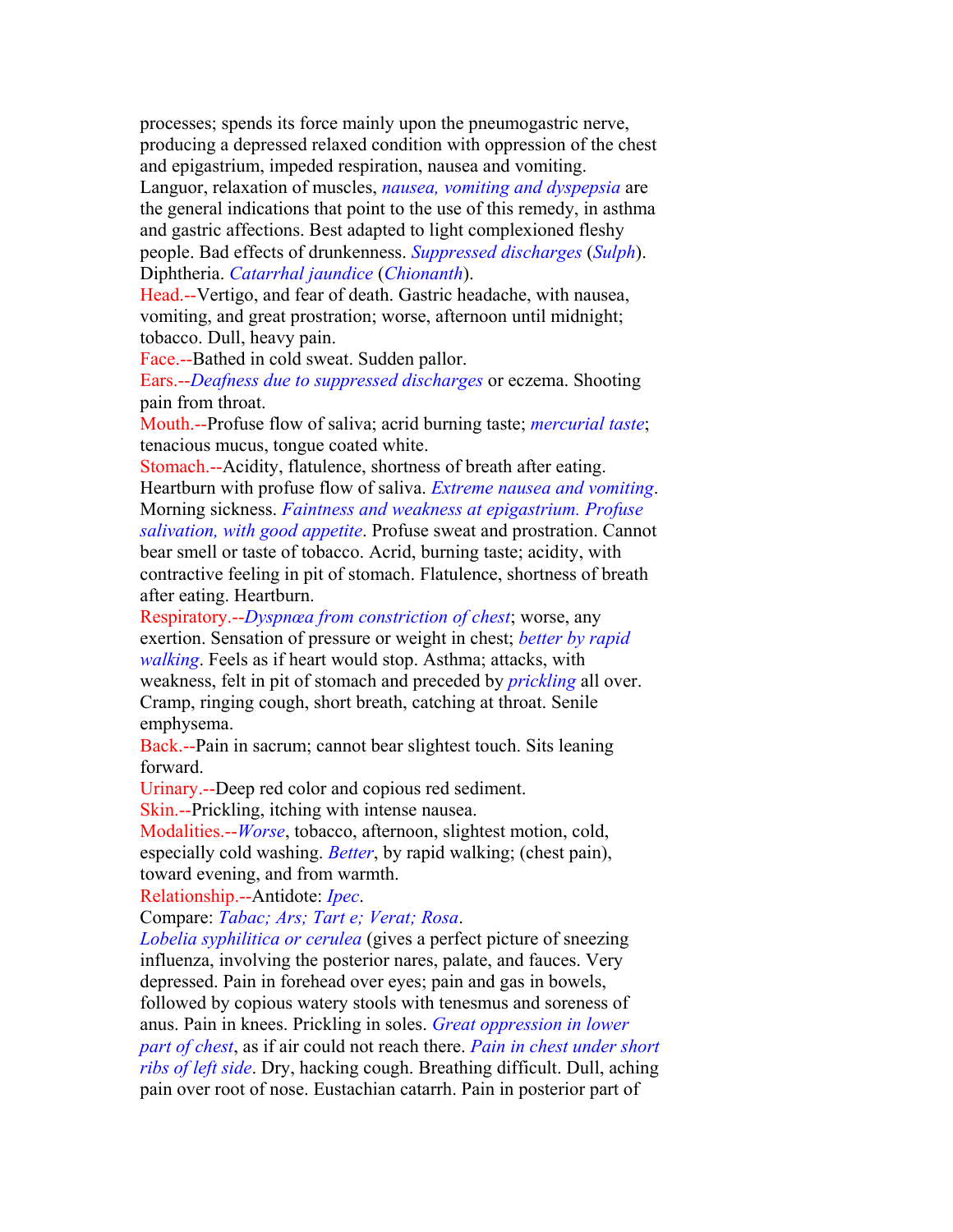processes; spends its force mainly upon the pneumogastric nerve, producing a depressed relaxed condition with oppression of the chest and epigastrium, impeded respiration, nausea and vomiting. Languor, relaxation of muscles, *nausea, vomiting and dyspepsia* are the general indications that point to the use of this remedy, in asthma and gastric affections. Best adapted to light complexioned fleshy people. Bad effects of drunkenness. *Suppressed discharges* (*Sulph*). Diphtheria. *Catarrhal jaundice* (*Chionanth*).

Head.--Vertigo, and fear of death. Gastric headache, with nausea, vomiting, and great prostration; worse, afternoon until midnight; tobacco. Dull, heavy pain.

Face.--Bathed in cold sweat. Sudden pallor.

Ears.--*Deafness due to suppressed discharges* or eczema. Shooting pain from throat.

Mouth.--Profuse flow of saliva; acrid burning taste; *mercurial taste*; tenacious mucus, tongue coated white.

Stomach.--Acidity, flatulence, shortness of breath after eating. Heartburn with profuse flow of saliva. *Extreme nausea and vomiting*. Morning sickness. *Faintness and weakness at epigastrium. Profuse salivation, with good appetite*. Profuse sweat and prostration. Cannot bear smell or taste of tobacco. Acrid, burning taste; acidity, with contractive feeling in pit of stomach. Flatulence, shortness of breath after eating. Heartburn.

Respiratory.--*Dyspnœa from constriction of chest*; worse, any exertion. Sensation of pressure or weight in chest; *better by rapid walking*. Feels as if heart would stop. Asthma; attacks, with weakness, felt in pit of stomach and preceded by *prickling* all over. Cramp, ringing cough, short breath, catching at throat. Senile emphysema.

Back.--Pain in sacrum; cannot bear slightest touch. Sits leaning forward.

Urinary.--Deep red color and copious red sediment.

Skin.--Prickling, itching with intense nausea.

Modalities.--*Worse*, tobacco, afternoon, slightest motion, cold, especially cold washing. *Better*, by rapid walking; (chest pain), toward evening, and from warmth.

Relationship.--Antidote: *Ipec*.

Compare: *Tabac; Ars; Tart e; Verat; Rosa*.

*Lobelia syphilitica or cerulea* (gives a perfect picture of sneezing influenza, involving the posterior nares, palate, and fauces. Very depressed. Pain in forehead over eyes; pain and gas in bowels, followed by copious watery stools with tenesmus and soreness of anus. Pain in knees. Prickling in soles. *Great oppression in lower part of chest*, as if air could not reach there. *Pain in chest under short ribs of left side*. Dry, hacking cough. Breathing difficult. Dull, aching pain over root of nose. Eustachian catarrh. Pain in posterior part of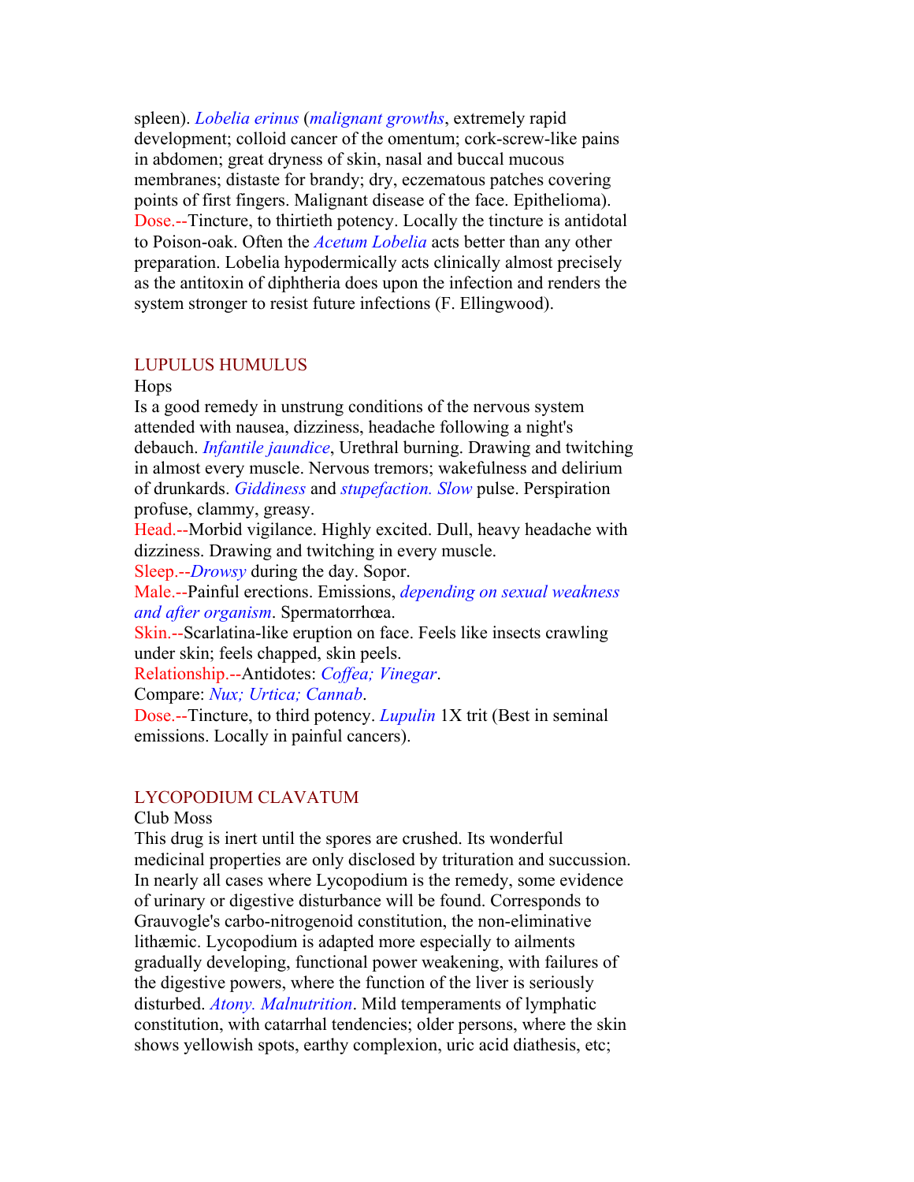spleen). *Lobelia erinus* (*malignant growths*, extremely rapid development; colloid cancer of the omentum; cork-screw-like pains in abdomen; great dryness of skin, nasal and buccal mucous membranes; distaste for brandy; dry, eczematous patches covering points of first fingers. Malignant disease of the face. Epithelioma).

Dose.--Tincture, to thirtieth potency. Locally the tincture is antidotal to Poison-oak. Often the *Acetum Lobelia* acts better than any other preparation. Lobelia hypodermically acts clinically almost precisely as the antitoxin of diphtheria does upon the infection and renders the system stronger to resist future infections (F. Ellingwood).

## LUPULUS HUMULUS

Hops

Is a good remedy in unstrung conditions of the nervous system attended with nausea, dizziness, headache following a night's debauch. *Infantile jaundice*, Urethral burning. Drawing and twitching in almost every muscle. Nervous tremors; wakefulness and delirium of drunkards. *Giddiness* and *stupefaction. Slow* pulse. Perspiration profuse, clammy, greasy.

Head.--Morbid vigilance. Highly excited. Dull, heavy headache with dizziness. Drawing and twitching in every muscle.

Sleep.--*Drowsy* during the day. Sopor.

Male.--Painful erections. Emissions, *depending on sexual weakness and after organism*. Spermatorrhœa.

Skin.--Scarlatina-like eruption on face. Feels like insects crawling under skin; feels chapped, skin peels.

Relationship.--Antidotes: *Coffea; Vinegar*.

Compare: *Nux; Urtica; Cannab*.

Dose.--Tincture, to third potency. *Lupulin* 1X trit (Best in seminal emissions. Locally in painful cancers).

## LYCOPODIUM CLAVATUM

Club Moss

This drug is inert until the spores are crushed. Its wonderful medicinal properties are only disclosed by trituration and succussion. In nearly all cases where Lycopodium is the remedy, some evidence of urinary or digestive disturbance will be found. Corresponds to Grauvogle's carbo-nitrogenoid constitution, the non-eliminative lithæmic. Lycopodium is adapted more especially to ailments gradually developing, functional power weakening, with failures of the digestive powers, where the function of the liver is seriously disturbed. *Atony. Malnutrition*. Mild temperaments of lymphatic constitution, with catarrhal tendencies; older persons, where the skin shows yellowish spots, earthy complexion, uric acid diathesis, etc;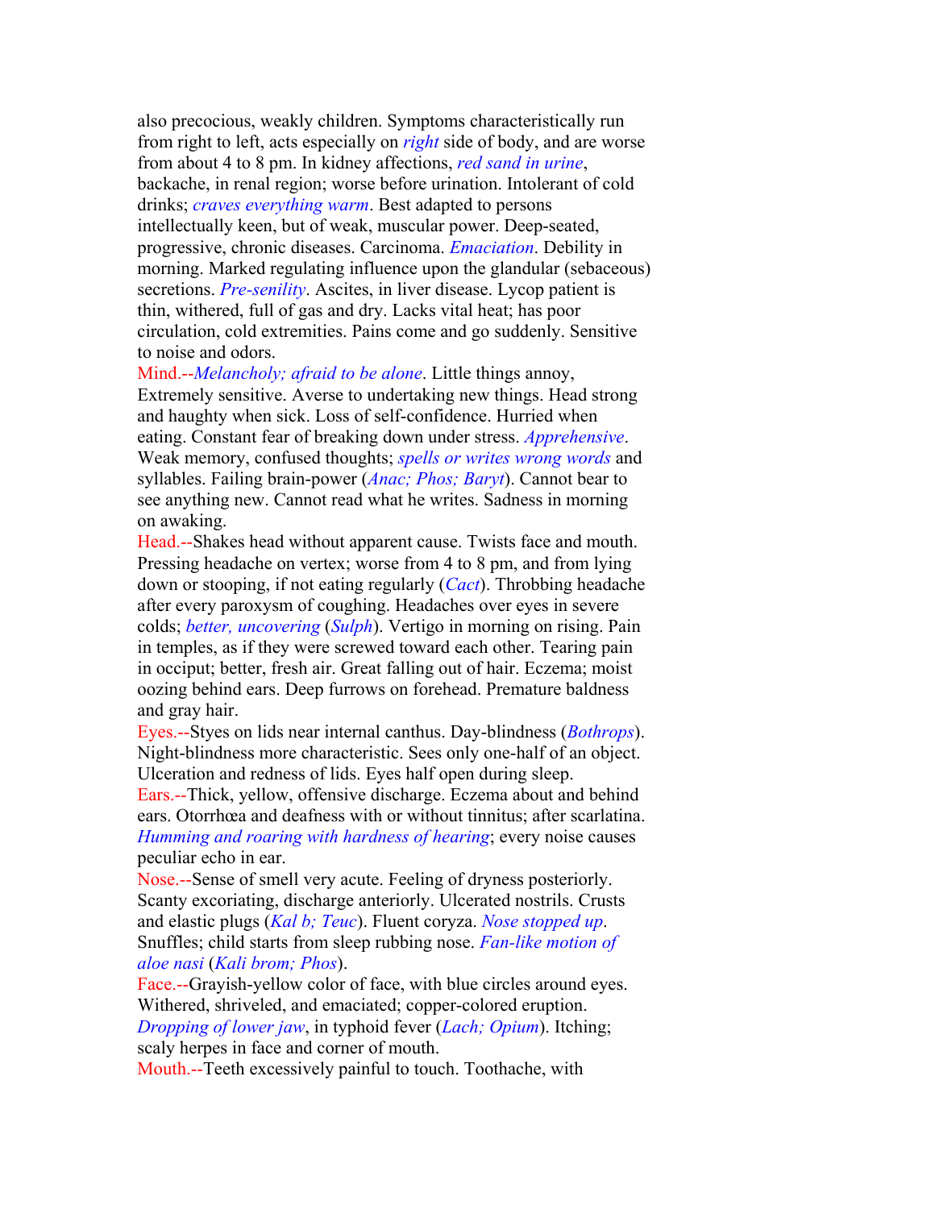also precocious, weakly children. Symptoms characteristically run from right to left, acts especially on *right* side of body, and are worse from about 4 to 8 pm. In kidney affections, *red sand in urine*, backache, in renal region; worse before urination. Intolerant of cold drinks; *craves everything warm*. Best adapted to persons intellectually keen, but of weak, muscular power. Deep-seated, progressive, chronic diseases. Carcinoma. *Emaciation*. Debility in morning. Marked regulating influence upon the glandular (sebaceous) secretions. *Pre-senility*. Ascites, in liver disease. Lycop patient is thin, withered, full of gas and dry. Lacks vital heat; has poor circulation, cold extremities. Pains come and go suddenly. Sensitive to noise and odors.

Mind.--*Melancholy; afraid to be alone*. Little things annoy, Extremely sensitive. Averse to undertaking new things. Head strong and haughty when sick. Loss of self-confidence. Hurried when eating. Constant fear of breaking down under stress. *Apprehensive*. Weak memory, confused thoughts; *spells or writes wrong words* and syllables. Failing brain-power (*Anac; Phos; Baryt*). Cannot bear to see anything new. Cannot read what he writes. Sadness in morning on awaking.

Head.--Shakes head without apparent cause. Twists face and mouth. Pressing headache on vertex; worse from 4 to 8 pm, and from lying down or stooping, if not eating regularly (*Cact*). Throbbing headache after every paroxysm of coughing. Headaches over eyes in severe colds; *better, uncovering* (*Sulph*). Vertigo in morning on rising. Pain in temples, as if they were screwed toward each other. Tearing pain in occiput; better, fresh air. Great falling out of hair. Eczema; moist oozing behind ears. Deep furrows on forehead. Premature baldness and gray hair.

Eyes.--Styes on lids near internal canthus. Day-blindness (*Bothrops*). Night-blindness more characteristic. Sees only one-half of an object. Ulceration and redness of lids. Eyes half open during sleep.

Ears.--Thick, yellow, offensive discharge. Eczema about and behind ears. Otorrhœa and deafness with or without tinnitus; after scarlatina. *Humming and roaring with hardness of hearing*; every noise causes peculiar echo in ear.

Nose.--Sense of smell very acute. Feeling of dryness posteriorly. Scanty excoriating, discharge anteriorly. Ulcerated nostrils. Crusts and elastic plugs (*Kal b; Teuc*). Fluent coryza. *Nose stopped up*. Snuffles; child starts from sleep rubbing nose. *Fan-like motion of aloe nasi* (*Kali brom; Phos*).

Face.--Grayish-yellow color of face, with blue circles around eyes. Withered, shriveled, and emaciated; copper-colored eruption. *Dropping of lower jaw*, in typhoid fever (*Lach; Opium*). Itching; scaly herpes in face and corner of mouth.

Mouth.--Teeth excessively painful to touch. Toothache, with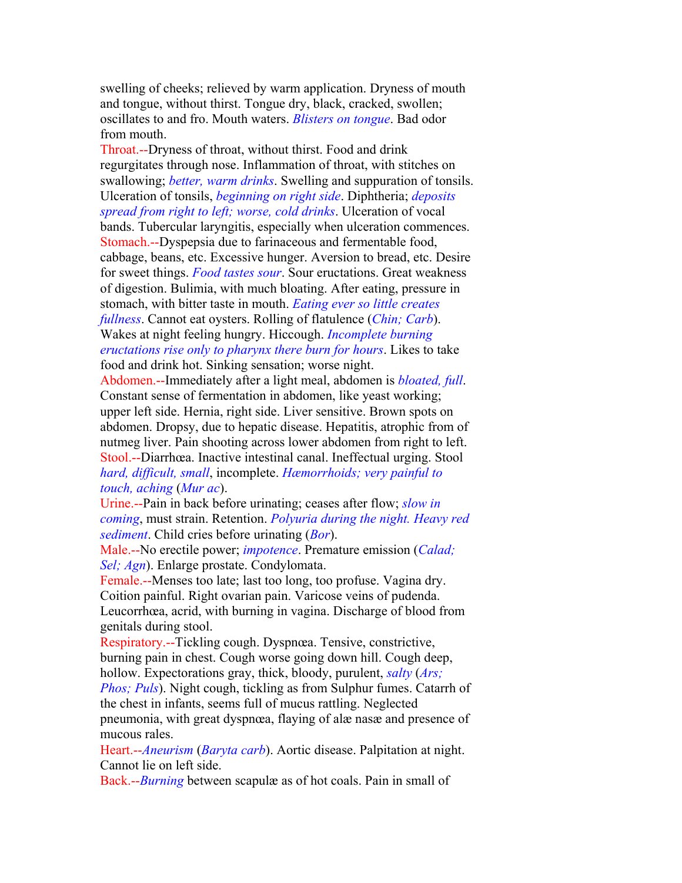swelling of cheeks; relieved by warm application. Dryness of mouth and tongue, without thirst. Tongue dry, black, cracked, swollen; oscillates to and fro. Mouth waters. *Blisters on tongue*. Bad odor from mouth.

Throat.--Dryness of throat, without thirst. Food and drink regurgitates through nose. Inflammation of throat, with stitches on swallowing; *better, warm drinks*. Swelling and suppuration of tonsils. Ulceration of tonsils, *beginning on right side*. Diphtheria; *deposits spread from right to left; worse, cold drinks*. Ulceration of vocal bands. Tubercular laryngitis, especially when ulceration commences.

Stomach.--Dyspepsia due to farinaceous and fermentable food, cabbage, beans, etc. Excessive hunger. Aversion to bread, etc. Desire for sweet things. *Food tastes sour*. Sour eructations. Great weakness of digestion. Bulimia, with much bloating. After eating, pressure in stomach, with bitter taste in mouth. *Eating ever so little creates fullness*. Cannot eat oysters. Rolling of flatulence (*Chin; Carb*). Wakes at night feeling hungry. Hiccough. *Incomplete burning eructations rise only to pharynx there burn for hours*. Likes to take food and drink hot. Sinking sensation; worse night.

Abdomen.--Immediately after a light meal, abdomen is *bloated, full*. Constant sense of fermentation in abdomen, like yeast working; upper left side. Hernia, right side. Liver sensitive. Brown spots on abdomen. Dropsy, due to hepatic disease. Hepatitis, atrophic from of nutmeg liver. Pain shooting across lower abdomen from right to left.

Stool.--Diarrhœa. Inactive intestinal canal. Ineffectual urging. Stool *hard, difficult, small*, incomplete. *Hæmorrhoids; very painful to touch, aching* (*Mur ac*).

Urine.--Pain in back before urinating; ceases after flow; *slow in coming*, must strain. Retention. *Polyuria during the night. Heavy red sediment*. Child cries before urinating (*Bor*).

Male.--No erectile power; *impotence*. Premature emission (*Calad; Sel; Agn*). Enlarge prostate. Condylomata.

Female.--Menses too late; last too long, too profuse. Vagina dry. Coition painful. Right ovarian pain. Varicose veins of pudenda. Leucorrhœa, acrid, with burning in vagina. Discharge of blood from genitals during stool.

Respiratory.--Tickling cough. Dyspnœa. Tensive, constrictive, burning pain in chest. Cough worse going down hill. Cough deep, hollow. Expectorations gray, thick, bloody, purulent, *salty* (*Ars; Phos; Puls*). Night cough, tickling as from Sulphur fumes. Catarrh of the chest in infants, seems full of mucus rattling. Neglected pneumonia, with great dyspnœa, flaying of alæ nasæ and presence of mucous rales.

Heart.--*Aneurism* (*Baryta carb*). Aortic disease. Palpitation at night. Cannot lie on left side.

Back.--*Burning* between scapulæ as of hot coals. Pain in small of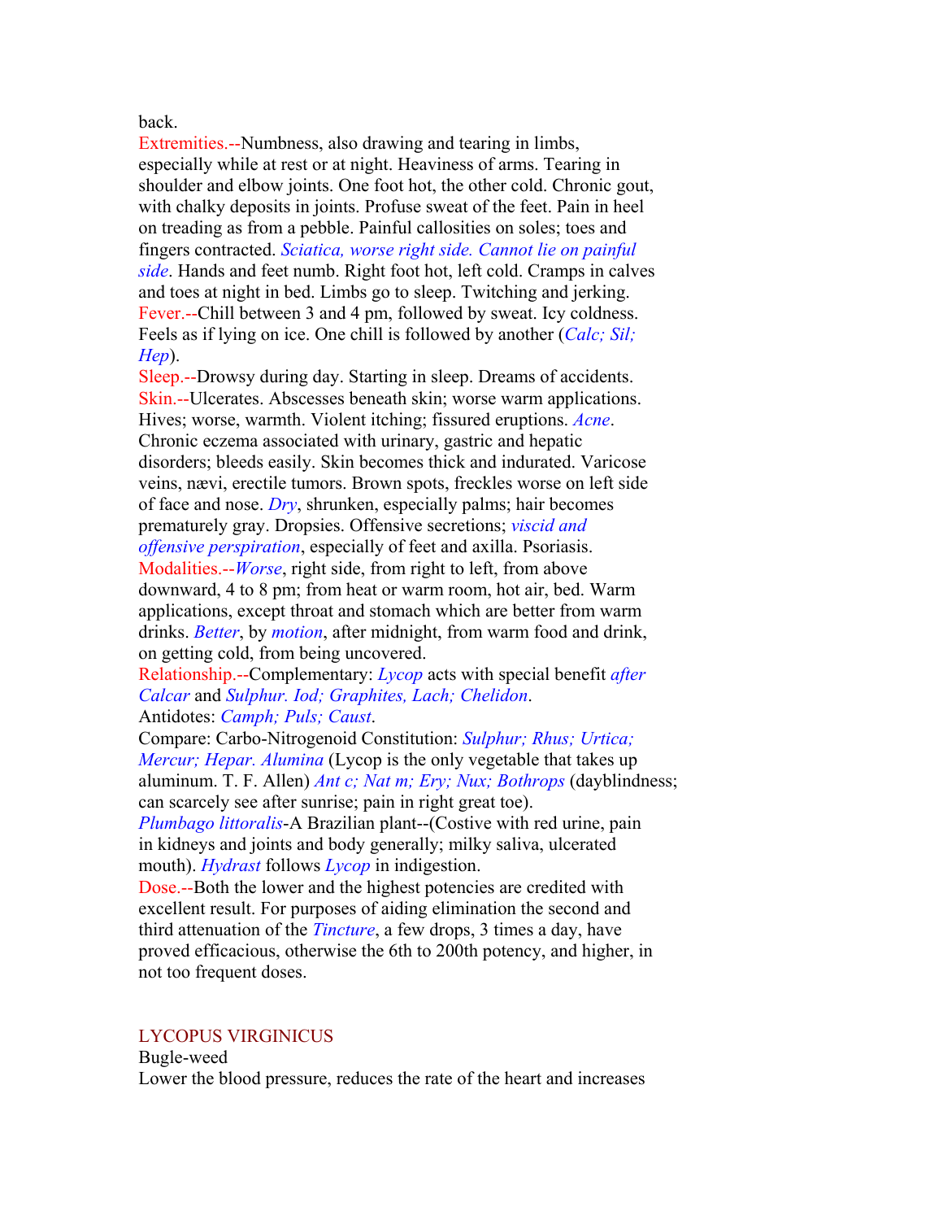back.

Extremities.--Numbness, also drawing and tearing in limbs, especially while at rest or at night. Heaviness of arms. Tearing in shoulder and elbow joints. One foot hot, the other cold. Chronic gout, with chalky deposits in joints. Profuse sweat of the feet. Pain in heel on treading as from a pebble. Painful callosities on soles; toes and fingers contracted. *Sciatica, worse right side. Cannot lie on painful side*. Hands and feet numb. Right foot hot, left cold. Cramps in calves and toes at night in bed. Limbs go to sleep. Twitching and jerking.

Fever.--Chill between 3 and 4 pm, followed by sweat. Icy coldness. Feels as if lying on ice. One chill is followed by another (*Calc; Sil; Hep*).

Sleep.--Drowsy during day. Starting in sleep. Dreams of accidents.

Skin.--Ulcerates. Abscesses beneath skin; worse warm applications. Hives; worse, warmth. Violent itching; fissured eruptions. *Acne*. Chronic eczema associated with urinary, gastric and hepatic disorders; bleeds easily. Skin becomes thick and indurated. Varicose veins, nævi, erectile tumors. Brown spots, freckles worse on left side of face and nose. *Dry*, shrunken, especially palms; hair becomes prematurely gray. Dropsies. Offensive secretions; *viscid and offensive perspiration*, especially of feet and axilla. Psoriasis.

Modalities.--*Worse*, right side, from right to left, from above downward, 4 to 8 pm; from heat or warm room, hot air, bed. Warm applications, except throat and stomach which are better from warm drinks. *Better*, by *motion*, after midnight, from warm food and drink, on getting cold, from being uncovered.

Relationship.--Complementary: *Lycop* acts with special benefit *after Calcar* and *Sulphur. Iod; Graphites, Lach; Chelidon*.

Antidotes: *Camph; Puls; Caust*.

Compare: Carbo-Nitrogenoid Constitution: *Sulphur; Rhus; Urtica; Mercur; Hepar. Alumina* (Lycop is the only vegetable that takes up aluminum. T. F. Allen) *Ant c; Nat m; Ery; Nux; Bothrops* (dayblindness; can scarcely see after sunrise; pain in right great toe).

*Plumbago littoralis*-A Brazilian plant--(Costive with red urine, pain in kidneys and joints and body generally; milky saliva, ulcerated mouth). *Hydrast* follows *Lycop* in indigestion.

Dose.--Both the lower and the highest potencies are credited with excellent result. For purposes of aiding elimination the second and third attenuation of the *Tincture*, a few drops, 3 times a day, have proved efficacious, otherwise the 6th to 200th potency, and higher, in not too frequent doses.

## LYCOPUS VIRGINICUS

Bugle-weed

Lower the blood pressure, reduces the rate of the heart and increases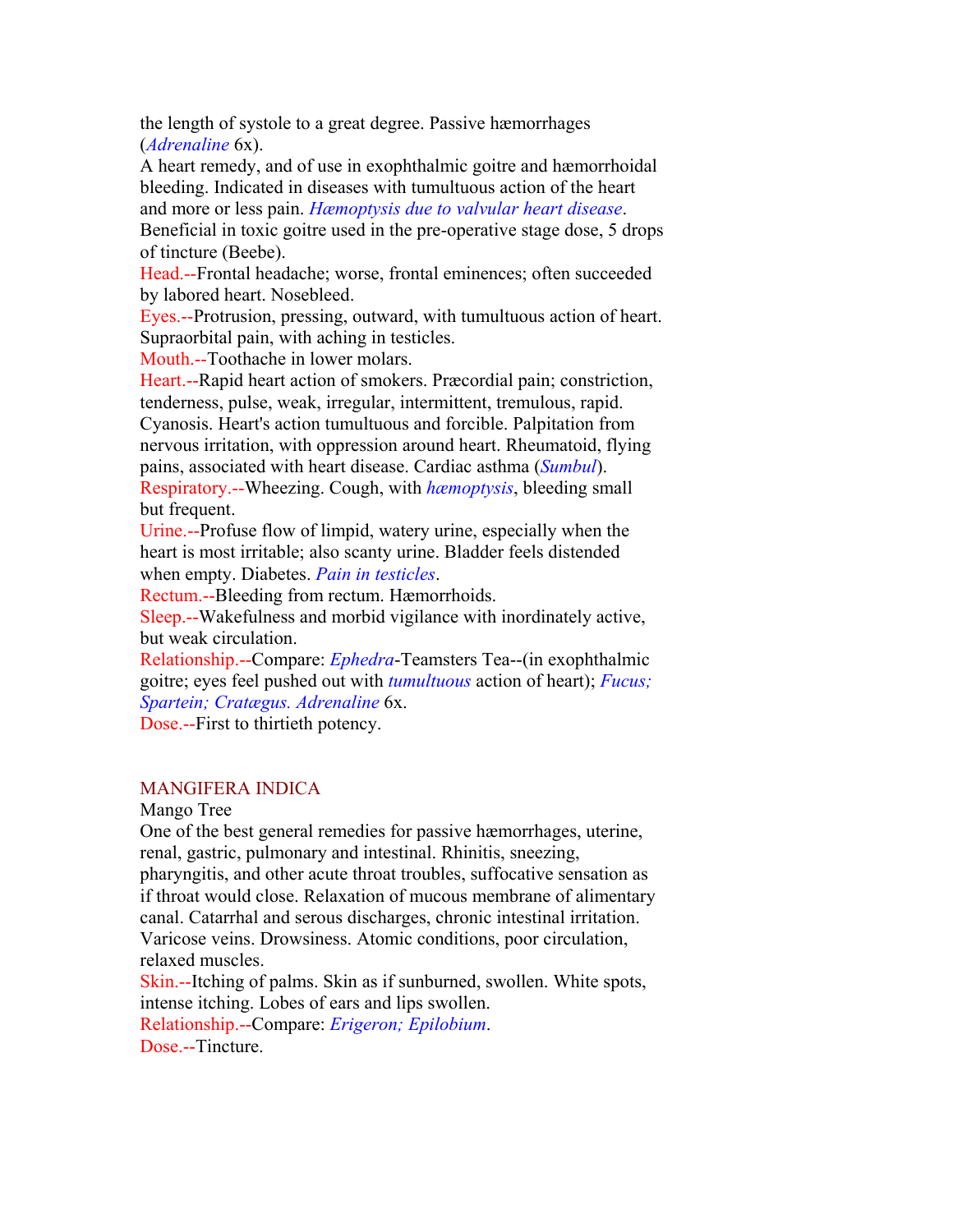the length of systole to a great degree. Passive hæmorrhages (*Adrenaline* 6x).

A heart remedy, and of use in exophthalmic goitre and hæmorrhoidal bleeding. Indicated in diseases with tumultuous action of the heart and more or less pain. *Hæmoptysis due to valvular heart disease*. Beneficial in toxic goitre used in the pre-operative stage dose, 5 drops of tincture (Beebe).

Head.--Frontal headache; worse, frontal eminences; often succeeded by labored heart. Nosebleed.

Eyes.--Protrusion, pressing, outward, with tumultuous action of heart. Supraorbital pain, with aching in testicles.

Mouth.--Toothache in lower molars.

Heart.--Rapid heart action of smokers. Præcordial pain; constriction, tenderness, pulse, weak, irregular, intermittent, tremulous, rapid. Cyanosis. Heart's action tumultuous and forcible. Palpitation from nervous irritation, with oppression around heart. Rheumatoid, flying pains, associated with heart disease. Cardiac asthma (*Sumbul*).

Respiratory.--Wheezing. Cough, with *hæmoptysis*, bleeding small but frequent.

Urine.--Profuse flow of limpid, watery urine, especially when the heart is most irritable; also scanty urine. Bladder feels distended when empty. Diabetes. *Pain in testicles*.

Rectum.--Bleeding from rectum. Hæmorrhoids.

Sleep.--Wakefulness and morbid vigilance with inordinately active, but weak circulation.

Relationship.--Compare: *Ephedra*-Teamsters Tea--(in exophthalmic goitre; eyes feel pushed out with *tumultuous* action of heart); *Fucus; Spartein; Cratægus. Adrenaline* 6x.

Dose.--First to thirtieth potency.

## MANGIFERA INDICA

Mango Tree

One of the best general remedies for passive hæmorrhages, uterine, renal, gastric, pulmonary and intestinal. Rhinitis, sneezing, pharyngitis, and other acute throat troubles, suffocative sensation as if throat would close. Relaxation of mucous membrane of alimentary canal. Catarrhal and serous discharges, chronic intestinal irritation. Varicose veins. Drowsiness. Atomic conditions, poor circulation, relaxed muscles.

Skin.--Itching of palms. Skin as if sunburned, swollen. White spots, intense itching. Lobes of ears and lips swollen.

Relationship.--Compare: *Erigeron; Epilobium*.

Dose.--Tincture.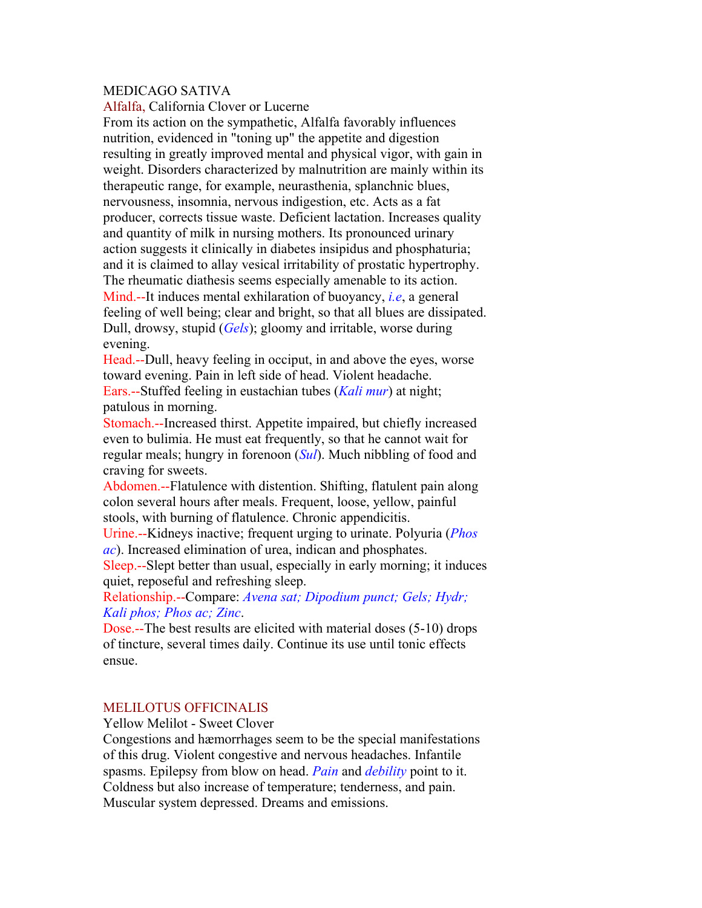## MEDICAGO SATIVA

Alfalfa, California Clover or Lucerne

From its action on the sympathetic, Alfalfa favorably influences nutrition, evidenced in "toning up" the appetite and digestion resulting in greatly improved mental and physical vigor, with gain in weight. Disorders characterized by malnutrition are mainly within its therapeutic range, for example, neurasthenia, splanchnic blues, nervousness, insomnia, nervous indigestion, etc. Acts as a fat producer, corrects tissue waste. Deficient lactation. Increases quality and quantity of milk in nursing mothers. Its pronounced urinary action suggests it clinically in diabetes insipidus and phosphaturia; and it is claimed to allay vesical irritability of prostatic hypertrophy. The rheumatic diathesis seems especially amenable to its action.

Mind.--It induces mental exhilaration of buoyancy, *i.e*, a general feeling of well being; clear and bright, so that all blues are dissipated. Dull, drowsy, stupid (*Gels*); gloomy and irritable, worse during evening.

Head.--Dull, heavy feeling in occiput, in and above the eyes, worse toward evening. Pain in left side of head. Violent headache.

Ears.--Stuffed feeling in eustachian tubes (*Kali mur*) at night; patulous in morning.

Stomach.--Increased thirst. Appetite impaired, but chiefly increased even to bulimia. He must eat frequently, so that he cannot wait for regular meals; hungry in forenoon (*Sul*). Much nibbling of food and craving for sweets.

Abdomen.--Flatulence with distention. Shifting, flatulent pain along colon several hours after meals. Frequent, loose, yellow, painful stools, with burning of flatulence. Chronic appendicitis.

Urine.--Kidneys inactive; frequent urging to urinate. Polyuria (*Phos ac*). Increased elimination of urea, indican and phosphates.

Sleep.--Slept better than usual, especially in early morning; it induces quiet, reposeful and refreshing sleep.

Relationship.--Compare: *Avena sat; Dipodium punct; Gels; Hydr; Kali phos; Phos ac; Zinc*.

Dose.--The best results are elicited with material doses (5-10) drops of tincture, several times daily. Continue its use until tonic effects ensue.

## MELILOTUS OFFICINALIS

Yellow Melilot - Sweet Clover

Congestions and hæmorrhages seem to be the special manifestations of this drug. Violent congestive and nervous headaches. Infantile spasms. Epilepsy from blow on head. *Pain* and *debility* point to it. Coldness but also increase of temperature; tenderness, and pain. Muscular system depressed. Dreams and emissions.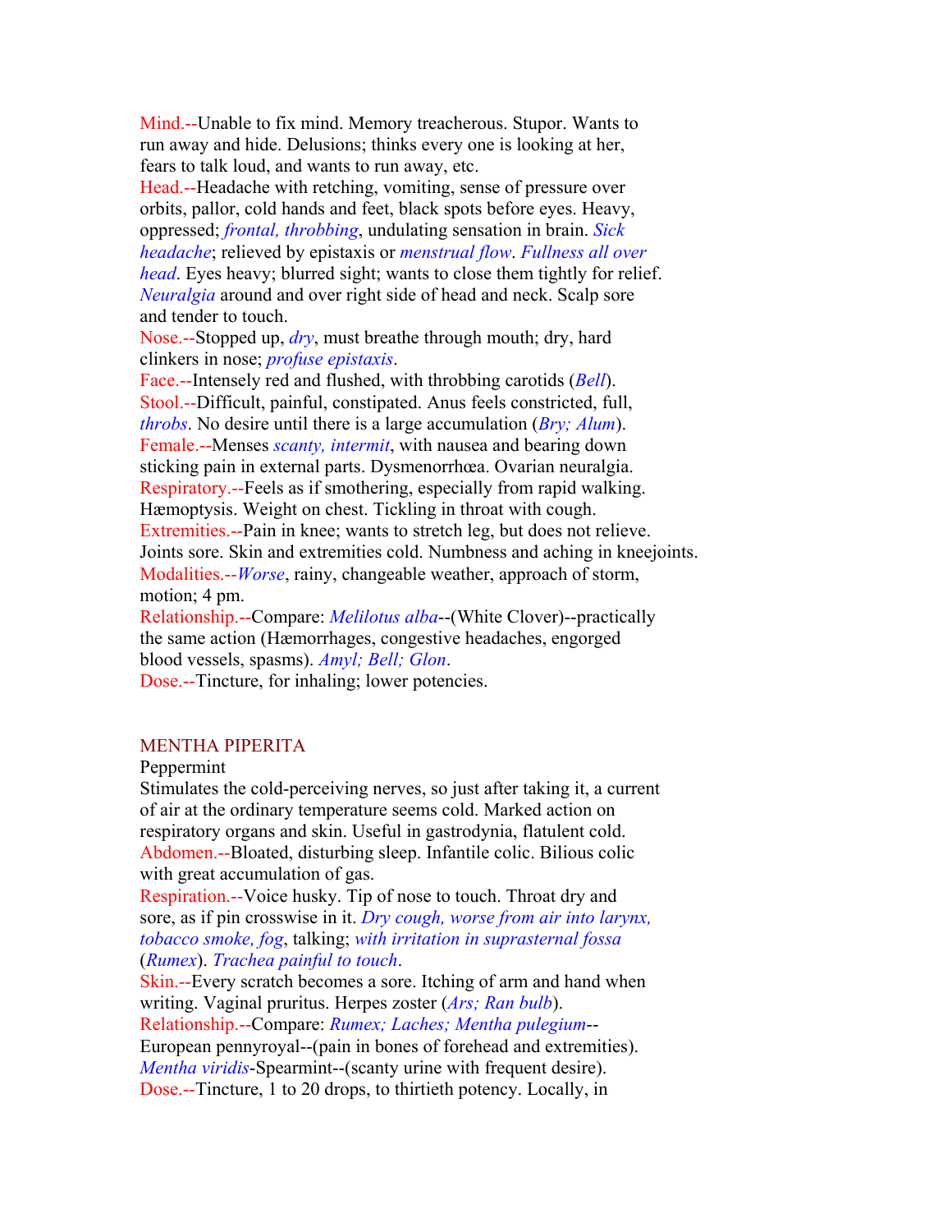Mind.--Unable to fix mind. Memory treacherous. Stupor. Wants to run away and hide. Delusions; thinks every one is looking at her, fears to talk loud, and wants to run away, etc.

Head.--Headache with retching, vomiting, sense of pressure over orbits, pallor, cold hands and feet, black spots before eyes. Heavy, oppressed; *frontal, throbbing*, undulating sensation in brain. *Sick headache*; relieved by epistaxis or *menstrual flow*. *Fullness all over head*. Eyes heavy; blurred sight; wants to close them tightly for relief. *Neuralgia* around and over right side of head and neck. Scalp sore and tender to touch.

Nose.--Stopped up, *dry*, must breathe through mouth; dry, hard clinkers in nose; *profuse epistaxis*.

Face.--Intensely red and flushed, with throbbing carotids (*Bell*).

Stool.--Difficult, painful, constipated. Anus feels constricted, full, *throbs*. No desire until there is a large accumulation (*Bry; Alum*).

Female.--Menses *scanty, intermit*, with nausea and bearing down sticking pain in external parts. Dysmenorrhœa. Ovarian neuralgia.

Respiratory.--Feels as if smothering, especially from rapid walking. Hæmoptysis. Weight on chest. Tickling in throat with cough.

Extremities.--Pain in knee; wants to stretch leg, but does not relieve. Joints sore. Skin and extremities cold. Numbness and aching in kneejoints.

Modalities.--*Worse*, rainy, changeable weather, approach of storm, motion; 4 pm.

Relationship.--Compare: *Melilotus alba*--(White Clover)--practically the same action (Hæmorrhages, congestive headaches, engorged blood vessels, spasms). *Amyl; Bell; Glon*.

Dose.--Tincture, for inhaling; lower potencies.

## MENTHA PIPERITA

Peppermint

Stimulates the cold-perceiving nerves, so just after taking it, a current of air at the ordinary temperature seems cold. Marked action on respiratory organs and skin. Useful in gastrodynia, flatulent cold.

Abdomen.--Bloated, disturbing sleep. Infantile colic. Bilious colic with great accumulation of gas.

Respiration.--Voice husky. Tip of nose to touch. Throat dry and sore, as if pin crosswise in it. *Dry cough, worse from air into larynx, tobacco smoke, fog*, talking; *with irritation in suprasternal fossa* (*Rumex*). *Trachea painful to touch*.

Skin.--Every scratch becomes a sore. Itching of arm and hand when writing. Vaginal pruritus. Herpes zoster (*Ars; Ran bulb*).

Relationship.--Compare: *Rumex; Laches; Mentha pulegium*--European pennyroyal--(pain in bones of forehead and extremities). *Mentha viridis*-Spearmint--(scanty urine with frequent desire).

Dose.--Tincture, 1 to 20 drops, to thirtieth potency. Locally, in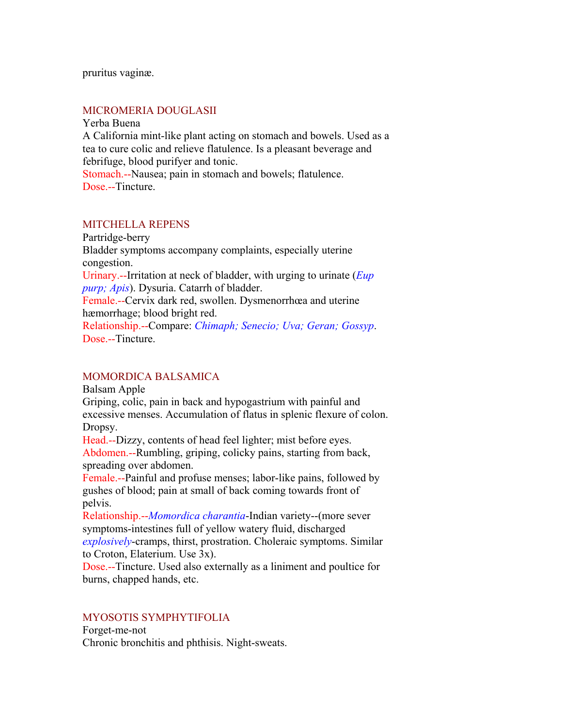pruritus vaginæ.

## MICROMERIA DOUGLASII

Yerba Buena

A California mint-like plant acting on stomach and bowels. Used as a tea to cure colic and relieve flatulence. Is a pleasant beverage and febrifuge, blood purifyer and tonic.

Stomach.--Nausea; pain in stomach and bowels; flatulence.

Dose.--Tincture.

## MITCHELLA REPENS

Partridge-berry

Bladder symptoms accompany complaints, especially uterine congestion.

Urinary.--Irritation at neck of bladder, with urging to urinate (*Eup purp; Apis*). Dysuria. Catarrh of bladder.

Female.--Cervix dark red, swollen. Dysmenorrhœa and uterine hæmorrhage; blood bright red.

Relationship.--Compare: *Chimaph; Senecio; Uva; Geran; Gossyp*.

Dose.--Tincture.

## MOMORDICA BALSAMICA

Balsam Apple

Griping, colic, pain in back and hypogastrium with painful and excessive menses. Accumulation of flatus in splenic flexure of colon. Dropsy.

Head.--Dizzy, contents of head feel lighter; mist before eyes.

Abdomen.--Rumbling, griping, colicky pains, starting from back, spreading over abdomen.

Female.--Painful and profuse menses; labor-like pains, followed by gushes of blood; pain at small of back coming towards front of pelvis.

Relationship.--*Momordica charantia*-Indian variety--(more sever symptoms-intestines full of yellow watery fluid, discharged *explosively*-cramps, thirst, prostration. Choleraic symptoms. Similar to Croton, Elaterium. Use 3x).

Dose.--Tincture. Used also externally as a liniment and poultice for burns, chapped hands, etc.

## MYOSOTIS SYMPHYTIFOLIA

Forget-me-not

Chronic bronchitis and phthisis. Night-sweats.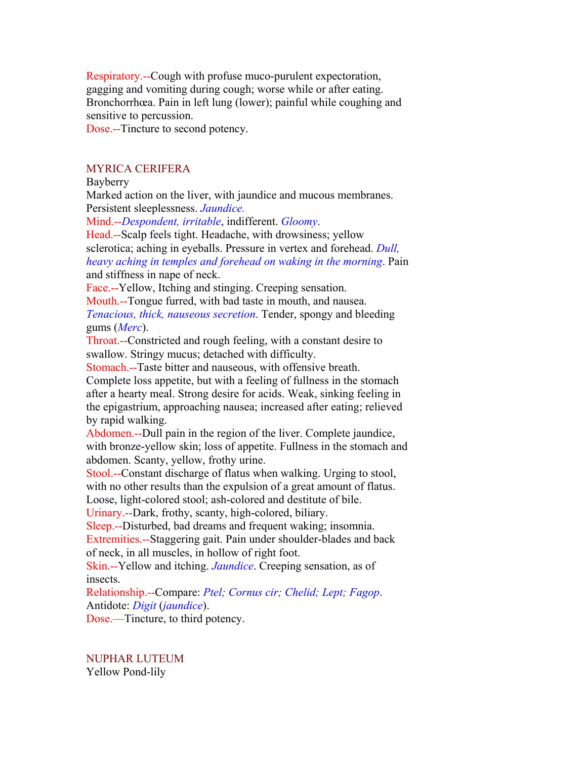**Respiratory.**--Cough with profuse muco-purulent expectoration, gagging and vomiting during cough; worse while or after eating. Bronchorrhœa. Pain in left lung (lower); painful while coughing and sensitive to percussion.
**Dose.**--Tincture to second potency.

## MYRICA CERIFERA

Bayberry

Marked action on the liver, with jaundice and mucous membranes. Persistent sleeplessness. *Jaundice.*

**Mind.**--*Despondent, irritable*, indifferent. *Gloomy*.
**Head.**--Scalp feels tight. Headache, with drowsiness; yellow sclerotica; aching in eyeballs. Pressure in vertex and forehead. *Dull, heavy aching in temples and forehead on waking in the morning*. Pain and stiffness in nape of neck.
**Face.**--Yellow, Itching and stinging. Creeping sensation.
**Mouth.**--Tongue furred, with bad taste in mouth, and nausea. *Tenacious, thick, nauseous secretion*. Tender, spongy and bleeding gums (*Merc*).
**Throat.**--Constricted and rough feeling, with a constant desire to swallow. Stringy mucus; detached with difficulty.
**Stomach.**--Taste bitter and nauseous, with offensive breath. Complete loss appetite, but with a feeling of fullness in the stomach after a hearty meal. Strong desire for acids. Weak, sinking feeling in the epigastrium, approaching nausea; increased after eating; relieved by rapid walking.
**Abdomen.**--Dull pain in the region of the liver. Complete jaundice, with bronze-yellow skin; loss of appetite. Fullness in the stomach and abdomen. Scanty, yellow, frothy urine.
**Stool.**--Constant discharge of flatus when walking. Urging to stool, with no other results than the expulsion of a great amount of flatus. Loose, light-colored stool; ash-colored and destitute of bile.
**Urinary.**--Dark, frothy, scanty, high-colored, biliary.
**Sleep.**--Disturbed, bad dreams and frequent waking; insomnia.
**Extremities.**--Staggering gait. Pain under shoulder-blades and back of neck, in all muscles, in hollow of right foot.
**Skin.**--Yellow and itching. *Jaundice*. Creeping sensation, as of insects.
**Relationship.**--Compare: *Ptel; Cornus cir; Chelid; Lept; Fagop*. Antidote: *Digit* (*jaundice*).
**Dose.**—Tincture, to third potency.

## NUPHAR LUTEUM

Yellow Pond-lily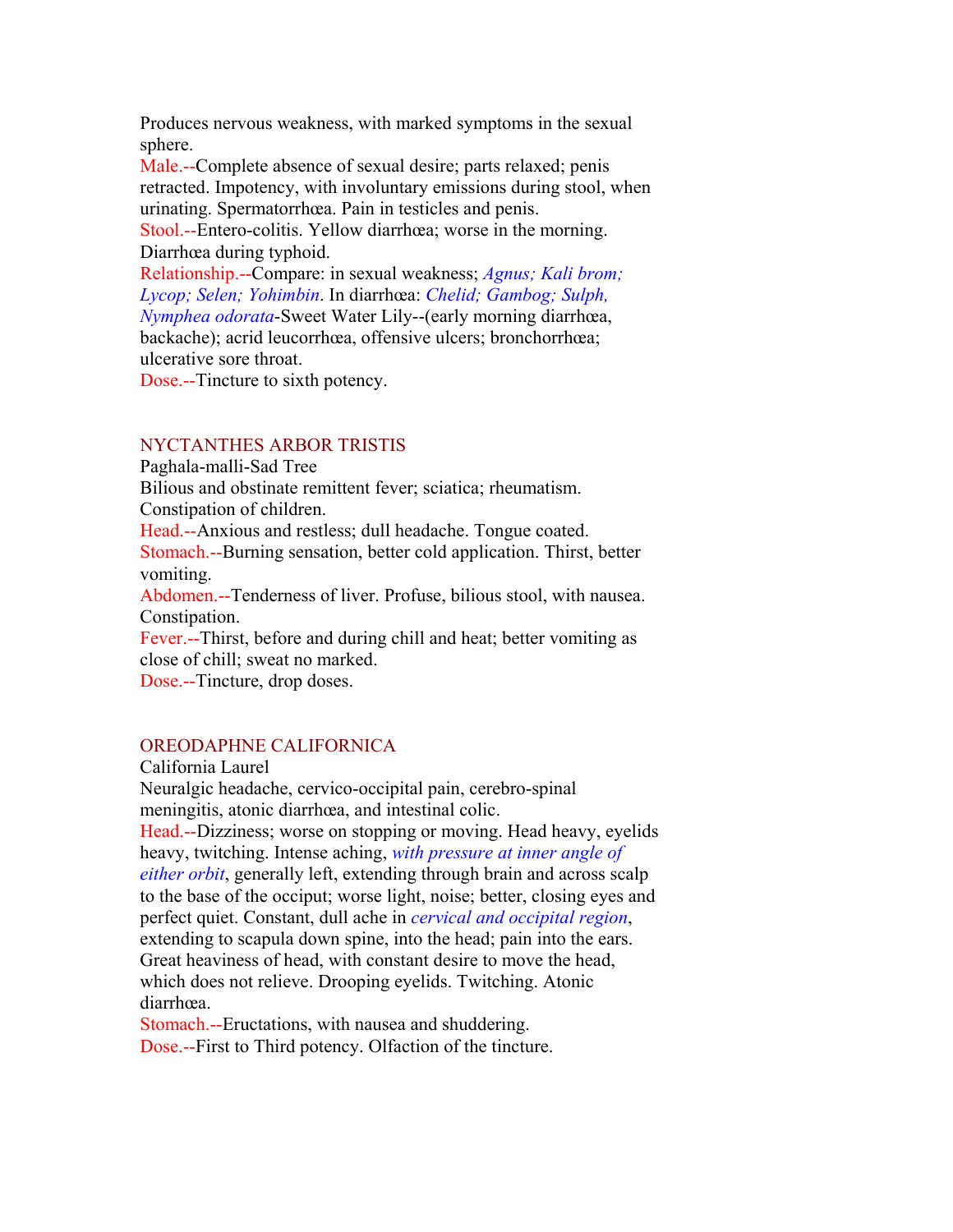Produces nervous weakness, with marked symptoms in the sexual sphere.

Male.--Complete absence of sexual desire; parts relaxed; penis retracted. Impotency, with involuntary emissions during stool, when urinating. Spermatorrhœa. Pain in testicles and penis.

Stool.--Entero-colitis. Yellow diarrhœa; worse in the morning. Diarrhœa during typhoid.

Relationship.--Compare: in sexual weakness; *Agnus; Kali brom; Lycop; Selen; Yohimbin*. In diarrhœa: *Chelid; Gambog; Sulph, Nymphea odorata*-Sweet Water Lily--(early morning diarrhœa, backache); acrid leucorrhœa, offensive ulcers; bronchorrhœa; ulcerative sore throat.

Dose.--Tincture to sixth potency.

## NYCTANTHES ARBOR TRISTIS

Paghala-malli-Sad Tree

Bilious and obstinate remittent fever; sciatica; rheumatism. Constipation of children.

Head.--Anxious and restless; dull headache. Tongue coated.

Stomach.--Burning sensation, better cold application. Thirst, better vomiting.

Abdomen.--Tenderness of liver. Profuse, bilious stool, with nausea. Constipation.

Fever.--Thirst, before and during chill and heat; better vomiting as close of chill; sweat no marked.

Dose.--Tincture, drop doses.

## OREODAPHNE CALIFORNICA

California Laurel

Neuralgic headache, cervico-occipital pain, cerebro-spinal meningitis, atonic diarrhœa, and intestinal colic.

Head.--Dizziness; worse on stopping or moving. Head heavy, eyelids heavy, twitching. Intense aching, *with pressure at inner angle of either orbit*, generally left, extending through brain and across scalp to the base of the occiput; worse light, noise; better, closing eyes and perfect quiet. Constant, dull ache in *cervical and occipital region*, extending to scapula down spine, into the head; pain into the ears. Great heaviness of head, with constant desire to move the head, which does not relieve. Drooping eyelids. Twitching. Atonic diarrhœa.

Stomach.--Eructations, with nausea and shuddering.

Dose.--First to Third potency. Olfaction of the tincture.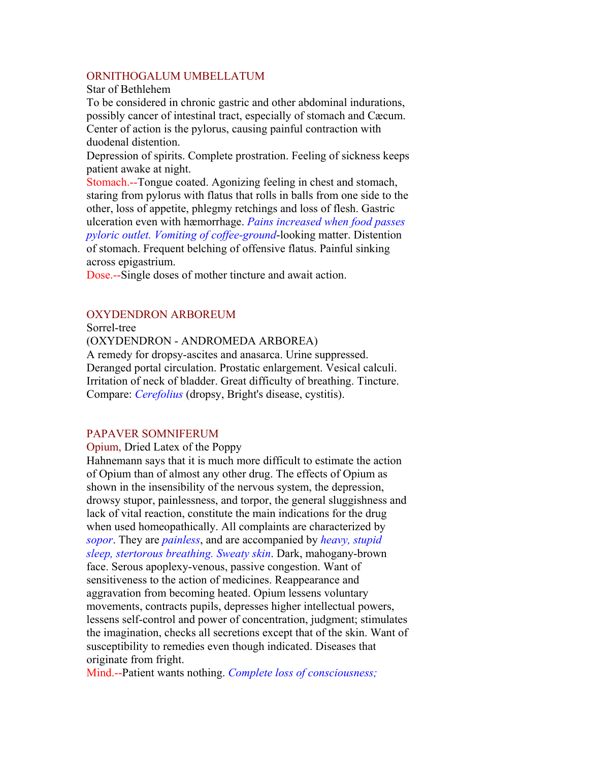## ORNITHOGALUM UMBELLATUM

Star of Bethlehem

To be considered in chronic gastric and other abdominal indurations, possibly cancer of intestinal tract, especially of stomach and Cæcum. Center of action is the pylorus, causing painful contraction with duodenal distention.

Depression of spirits. Complete prostration. Feeling of sickness keeps patient awake at night.

**Stomach.**--Tongue coated. Agonizing feeling in chest and stomach, staring from pylorus with flatus that rolls in balls from one side to the other, loss of appetite, phlegmy retchings and loss of flesh. Gastric ulceration even with hæmorrhage. *Pains increased when food passes pyloric outlet. Vomiting of coffee-ground*-looking matter. Distention of stomach. Frequent belching of offensive flatus. Painful sinking across epigastrium.

**Dose.**--Single doses of mother tincture and await action.

## OXYDENDRON ARBOREUM

Sorrel-tree

(OXYDENDRON - ANDROMEDA ARBOREA)

A remedy for dropsy-ascites and anasarca. Urine suppressed. Deranged portal circulation. Prostatic enlargement. Vesical calculi. Irritation of neck of bladder. Great difficulty of breathing. Tincture. Compare: *Cerefolius* (dropsy, Bright's disease, cystitis).

## PAPAVER SOMNIFERUM

Opium, Dried Latex of the Poppy

Hahnemann says that it is much more difficult to estimate the action of Opium than of almost any other drug. The effects of Opium as shown in the insensibility of the nervous system, the depression, drowsy stupor, painlessness, and torpor, the general sluggishness and lack of vital reaction, constitute the main indications for the drug when used homeopathically. All complaints are characterized by *sopor*. They are *painless*, and are accompanied by *heavy, stupid sleep, stertorous breathing. Sweaty skin*. Dark, mahogany-brown face. Serous apoplexy-venous, passive congestion. Want of sensitiveness to the action of medicines. Reappearance and aggravation from becoming heated. Opium lessens voluntary movements, contracts pupils, depresses higher intellectual powers, lessens self-control and power of concentration, judgment; stimulates the imagination, checks all secretions except that of the skin. Want of susceptibility to remedies even though indicated. Diseases that originate from fright.

**Mind.**--Patient wants nothing. *Complete loss of consciousness;*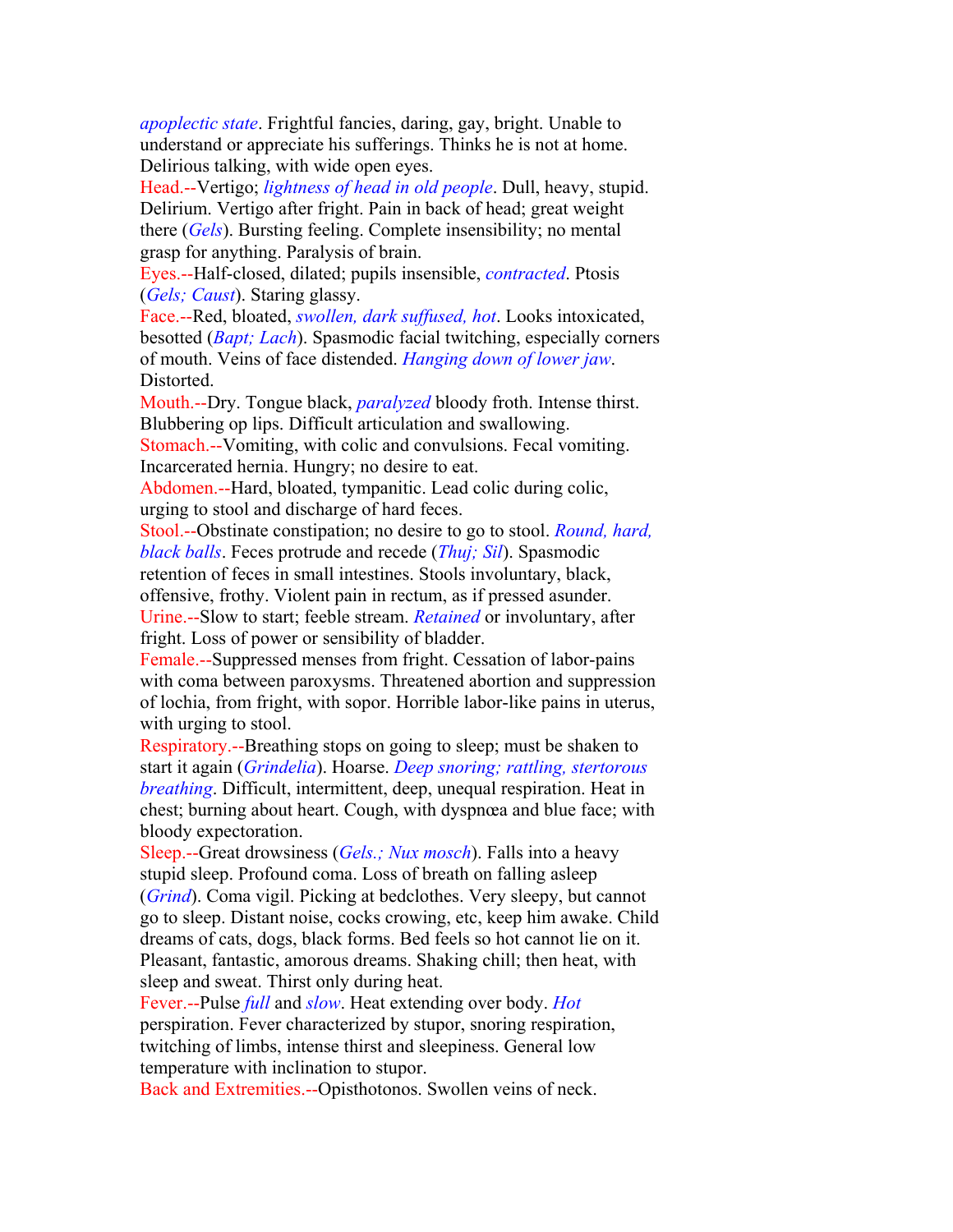*apoplectic state*. Frightful fancies, daring, gay, bright. Unable to understand or appreciate his sufferings. Thinks he is not at home. Delirious talking, with wide open eyes.

Head.--Vertigo; *lightness of head in old people*. Dull, heavy, stupid. Delirium. Vertigo after fright. Pain in back of head; great weight there (*Gels*). Bursting feeling. Complete insensibility; no mental grasp for anything. Paralysis of brain.

Eyes.--Half-closed, dilated; pupils insensible, *contracted*. Ptosis (*Gels; Caust*). Staring glassy.

Face.--Red, bloated, *swollen, dark suffused, hot*. Looks intoxicated, besotted (*Bapt; Lach*). Spasmodic facial twitching, especially corners of mouth. Veins of face distended. *Hanging down of lower jaw*. Distorted.

Mouth.--Dry. Tongue black, *paralyzed* bloody froth. Intense thirst. Blubbering op lips. Difficult articulation and swallowing.

Stomach.--Vomiting, with colic and convulsions. Fecal vomiting. Incarcerated hernia. Hungry; no desire to eat.

Abdomen.--Hard, bloated, tympanitic. Lead colic during colic, urging to stool and discharge of hard feces.

Stool.--Obstinate constipation; no desire to go to stool. *Round, hard, black balls*. Feces protrude and recede (*Thuj; Sil*). Spasmodic retention of feces in small intestines. Stools involuntary, black, offensive, frothy. Violent pain in rectum, as if pressed asunder.

Urine.--Slow to start; feeble stream. *Retained* or involuntary, after fright. Loss of power or sensibility of bladder.

Female.--Suppressed menses from fright. Cessation of labor-pains with coma between paroxysms. Threatened abortion and suppression of lochia, from fright, with sopor. Horrible labor-like pains in uterus, with urging to stool.

Respiratory.--Breathing stops on going to sleep; must be shaken to start it again (*Grindelia*). Hoarse. *Deep snoring; rattling, stertorous breathing*. Difficult, intermittent, deep, unequal respiration. Heat in chest; burning about heart. Cough, with dyspnœa and blue face; with bloody expectoration.

Sleep.--Great drowsiness (*Gels.; Nux mosch*). Falls into a heavy stupid sleep. Profound coma. Loss of breath on falling asleep (*Grind*). Coma vigil. Picking at bedclothes. Very sleepy, but cannot go to sleep. Distant noise, cocks crowing, etc, keep him awake. Child dreams of cats, dogs, black forms. Bed feels so hot cannot lie on it. Pleasant, fantastic, amorous dreams. Shaking chill; then heat, with sleep and sweat. Thirst only during heat.

Fever.--Pulse *full* and *slow*. Heat extending over body. *Hot* perspiration. Fever characterized by stupor, snoring respiration, twitching of limbs, intense thirst and sleepiness. General low temperature with inclination to stupor.

Back and Extremities.--Opisthotonos. Swollen veins of neck.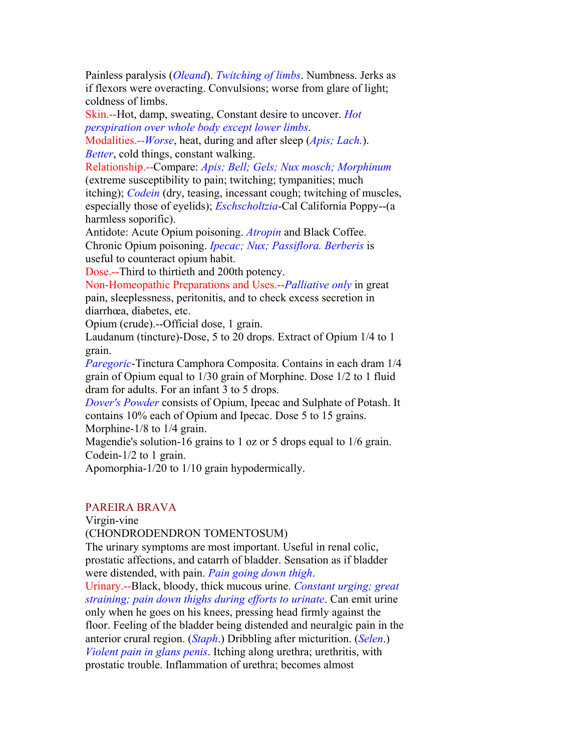Painless paralysis (*Oleand*). *Twitching of limbs*. Numbness. Jerks as if flexors were overacting. Convulsions; worse from glare of light; coldness of limbs.

Skin.--Hot, damp, sweating, Constant desire to uncover. *Hot perspiration over whole body except lower limbs*.

Modalities.--*Worse*, heat, during and after sleep (*Apis; Lach.*). *Better*, cold things, constant walking.

Relationship.--Compare: *Apis; Bell; Gels; Nux mosch; Morphinum* (extreme susceptibility to pain; twitching; tympanities; much itching); *Codein* (dry, teasing, incessant cough; twitching of muscles, especially those of eyelids); *Eschscholtzia*-Cal California Poppy--(a harmless soporific).

Antidote: Acute Opium poisoning. *Atropin* and Black Coffee. Chronic Opium poisoning. *Ipecac; Nux; Passiflora. Berberis* is useful to counteract opium habit.

Dose.--Third to thirtieth and 200th potency.

Non-Homeopathic Preparations and Uses.--*Palliative only* in great pain, sleeplessness, peritonitis, and to check excess secretion in diarrhœa, diabetes, etc.

Opium (crude).--Official dose, 1 grain.

Laudanum (tincture)-Dose, 5 to 20 drops. Extract of Opium 1/4 to 1 grain.

*Paregoric*-Tinctura Camphora Composita. Contains in each dram 1/4 grain of Opium equal to 1/30 grain of Morphine. Dose 1/2 to 1 fluid dram for adults. For an infant 3 to 5 drops.

*Dover's Powder* consists of Opium, Ipecac and Sulphate of Potash. It contains 10% each of Opium and Ipecac. Dose 5 to 15 grains.

Morphine-1/8 to 1/4 grain.

Magendie's solution-16 grains to 1 oz or 5 drops equal to 1/6 grain.

Codein-1/2 to 1 grain.

Apomorphia-1/20 to 1/10 grain hypodermically.

## PAREIRA BRAVA

Virgin-vine

(CHONDRODENDRON TOMENTOSUM)

The urinary symptoms are most important. Useful in renal colic, prostatic affections, and catarrh of bladder. Sensation as if bladder were distended, with pain. *Pain going down thigh*.

Urinary.--Black, bloody, thick mucous urine. *Constant urging; great straining; pain down thighs during efforts to urinate*. Can emit urine only when he goes on his knees, pressing head firmly against the floor. Feeling of the bladder being distended and neuralgic pain in the anterior crural region. (*Staph*.) Dribbling after micturition. (*Selen*.) *Violent pain in glans penis*. Itching along urethra; urethritis, with prostatic trouble. Inflammation of urethra; becomes almost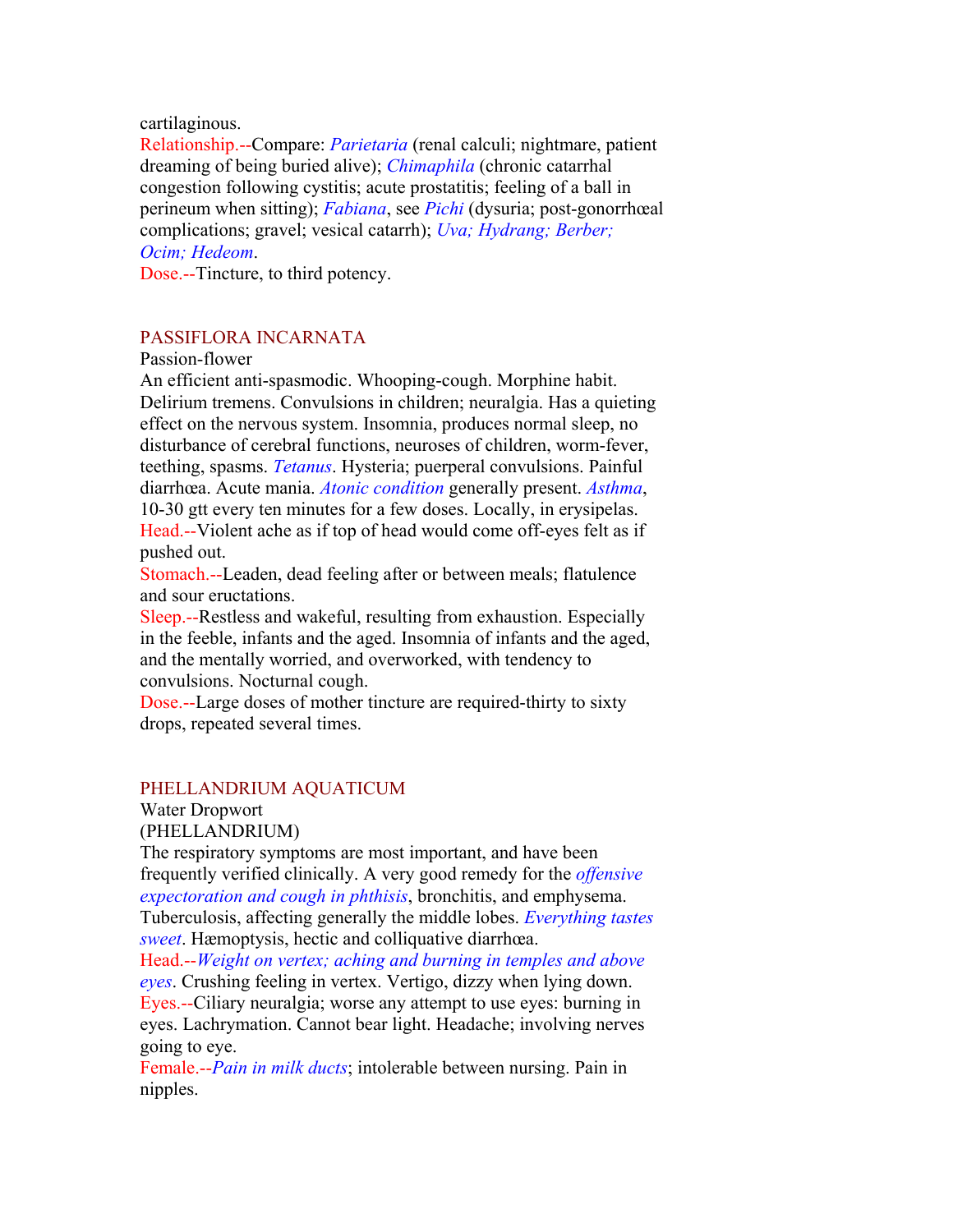cartilaginous.

Relationship.--Compare: *Parietaria* (renal calculi; nightmare, patient dreaming of being buried alive); *Chimaphila* (chronic catarrhal congestion following cystitis; acute prostatitis; feeling of a ball in perineum when sitting); *Fabiana*, see *Pichi* (dysuria; post-gonorrhœal complications; gravel; vesical catarrh); *Uva; Hydrang; Berber; Ocim; Hedeom*.

Dose.--Tincture, to third potency.

## PASSIFLORA INCARNATA

Passion-flower

An efficient anti-spasmodic. Whooping-cough. Morphine habit. Delirium tremens. Convulsions in children; neuralgia. Has a quieting effect on the nervous system. Insomnia, produces normal sleep, no disturbance of cerebral functions, neuroses of children, worm-fever, teething, spasms. *Tetanus*. Hysteria; puerperal convulsions. Painful diarrhœa. Acute mania. *Atonic condition* generally present. *Asthma*, 10-30 gtt every ten minutes for a few doses. Locally, in erysipelas.

Head.--Violent ache as if top of head would come off-eyes felt as if pushed out.

Stomach.--Leaden, dead feeling after or between meals; flatulence and sour eructations.

Sleep.--Restless and wakeful, resulting from exhaustion. Especially in the feeble, infants and the aged. Insomnia of infants and the aged, and the mentally worried, and overworked, with tendency to convulsions. Nocturnal cough.

Dose.--Large doses of mother tincture are required-thirty to sixty drops, repeated several times.

## PHELLANDRIUM AQUATICUM

Water Dropwort

(PHELLANDRIUM)

The respiratory symptoms are most important, and have been frequently verified clinically. A very good remedy for the *offensive expectoration and cough in phthisis*, bronchitis, and emphysema. Tuberculosis, affecting generally the middle lobes. *Everything tastes sweet*. Hæmoptysis, hectic and colliquative diarrhœa.

Head.--*Weight on vertex; aching and burning in temples and above eyes*. Crushing feeling in vertex. Vertigo, dizzy when lying down.

Eyes.--Ciliary neuralgia; worse any attempt to use eyes: burning in eyes. Lachrymation. Cannot bear light. Headache; involving nerves going to eye.

Female.--*Pain in milk ducts*; intolerable between nursing. Pain in nipples.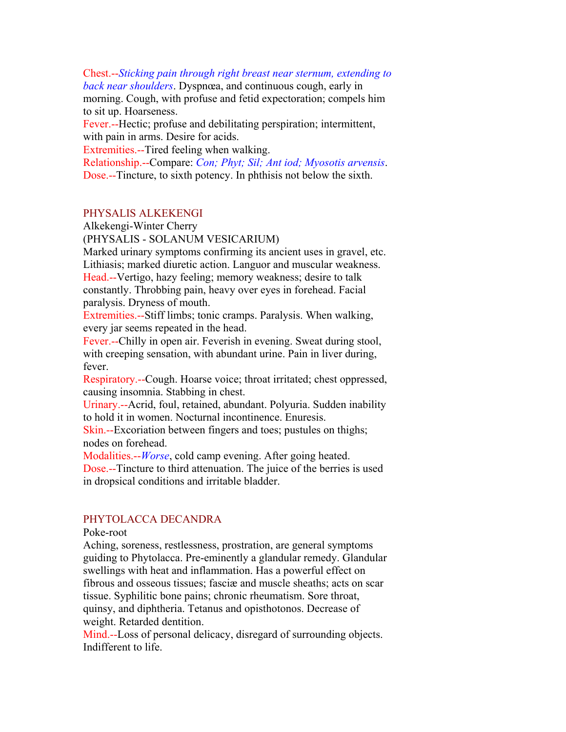**Chest.**--*Sticking pain through right breast near sternum, extending to back near shoulders*. Dyspnœa, and continuous cough, early in morning. Cough, with profuse and fetid expectoration; compels him to sit up. Hoarseness.
**Fever.**--Hectic; profuse and debilitating perspiration; intermittent, with pain in arms. Desire for acids.
**Extremities.**--Tired feeling when walking.
**Relationship.**--Compare: *Con; Phyt; Sil; Ant iod; Myosotis arvensis*.
**Dose.**--Tincture, to sixth potency. In phthisis not below the sixth.

## PHYSALIS ALKEKENGI

Alkekengi-Winter Cherry
(PHYSALIS - SOLANUM VESICARIUM)
Marked urinary symptoms confirming its ancient uses in gravel, etc. Lithiasis; marked diuretic action. Languor and muscular weakness.
**Head.**--Vertigo, hazy feeling; memory weakness; desire to talk constantly. Throbbing pain, heavy over eyes in forehead. Facial paralysis. Dryness of mouth.
**Extremities.**--Stiff limbs; tonic cramps. Paralysis. When walking, every jar seems repeated in the head.
**Fever.**--Chilly in open air. Feverish in evening. Sweat during stool, with creeping sensation, with abundant urine. Pain in liver during, fever.
**Respiratory.**--Cough. Hoarse voice; throat irritated; chest oppressed, causing insomnia. Stabbing in chest.
**Urinary.**--Acrid, foul, retained, abundant. Polyuria. Sudden inability to hold it in women. Nocturnal incontinence. Enuresis.
**Skin.**--Excoriation between fingers and toes; pustules on thighs; nodes on forehead.
**Modalities.**--*Worse*, cold camp evening. After going heated.
**Dose.**--Tincture to third attenuation. The juice of the berries is used in dropsical conditions and irritable bladder.

## PHYTOLACCA DECANDRA

Poke-root
Aching, soreness, restlessness, prostration, are general symptoms guiding to Phytolacca. Pre-eminently a glandular remedy. Glandular swellings with heat and inflammation. Has a powerful effect on fibrous and osseous tissues; fasciæ and muscle sheaths; acts on scar tissue. Syphilitic bone pains; chronic rheumatism. Sore throat, quinsy, and diphtheria. Tetanus and opisthotonos. Decrease of weight. Retarded dentition.
**Mind.**--Loss of personal delicacy, disregard of surrounding objects. Indifferent to life.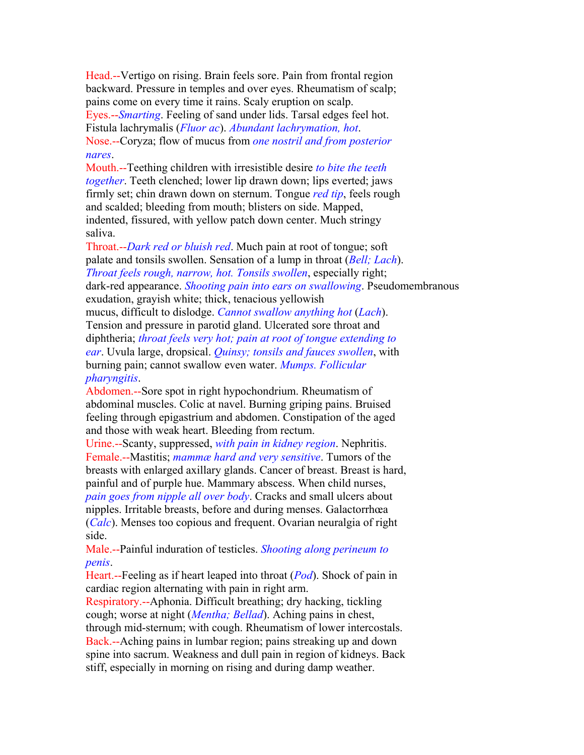Head.--Vertigo on rising. Brain feels sore. Pain from frontal region backward. Pressure in temples and over eyes. Rheumatism of scalp; pains come on every time it rains. Scaly eruption on scalp.
Eyes.--*Smarting*. Feeling of sand under lids. Tarsal edges feel hot. Fistula lachrymalis (*Fluor ac*). *Abundant lachrymation, hot*.
Nose.--Coryza; flow of mucus from *one nostril and from posterior nares*.
Mouth.--Teething children with irresistible desire *to bite the teeth together*. Teeth clenched; lower lip drawn down; lips everted; jaws firmly set; chin drawn down on sternum. Tongue *red tip*, feels rough and scalded; bleeding from mouth; blisters on side. Mapped, indented, fissured, with yellow patch down center. Much stringy saliva.
Throat.--*Dark red or bluish red*. Much pain at root of tongue; soft palate and tonsils swollen. Sensation of a lump in throat (*Bell; Lach*). *Throat feels rough, narrow, hot. Tonsils swollen*, especially right; dark-red appearance. *Shooting pain into ears on swallowing*. Pseudomembranous exudation, grayish white; thick, tenacious yellowish mucus, difficult to dislodge. *Cannot swallow anything hot* (*Lach*). Tension and pressure in parotid gland. Ulcerated sore throat and diphtheria; *throat feels very hot; pain at root of tongue extending to ear*. Uvula large, dropsical. *Quinsy; tonsils and fauces swollen*, with burning pain; cannot swallow even water. *Mumps. Follicular pharyngitis*.
Abdomen.--Sore spot in right hypochondrium. Rheumatism of abdominal muscles. Colic at navel. Burning griping pains. Bruised feeling through epigastrium and abdomen. Constipation of the aged and those with weak heart. Bleeding from rectum.
Urine.--Scanty, suppressed, *with pain in kidney region*. Nephritis.
Female.--Mastitis; *mammæ hard and very sensitive*. Tumors of the breasts with enlarged axillary glands. Cancer of breast. Breast is hard, painful and of purple hue. Mammary abscess. When child nurses, *pain goes from nipple all over body*. Cracks and small ulcers about nipples. Irritable breasts, before and during menses. Galactorrhœa (*Calc*). Menses too copious and frequent. Ovarian neuralgia of right side.
Male.--Painful induration of testicles. *Shooting along perineum to penis*.
Heart.--Feeling as if heart leaped into throat (*Pod*). Shock of pain in cardiac region alternating with pain in right arm.
Respiratory.--Aphonia. Difficult breathing; dry hacking, tickling cough; worse at night (*Mentha; Bellad*). Aching pains in chest, through mid-sternum; with cough. Rheumatism of lower intercostals.
Back.--Aching pains in lumbar region; pains streaking up and down spine into sacrum. Weakness and dull pain in region of kidneys. Back stiff, especially in morning on rising and during damp weather.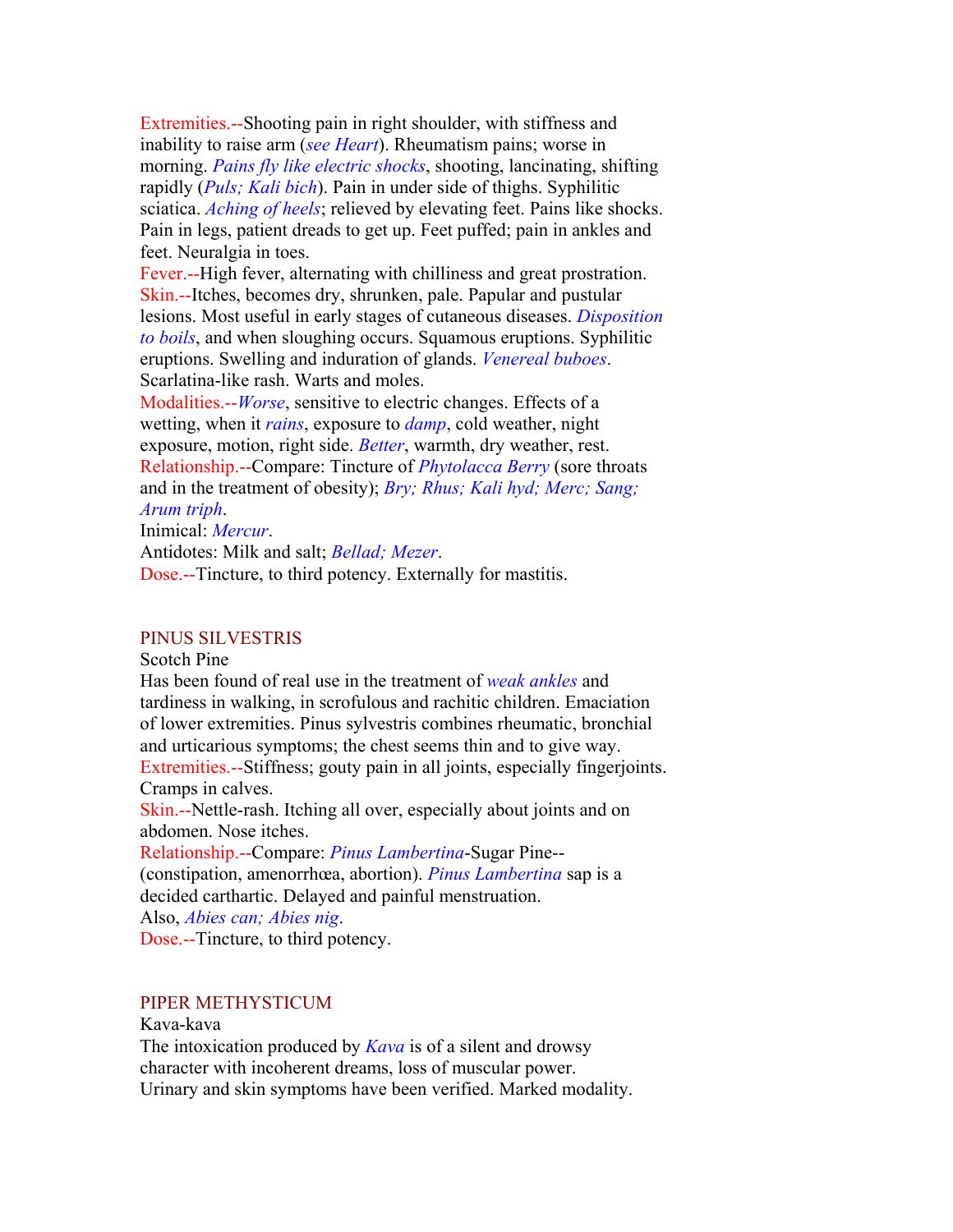Extremities.--Shooting pain in right shoulder, with stiffness and inability to raise arm (*see Heart*). Rheumatism pains; worse in morning. *Pains fly like electric shocks*, shooting, lancinating, shifting rapidly (*Puls; Kali bich*). Pain in under side of thighs. Syphilitic sciatica. *Aching of heels*; relieved by elevating feet. Pains like shocks. Pain in legs, patient dreads to get up. Feet puffed; pain in ankles and feet. Neuralgia in toes.

Fever.--High fever, alternating with chilliness and great prostration.

Skin.--Itches, becomes dry, shrunken, pale. Papular and pustular lesions. Most useful in early stages of cutaneous diseases. *Disposition to boils*, and when sloughing occurs. Squamous eruptions. Syphilitic eruptions. Swelling and induration of glands. *Venereal buboes*. Scarlatina-like rash. Warts and moles.

Modalities.--*Worse*, sensitive to electric changes. Effects of a wetting, when it *rains*, exposure to *damp*, cold weather, night exposure, motion, right side. *Better*, warmth, dry weather, rest.

Relationship.--Compare: Tincture of *Phytolacca Berry* (sore throats and in the treatment of obesity); *Bry; Rhus; Kali hyd; Merc; Sang; Arum triph*.

Inimical: *Mercur*.

Antidotes: Milk and salt; *Bellad; Mezer*.

Dose.--Tincture, to third potency. Externally for mastitis.

## PINUS SILVESTRIS

Scotch Pine

Has been found of real use in the treatment of *weak ankles* and tardiness in walking, in scrofulous and rachitic children. Emaciation of lower extremities. Pinus sylvestris combines rheumatic, bronchial and urticarious symptoms; the chest seems thin and to give way.

Extremities.--Stiffness; gouty pain in all joints, especially fingerjoints. Cramps in calves.

Skin.--Nettle-rash. Itching all over, especially about joints and on abdomen. Nose itches.

Relationship.--Compare: *Pinus Lambertina*-Sugar Pine--(constipation, amenorrhœa, abortion). *Pinus Lambertina* sap is a decided carthartic. Delayed and painful menstruation.

Also, *Abies can; Abies nig*.

Dose.--Tincture, to third potency.

## PIPER METHYSTICUM

Kava-kava

The intoxication produced by *Kava* is of a silent and drowsy character with incoherent dreams, loss of muscular power. Urinary and skin symptoms have been verified. Marked modality.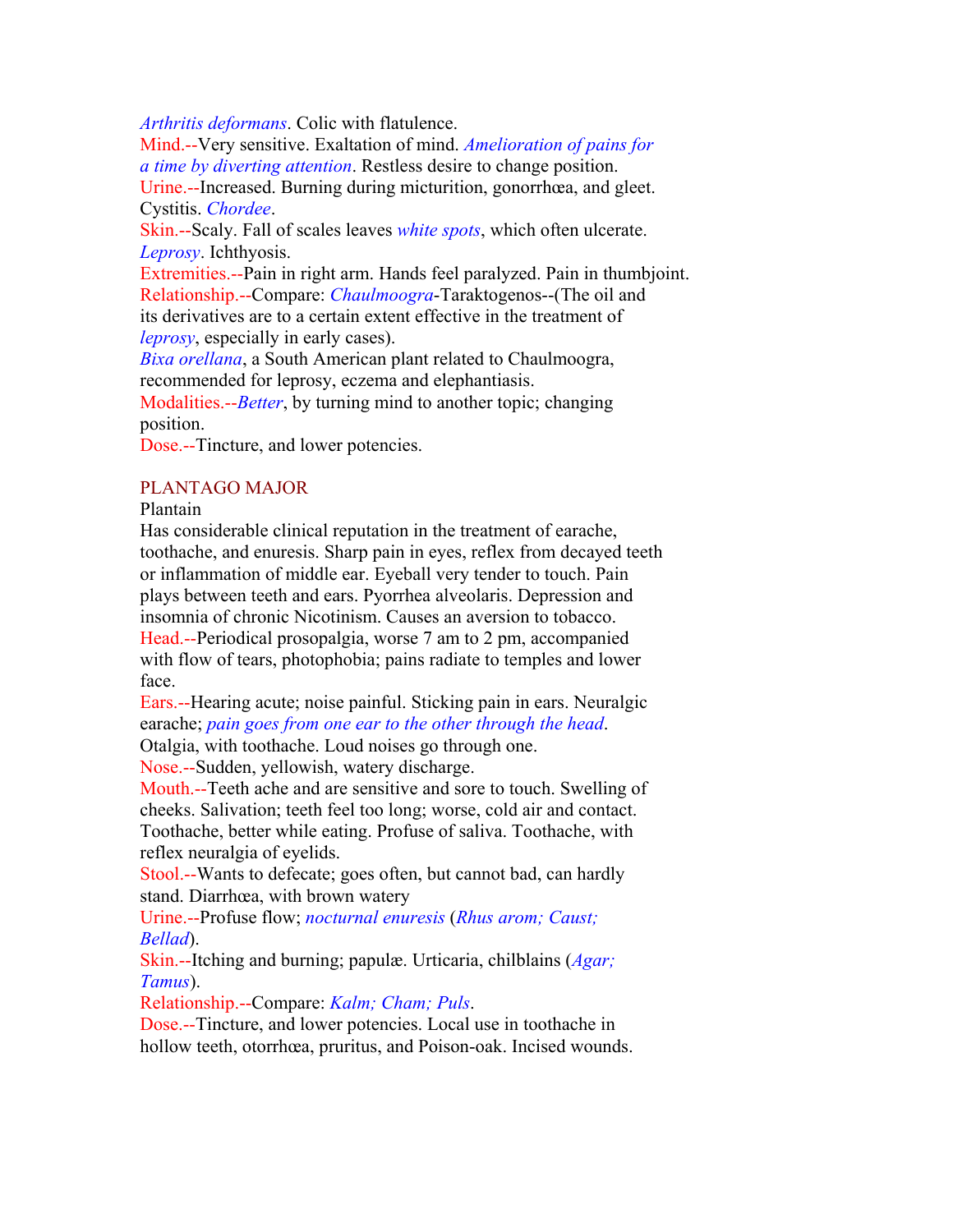*Arthritis deformans*. Colic with flatulence.

Mind.--Very sensitive. Exaltation of mind. *Amelioration of pains for a time by diverting attention*. Restless desire to change position.

Urine.--Increased. Burning during micturition, gonorrhœa, and gleet. Cystitis. *Chordee*.

Skin.--Scaly. Fall of scales leaves *white spots*, which often ulcerate. *Leprosy*. Ichthyosis.

Extremities.--Pain in right arm. Hands feel paralyzed. Pain in thumbjoint.

Relationship.--Compare: *Chaulmoogra*-Taraktogenos--(The oil and its derivatives are to a certain extent effective in the treatment of *leprosy*, especially in early cases).

*Bixa orellana*, a South American plant related to Chaulmoogra, recommended for leprosy, eczema and elephantiasis.

Modalities.--*Better*, by turning mind to another topic; changing position.

Dose.--Tincture, and lower potencies.

## PLANTAGO MAJOR

Plantain

Has considerable clinical reputation in the treatment of earache, toothache, and enuresis. Sharp pain in eyes, reflex from decayed teeth or inflammation of middle ear. Eyeball very tender to touch. Pain plays between teeth and ears. Pyorrhea alveolaris. Depression and insomnia of chronic Nicotinism. Causes an aversion to tobacco.

Head.--Periodical prosopalgia, worse 7 am to 2 pm, accompanied with flow of tears, photophobia; pains radiate to temples and lower face.

Ears.--Hearing acute; noise painful. Sticking pain in ears. Neuralgic earache; *pain goes from one ear to the other through the head*. Otalgia, with toothache. Loud noises go through one.

Nose.--Sudden, yellowish, watery discharge.

Mouth.--Teeth ache and are sensitive and sore to touch. Swelling of cheeks. Salivation; teeth feel too long; worse, cold air and contact. Toothache, better while eating. Profuse of saliva. Toothache, with reflex neuralgia of eyelids.

Stool.--Wants to defecate; goes often, but cannot bad, can hardly stand. Diarrhœa, with brown watery

Urine.--Profuse flow; *nocturnal enuresis* (*Rhus arom; Caust; Bellad*).

Skin.--Itching and burning; papulæ. Urticaria, chilblains (*Agar; Tamus*).

Relationship.--Compare: *Kalm; Cham; Puls*.

Dose.--Tincture, and lower potencies. Local use in toothache in hollow teeth, otorrhœa, pruritus, and Poison-oak. Incised wounds.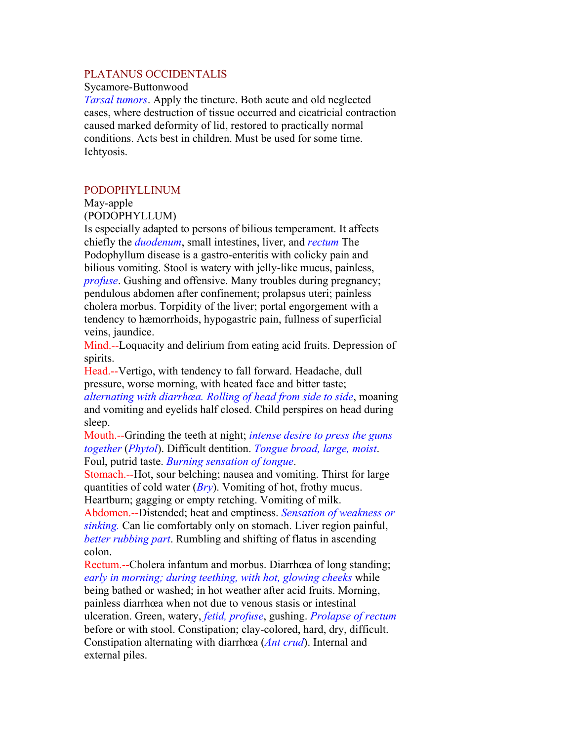## PLATANUS OCCIDENTALIS

Sycamore-Buttonwood

*Tarsal tumors*. Apply the tincture. Both acute and old neglected cases, where destruction of tissue occurred and cicatricial contraction caused marked deformity of lid, restored to practically normal conditions. Acts best in children. Must be used for some time. Ichtyosis.

## PODOPHYLLINUM

May-apple

(PODOPHYLLUM)

Is especially adapted to persons of bilious temperament. It affects chiefly the *duodenum*, small intestines, liver, and *rectum* The Podophyllum disease is a gastro-enteritis with colicky pain and bilious vomiting. Stool is watery with jelly-like mucus, painless, *profuse*. Gushing and offensive. Many troubles during pregnancy; pendulous abdomen after confinement; prolapsus uteri; painless cholera morbus. Torpidity of the liver; portal engorgement with a tendency to hæmorrhoids, hypogastric pain, fullness of superficial veins, jaundice.

Mind.--Loquacity and delirium from eating acid fruits. Depression of spirits.

Head.--Vertigo, with tendency to fall forward. Headache, dull pressure, worse morning, with heated face and bitter taste; *alternating with diarrhœa. Rolling of head from side to side*, moaning and vomiting and eyelids half closed. Child perspires on head during sleep.

Mouth.--Grinding the teeth at night; *intense desire to press the gums together* (*Phytol*). Difficult dentition. *Tongue broad, large, moist*. Foul, putrid taste. *Burning sensation of tongue*.

Stomach.--Hot, sour belching; nausea and vomiting. Thirst for large quantities of cold water (*Bry*). Vomiting of hot, frothy mucus. Heartburn; gagging or empty retching. Vomiting of milk.

Abdomen.--Distended; heat and emptiness. *Sensation of weakness or sinking.* Can lie comfortably only on stomach. Liver region painful, *better rubbing part*. Rumbling and shifting of flatus in ascending colon.

Rectum.--Cholera infantum and morbus. Diarrhœa of long standing; *early in morning; during teething, with hot, glowing cheeks* while being bathed or washed; in hot weather after acid fruits. Morning, painless diarrhœa when not due to venous stasis or intestinal ulceration. Green, watery, *fetid, profuse*, gushing. *Prolapse of rectum* before or with stool. Constipation; clay-colored, hard, dry, difficult. Constipation alternating with diarrhœa (*Ant crud*). Internal and external piles.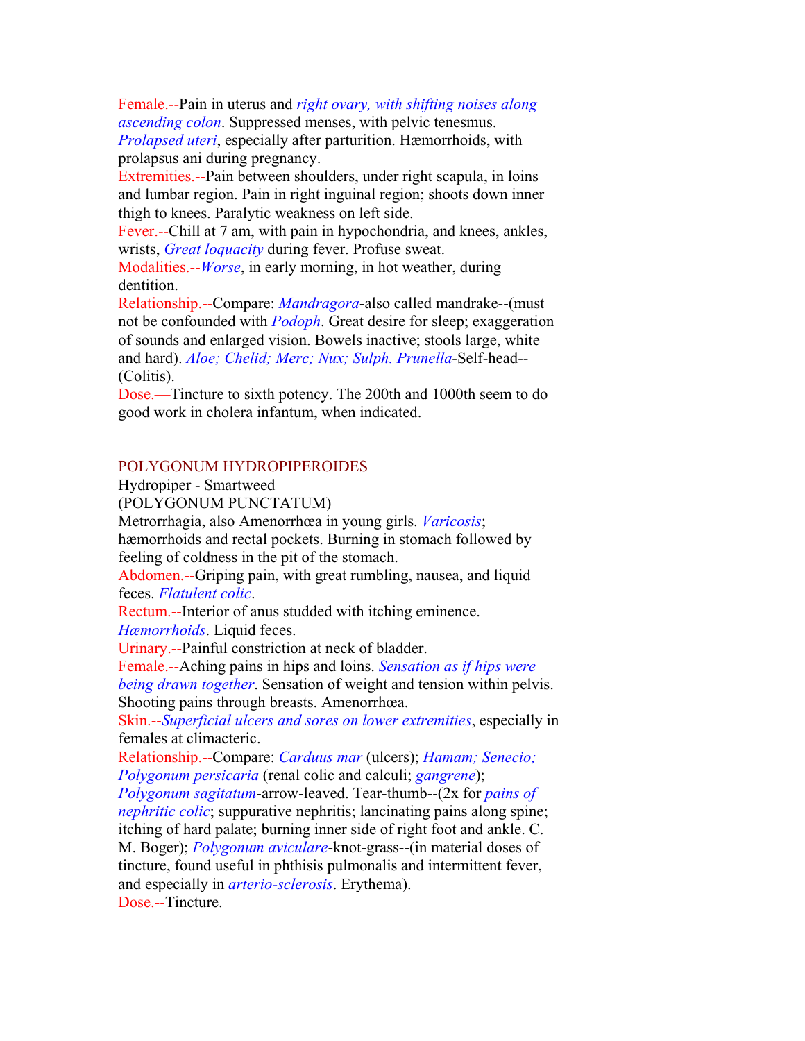Female.--Pain in uterus and *right ovary, with shifting noises along ascending colon*. Suppressed menses, with pelvic tenesmus. *Prolapsed uteri*, especially after parturition. Hæmorrhoids, with prolapsus ani during pregnancy.

Extremities.--Pain between shoulders, under right scapula, in loins and lumbar region. Pain in right inguinal region; shoots down inner thigh to knees. Paralytic weakness on left side.

Fever.--Chill at 7 am, with pain in hypochondria, and knees, ankles, wrists, *Great loquacity* during fever. Profuse sweat.

Modalities.--*Worse*, in early morning, in hot weather, during dentition.

Relationship.--Compare: *Mandragora*-also called mandrake--(must not be confounded with *Podoph*. Great desire for sleep; exaggeration of sounds and enlarged vision. Bowels inactive; stools large, white and hard). *Aloe; Chelid; Merc; Nux; Sulph. Prunella*-Self-head--(Colitis).

Dose.—Tincture to sixth potency. The 200th and 1000th seem to do good work in cholera infantum, when indicated.

## POLYGONUM HYDROPIPEROIDES

Hydropiper - Smartweed

(POLYGONUM PUNCTATUM)

Metrorrhagia, also Amenorrhœa in young girls. *Varicosis*; hæmorrhoids and rectal pockets. Burning in stomach followed by feeling of coldness in the pit of the stomach.

Abdomen.--Griping pain, with great rumbling, nausea, and liquid feces. *Flatulent colic*.

Rectum.--Interior of anus studded with itching eminence. *Hæmorrhoids*. Liquid feces.

Urinary.--Painful constriction at neck of bladder.

Female.--Aching pains in hips and loins. *Sensation as if hips were being drawn together*. Sensation of weight and tension within pelvis. Shooting pains through breasts. Amenorrhœa.

Skin.--*Superficial ulcers and sores on lower extremities*, especially in females at climacteric.

Relationship.--Compare: *Carduus mar* (ulcers); *Hamam; Senecio; Polygonum persicaria* (renal colic and calculi; *gangrene*); *Polygonum sagitatum*-arrow-leaved. Tear-thumb--(2x for *pains of nephritic colic*; suppurative nephritis; lancinating pains along spine; itching of hard palate; burning inner side of right foot and ankle. C. M. Boger); *Polygonum aviculare*-knot-grass--(in material doses of tincture, found useful in phthisis pulmonalis and intermittent fever, and especially in *arterio-sclerosis*. Erythema).

Dose.--Tincture.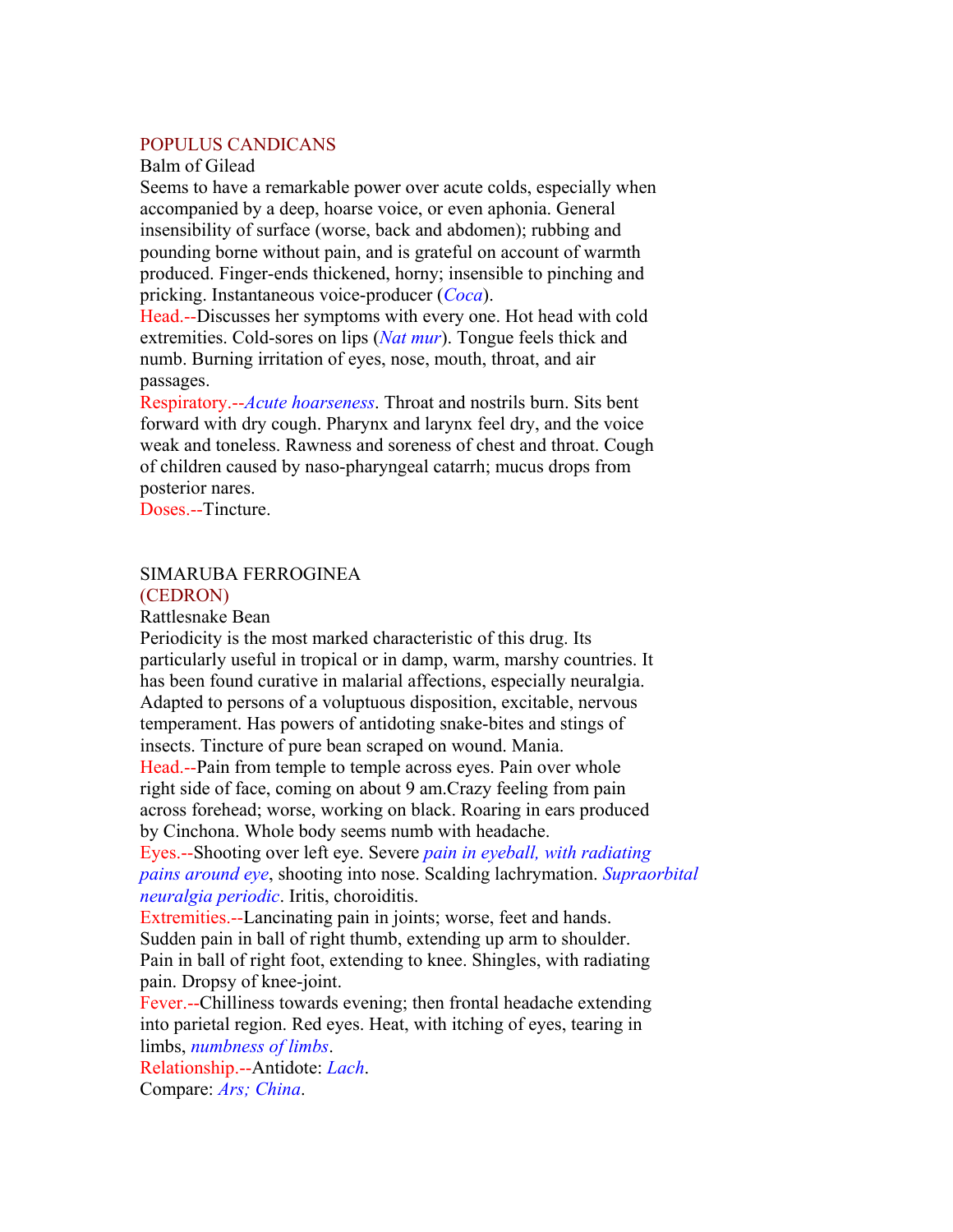## POPULUS CANDICANS

Balm of Gilead

Seems to have a remarkable power over acute colds, especially when accompanied by a deep, hoarse voice, or even aphonia. General insensibility of surface (worse, back and abdomen); rubbing and pounding borne without pain, and is grateful on account of warmth produced. Finger-ends thickened, horny; insensible to pinching and pricking. Instantaneous voice-producer (*Coca*).

**Head.**--Discusses her symptoms with every one. Hot head with cold extremities. Cold-sores on lips (*Nat mur*). Tongue feels thick and numb. Burning irritation of eyes, nose, mouth, throat, and air passages.

**Respiratory.**--*Acute hoarseness*. Throat and nostrils burn. Sits bent forward with dry cough. Pharynx and larynx feel dry, and the voice weak and toneless. Rawness and soreness of chest and throat. Cough of children caused by naso-pharyngeal catarrh; mucus drops from posterior nares.

**Doses.**--Tincture.

## SIMARUBA FERROGINEA

### (CEDRON)

Rattlesnake Bean

Periodicity is the most marked characteristic of this drug. Its particularly useful in tropical or in damp, warm, marshy countries. It has been found curative in malarial affections, especially neuralgia. Adapted to persons of a voluptuous disposition, excitable, nervous temperament. Has powers of antidoting snake-bites and stings of insects. Tincture of pure bean scraped on wound. Mania.

**Head.**--Pain from temple to temple across eyes. Pain over whole right side of face, coming on about 9 am.Crazy feeling from pain across forehead; worse, working on black. Roaring in ears produced by Cinchona. Whole body seems numb with headache.

**Eyes.**--Shooting over left eye. Severe *pain in eyeball, with radiating pains around eye*, shooting into nose. Scalding lachrymation. *Supraorbital neuralgia periodic*. Iritis, choroiditis.

**Extremities.**--Lancinating pain in joints; worse, feet and hands. Sudden pain in ball of right thumb, extending up arm to shoulder. Pain in ball of right foot, extending to knee. Shingles, with radiating pain. Dropsy of knee-joint.

**Fever.**--Chilliness towards evening; then frontal headache extending into parietal region. Red eyes. Heat, with itching of eyes, tearing in limbs, *numbness of limbs*.

**Relationship.**--Antidote: *Lach*.

Compare: *Ars; China*.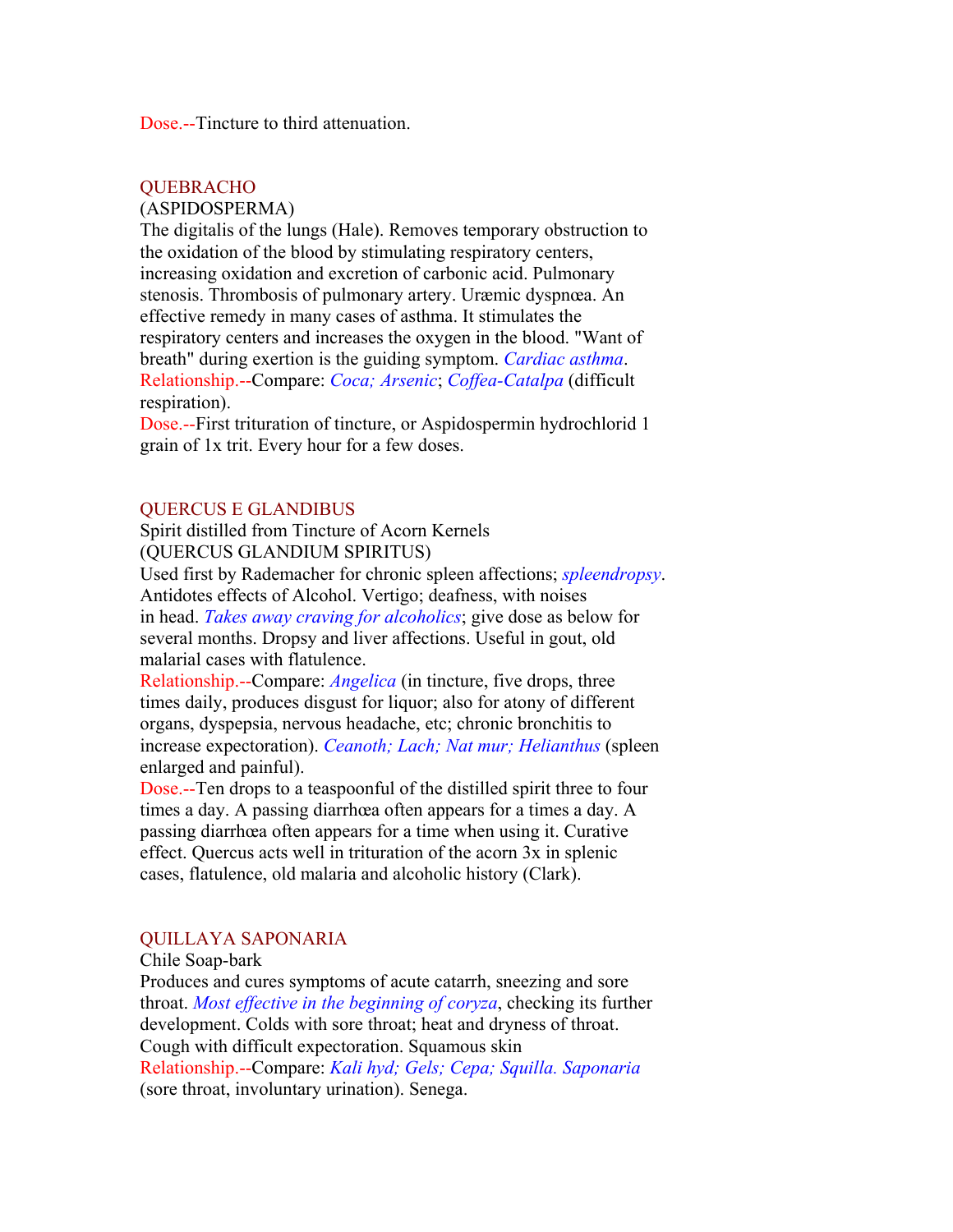Dose.--Tincture to third attenuation.

## QUEBRACHO

(ASPIDOSPERMA)

The digitalis of the lungs (Hale). Removes temporary obstruction to the oxidation of the blood by stimulating respiratory centers, increasing oxidation and excretion of carbonic acid. Pulmonary stenosis. Thrombosis of pulmonary artery. Uræmic dyspnœa. An effective remedy in many cases of asthma. It stimulates the respiratory centers and increases the oxygen in the blood. "Want of breath" during exertion is the guiding symptom. *Cardiac asthma*.

Relationship.--Compare: *Coca; Arsenic*; *Coffea-Catalpa* (difficult respiration).

Dose.--First trituration of tincture, or Aspidospermin hydrochlorid 1 grain of 1x trit. Every hour for a few doses.

## QUERCUS E GLANDIBUS

Spirit distilled from Tincture of Acorn Kernels

(QUERCUS GLANDIUM SPIRITUS)

Used first by Rademacher for chronic spleen affections; *spleendropsy*. Antidotes effects of Alcohol. Vertigo; deafness, with noises in head. *Takes away craving for alcoholics*; give dose as below for several months. Dropsy and liver affections. Useful in gout, old malarial cases with flatulence.

Relationship.--Compare: *Angelica* (in tincture, five drops, three times daily, produces disgust for liquor; also for atony of different organs, dyspepsia, nervous headache, etc; chronic bronchitis to increase expectoration). *Ceanoth; Lach; Nat mur; Helianthus* (spleen enlarged and painful).

Dose.--Ten drops to a teaspoonful of the distilled spirit three to four times a day. A passing diarrhœa often appears for a times a day. A passing diarrhœa often appears for a time when using it. Curative effect. Quercus acts well in trituration of the acorn 3x in splenic cases, flatulence, old malaria and alcoholic history (Clark).

## QUILLAYA SAPONARIA

Chile Soap-bark

Produces and cures symptoms of acute catarrh, sneezing and sore throat. *Most effective in the beginning of coryza*, checking its further development. Colds with sore throat; heat and dryness of throat. Cough with difficult expectoration. Squamous skin

Relationship.--Compare: *Kali hyd; Gels; Cepa; Squilla. Saponaria* (sore throat, involuntary urination). Senega.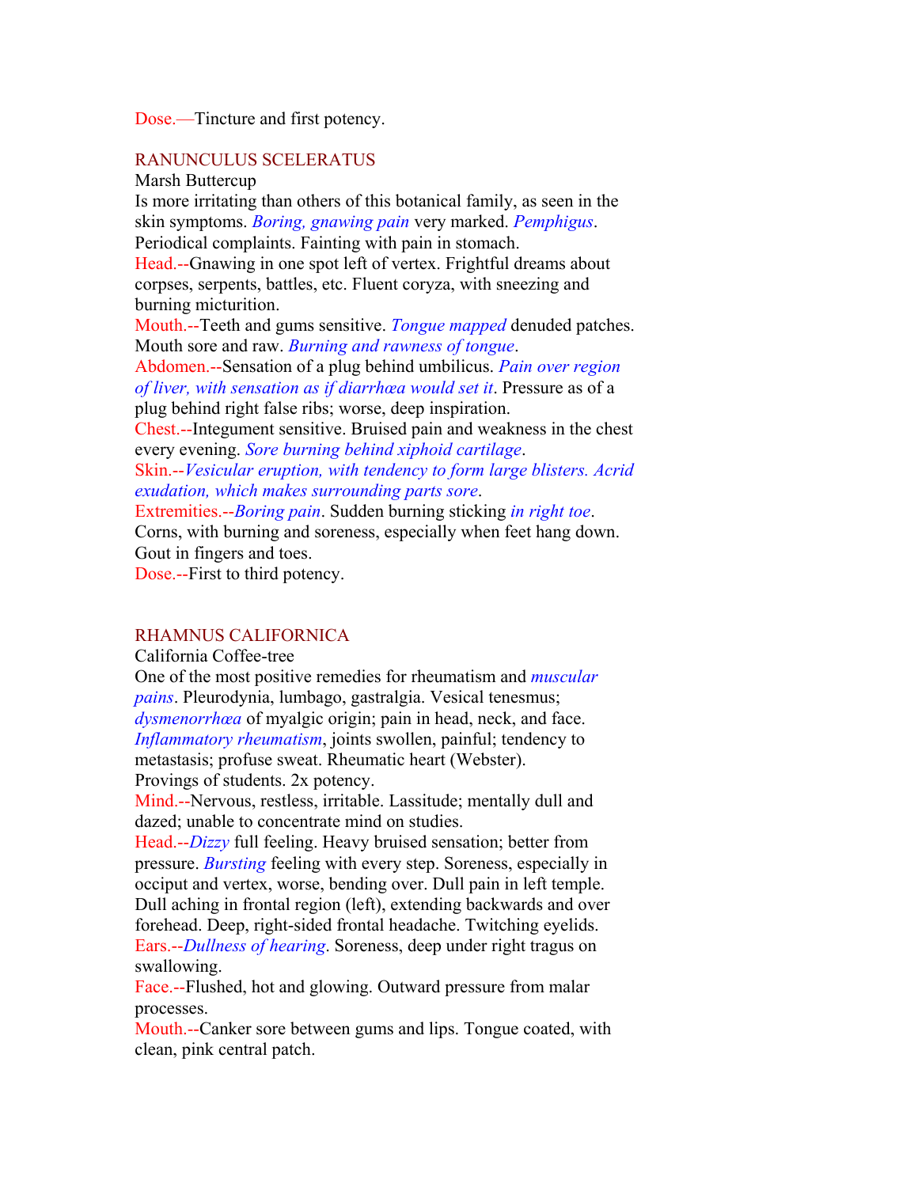Dose.—Tincture and first potency.

## RANUNCULUS SCELERATUS

Marsh Buttercup

Is more irritating than others of this botanical family, as seen in the skin symptoms. *Boring, gnawing pain* very marked. *Pemphigus*. Periodical complaints. Fainting with pain in stomach.

Head.--Gnawing in one spot left of vertex. Frightful dreams about corpses, serpents, battles, etc. Fluent coryza, with sneezing and burning micturition.

Mouth.--Teeth and gums sensitive. *Tongue mapped* denuded patches. Mouth sore and raw. *Burning and rawness of tongue*.

Abdomen.--Sensation of a plug behind umbilicus. *Pain over region of liver, with sensation as if diarrhœa would set it*. Pressure as of a plug behind right false ribs; worse, deep inspiration.

Chest.--Integument sensitive. Bruised pain and weakness in the chest every evening. *Sore burning behind xiphoid cartilage*.

Skin.--*Vesicular eruption, with tendency to form large blisters. Acrid exudation, which makes surrounding parts sore*.

Extremities.--*Boring pain*. Sudden burning sticking *in right toe*. Corns, with burning and soreness, especially when feet hang down. Gout in fingers and toes.

Dose.--First to third potency.

## RHAMNUS CALIFORNICA

California Coffee-tree

One of the most positive remedies for rheumatism and *muscular pains*. Pleurodynia, lumbago, gastralgia. Vesical tenesmus; *dysmenorrhœa* of myalgic origin; pain in head, neck, and face. *Inflammatory rheumatism*, joints swollen, painful; tendency to metastasis; profuse sweat. Rheumatic heart (Webster). Provings of students. 2x potency.

Mind.--Nervous, restless, irritable. Lassitude; mentally dull and dazed; unable to concentrate mind on studies.

Head.--*Dizzy* full feeling. Heavy bruised sensation; better from pressure. *Bursting* feeling with every step. Soreness, especially in occiput and vertex, worse, bending over. Dull pain in left temple. Dull aching in frontal region (left), extending backwards and over forehead. Deep, right-sided frontal headache. Twitching eyelids.

Ears.--*Dullness of hearing*. Soreness, deep under right tragus on swallowing.

Face.--Flushed, hot and glowing. Outward pressure from malar processes.

Mouth.--Canker sore between gums and lips. Tongue coated, with clean, pink central patch.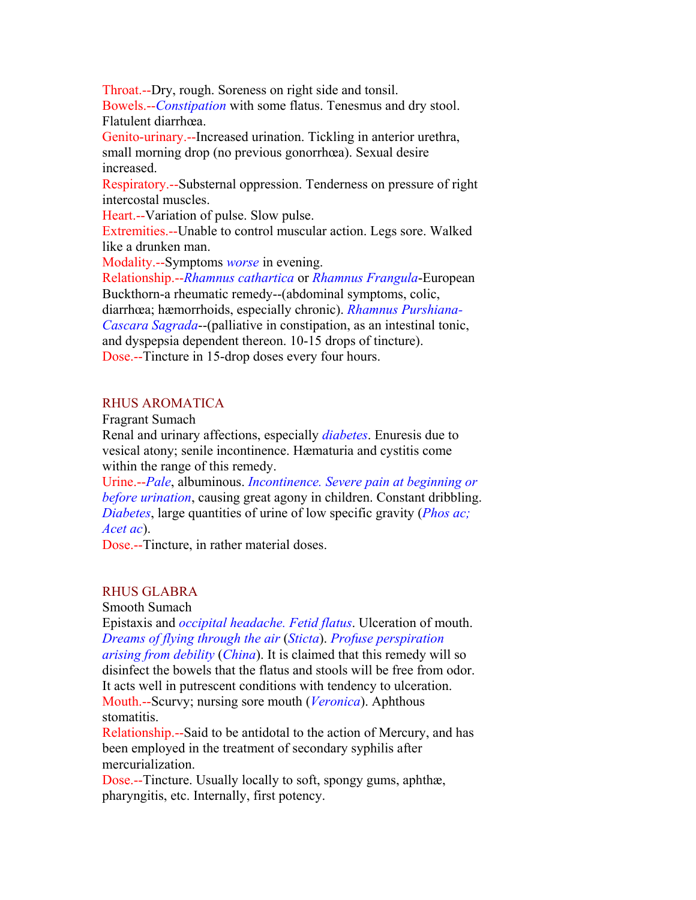Throat.--Dry, rough. Soreness on right side and tonsil.

Bowels.--*Constipation* with some flatus. Tenesmus and dry stool. Flatulent diarrhœa.

Genito-urinary.--Increased urination. Tickling in anterior urethra, small morning drop (no previous gonorrhœa). Sexual desire increased.

Respiratory.--Substernal oppression. Tenderness on pressure of right intercostal muscles.

Heart.--Variation of pulse. Slow pulse.

Extremities.--Unable to control muscular action. Legs sore. Walked like a drunken man.

Modality.--Symptoms *worse* in evening.

Relationship.--*Rhamnus cathartica* or *Rhamnus Frangula*-European Buckthorn-a rheumatic remedy--(abdominal symptoms, colic, diarrhœa; hæmorrhoids, especially chronic). *Rhamnus Purshiana-Cascara Sagrada*--(palliative in constipation, as an intestinal tonic, and dyspepsia dependent thereon. 10-15 drops of tincture).

Dose.--Tincture in 15-drop doses every four hours.

## RHUS AROMATICA

Fragrant Sumach

Renal and urinary affections, especially *diabetes*. Enuresis due to vesical atony; senile incontinence. Hæmaturia and cystitis come within the range of this remedy.

Urine.--*Pale*, albuminous. *Incontinence. Severe pain at beginning or before urination*, causing great agony in children. Constant dribbling. *Diabetes*, large quantities of urine of low specific gravity (*Phos ac; Acet ac*).

Dose.--Tincture, in rather material doses.

## RHUS GLABRA

Smooth Sumach

Epistaxis and *occipital headache. Fetid flatus*. Ulceration of mouth. *Dreams of flying through the air* (*Sticta*). *Profuse perspiration arising from debility* (*China*). It is claimed that this remedy will so disinfect the bowels that the flatus and stools will be free from odor. It acts well in putrescent conditions with tendency to ulceration.

Mouth.--Scurvy; nursing sore mouth (*Veronica*). Aphthous stomatitis.

Relationship.--Said to be antidotal to the action of Mercury, and has been employed in the treatment of secondary syphilis after mercurialization.

Dose.--Tincture. Usually locally to soft, spongy gums, aphthæ, pharyngitis, etc. Internally, first potency.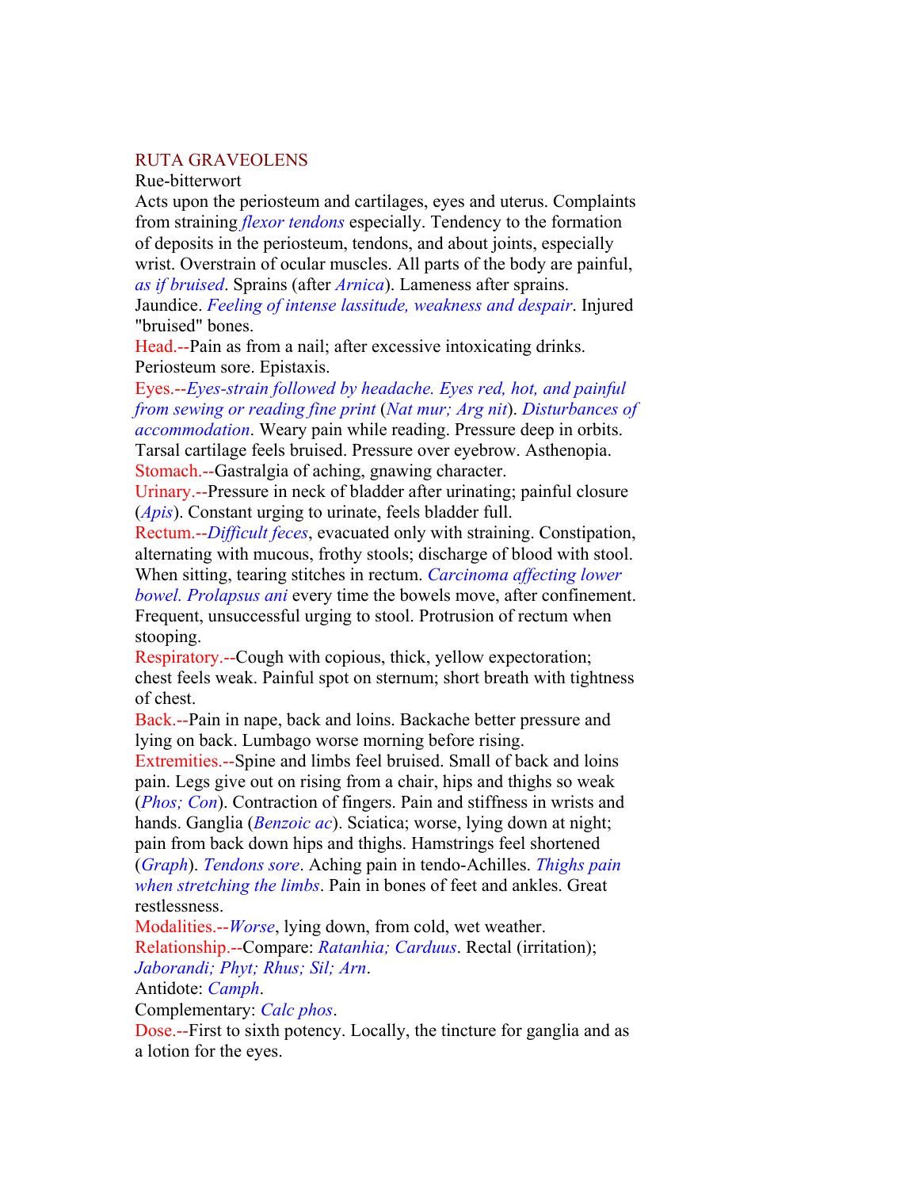## RUTA GRAVEOLENS

Rue-bitterwort

Acts upon the periosteum and cartilages, eyes and uterus. Complaints from straining *flexor tendons* especially. Tendency to the formation of deposits in the periosteum, tendons, and about joints, especially wrist. Overstrain of ocular muscles. All parts of the body are painful, *as if bruised*. Sprains (after *Arnica*). Lameness after sprains. Jaundice. *Feeling of intense lassitude, weakness and despair*. Injured "bruised" bones.

**Head.**--Pain as from a nail; after excessive intoxicating drinks. Periosteum sore. Epistaxis.

**Eyes.**--*Eyes-strain followed by headache. Eyes red, hot, and painful from sewing or reading fine print* (*Nat mur; Arg nit*). *Disturbances of accommodation*. Weary pain while reading. Pressure deep in orbits. Tarsal cartilage feels bruised. Pressure over eyebrow. Asthenopia.

**Stomach.**--Gastralgia of aching, gnawing character.

**Urinary.**--Pressure in neck of bladder after urinating; painful closure (*Apis*). Constant urging to urinate, feels bladder full.

**Rectum.**--*Difficult feces*, evacuated only with straining. Constipation, alternating with mucous, frothy stools; discharge of blood with stool. When sitting, tearing stitches in rectum. *Carcinoma affecting lower bowel. Prolapsus ani* every time the bowels move, after confinement. Frequent, unsuccessful urging to stool. Protrusion of rectum when stooping.

**Respiratory.**--Cough with copious, thick, yellow expectoration; chest feels weak. Painful spot on sternum; short breath with tightness of chest.

**Back.**--Pain in nape, back and loins. Backache better pressure and lying on back. Lumbago worse morning before rising.

**Extremities.**--Spine and limbs feel bruised. Small of back and loins pain. Legs give out on rising from a chair, hips and thighs so weak (*Phos; Con*). Contraction of fingers. Pain and stiffness in wrists and hands. Ganglia (*Benzoic ac*). Sciatica; worse, lying down at night; pain from back down hips and thighs. Hamstrings feel shortened (*Graph*). *Tendons sore*. Aching pain in tendo-Achilles. *Thighs pain when stretching the limbs*. Pain in bones of feet and ankles. Great restlessness.

**Modalities.**--*Worse*, lying down, from cold, wet weather.

**Relationship.**--Compare: *Ratanhia; Carduus*. Rectal (irritation); *Jaborandi; Phyt; Rhus; Sil; Arn*.

Antidote: *Camph*.

Complementary: *Calc phos*.

**Dose.**--First to sixth potency. Locally, the tincture for ganglia and as a lotion for the eyes.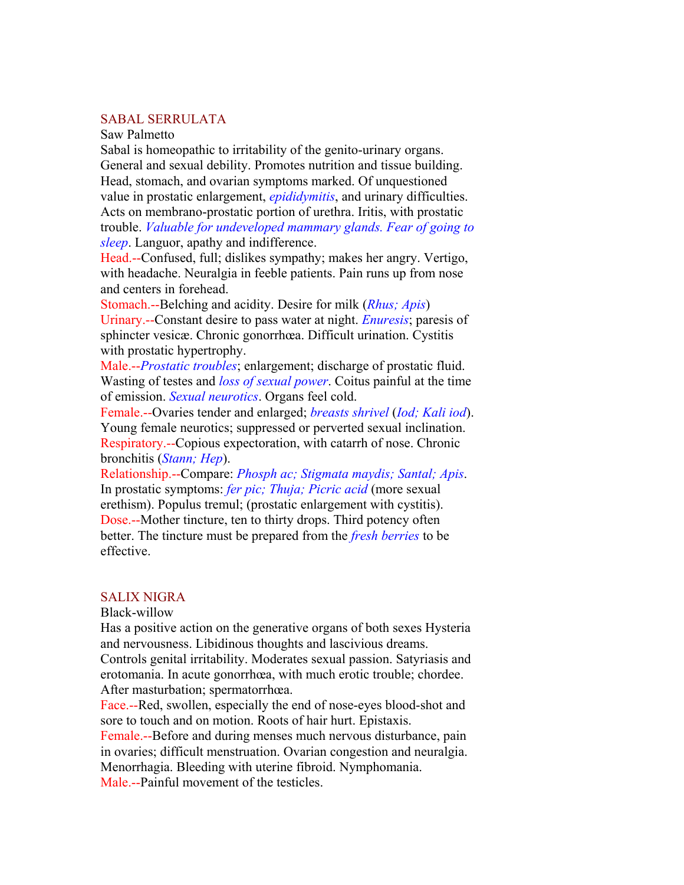## SABAL SERRULATA

Saw Palmetto

Sabal is homeopathic to irritability of the genito-urinary organs. General and sexual debility. Promotes nutrition and tissue building. Head, stomach, and ovarian symptoms marked. Of unquestioned value in prostatic enlargement, *epididymitis*, and urinary difficulties. Acts on membrano-prostatic portion of urethra. Iritis, with prostatic trouble. *Valuable for undeveloped mammary glands. Fear of going to sleep*. Languor, apathy and indifference.

Head.--Confused, full; dislikes sympathy; makes her angry. Vertigo, with headache. Neuralgia in feeble patients. Pain runs up from nose and centers in forehead.

Stomach.--Belching and acidity. Desire for milk (*Rhus; Apis*)

Urinary.--Constant desire to pass water at night. *Enuresis*; paresis of sphincter vesicæ. Chronic gonorrhœa. Difficult urination. Cystitis with prostatic hypertrophy.

Male.--*Prostatic troubles*; enlargement; discharge of prostatic fluid. Wasting of testes and *loss of sexual power*. Coitus painful at the time of emission. *Sexual neurotics*. Organs feel cold.

Female.--Ovaries tender and enlarged; *breasts shrivel* (*Iod; Kali iod*). Young female neurotics; suppressed or perverted sexual inclination.

Respiratory.--Copious expectoration, with catarrh of nose. Chronic bronchitis (*Stann; Hep*).

Relationship.--Compare: *Phosph ac; Stigmata maydis; Santal; Apis*. In prostatic symptoms: *fer pic; Thuja; Picric acid* (more sexual erethism). Populus tremul; (prostatic enlargement with cystitis).

Dose.--Mother tincture, ten to thirty drops. Third potency often better. The tincture must be prepared from the *fresh berries* to be effective.

## SALIX NIGRA

Black-willow

Has a positive action on the generative organs of both sexes Hysteria and nervousness. Libidinous thoughts and lascivious dreams. Controls genital irritability. Moderates sexual passion. Satyriasis and erotomania. In acute gonorrhœa, with much erotic trouble; chordee. After masturbation; spermatorrhœa.

Face.--Red, swollen, especially the end of nose-eyes blood-shot and sore to touch and on motion. Roots of hair hurt. Epistaxis.

Female.--Before and during menses much nervous disturbance, pain in ovaries; difficult menstruation. Ovarian congestion and neuralgia. Menorrhagia. Bleeding with uterine fibroid. Nymphomania.

Male.--Painful movement of the testicles.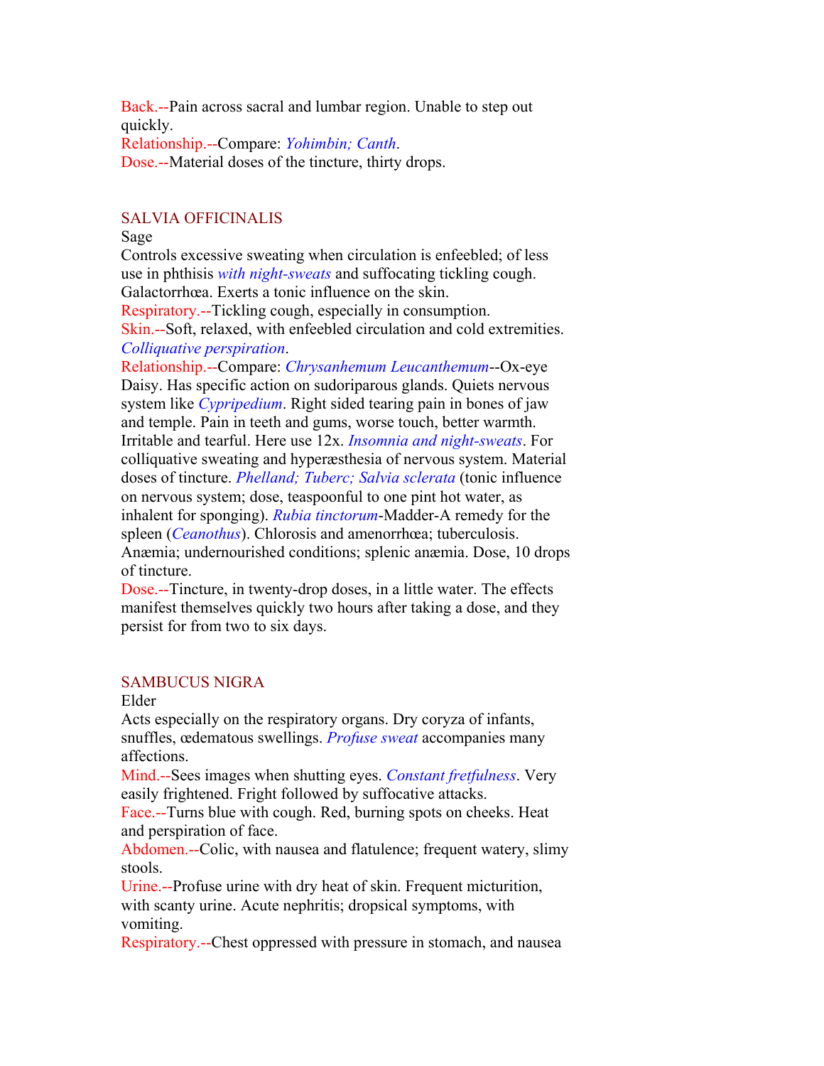**Back.**--Pain across sacral and lumbar region. Unable to step out quickly.

**Relationship.**--Compare: *Yohimbin; Canth*.

**Dose.**--Material doses of the tincture, thirty drops.

## SALVIA OFFICINALIS

Sage

Controls excessive sweating when circulation is enfeebled; of less use in phthisis *with night-sweats* and suffocating tickling cough. Galactorrhœa. Exerts a tonic influence on the skin.

**Respiratory.**--Tickling cough, especially in consumption.

**Skin.**--Soft, relaxed, with enfeebled circulation and cold extremities. *Colliquative perspiration*.

**Relationship.**--Compare: *Chrysanhemum Leucanthemum*--Ox-eye Daisy. Has specific action on sudoriparous glands. Quiets nervous system like *Cypripedium*. Right sided tearing pain in bones of jaw and temple. Pain in teeth and gums, worse touch, better warmth. Irritable and tearful. Here use 12x. *Insomnia and night-sweats*. For colliquative sweating and hyperæsthesia of nervous system. Material doses of tincture. *Phelland; Tuberc; Salvia sclerata* (tonic influence on nervous system; dose, teaspoonful to one pint hot water, as inhalent for sponging). *Rubia tinctorum*-Madder-A remedy for the spleen (*Ceanothus*). Chlorosis and amenorrhœa; tuberculosis. Anæmia; undernourished conditions; splenic anæmia. Dose, 10 drops of tincture.

**Dose.**--Tincture, in twenty-drop doses, in a little water. The effects manifest themselves quickly two hours after taking a dose, and they persist for from two to six days.

## SAMBUCUS NIGRA

Elder

Acts especially on the respiratory organs. Dry coryza of infants, snuffles, œdematous swellings. *Profuse sweat* accompanies many affections.

**Mind.**--Sees images when shutting eyes. *Constant fretfulness*. Very easily frightened. Fright followed by suffocative attacks.

**Face.**--Turns blue with cough. Red, burning spots on cheeks. Heat and perspiration of face.

**Abdomen.**--Colic, with nausea and flatulence; frequent watery, slimy stools.

**Urine.**--Profuse urine with dry heat of skin. Frequent micturition, with scanty urine. Acute nephritis; dropsical symptoms, with vomiting.

**Respiratory.**--Chest oppressed with pressure in stomach, and nausea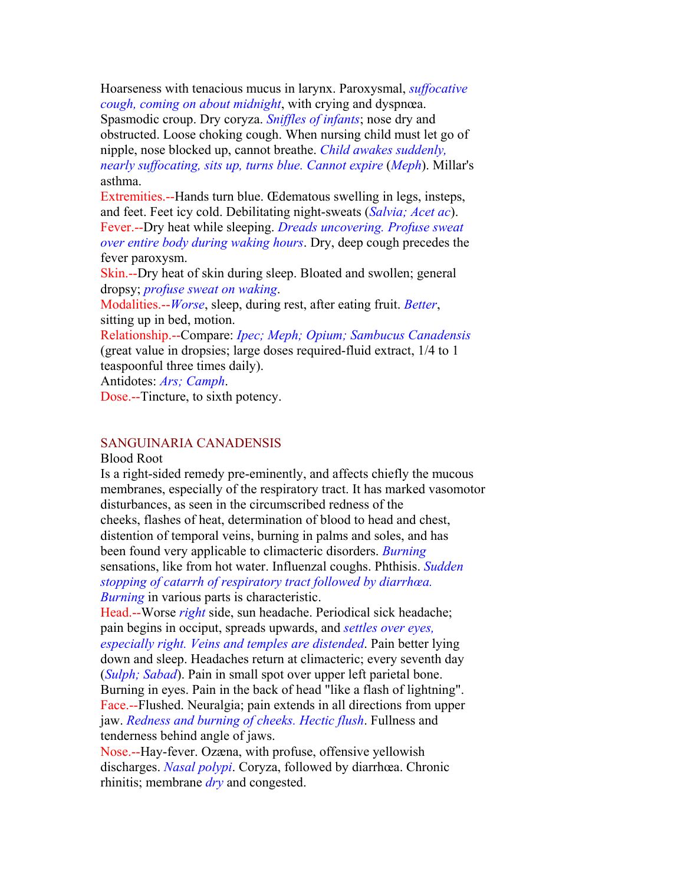Hoarseness with tenacious mucus in larynx. Paroxysmal, *suffocative cough, coming on about midnight*, with crying and dyspnœa. Spasmodic croup. Dry coryza. *Sniffles of infants*; nose dry and obstructed. Loose choking cough. When nursing child must let go of nipple, nose blocked up, cannot breathe. *Child awakes suddenly, nearly suffocating, sits up, turns blue. Cannot expire* (*Meph*). Millar's asthma.

Extremities.--Hands turn blue. Œdematous swelling in legs, insteps, and feet. Feet icy cold. Debilitating night-sweats (*Salvia; Acet ac*).

Fever.--Dry heat while sleeping. *Dreads uncovering. Profuse sweat over entire body during waking hours*. Dry, deep cough precedes the fever paroxysm.

Skin.--Dry heat of skin during sleep. Bloated and swollen; general dropsy; *profuse sweat on waking*.

Modalities.--*Worse*, sleep, during rest, after eating fruit. *Better*, sitting up in bed, motion.

Relationship.--Compare: *Ipec; Meph; Opium; Sambucus Canadensis* (great value in dropsies; large doses required-fluid extract, 1/4 to 1 teaspoonful three times daily).

Antidotes: *Ars; Camph*.

Dose.--Tincture, to sixth potency.

## SANGUINARIA CANADENSIS

Blood Root

Is a right-sided remedy pre-eminently, and affects chiefly the mucous membranes, especially of the respiratory tract. It has marked vasomotor disturbances, as seen in the circumscribed redness of the cheeks, flashes of heat, determination of blood to head and chest, distention of temporal veins, burning in palms and soles, and has been found very applicable to climacteric disorders. *Burning* sensations, like from hot water. Influenzal coughs. Phthisis. *Sudden stopping of catarrh of respiratory tract followed by diarrhœa. Burning* in various parts is characteristic.

Head.--Worse *right* side, sun headache. Periodical sick headache; pain begins in occiput, spreads upwards, and *settles over eyes, especially right. Veins and temples are distended*. Pain better lying down and sleep. Headaches return at climacteric; every seventh day (*Sulph; Sabad*). Pain in small spot over upper left parietal bone. Burning in eyes. Pain in the back of head "like a flash of lightning".

Face.--Flushed. Neuralgia; pain extends in all directions from upper jaw. *Redness and burning of cheeks. Hectic flush*. Fullness and tenderness behind angle of jaws.

Nose.--Hay-fever. Ozæna, with profuse, offensive yellowish discharges. *Nasal polypi*. Coryza, followed by diarrhœa. Chronic rhinitis; membrane *dry* and congested.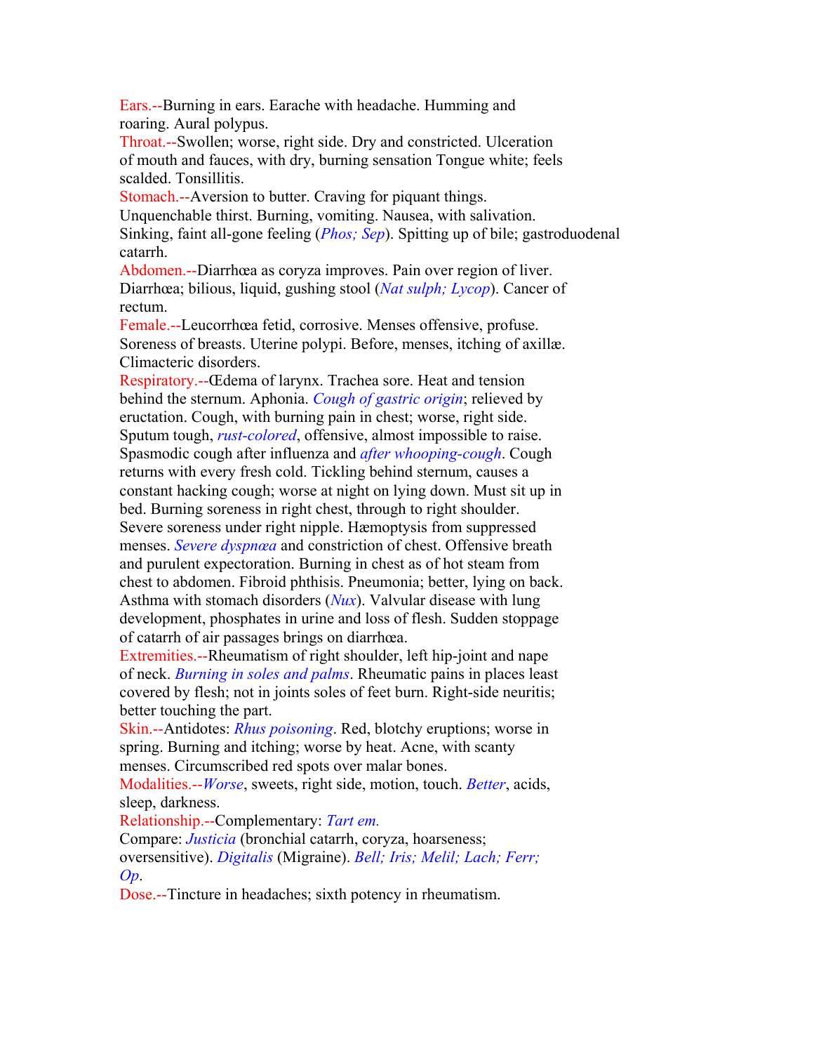Ears.--Burning in ears. Earache with headache. Humming and roaring. Aural polypus.

Throat.--Swollen; worse, right side. Dry and constricted. Ulceration of mouth and fauces, with dry, burning sensation Tongue white; feels scalded. Tonsillitis.

Stomach.--Aversion to butter. Craving for piquant things. Unquenchable thirst. Burning, vomiting. Nausea, with salivation. Sinking, faint all-gone feeling (*Phos; Sep*). Spitting up of bile; gastroduodenal catarrh.

Abdomen.--Diarrhœa as coryza improves. Pain over region of liver. Diarrhœa; bilious, liquid, gushing stool (*Nat sulph; Lycop*). Cancer of rectum.

Female.--Leucorrhœa fetid, corrosive. Menses offensive, profuse. Soreness of breasts. Uterine polypi. Before, menses, itching of axillæ. Climacteric disorders.

Respiratory.--Œdema of larynx. Trachea sore. Heat and tension behind the sternum. Aphonia. *Cough of gastric origin*; relieved by eructation. Cough, with burning pain in chest; worse, right side. Sputum tough, *rust-colored*, offensive, almost impossible to raise. Spasmodic cough after influenza and *after whooping-cough*. Cough returns with every fresh cold. Tickling behind sternum, causes a constant hacking cough; worse at night on lying down. Must sit up in bed. Burning soreness in right chest, through to right shoulder. Severe soreness under right nipple. Hæmoptysis from suppressed menses. *Severe dyspnœa* and constriction of chest. Offensive breath and purulent expectoration. Burning in chest as of hot steam from chest to abdomen. Fibroid phthisis. Pneumonia; better, lying on back. Asthma with stomach disorders (*Nux*). Valvular disease with lung development, phosphates in urine and loss of flesh. Sudden stoppage of catarrh of air passages brings on diarrhœa.

Extremities.--Rheumatism of right shoulder, left hip-joint and nape of neck. *Burning in soles and palms*. Rheumatic pains in places least covered by flesh; not in joints soles of feet burn. Right-side neuritis; better touching the part.

Skin.--Antidotes: *Rhus poisoning*. Red, blotchy eruptions; worse in spring. Burning and itching; worse by heat. Acne, with scanty menses. Circumscribed red spots over malar bones.

Modalities.--*Worse*, sweets, right side, motion, touch. *Better*, acids, sleep, darkness.

Relationship.--Complementary: *Tart em.*

Compare: *Justicia* (bronchial catarrh, coryza, hoarseness; oversensitive). *Digitalis* (Migraine). *Bell; Iris; Melil; Lach; Ferr; Op*.

Dose.--Tincture in headaches; sixth potency in rheumatism.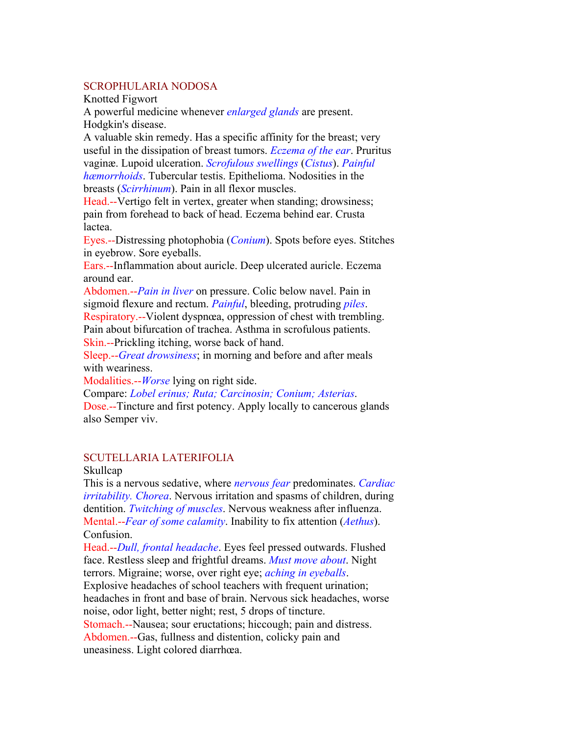## SCROPHULARIA NODOSA

Knotted Figwort

A powerful medicine whenever *enlarged glands* are present. Hodgkin's disease.

A valuable skin remedy. Has a specific affinity for the breast; very useful in the dissipation of breast tumors. *Eczema of the ear*. Pruritus vaginæ. Lupoid ulceration. *Scrofulous swellings* (*Cistus*). *Painful hæmorrhoids*. Tubercular testis. Epithelioma. Nodosities in the breasts (*Scirrhinum*). Pain in all flexor muscles.

Head.--Vertigo felt in vertex, greater when standing; drowsiness; pain from forehead to back of head. Eczema behind ear. Crusta lactea.

Eyes.--Distressing photophobia (*Conium*). Spots before eyes. Stitches in eyebrow. Sore eyeballs.

Ears.--Inflammation about auricle. Deep ulcerated auricle. Eczema around ear.

Abdomen.--*Pain in liver* on pressure. Colic below navel. Pain in sigmoid flexure and rectum. *Painful*, bleeding, protruding *piles*.

Respiratory.--Violent dyspnœa, oppression of chest with trembling. Pain about bifurcation of trachea. Asthma in scrofulous patients.

Skin.--Prickling itching, worse back of hand.

Sleep.--*Great drowsiness*; in morning and before and after meals with weariness.

Modalities.--*Worse* lying on right side.

Compare: *Lobel erinus; Ruta; Carcinosin; Conium; Asterias*.

Dose.--Tincture and first potency. Apply locally to cancerous glands also Semper viv.

## SCUTELLARIA LATERIFOLIA

Skullcap

This is a nervous sedative, where *nervous fear* predominates. *Cardiac irritability. Chorea*. Nervous irritation and spasms of children, during dentition. *Twitching of muscles*. Nervous weakness after influenza.

Mental.--*Fear of some calamity*. Inability to fix attention (*Aethus*). Confusion.

Head.--*Dull, frontal headache*. Eyes feel pressed outwards. Flushed face. Restless sleep and frightful dreams. *Must move about*. Night terrors. Migraine; worse, over right eye; *aching in eyeballs*. Explosive headaches of school teachers with frequent urination; headaches in front and base of brain. Nervous sick headaches, worse noise, odor light, better night; rest, 5 drops of tincture.

Stomach.--Nausea; sour eructations; hiccough; pain and distress.

Abdomen.--Gas, fullness and distention, colicky pain and uneasiness. Light colored diarrhœa.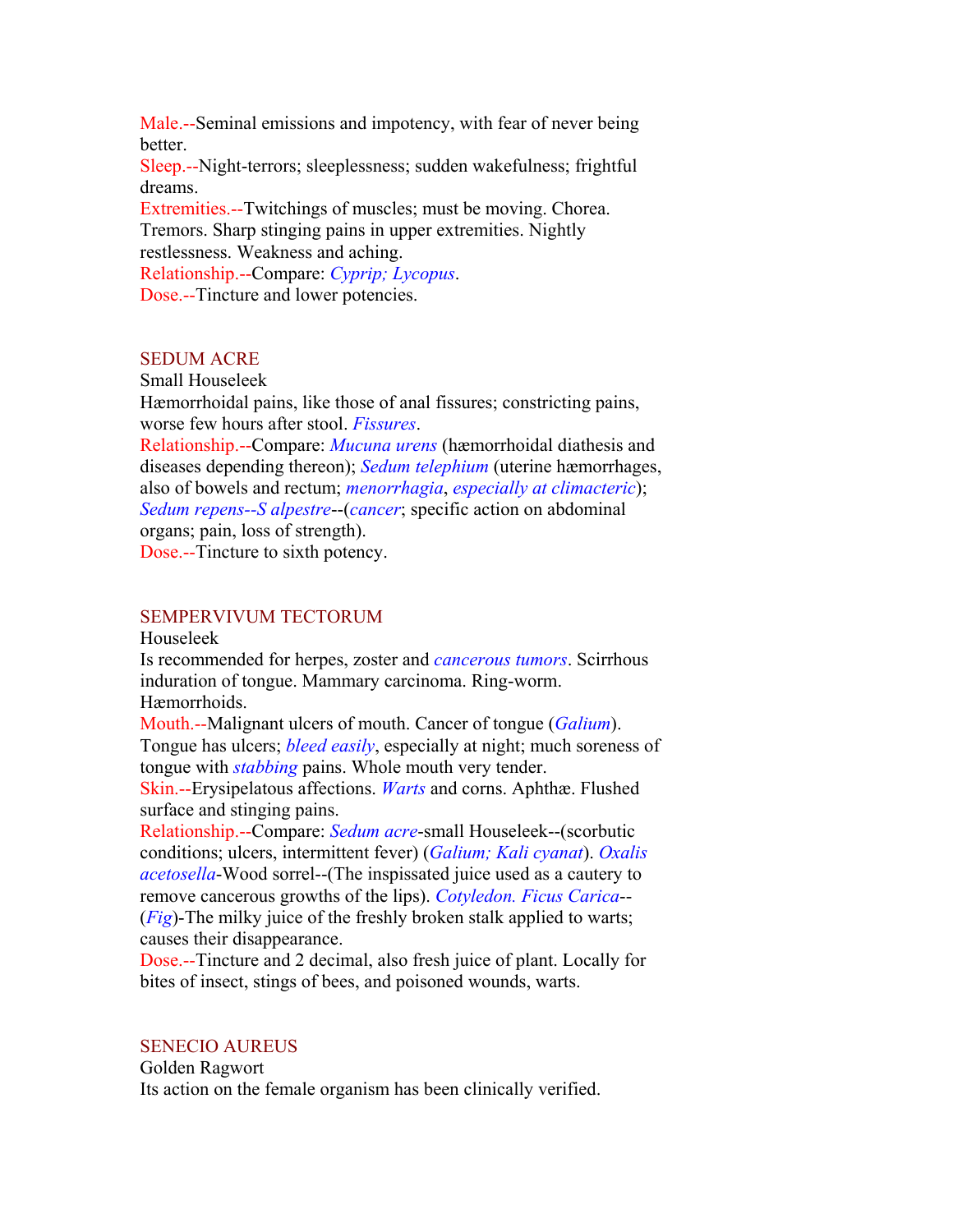Male.--Seminal emissions and impotency, with fear of never being better.
Sleep.--Night-terrors; sleeplessness; sudden wakefulness; frightful dreams.
Extremities.--Twitchings of muscles; must be moving. Chorea. Tremors. Sharp stinging pains in upper extremities. Nightly restlessness. Weakness and aching.
Relationship.--Compare: *Cyprip; Lycopus*.
Dose.--Tincture and lower potencies.

## SEDUM ACRE

Small Houseleek

Hæmorrhoidal pains, like those of anal fissures; constricting pains, worse few hours after stool. *Fissures*.
Relationship.--Compare: *Mucuna urens* (hæmorrhoidal diathesis and diseases depending thereon); *Sedum telephium* (uterine hæmorrhages, also of bowels and rectum; *menorrhagia*, *especially at climacteric*); *Sedum repens--S alpestre*--(*cancer*; specific action on abdominal organs; pain, loss of strength).
Dose.--Tincture to sixth potency.

## SEMPERVIVUM TECTORUM

Houseleek

Is recommended for herpes, zoster and *cancerous tumors*. Scirrhous induration of tongue. Mammary carcinoma. Ring-worm. Hæmorrhoids.
Mouth.--Malignant ulcers of mouth. Cancer of tongue (*Galium*). Tongue has ulcers; *bleed easily*, especially at night; much soreness of tongue with *stabbing* pains. Whole mouth very tender.
Skin.--Erysipelatous affections. *Warts* and corns. Aphthæ. Flushed surface and stinging pains.
Relationship.--Compare: *Sedum acre*-small Houseleek--(scorbutic conditions; ulcers, intermittent fever) (*Galium; Kali cyanat*). *Oxalis acetosella*-Wood sorrel--(The inspissated juice used as a cautery to remove cancerous growths of the lips). *Cotyledon. Ficus Carica*--(*Fig*)-The milky juice of the freshly broken stalk applied to warts; causes their disappearance.
Dose.--Tincture and 2 decimal, also fresh juice of plant. Locally for bites of insect, stings of bees, and poisoned wounds, warts.

## SENECIO AUREUS

Golden Ragwort

Its action on the female organism has been clinically verified.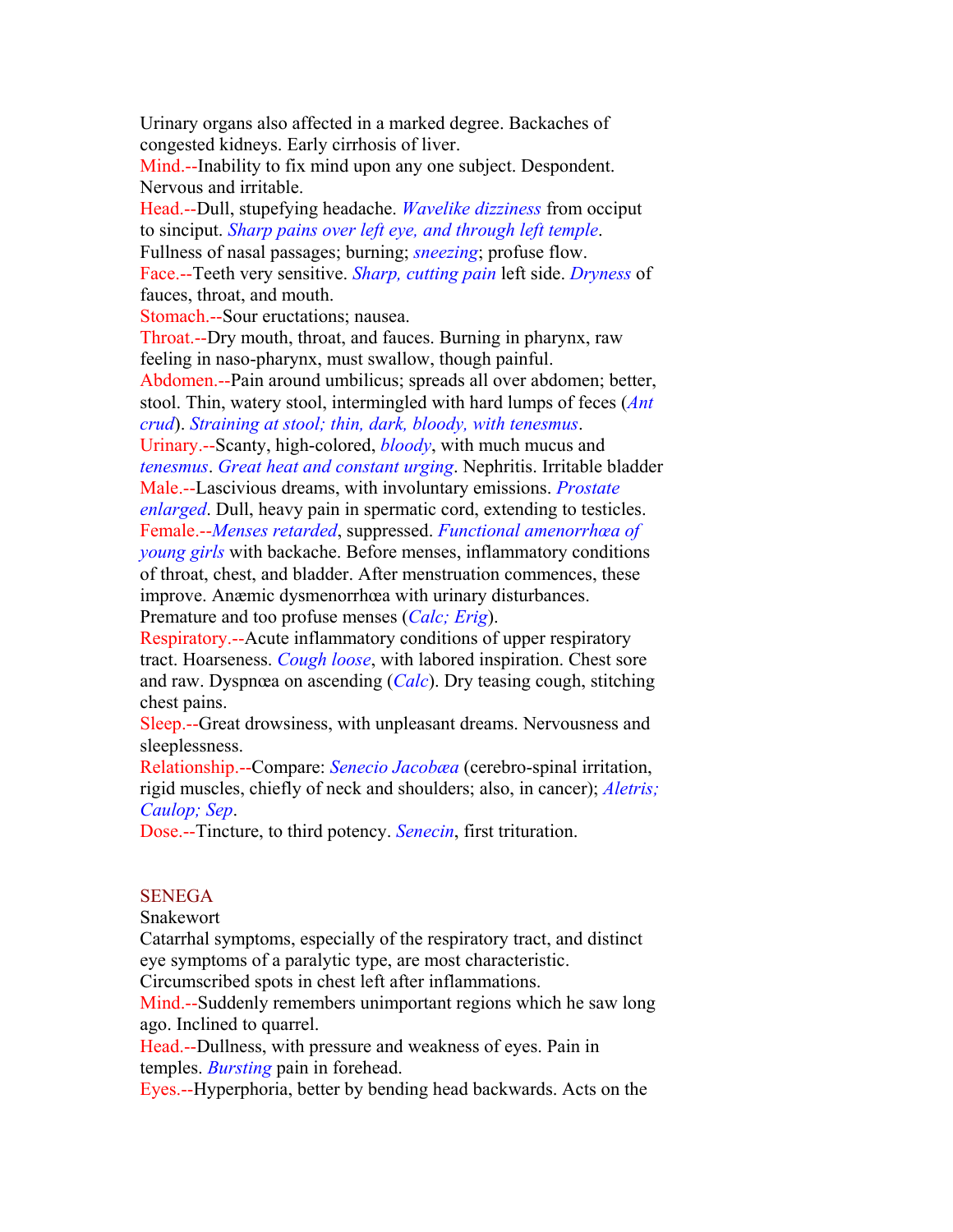Urinary organs also affected in a marked degree. Backaches of congested kidneys. Early cirrhosis of liver.

Mind.--Inability to fix mind upon any one subject. Despondent. Nervous and irritable.

Head.--Dull, stupefying headache. *Wavelike dizziness* from occiput to sinciput. *Sharp pains over left eye, and through left temple*. Fullness of nasal passages; burning; *sneezing*; profuse flow.

Face.--Teeth very sensitive. *Sharp, cutting pain* left side. *Dryness* of fauces, throat, and mouth.

Stomach.--Sour eructations; nausea.

Throat.--Dry mouth, throat, and fauces. Burning in pharynx, raw feeling in naso-pharynx, must swallow, though painful.

Abdomen.--Pain around umbilicus; spreads all over abdomen; better, stool. Thin, watery stool, intermingled with hard lumps of feces (*Ant crud*). *Straining at stool; thin, dark, bloody, with tenesmus*.

Urinary.--Scanty, high-colored, *bloody*, with much mucus and *tenesmus*. *Great heat and constant urging*. Nephritis. Irritable bladder

Male.--Lascivious dreams, with involuntary emissions. *Prostate enlarged*. Dull, heavy pain in spermatic cord, extending to testicles.

Female.--*Menses retarded*, suppressed. *Functional amenorrhœa of young girls* with backache. Before menses, inflammatory conditions of throat, chest, and bladder. After menstruation commences, these improve. Anæmic dysmenorrhœa with urinary disturbances. Premature and too profuse menses (*Calc; Erig*).

Respiratory.--Acute inflammatory conditions of upper respiratory tract. Hoarseness. *Cough loose*, with labored inspiration. Chest sore and raw. Dyspnœa on ascending (*Calc*). Dry teasing cough, stitching chest pains.

Sleep.--Great drowsiness, with unpleasant dreams. Nervousness and sleeplessness.

Relationship.--Compare: *Senecio Jacobæa* (cerebro-spinal irritation, rigid muscles, chiefly of neck and shoulders; also, in cancer); *Aletris; Caulop; Sep*.

Dose.--Tincture, to third potency. *Senecin*, first trituration.

## SENEGA

Snakewort

Catarrhal symptoms, especially of the respiratory tract, and distinct eye symptoms of a paralytic type, are most characteristic. Circumscribed spots in chest left after inflammations.

Mind.--Suddenly remembers unimportant regions which he saw long ago. Inclined to quarrel.

Head.--Dullness, with pressure and weakness of eyes. Pain in temples. *Bursting* pain in forehead.

Eyes.--Hyperphoria, better by bending head backwards. Acts on the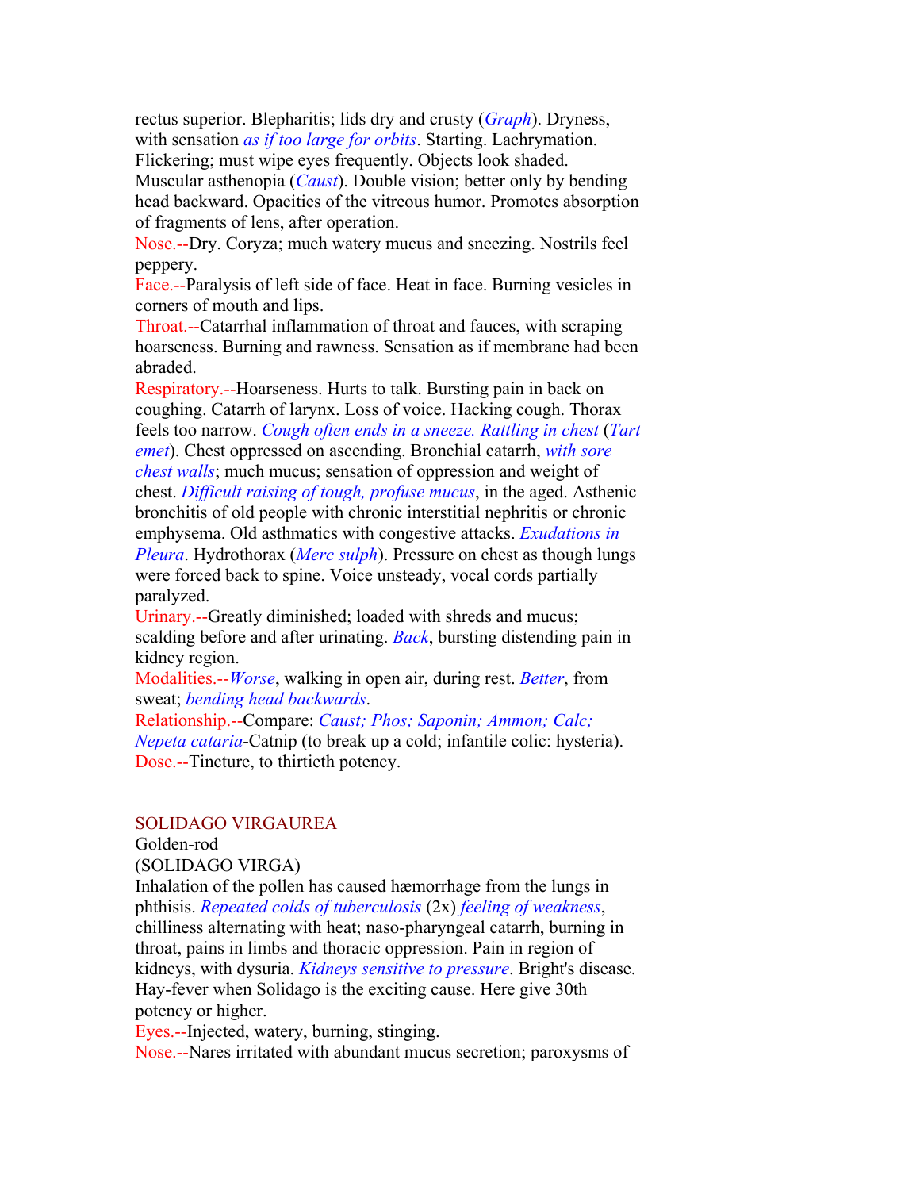rectus superior. Blepharitis; lids dry and crusty (*Graph*). Dryness, with sensation *as if too large for orbits*. Starting. Lachrymation. Flickering; must wipe eyes frequently. Objects look shaded. Muscular asthenopia (*Caust*). Double vision; better only by bending head backward. Opacities of the vitreous humor. Promotes absorption of fragments of lens, after operation.

Nose.--Dry. Coryza; much watery mucus and sneezing. Nostrils feel peppery.

Face.--Paralysis of left side of face. Heat in face. Burning vesicles in corners of mouth and lips.

Throat.--Catarrhal inflammation of throat and fauces, with scraping hoarseness. Burning and rawness. Sensation as if membrane had been abraded.

Respiratory.--Hoarseness. Hurts to talk. Bursting pain in back on coughing. Catarrh of larynx. Loss of voice. Hacking cough. Thorax feels too narrow. *Cough often ends in a sneeze. Rattling in chest* (*Tart emet*). Chest oppressed on ascending. Bronchial catarrh, *with sore chest walls*; much mucus; sensation of oppression and weight of chest. *Difficult raising of tough, profuse mucus*, in the aged. Asthenic bronchitis of old people with chronic interstitial nephritis or chronic emphysema. Old asthmatics with congestive attacks. *Exudations in Pleura*. Hydrothorax (*Merc sulph*). Pressure on chest as though lungs were forced back to spine. Voice unsteady, vocal cords partially paralyzed.

Urinary.--Greatly diminished; loaded with shreds and mucus; scalding before and after urinating. *Back*, bursting distending pain in kidney region.

Modalities.--*Worse*, walking in open air, during rest. *Better*, from sweat; *bending head backwards*.

Relationship.--Compare: *Caust; Phos; Saponin; Ammon; Calc; Nepeta cataria*-Catnip (to break up a cold; infantile colic: hysteria).

Dose.--Tincture, to thirtieth potency.

## SOLIDAGO VIRGAUREA

Golden-rod

(SOLIDAGO VIRGA)

Inhalation of the pollen has caused hæmorrhage from the lungs in phthisis. *Repeated colds of tuberculosis* (2x) *feeling of weakness*, chilliness alternating with heat; naso-pharyngeal catarrh, burning in throat, pains in limbs and thoracic oppression. Pain in region of kidneys, with dysuria. *Kidneys sensitive to pressure*. Bright's disease. Hay-fever when Solidago is the exciting cause. Here give 30th potency or higher.

Eyes.--Injected, watery, burning, stinging.

Nose.--Nares irritated with abundant mucus secretion; paroxysms of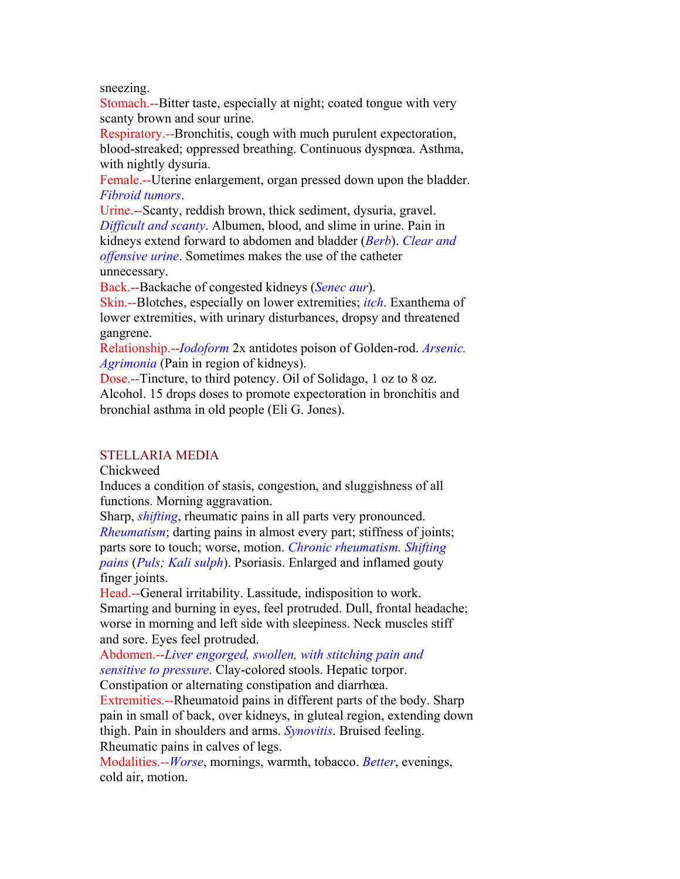sneezing.

Stomach.--Bitter taste, especially at night; coated tongue with very scanty brown and sour urine.

Respiratory.--Bronchitis, cough with much purulent expectoration, blood-streaked; oppressed breathing. Continuous dyspnœa. Asthma, with nightly dysuria.

Female.--Uterine enlargement, organ pressed down upon the bladder. *Fibroid tumors*.

Urine.--Scanty, reddish brown, thick sediment, dysuria, gravel. *Difficult and scanty*. Albumen, blood, and slime in urine. Pain in kidneys extend forward to abdomen and bladder (*Berb*). *Clear and offensive urine*. Sometimes makes the use of the catheter unnecessary.

Back.--Backache of congested kidneys (*Senec aur*).

Skin.--Blotches, especially on lower extremities; *itch*. Exanthema of lower extremities, with urinary disturbances, dropsy and threatened gangrene.

Relationship.--*Iodoform* 2x antidotes poison of Golden-rod. *Arsenic. Agrimonia* (Pain in region of kidneys).

Dose.--Tincture, to third potency. Oil of Solidago, 1 oz to 8 oz. Alcohol. 15 drops doses to promote expectoration in bronchitis and bronchial asthma in old people (Eli G. Jones).

## STELLARIA MEDIA

Chickweed

Induces a condition of stasis, congestion, and sluggishness of all functions. Morning aggravation.

Sharp, *shifting*, rheumatic pains in all parts very pronounced. *Rheumatism*; darting pains in almost every part; stiffness of joints; parts sore to touch; worse, motion. *Chronic rheumatism. Shifting pains* (*Puls; Kali sulph*). Psoriasis. Enlarged and inflamed gouty finger joints.

Head.--General irritability. Lassitude, indisposition to work. Smarting and burning in eyes, feel protruded. Dull, frontal headache; worse in morning and left side with sleepiness. Neck muscles stiff and sore. Eyes feel protruded.

Abdomen.--*Liver engorged, swollen, with stitching pain and sensitive to pressure*. Clay-colored stools. Hepatic torpor. Constipation or alternating constipation and diarrhœa.

Extremities.--Rheumatoid pains in different parts of the body. Sharp pain in small of back, over kidneys, in gluteal region, extending down thigh. Pain in shoulders and arms. *Synovitis*. Bruised feeling. Rheumatic pains in calves of legs.

Modalities.--*Worse*, mornings, warmth, tobacco. *Better*, evenings, cold air, motion.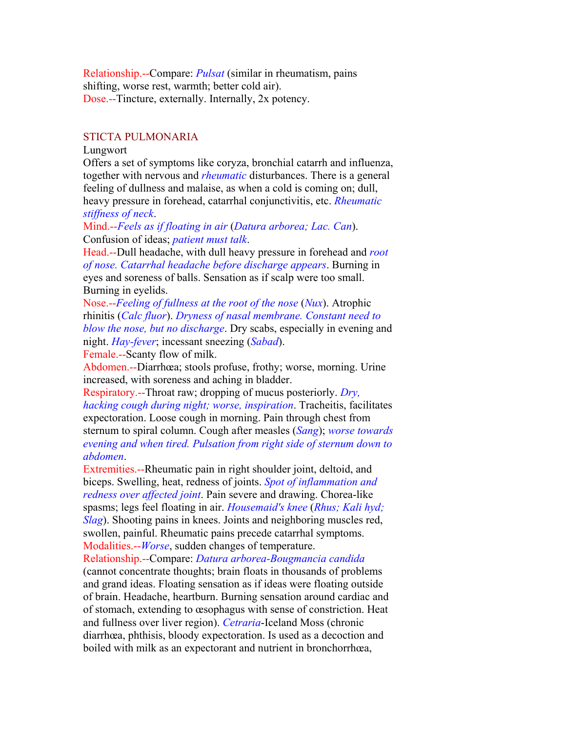Relationship.--Compare: *Pulsat* (similar in rheumatism, pains shifting, worse rest, warmth; better cold air).
Dose.--Tincture, externally. Internally, 2x potency.

## STICTA PULMONARIA

Lungwort

Offers a set of symptoms like coryza, bronchial catarrh and influenza, together with nervous and *rheumatic* disturbances. There is a general feeling of dullness and malaise, as when a cold is coming on; dull, heavy pressure in forehead, catarrhal conjunctivitis, etc. *Rheumatic stiffness of neck*.

Mind.--*Feels as if floating in air* (*Datura arborea; Lac. Can*). Confusion of ideas; *patient must talk*.

Head.--Dull headache, with dull heavy pressure in forehead and *root of nose. Catarrhal headache before discharge appears*. Burning in eyes and soreness of balls. Sensation as if scalp were too small. Burning in eyelids.

Nose.--*Feeling of fullness at the root of the nose* (*Nux*). Atrophic rhinitis (*Calc fluor*). *Dryness of nasal membrane. Constant need to blow the nose, but no discharge*. Dry scabs, especially in evening and night. *Hay-fever*; incessant sneezing (*Sabad*).

Female.--Scanty flow of milk.

Abdomen.--Diarrhœa; stools profuse, frothy; worse, morning. Urine increased, with soreness and aching in bladder.

Respiratory.--Throat raw; dropping of mucus posteriorly. *Dry, hacking cough during night; worse, inspiration*. Tracheitis, facilitates expectoration. Loose cough in morning. Pain through chest from sternum to spiral column. Cough after measles (*Sang*); *worse towards evening and when tired. Pulsation from right side of sternum down to abdomen*.

Extremities.--Rheumatic pain in right shoulder joint, deltoid, and biceps. Swelling, heat, redness of joints. *Spot of inflammation and redness over affected joint*. Pain severe and drawing. Chorea-like spasms; legs feel floating in air. *Housemaid's knee* (*Rhus; Kali hyd; Slag*). Shooting pains in knees. Joints and neighboring muscles red, swollen, painful. Rheumatic pains precede catarrhal symptoms.

Modalities.--*Worse*, sudden changes of temperature.

Relationship.--Compare: *Datura arborea-Bougmancia candida* (cannot concentrate thoughts; brain floats in thousands of problems and grand ideas. Floating sensation as if ideas were floating outside of brain. Headache, heartburn. Burning sensation around cardiac and of stomach, extending to œsophagus with sense of constriction. Heat and fullness over liver region). *Cetraria*-Iceland Moss (chronic diarrhœa, phthisis, bloody expectoration. Is used as a decoction and boiled with milk as an expectorant and nutrient in bronchorrhœa,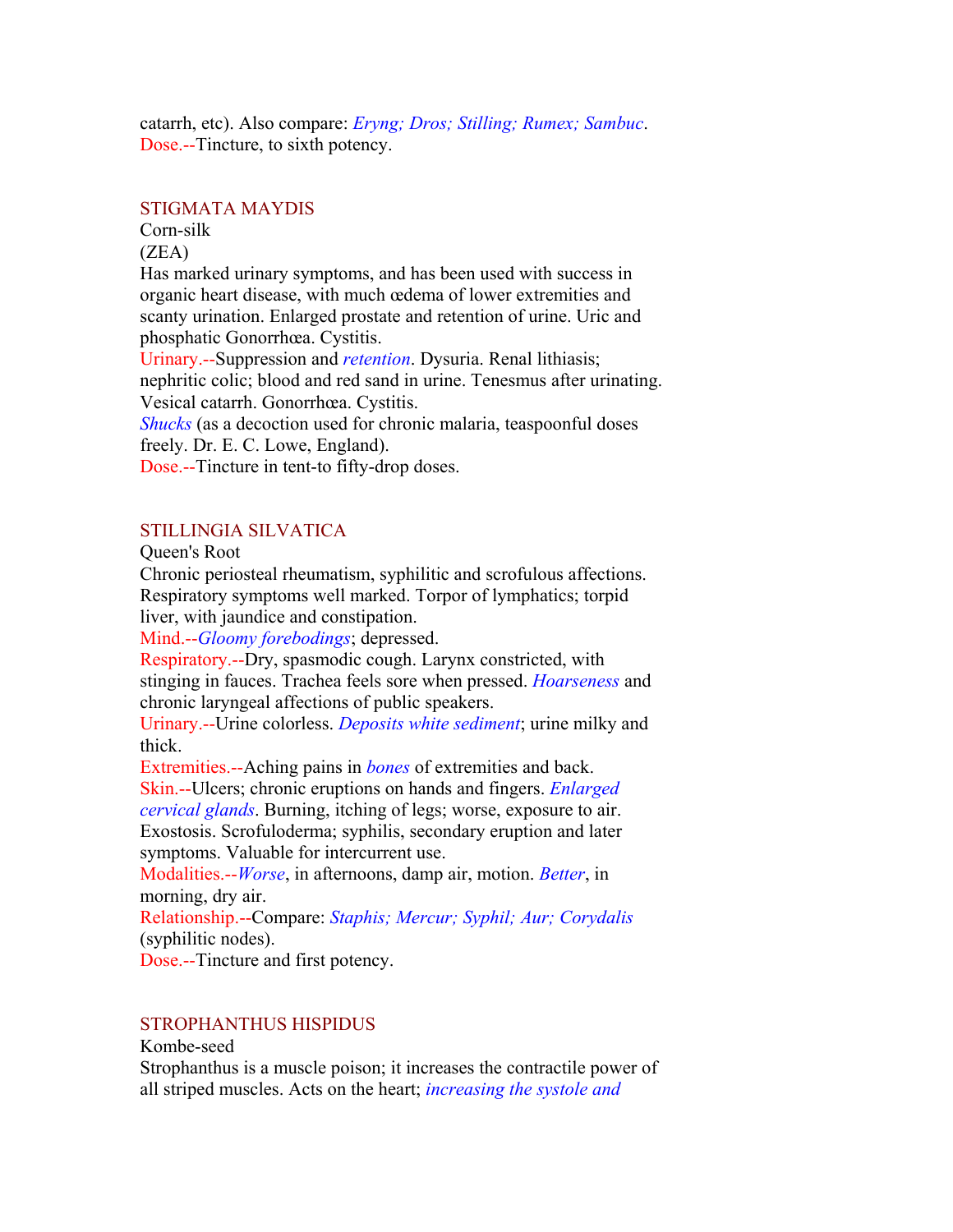catarrh, etc). Also compare: *Eryng; Dros; Stilling; Rumex; Sambuc*.
Dose.--Tincture, to sixth potency.

## STIGMATA MAYDIS

Corn-silk
(ZEA)
Has marked urinary symptoms, and has been used with success in organic heart disease, with much œdema of lower extremities and scanty urination. Enlarged prostate and retention of urine. Uric and phosphatic Gonorrhœa. Cystitis.
Urinary.--Suppression and *retention*. Dysuria. Renal lithiasis; nephritic colic; blood and red sand in urine. Tenesmus after urinating. Vesical catarrh. Gonorrhœa. Cystitis.
*Shucks* (as a decoction used for chronic malaria, teaspoonful doses freely. Dr. E. C. Lowe, England).
Dose.--Tincture in tent-to fifty-drop doses.

## STILLINGIA SILVATICA

Queen's Root
Chronic periosteal rheumatism, syphilitic and scrofulous affections. Respiratory symptoms well marked. Torpor of lymphatics; torpid liver, with jaundice and constipation.
Mind.--*Gloomy forebodings*; depressed.
Respiratory.--Dry, spasmodic cough. Larynx constricted, with stinging in fauces. Trachea feels sore when pressed. *Hoarseness* and chronic laryngeal affections of public speakers.
Urinary.--Urine colorless. *Deposits white sediment*; urine milky and thick.
Extremities.--Aching pains in *bones* of extremities and back.
Skin.--Ulcers; chronic eruptions on hands and fingers. *Enlarged cervical glands*. Burning, itching of legs; worse, exposure to air. Exostosis. Scrofuloderma; syphilis, secondary eruption and later symptoms. Valuable for intercurrent use.
Modalities.--*Worse*, in afternoons, damp air, motion. *Better*, in morning, dry air.
Relationship.--Compare: *Staphis; Mercur; Syphil; Aur; Corydalis* (syphilitic nodes).
Dose.--Tincture and first potency.

## STROPHANTHUS HISPIDUS

Kombe-seed
Strophanthus is a muscle poison; it increases the contractile power of all striped muscles. Acts on the heart; *increasing the systole and*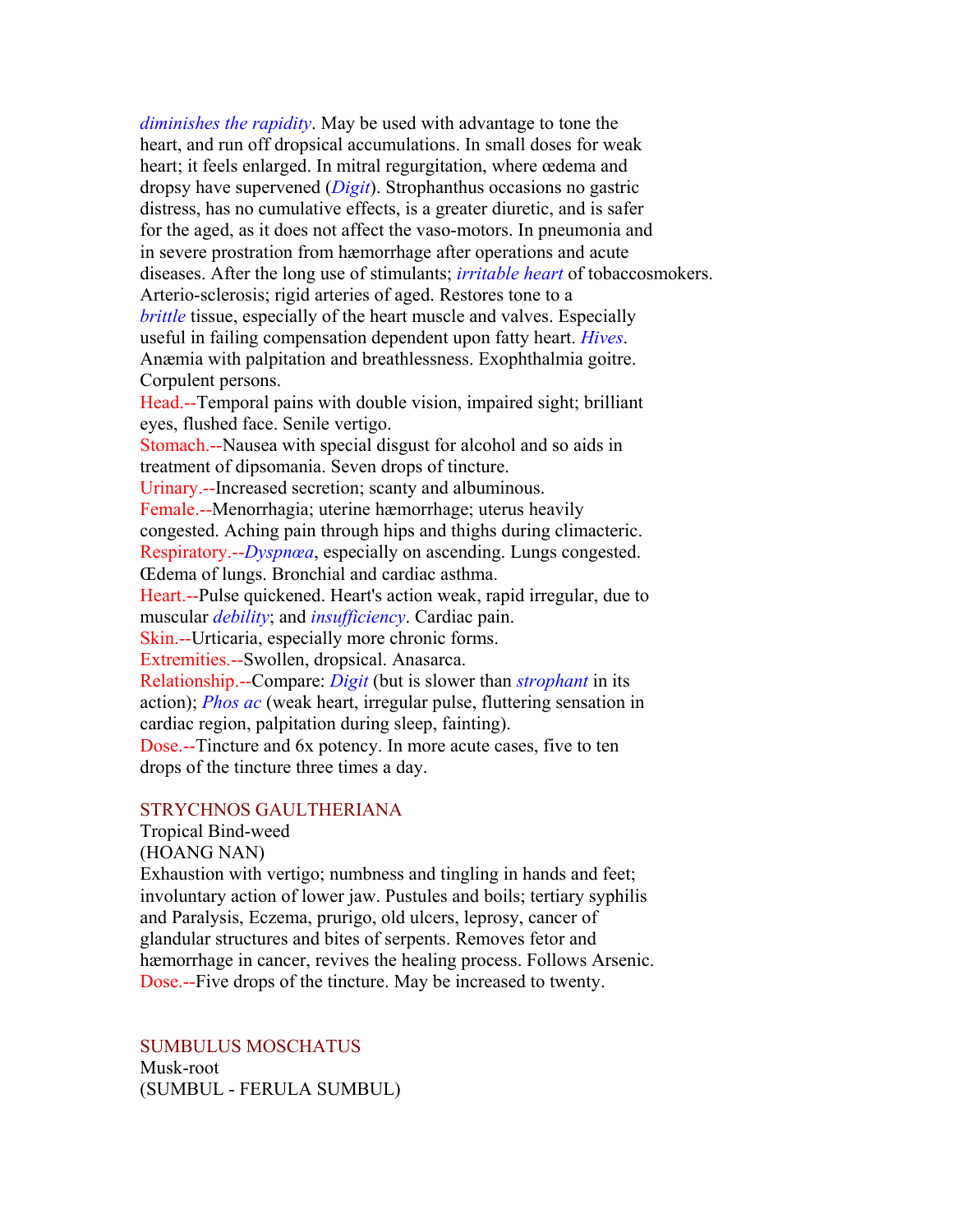*diminishes the rapidity*. May be used with advantage to tone the heart, and run off dropsical accumulations. In small doses for weak heart; it feels enlarged. In mitral regurgitation, where œdema and dropsy have supervened (*Digit*). Strophanthus occasions no gastric distress, has no cumulative effects, is a greater diuretic, and is safer for the aged, as it does not affect the vaso-motors. In pneumonia and in severe prostration from hæmorrhage after operations and acute diseases. After the long use of stimulants; *irritable heart* of tobaccosmokers. Arterio-sclerosis; rigid arteries of aged. Restores tone to a *brittle* tissue, especially of the heart muscle and valves. Especially useful in failing compensation dependent upon fatty heart. *Hives*. Anæmia with palpitation and breathlessness. Exophthalmia goitre. Corpulent persons.

Head.--Temporal pains with double vision, impaired sight; brilliant eyes, flushed face. Senile vertigo.

Stomach.--Nausea with special disgust for alcohol and so aids in treatment of dipsomania. Seven drops of tincture.

Urinary.--Increased secretion; scanty and albuminous.

Female.--Menorrhagia; uterine hæmorrhage; uterus heavily congested. Aching pain through hips and thighs during climacteric.

Respiratory.--*Dyspnœa*, especially on ascending. Lungs congested. Œdema of lungs. Bronchial and cardiac asthma.

Heart.--Pulse quickened. Heart's action weak, rapid irregular, due to muscular *debility*; and *insufficiency*. Cardiac pain.

Skin.--Urticaria, especially more chronic forms.

Extremities.--Swollen, dropsical. Anasarca.

Relationship.--Compare: *Digit* (but is slower than *strophant* in its action); *Phos ac* (weak heart, irregular pulse, fluttering sensation in cardiac region, palpitation during sleep, fainting).

Dose.--Tincture and 6x potency. In more acute cases, five to ten drops of the tincture three times a day.

## STRYCHNOS GAULTHERIANA

Tropical Bind-weed
(HOANG NAN)

Exhaustion with vertigo; numbness and tingling in hands and feet; involuntary action of lower jaw. Pustules and boils; tertiary syphilis and Paralysis, Eczema, prurigo, old ulcers, leprosy, cancer of glandular structures and bites of serpents. Removes fetor and hæmorrhage in cancer, revives the healing process. Follows Arsenic.

Dose.--Five drops of the tincture. May be increased to twenty.

## SUMBULUS MOSCHATUS

Musk-root
(SUMBUL - FERULA SUMBUL)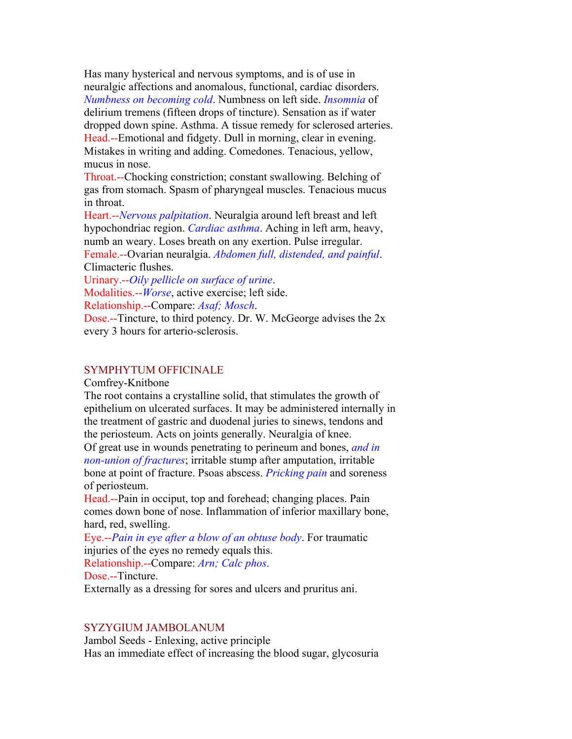Has many hysterical and nervous symptoms, and is of use in neuralgic affections and anomalous, functional, cardiac disorders. *Numbness on becoming cold*. Numbness on left side. *Insomnia* of delirium tremens (fifteen drops of tincture). Sensation as if water dropped down spine. Asthma. A tissue remedy for sclerosed arteries.

Head.--Emotional and fidgety. Dull in morning, clear in evening. Mistakes in writing and adding. Comedones. Tenacious, yellow, mucus in nose.

Throat.--Chocking constriction; constant swallowing. Belching of gas from stomach. Spasm of pharyngeal muscles. Tenacious mucus in throat.

Heart.--*Nervous palpitation*. Neuralgia around left breast and left hypochondriac region. *Cardiac asthma*. Aching in left arm, heavy, numb an weary. Loses breath on any exertion. Pulse irregular.

Female.--Ovarian neuralgia. *Abdomen full, distended, and painful*. Climacteric flushes.

Urinary.--*Oily pellicle on surface of urine*.

Modalities.--*Worse*, active exercise; left side.

Relationship.--Compare: *Asaf; Mosch*.

Dose.--Tincture, to third potency. Dr. W. McGeorge advises the 2x every 3 hours for arterio-sclerosis.

## SYMPHYTUM OFFICINALE

Comfrey-Knitbone

The root contains a crystalline solid, that stimulates the growth of epithelium on ulcerated surfaces. It may be administered internally in the treatment of gastric and duodenal juries to sinews, tendons and the periosteum. Acts on joints generally. Neuralgia of knee.

Of great use in wounds penetrating to perineum and bones, *and in non-union of fractures*; irritable stump after amputation, irritable bone at point of fracture. Psoas abscess. *Pricking pain* and soreness of periosteum.

Head.--Pain in occiput, top and forehead; changing places. Pain comes down bone of nose. Inflammation of inferior maxillary bone, hard, red, swelling.

Eye.--*Pain in eye after a blow of an obtuse body*. For traumatic injuries of the eyes no remedy equals this.

Relationship.--Compare: *Arn; Calc phos*.

Dose.--Tincture.

Externally as a dressing for sores and ulcers and pruritus ani.

## SYZYGIUM JAMBOLANUM

Jambol Seeds - Enlexing, active principle

Has an immediate effect of increasing the blood sugar, glycosuria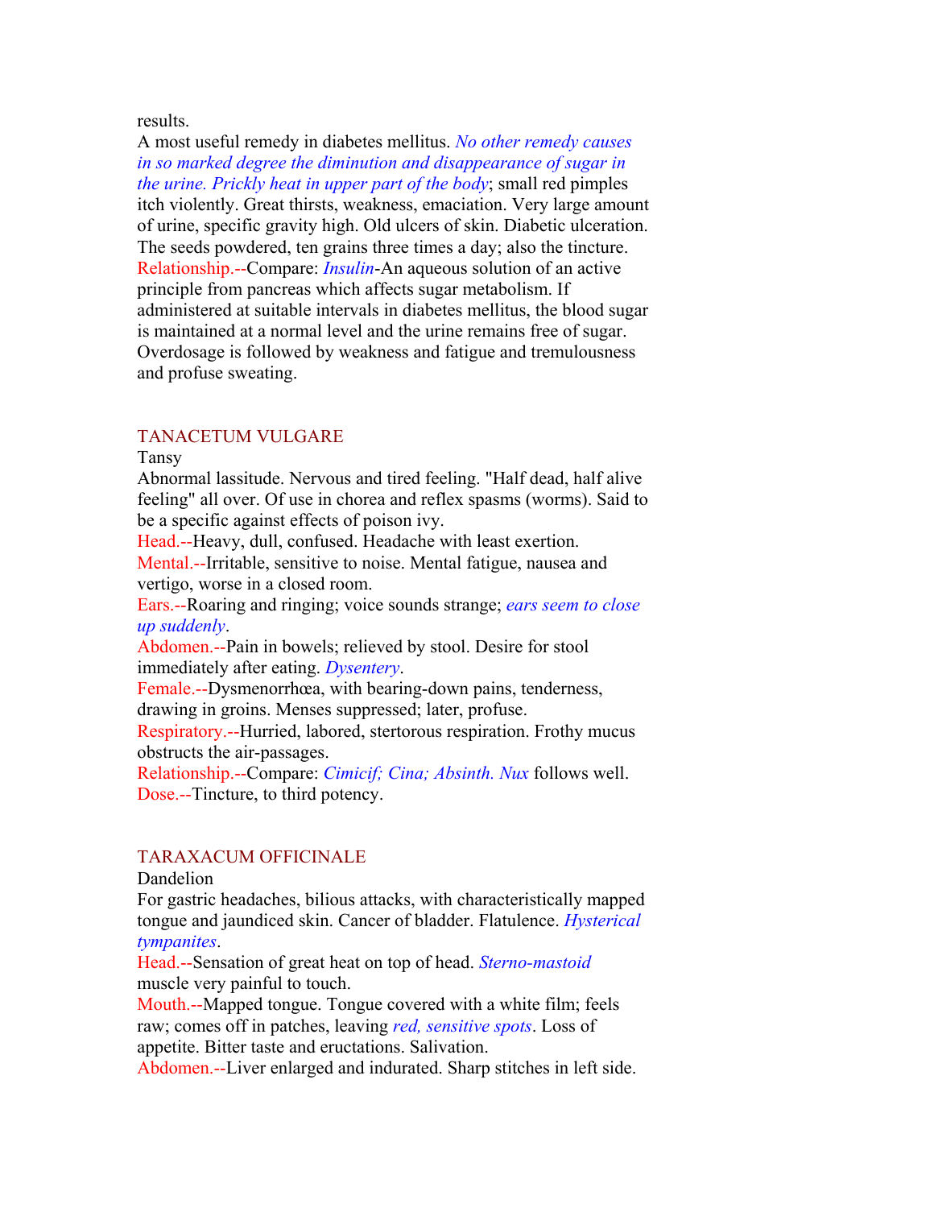results.

A most useful remedy in diabetes mellitus. *No other remedy causes in so marked degree the diminution and disappearance of sugar in the urine. Prickly heat in upper part of the body*; small red pimples itch violently. Great thirsts, weakness, emaciation. Very large amount of urine, specific gravity high. Old ulcers of skin. Diabetic ulceration. The seeds powdered, ten grains three times a day; also the tincture.

Relationship.--Compare: *Insulin*-An aqueous solution of an active principle from pancreas which affects sugar metabolism. If administered at suitable intervals in diabetes mellitus, the blood sugar is maintained at a normal level and the urine remains free of sugar. Overdosage is followed by weakness and fatigue and tremulousness and profuse sweating.

## TANACETUM VULGARE

Tansy

Abnormal lassitude. Nervous and tired feeling. "Half dead, half alive feeling" all over. Of use in chorea and reflex spasms (worms). Said to be a specific against effects of poison ivy.

Head.--Heavy, dull, confused. Headache with least exertion.

Mental.--Irritable, sensitive to noise. Mental fatigue, nausea and vertigo, worse in a closed room.

Ears.--Roaring and ringing; voice sounds strange; *ears seem to close up suddenly*.

Abdomen.--Pain in bowels; relieved by stool. Desire for stool immediately after eating. *Dysentery*.

Female.--Dysmenorrhœa, with bearing-down pains, tenderness, drawing in groins. Menses suppressed; later, profuse.

Respiratory.--Hurried, labored, stertorous respiration. Frothy mucus obstructs the air-passages.

Relationship.--Compare: *Cimicif; Cina; Absinth. Nux* follows well.

Dose.--Tincture, to third potency.

## TARAXACUM OFFICINALE

Dandelion

For gastric headaches, bilious attacks, with characteristically mapped tongue and jaundiced skin. Cancer of bladder. Flatulence. *Hysterical tympanites*.

Head.--Sensation of great heat on top of head. *Sterno-mastoid* muscle very painful to touch.

Mouth.--Mapped tongue. Tongue covered with a white film; feels raw; comes off in patches, leaving *red, sensitive spots*. Loss of appetite. Bitter taste and eructations. Salivation.

Abdomen.--Liver enlarged and indurated. Sharp stitches in left side.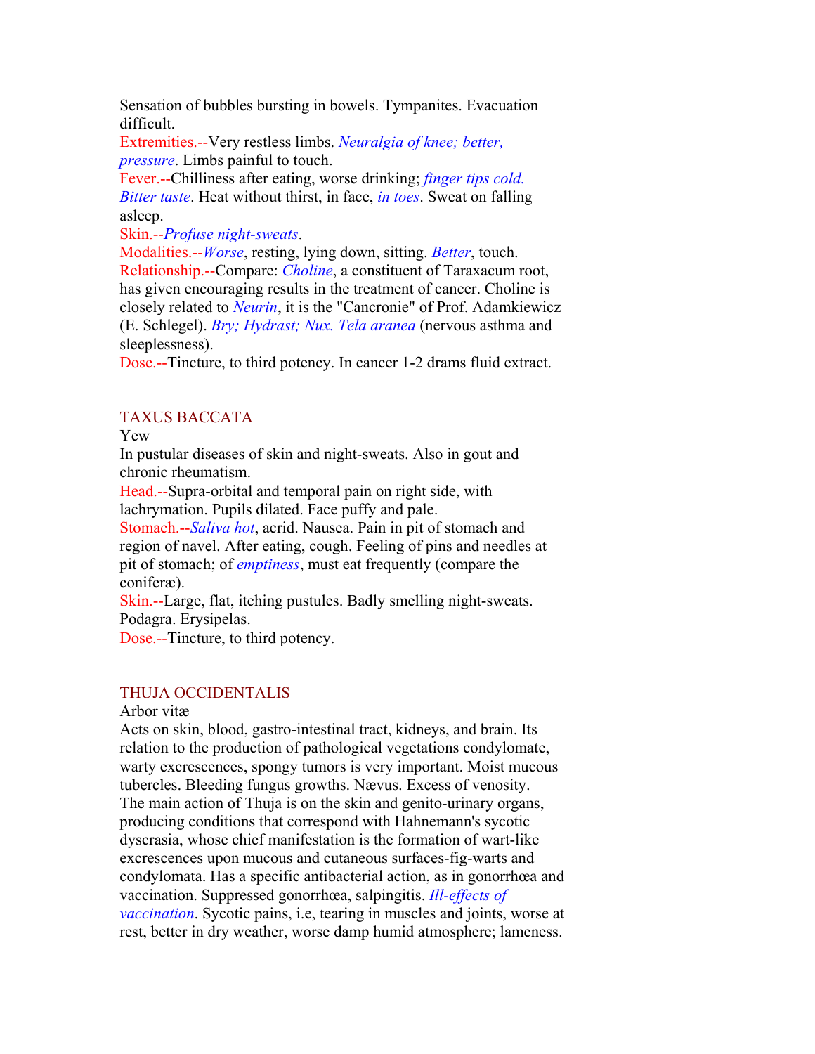Sensation of bubbles bursting in bowels. Tympanites. Evacuation difficult.

Extremities.--Very restless limbs. *Neuralgia of knee; better, pressure*. Limbs painful to touch.

Fever.--Chilliness after eating, worse drinking; *finger tips cold. Bitter taste*. Heat without thirst, in face, *in toes*. Sweat on falling asleep.

Skin.--*Profuse night-sweats*.

Modalities.--*Worse*, resting, lying down, sitting. *Better*, touch.

Relationship.--Compare: *Choline*, a constituent of Taraxacum root, has given encouraging results in the treatment of cancer. Choline is closely related to *Neurin*, it is the "Cancronie" of Prof. Adamkiewicz (E. Schlegel). *Bry; Hydrast; Nux. Tela aranea* (nervous asthma and sleeplessness).

Dose.--Tincture, to third potency. In cancer 1-2 drams fluid extract.

## TAXUS BACCATA

Yew

In pustular diseases of skin and night-sweats. Also in gout and chronic rheumatism.

Head.--Supra-orbital and temporal pain on right side, with lachrymation. Pupils dilated. Face puffy and pale.

Stomach.--*Saliva hot*, acrid. Nausea. Pain in pit of stomach and region of navel. After eating, cough. Feeling of pins and needles at pit of stomach; of *emptiness*, must eat frequently (compare the coniferæ).

Skin.--Large, flat, itching pustules. Badly smelling night-sweats. Podagra. Erysipelas.

Dose.--Tincture, to third potency.

## THUJA OCCIDENTALIS

Arbor vitæ

Acts on skin, blood, gastro-intestinal tract, kidneys, and brain. Its relation to the production of pathological vegetations condylomate, warty excrescences, spongy tumors is very important. Moist mucous tubercles. Bleeding fungus growths. Nævus. Excess of venosity. The main action of Thuja is on the skin and genito-urinary organs, producing conditions that correspond with Hahnemann's sycotic dyscrasia, whose chief manifestation is the formation of wart-like excrescences upon mucous and cutaneous surfaces-fig-warts and condylomata. Has a specific antibacterial action, as in gonorrhœa and vaccination. Suppressed gonorrhœa, salpingitis. *Ill-effects of vaccination*. Sycotic pains, i.e, tearing in muscles and joints, worse at rest, better in dry weather, worse damp humid atmosphere; lameness.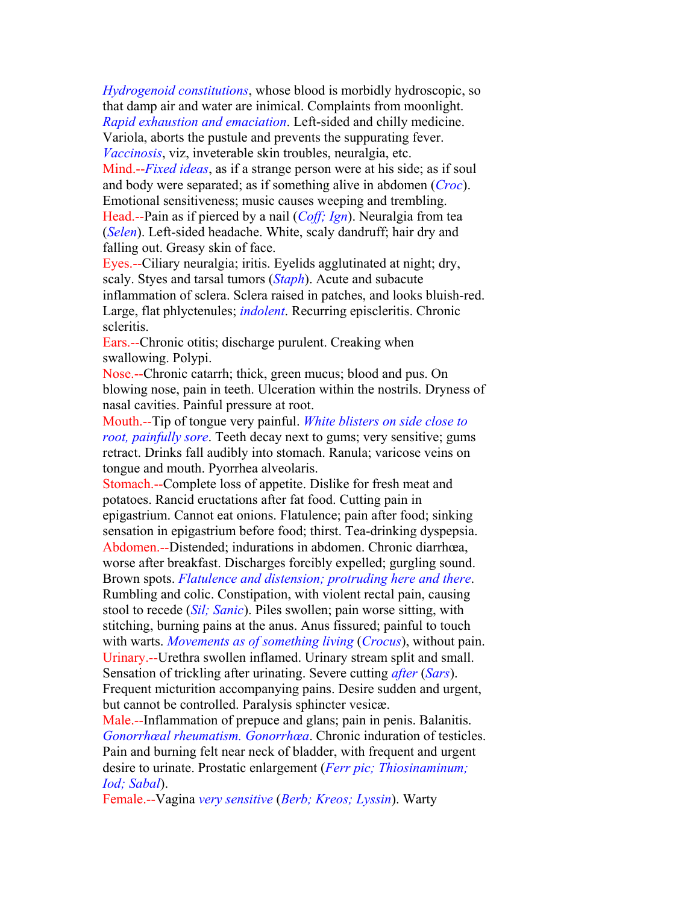*Hydrogenoid constitutions*, whose blood is morbidly hydroscopic, so that damp air and water are inimical. Complaints from moonlight. *Rapid exhaustion and emaciation*. Left-sided and chilly medicine. Variola, aborts the pustule and prevents the suppurating fever. *Vaccinosis*, viz, inveterable skin troubles, neuralgia, etc.

Mind.--*Fixed ideas*, as if a strange person were at his side; as if soul and body were separated; as if something alive in abdomen (*Croc*). Emotional sensitiveness; music causes weeping and trembling.

Head.--Pain as if pierced by a nail (*Coff; Ign*). Neuralgia from tea (*Selen*). Left-sided headache. White, scaly dandruff; hair dry and falling out. Greasy skin of face.

Eyes.--Ciliary neuralgia; iritis. Eyelids agglutinated at night; dry, scaly. Styes and tarsal tumors (*Staph*). Acute and subacute inflammation of sclera. Sclera raised in patches, and looks bluish-red. Large, flat phlyctenules; *indolent*. Recurring episcleritis. Chronic scleritis.

Ears.--Chronic otitis; discharge purulent. Creaking when swallowing. Polypi.

Nose.--Chronic catarrh; thick, green mucus; blood and pus. On blowing nose, pain in teeth. Ulceration within the nostrils. Dryness of nasal cavities. Painful pressure at root.

Mouth.--Tip of tongue very painful. *White blisters on side close to root, painfully sore*. Teeth decay next to gums; very sensitive; gums retract. Drinks fall audibly into stomach. Ranula; varicose veins on tongue and mouth. Pyorrhea alveolaris.

Stomach.--Complete loss of appetite. Dislike for fresh meat and potatoes. Rancid eructations after fat food. Cutting pain in epigastrium. Cannot eat onions. Flatulence; pain after food; sinking sensation in epigastrium before food; thirst. Tea-drinking dyspepsia.

Abdomen.--Distended; indurations in abdomen. Chronic diarrhœa, worse after breakfast. Discharges forcibly expelled; gurgling sound. Brown spots. *Flatulence and distension; protruding here and there*. Rumbling and colic. Constipation, with violent rectal pain, causing stool to recede (*Sil; Sanic*). Piles swollen; pain worse sitting, with stitching, burning pains at the anus. Anus fissured; painful to touch with warts. *Movements as of something living* (*Crocus*), without pain.

Urinary.--Urethra swollen inflamed. Urinary stream split and small. Sensation of trickling after urinating. Severe cutting *after* (*Sars*). Frequent micturition accompanying pains. Desire sudden and urgent, but cannot be controlled. Paralysis sphincter vesicæ.

Male.--Inflammation of prepuce and glans; pain in penis. Balanitis. *Gonorrhœal rheumatism. Gonorrhœa*. Chronic induration of testicles. Pain and burning felt near neck of bladder, with frequent and urgent desire to urinate. Prostatic enlargement (*Ferr pic; Thiosinaminum; Iod; Sabal*).

Female.--Vagina *very sensitive* (*Berb; Kreos; Lyssin*). Warty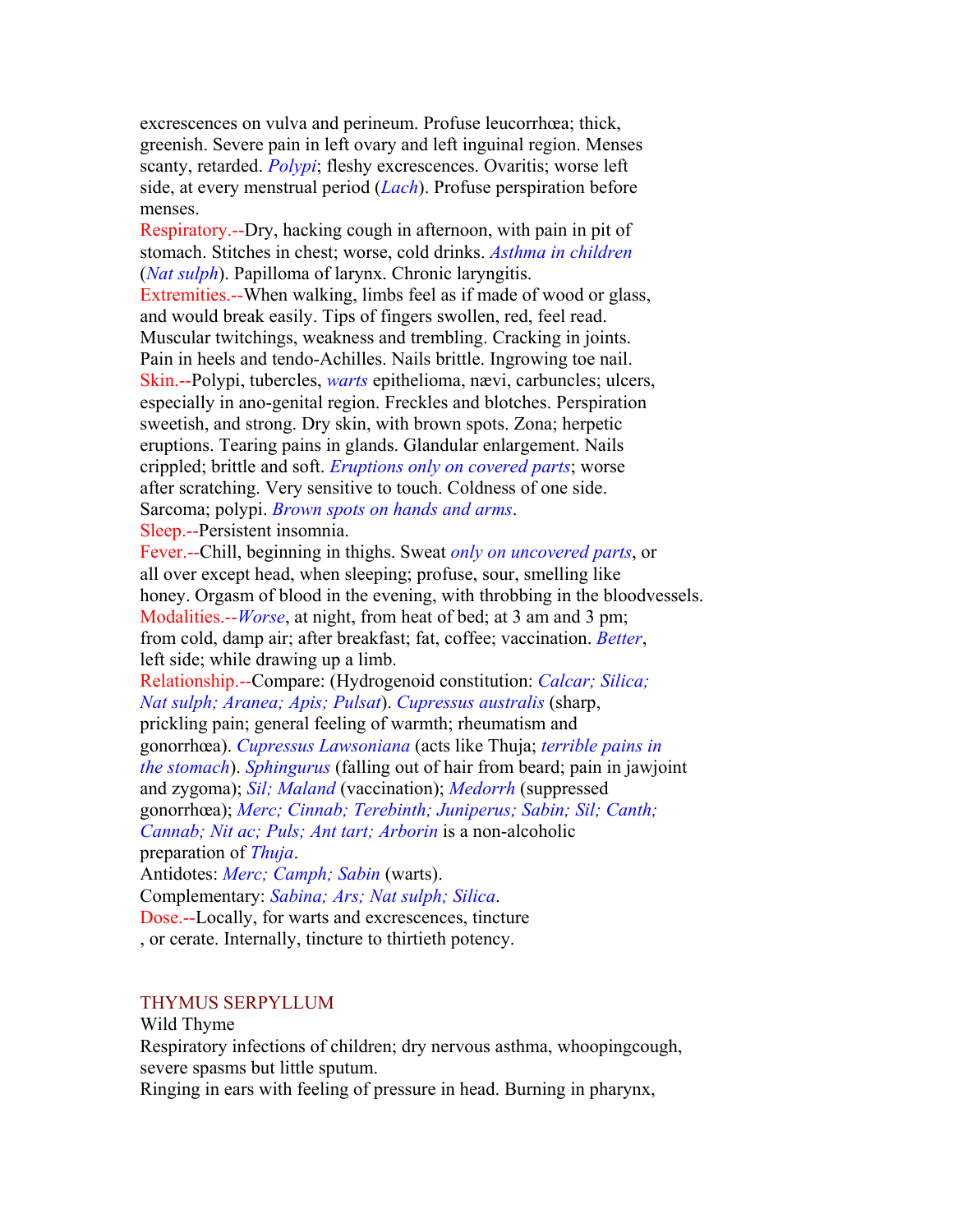excrescences on vulva and perineum. Profuse leucorrhœa; thick, greenish. Severe pain in left ovary and left inguinal region. Menses scanty, retarded. *Polypi*; fleshy excrescences. Ovaritis; worse left side, at every menstrual period (*Lach*). Profuse perspiration before menses.

Respiratory.--Dry, hacking cough in afternoon, with pain in pit of stomach. Stitches in chest; worse, cold drinks. *Asthma in children* (*Nat sulph*). Papilloma of larynx. Chronic laryngitis.

Extremities.--When walking, limbs feel as if made of wood or glass, and would break easily. Tips of fingers swollen, red, feel read. Muscular twitchings, weakness and trembling. Cracking in joints. Pain in heels and tendo-Achilles. Nails brittle. Ingrowing toe nail.

Skin.--Polypi, tubercles, *warts* epithelioma, nævi, carbuncles; ulcers, especially in ano-genital region. Freckles and blotches. Perspiration sweetish, and strong. Dry skin, with brown spots. Zona; herpetic eruptions. Tearing pains in glands. Glandular enlargement. Nails crippled; brittle and soft. *Eruptions only on covered parts*; worse after scratching. Very sensitive to touch. Coldness of one side. Sarcoma; polypi. *Brown spots on hands and arms*.

Sleep.--Persistent insomnia.

Fever.--Chill, beginning in thighs. Sweat *only on uncovered parts*, or all over except head, when sleeping; profuse, sour, smelling like honey. Orgasm of blood in the evening, with throbbing in the bloodvessels.

Modalities.--*Worse*, at night, from heat of bed; at 3 am and 3 pm; from cold, damp air; after breakfast; fat, coffee; vaccination. *Better*, left side; while drawing up a limb.

Relationship.--Compare: (Hydrogenoid constitution: *Calcar; Silica; Nat sulph; Aranea; Apis; Pulsat*). *Cupressus australis* (sharp, prickling pain; general feeling of warmth; rheumatism and gonorrhœa). *Cupressus Lawsoniana* (acts like Thuja; *terrible pains in the stomach*). *Sphingurus* (falling out of hair from beard; pain in jawjoint and zygoma); *Sil; Maland* (vaccination); *Medorrh* (suppressed gonorrhœa); *Merc; Cinnab; Terebinth; Juniperus; Sabin; Sil; Canth; Cannab; Nit ac; Puls; Ant tart; Arborin* is a non-alcoholic preparation of *Thuja*.

Antidotes: *Merc; Camph; Sabin* (warts).

Complementary: *Sabina; Ars; Nat sulph; Silica*.

Dose.--Locally, for warts and excrescences, tincture
, or cerate. Internally, tincture to thirtieth potency.

## THYMUS SERPYLLUM

Wild Thyme

Respiratory infections of children; dry nervous asthma, whoopingcough, severe spasms but little sputum.

Ringing in ears with feeling of pressure in head. Burning in pharynx,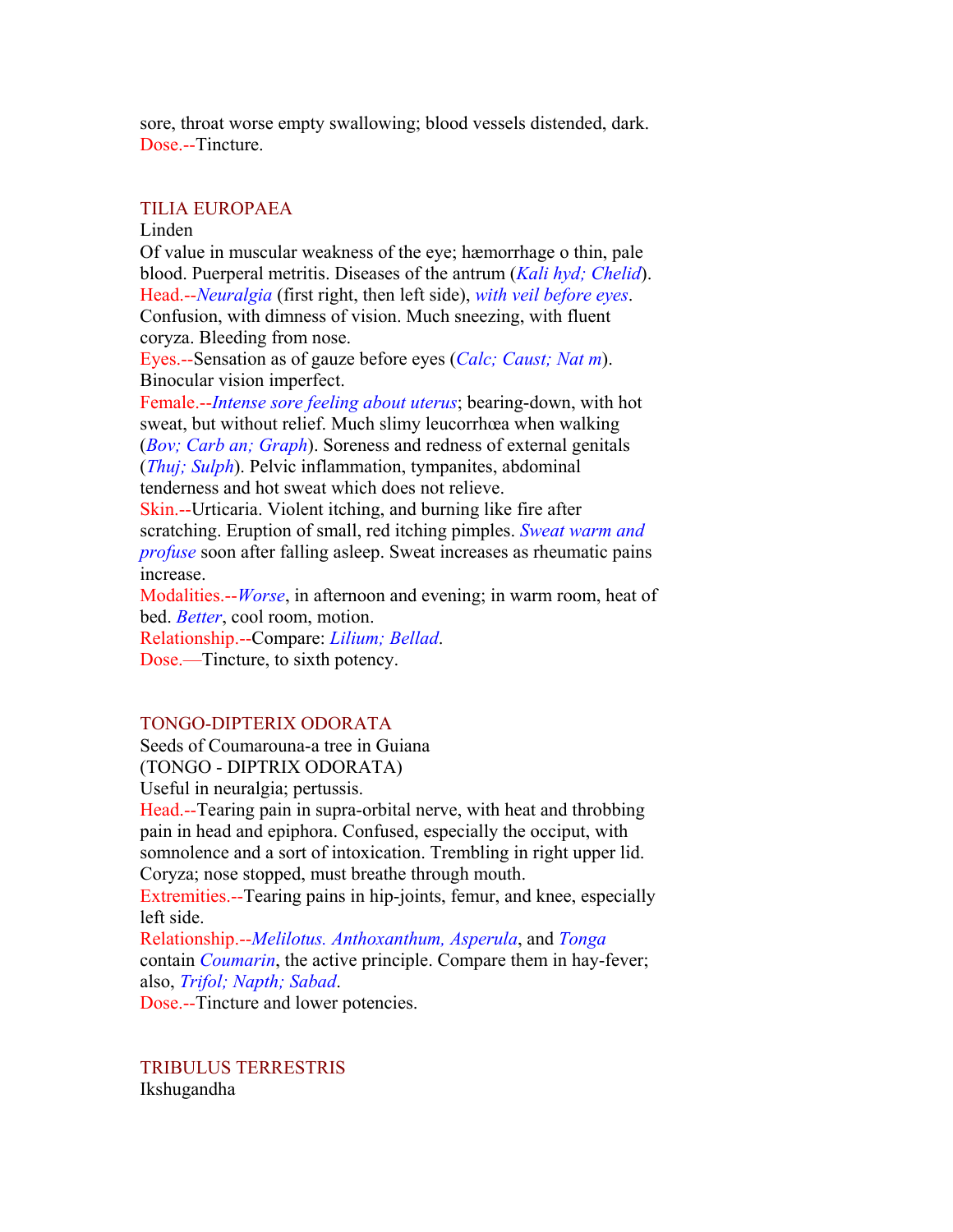sore, throat worse empty swallowing; blood vessels distended, dark.
Dose.--Tincture.

## TILIA EUROPAEA

Linden

Of value in muscular weakness of the eye; hæmorrhage o thin, pale blood. Puerperal metritis. Diseases of the antrum (*Kali hyd; Chelid*).

Head.--*Neuralgia* (first right, then left side), *with veil before eyes*. Confusion, with dimness of vision. Much sneezing, with fluent coryza. Bleeding from nose.

Eyes.--Sensation as of gauze before eyes (*Calc; Caust; Nat m*). Binocular vision imperfect.

Female.--*Intense sore feeling about uterus*; bearing-down, with hot sweat, but without relief. Much slimy leucorrhœa when walking (*Bov; Carb an; Graph*). Soreness and redness of external genitals (*Thuj; Sulph*). Pelvic inflammation, tympanites, abdominal tenderness and hot sweat which does not relieve.

Skin.--Urticaria. Violent itching, and burning like fire after scratching. Eruption of small, red itching pimples. *Sweat warm and profuse* soon after falling asleep. Sweat increases as rheumatic pains increase.

Modalities.--*Worse*, in afternoon and evening; in warm room, heat of bed. *Better*, cool room, motion.

Relationship.--Compare: *Lilium; Bellad*.

Dose.—Tincture, to sixth potency.

## TONGO-DIPTERIX ODORATA

Seeds of Coumarouna-a tree in Guiana

(TONGO - DIPTRIX ODORATA)

Useful in neuralgia; pertussis.

Head.--Tearing pain in supra-orbital nerve, with heat and throbbing pain in head and epiphora. Confused, especially the occiput, with somnolence and a sort of intoxication. Trembling in right upper lid. Coryza; nose stopped, must breathe through mouth.

Extremities.--Tearing pains in hip-joints, femur, and knee, especially left side.

Relationship.--*Melilotus. Anthoxanthum, Asperula*, and *Tonga* contain *Coumarin*, the active principle. Compare them in hay-fever; also, *Trifol; Napth; Sabad*.

Dose.--Tincture and lower potencies.

## TRIBULUS TERRESTRIS

Ikshugandha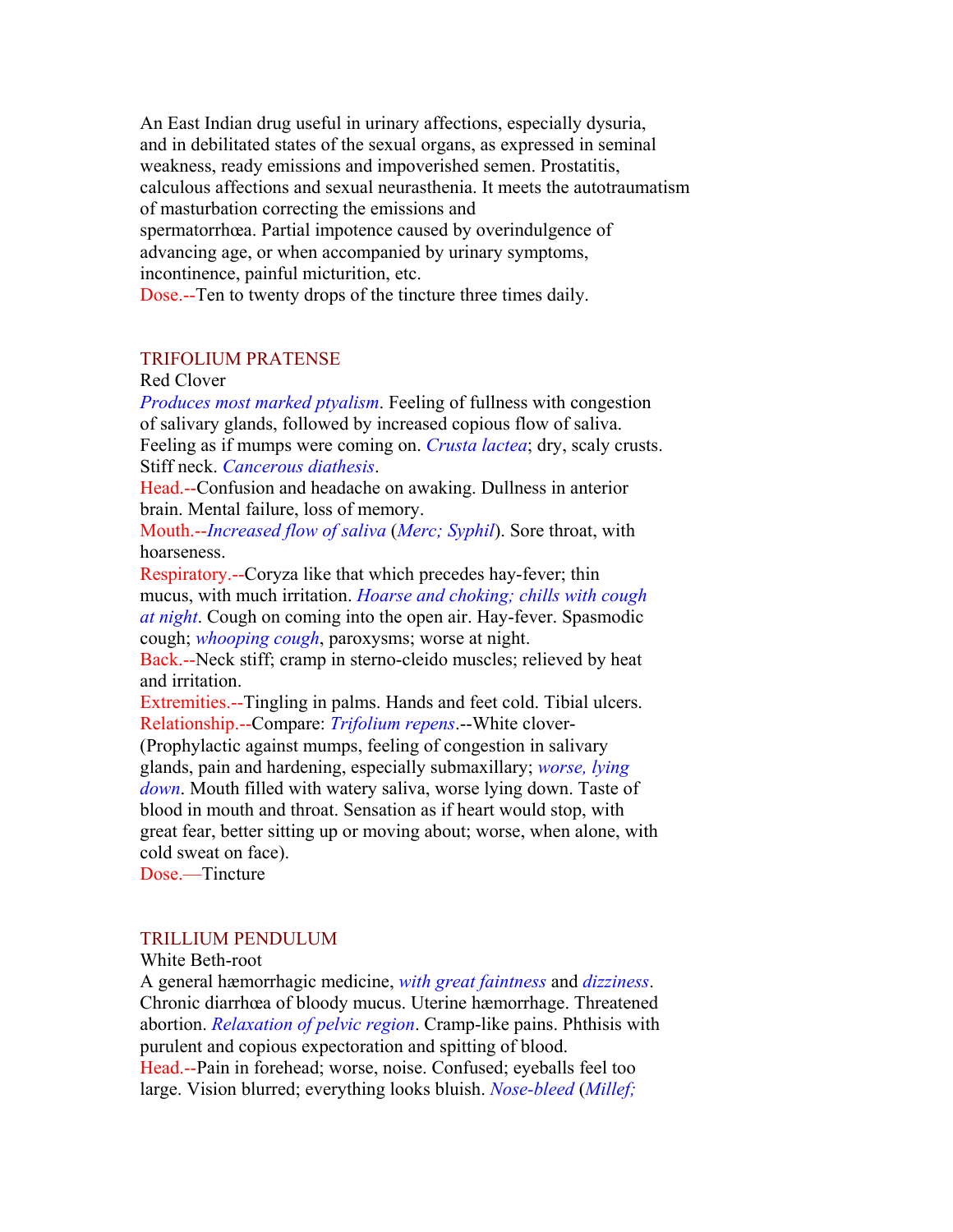An East Indian drug useful in urinary affections, especially dysuria, and in debilitated states of the sexual organs, as expressed in seminal weakness, ready emissions and impoverished semen. Prostatitis, calculous affections and sexual neurasthenia. It meets the autotraumatism of masturbation correcting the emissions and spermatorrhœa. Partial impotence caused by overindulgence of advancing age, or when accompanied by urinary symptoms, incontinence, painful micturition, etc.

Dose.--Ten to twenty drops of the tincture three times daily.

## TRIFOLIUM PRATENSE

Red Clover

*Produces most marked ptyalism*. Feeling of fullness with congestion of salivary glands, followed by increased copious flow of saliva. Feeling as if mumps were coming on. *Crusta lactea*; dry, scaly crusts. Stiff neck. *Cancerous diathesis*.

Head.--Confusion and headache on awaking. Dullness in anterior brain. Mental failure, loss of memory.

Mouth.--*Increased flow of saliva* (*Merc; Syphil*). Sore throat, with hoarseness.

Respiratory.--Coryza like that which precedes hay-fever; thin mucus, with much irritation. *Hoarse and choking; chills with cough at night*. Cough on coming into the open air. Hay-fever. Spasmodic cough; *whooping cough*, paroxysms; worse at night.

Back.--Neck stiff; cramp in sterno-cleido muscles; relieved by heat and irritation.

Extremities.--Tingling in palms. Hands and feet cold. Tibial ulcers.

Relationship.--Compare: *Trifolium repens*.--White clover-(Prophylactic against mumps, feeling of congestion in salivary glands, pain and hardening, especially submaxillary; *worse, lying down*. Mouth filled with watery saliva, worse lying down. Taste of blood in mouth and throat. Sensation as if heart would stop, with great fear, better sitting up or moving about; worse, when alone, with cold sweat on face).

Dose.—Tincture

## TRILLIUM PENDULUM

White Beth-root

A general hæmorrhagic medicine, *with great faintness* and *dizziness*. Chronic diarrhœa of bloody mucus. Uterine hæmorrhage. Threatened abortion. *Relaxation of pelvic region*. Cramp-like pains. Phthisis with purulent and copious expectoration and spitting of blood.

Head.--Pain in forehead; worse, noise. Confused; eyeballs feel too large. Vision blurred; everything looks bluish. *Nose-bleed* (*Millef;*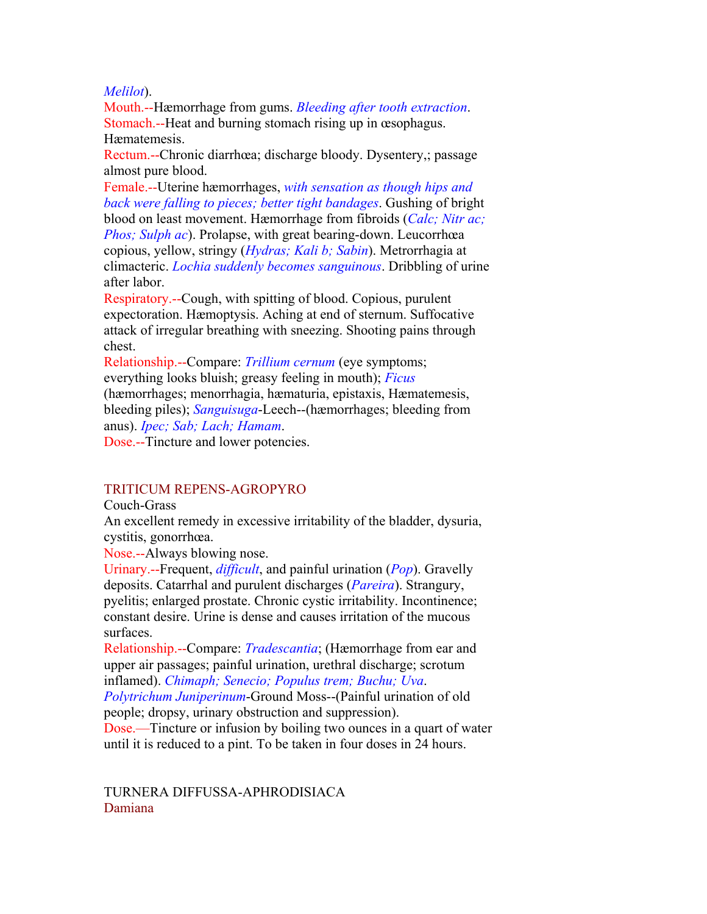*Melilot*).

Mouth.--Hæmorrhage from gums. *Bleeding after tooth extraction*.

Stomach.--Heat and burning stomach rising up in œsophagus. Hæmatemesis.

Rectum.--Chronic diarrhœa; discharge bloody. Dysentery,; passage almost pure blood.

Female.--Uterine hæmorrhages, *with sensation as though hips and back were falling to pieces; better tight bandages*. Gushing of bright blood on least movement. Hæmorrhage from fibroids (*Calc; Nitr ac; Phos; Sulph ac*). Prolapse, with great bearing-down. Leucorrhœa copious, yellow, stringy (*Hydras; Kali b; Sabin*). Metrorrhagia at climacteric. *Lochia suddenly becomes sanguinous*. Dribbling of urine after labor.

Respiratory.--Cough, with spitting of blood. Copious, purulent expectoration. Hæmoptysis. Aching at end of sternum. Suffocative attack of irregular breathing with sneezing. Shooting pains through chest.

Relationship.--Compare: *Trillium cernum* (eye symptoms; everything looks bluish; greasy feeling in mouth); *Ficus* (hæmorrhages; menorrhagia, hæmaturia, epistaxis, Hæmatemesis, bleeding piles); *Sanguisuga*-Leech--(hæmorrhages; bleeding from anus). *Ipec; Sab; Lach; Hamam*.

Dose.--Tincture and lower potencies.

## TRITICUM REPENS-AGROPYRO

Couch-Grass

An excellent remedy in excessive irritability of the bladder, dysuria, cystitis, gonorrhœa.

Nose.--Always blowing nose.

Urinary.--Frequent, *difficult*, and painful urination (*Pop*). Gravelly deposits. Catarrhal and purulent discharges (*Pareira*). Strangury, pyelitis; enlarged prostate. Chronic cystic irritability. Incontinence; constant desire. Urine is dense and causes irritation of the mucous surfaces.

Relationship.--Compare: *Tradescantia*; (Hæmorrhage from ear and upper air passages; painful urination, urethral discharge; scrotum inflamed). *Chimaph; Senecio; Populus trem; Buchu; Uva*. *Polytrichum Juniperinum*-Ground Moss--(Painful urination of old people; dropsy, urinary obstruction and suppression).

Dose.—Tincture or infusion by boiling two ounces in a quart of water until it is reduced to a pint. To be taken in four doses in 24 hours.

## TURNERA DIFFUSSA-APHRODISIACA

Damiana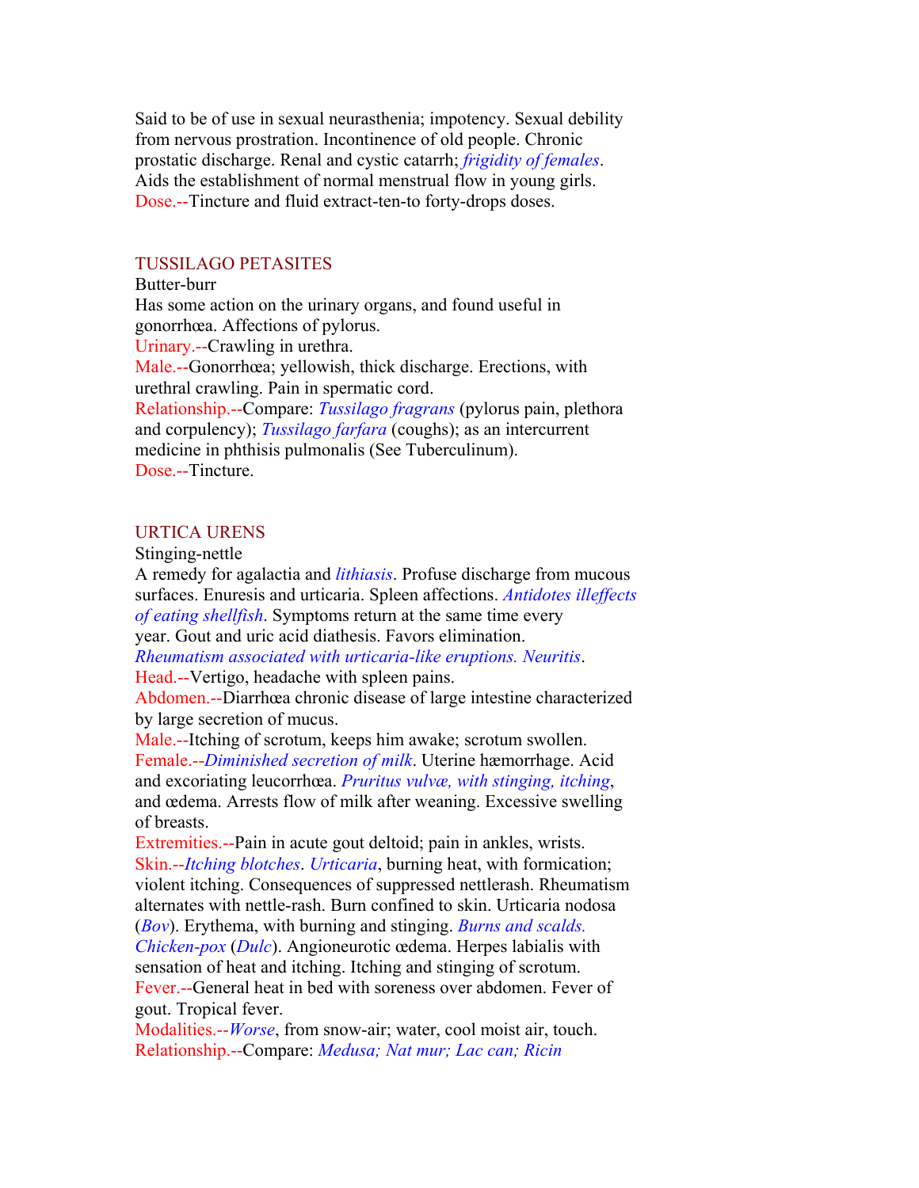Said to be of use in sexual neurasthenia; impotency. Sexual debility from nervous prostration. Incontinence of old people. Chronic prostatic discharge. Renal and cystic catarrh; *frigidity of females*. Aids the establishment of normal menstrual flow in young girls.
Dose.--Tincture and fluid extract-ten-to forty-drops doses.

## TUSSILAGO PETASITES

Butter-burr
Has some action on the urinary organs, and found useful in gonorrhœa. Affections of pylorus.
Urinary.--Crawling in urethra.
Male.--Gonorrhœa; yellowish, thick discharge. Erections, with urethral crawling. Pain in spermatic cord.
Relationship.--Compare: *Tussilago fragrans* (pylorus pain, plethora and corpulency); *Tussilago farfara* (coughs); as an intercurrent medicine in phthisis pulmonalis (See Tuberculinum).
Dose.--Tincture.

## URTICA URENS

Stinging-nettle
A remedy for agalactia and *lithiasis*. Profuse discharge from mucous surfaces. Enuresis and urticaria. Spleen affections. *Antidotes illeffects of eating shellfish*. Symptoms return at the same time every year. Gout and uric acid diathesis. Favors elimination.
*Rheumatism associated with urticaria-like eruptions. Neuritis*.
Head.--Vertigo, headache with spleen pains.
Abdomen.--Diarrhœa chronic disease of large intestine characterized by large secretion of mucus.
Male.--Itching of scrotum, keeps him awake; scrotum swollen.
Female.--*Diminished secretion of milk*. Uterine hæmorrhage. Acid and excoriating leucorrhœa. *Pruritus vulvæ, with stinging, itching*, and œdema. Arrests flow of milk after weaning. Excessive swelling of breasts.
Extremities.--Pain in acute gout deltoid; pain in ankles, wrists.
Skin.--*Itching blotches*. *Urticaria*, burning heat, with formication; violent itching. Consequences of suppressed nettlerash. Rheumatism alternates with nettle-rash. Burn confined to skin. Urticaria nodosa (*Bov*). Erythema, with burning and stinging. *Burns and scalds. Chicken-pox* (*Dulc*). Angioneurotic œdema. Herpes labialis with sensation of heat and itching. Itching and stinging of scrotum.
Fever.--General heat in bed with soreness over abdomen. Fever of gout. Tropical fever.
Modalities.--*Worse*, from snow-air; water, cool moist air, touch.
Relationship.--Compare: *Medusa; Nat mur; Lac can; Ricin*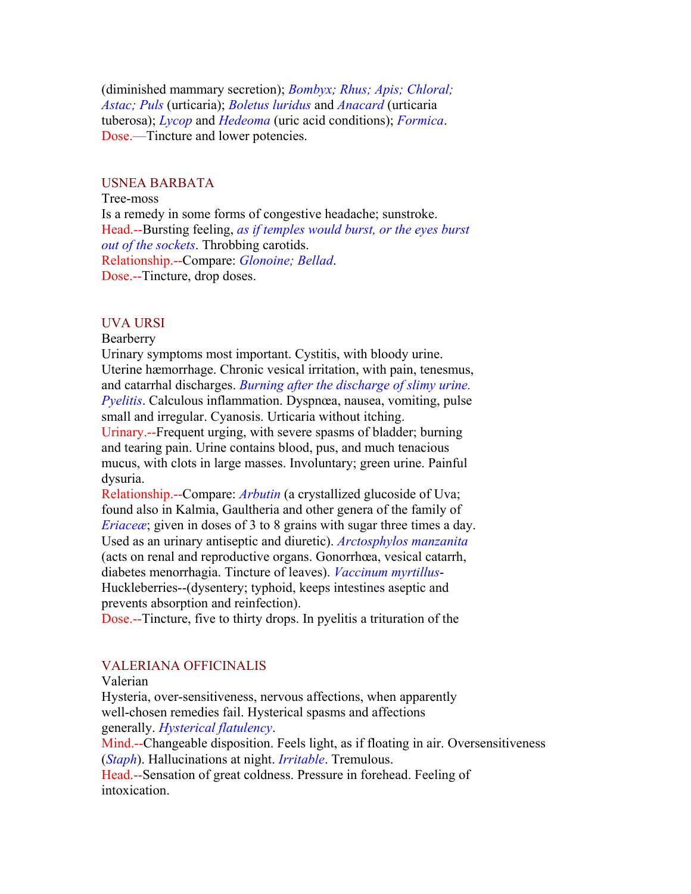(diminished mammary secretion); *Bombyx; Rhus; Apis; Chloral; Astac; Puls* (urticaria); *Boletus luridus* and *Anacard* (urticaria tuberosa); *Lycop* and *Hedeoma* (uric acid conditions); *Formica*.
Dose.—Tincture and lower potencies.

## USNEA BARBATA

Tree-moss
Is a remedy in some forms of congestive headache; sunstroke.
Head.--Bursting feeling, *as if temples would burst, or the eyes burst out of the sockets*. Throbbing carotids.
Relationship.--Compare: *Glonoine; Bellad*.
Dose.--Tincture, drop doses.

## UVA URSI

Bearberry
Urinary symptoms most important. Cystitis, with bloody urine. Uterine hæmorrhage. Chronic vesical irritation, with pain, tenesmus, and catarrhal discharges. *Burning after the discharge of slimy urine. Pyelitis*. Calculous inflammation. Dyspnœa, nausea, vomiting, pulse small and irregular. Cyanosis. Urticaria without itching.
Urinary.--Frequent urging, with severe spasms of bladder; burning and tearing pain. Urine contains blood, pus, and much tenacious mucus, with clots in large masses. Involuntary; green urine. Painful dysuria.
Relationship.--Compare: *Arbutin* (a crystallized glucoside of Uva; found also in Kalmia, Gaultheria and other genera of the family of *Eriaceæ*; given in doses of 3 to 8 grains with sugar three times a day. Used as an urinary antiseptic and diuretic). *Arctosphylos manzanita* (acts on renal and reproductive organs. Gonorrhœa, vesical catarrh, diabetes menorrhagia. Tincture of leaves). *Vaccinum myrtillus*-Huckleberries--(dysentery; typhoid, keeps intestines aseptic and prevents absorption and reinfection).
Dose.--Tincture, five to thirty drops. In pyelitis a trituration of the

## VALERIANA OFFICINALIS

Valerian
Hysteria, over-sensitiveness, nervous affections, when apparently well-chosen remedies fail. Hysterical spasms and affections generally. *Hysterical flatulency*.
Mind.--Changeable disposition. Feels light, as if floating in air. Oversensitiveness (*Staph*). Hallucinations at night. *Irritable*. Tremulous.
Head.--Sensation of great coldness. Pressure in forehead. Feeling of intoxication.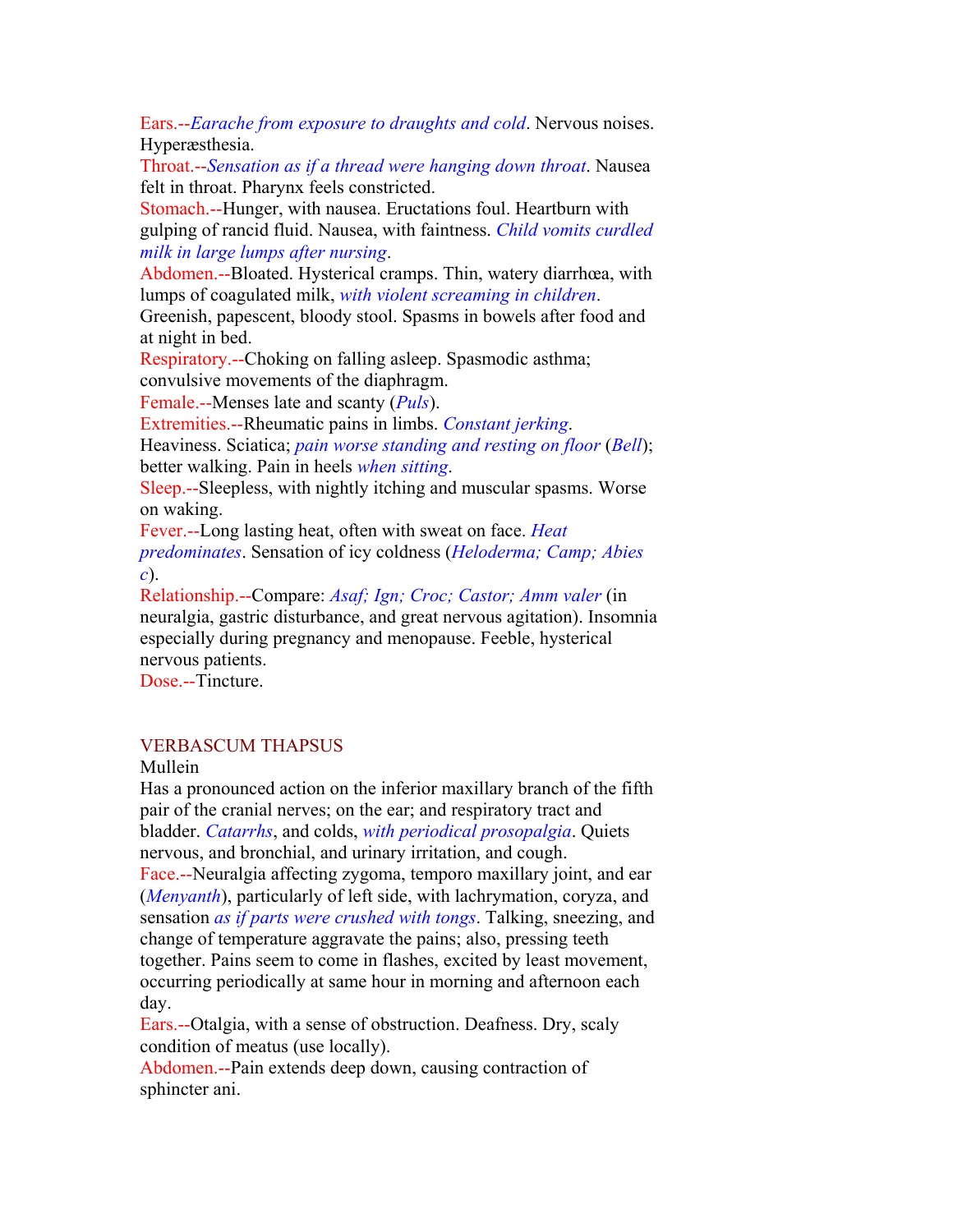**Ears.**--*Earache from exposure to draughts and cold*. Nervous noises. Hyperæsthesia.

**Throat.**--*Sensation as if a thread were hanging down throat*. Nausea felt in throat. Pharynx feels constricted.

**Stomach.**--Hunger, with nausea. Eructations foul. Heartburn with gulping of rancid fluid. Nausea, with faintness. *Child vomits curdled milk in large lumps after nursing*.

**Abdomen.**--Bloated. Hysterical cramps. Thin, watery diarrhœa, with lumps of coagulated milk, *with violent screaming in children*. Greenish, papescent, bloody stool. Spasms in bowels after food and at night in bed.

**Respiratory.**--Choking on falling asleep. Spasmodic asthma; convulsive movements of the diaphragm.

**Female.**--Menses late and scanty (*Puls*).

**Extremities.**--Rheumatic pains in limbs. *Constant jerking*. Heaviness. Sciatica; *pain worse standing and resting on floor* (*Bell*); better walking. Pain in heels *when sitting*.

**Sleep.**--Sleepless, with nightly itching and muscular spasms. Worse on waking.

**Fever.**--Long lasting heat, often with sweat on face. *Heat predominates*. Sensation of icy coldness (*Heloderma; Camp; Abies c*).

**Relationship.**--Compare: *Asaf; Ign; Croc; Castor; Amm valer* (in neuralgia, gastric disturbance, and great nervous agitation). Insomnia especially during pregnancy and menopause. Feeble, hysterical nervous patients.

**Dose.**--Tincture.

## VERBASCUM THAPSUS

Mullein

Has a pronounced action on the inferior maxillary branch of the fifth pair of the cranial nerves; on the ear; and respiratory tract and bladder. *Catarrhs*, and colds, *with periodical prosopalgia*. Quiets nervous, and bronchial, and urinary irritation, and cough.

**Face.**--Neuralgia affecting zygoma, temporo maxillary joint, and ear (*Menyanth*), particularly of left side, with lachrymation, coryza, and sensation *as if parts were crushed with tongs*. Talking, sneezing, and change of temperature aggravate the pains; also, pressing teeth together. Pains seem to come in flashes, excited by least movement, occurring periodically at same hour in morning and afternoon each day.

**Ears.**--Otalgia, with a sense of obstruction. Deafness. Dry, scaly condition of meatus (use locally).

**Abdomen.**--Pain extends deep down, causing contraction of sphincter ani.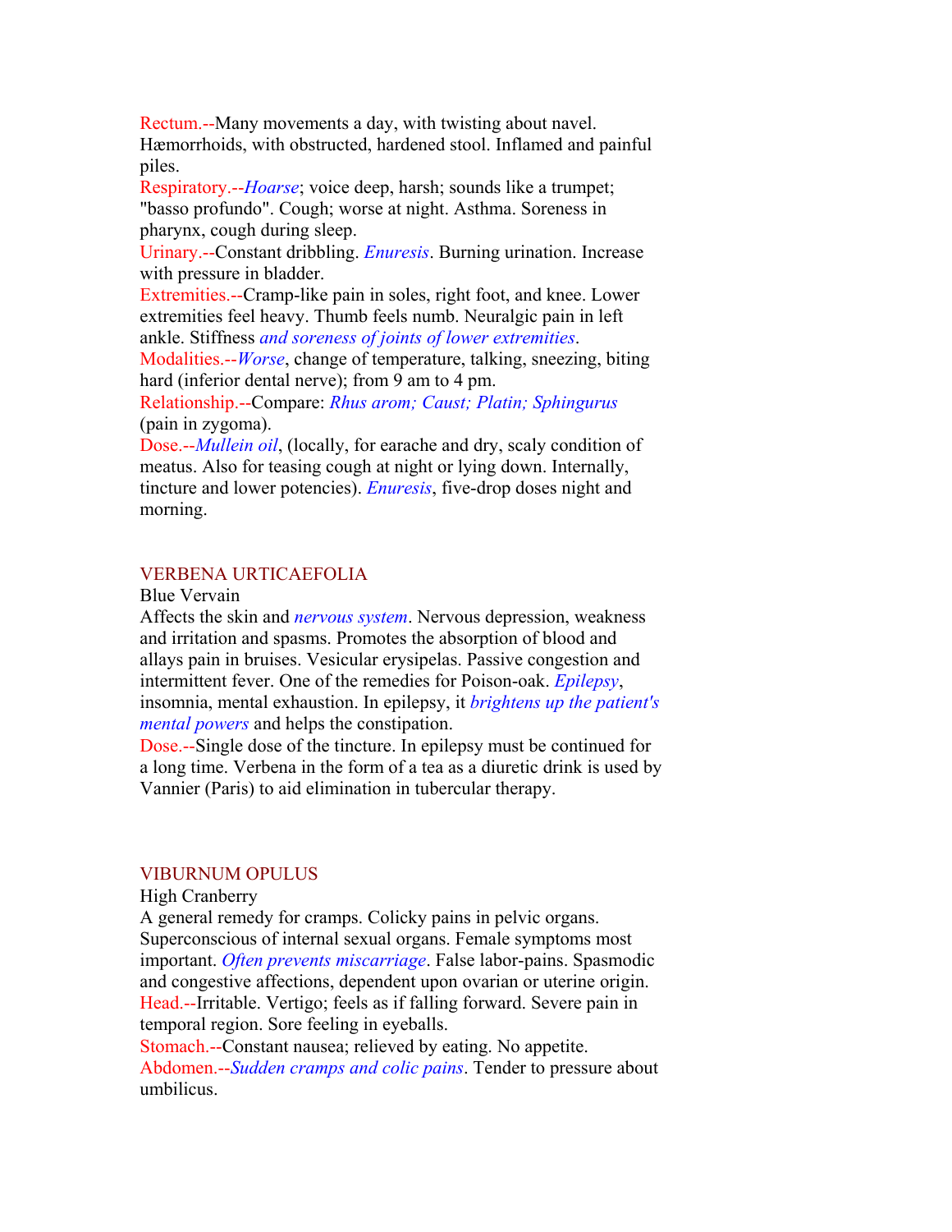Rectum.--Many movements a day, with twisting about navel. Hæmorrhoids, with obstructed, hardened stool. Inflamed and painful piles.

Respiratory.--*Hoarse*; voice deep, harsh; sounds like a trumpet; "basso profundo". Cough; worse at night. Asthma. Soreness in pharynx, cough during sleep.

Urinary.--Constant dribbling. *Enuresis*. Burning urination. Increase with pressure in bladder.

Extremities.--Cramp-like pain in soles, right foot, and knee. Lower extremities feel heavy. Thumb feels numb. Neuralgic pain in left ankle. Stiffness *and soreness of joints of lower extremities*.

Modalities.--*Worse*, change of temperature, talking, sneezing, biting hard (inferior dental nerve); from 9 am to 4 pm.

Relationship.--Compare: *Rhus arom; Caust; Platin; Sphingurus* (pain in zygoma).

Dose.--*Mullein oil*, (locally, for earache and dry, scaly condition of meatus. Also for teasing cough at night or lying down. Internally, tincture and lower potencies). *Enuresis*, five-drop doses night and morning.

## VERBENA URTICAEFOLIA

Blue Vervain

Affects the skin and *nervous system*. Nervous depression, weakness and irritation and spasms. Promotes the absorption of blood and allays pain in bruises. Vesicular erysipelas. Passive congestion and intermittent fever. One of the remedies for Poison-oak. *Epilepsy*, insomnia, mental exhaustion. In epilepsy, it *brightens up the patient's mental powers* and helps the constipation.

Dose.--Single dose of the tincture. In epilepsy must be continued for a long time. Verbena in the form of a tea as a diuretic drink is used by Vannier (Paris) to aid elimination in tubercular therapy.

## VIBURNUM OPULUS

High Cranberry

A general remedy for cramps. Colicky pains in pelvic organs. Superconscious of internal sexual organs. Female symptoms most important. *Often prevents miscarriage*. False labor-pains. Spasmodic and congestive affections, dependent upon ovarian or uterine origin.

Head.--Irritable. Vertigo; feels as if falling forward. Severe pain in temporal region. Sore feeling in eyeballs.

Stomach.--Constant nausea; relieved by eating. No appetite.

Abdomen.--*Sudden cramps and colic pains*. Tender to pressure about umbilicus.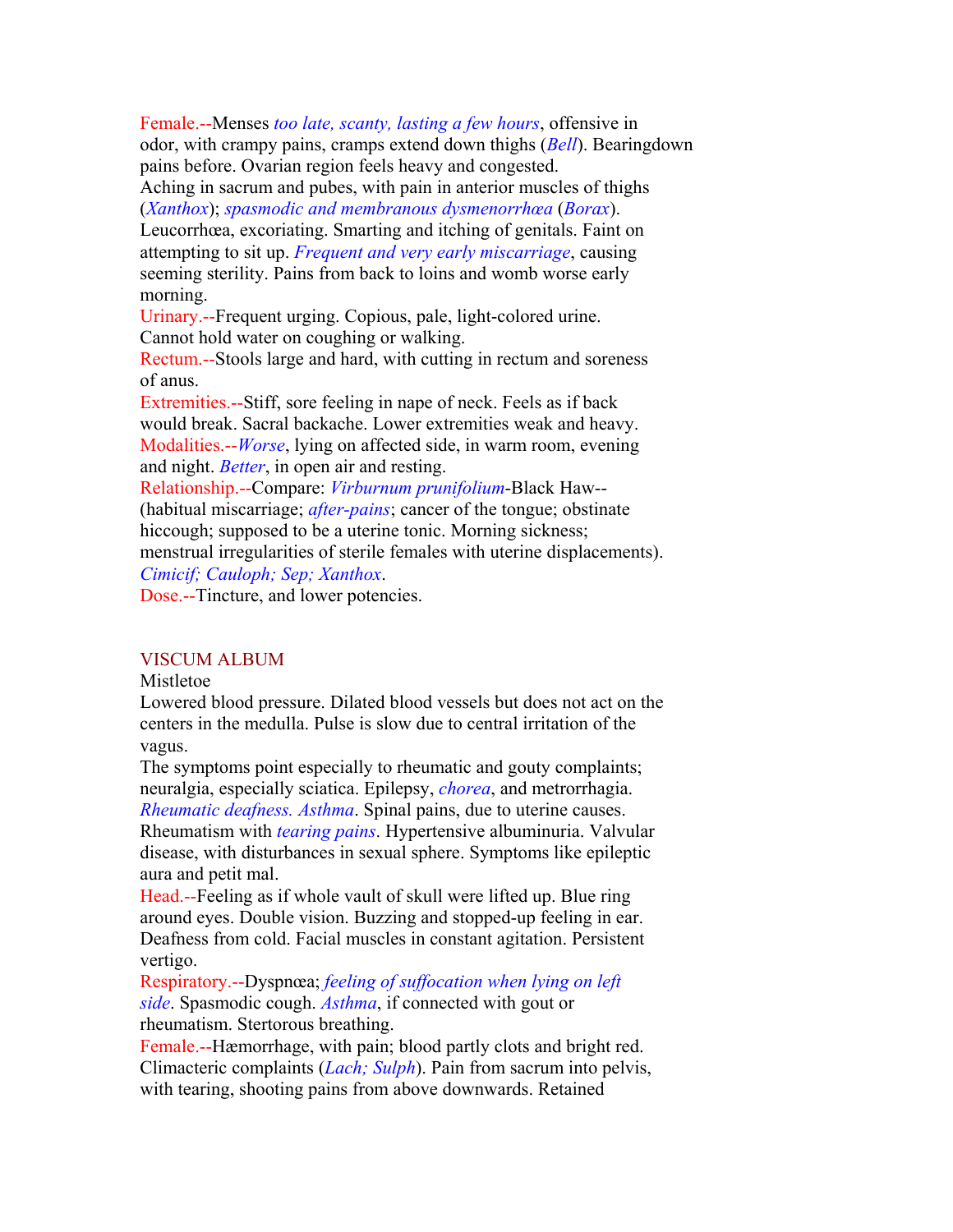**Female.**--Menses *too late, scanty, lasting a few hours*, offensive in odor, with crampy pains, cramps extend down thighs (*Bell*). Bearingdown pains before. Ovarian region feels heavy and congested.
Aching in sacrum and pubes, with pain in anterior muscles of thighs (*Xanthox*); *spasmodic and membranous dysmenorrhœa* (*Borax*). Leucorrhœa, excoriating. Smarting and itching of genitals. Faint on attempting to sit up. *Frequent and very early miscarriage*, causing seeming sterility. Pains from back to loins and womb worse early morning.

**Urinary.**--Frequent urging. Copious, pale, light-colored urine. Cannot hold water on coughing or walking.

**Rectum.**--Stools large and hard, with cutting in rectum and soreness of anus.

**Extremities.**--Stiff, sore feeling in nape of neck. Feels as if back would break. Sacral backache. Lower extremities weak and heavy.

**Modalities.**--*Worse*, lying on affected side, in warm room, evening and night. *Better*, in open air and resting.

**Relationship.**--Compare: *Virburnum prunifolium*-Black Haw--(habitual miscarriage; *after-pains*; cancer of the tongue; obstinate hiccough; supposed to be a uterine tonic. Morning sickness; menstrual irregularities of sterile females with uterine displacements). *Cimicif; Cauloph; Sep; Xanthox*.

**Dose.**--Tincture, and lower potencies.

## VISCUM ALBUM

Mistletoe

Lowered blood pressure. Dilated blood vessels but does not act on the centers in the medulla. Pulse is slow due to central irritation of the vagus.
The symptoms point especially to rheumatic and gouty complaints; neuralgia, especially sciatica. Epilepsy, *chorea*, and metrorrhagia. *Rheumatic deafness. Asthma*. Spinal pains, due to uterine causes. Rheumatism with *tearing pains*. Hypertensive albuminuria. Valvular disease, with disturbances in sexual sphere. Symptoms like epileptic aura and petit mal.

**Head.**--Feeling as if whole vault of skull were lifted up. Blue ring around eyes. Double vision. Buzzing and stopped-up feeling in ear. Deafness from cold. Facial muscles in constant agitation. Persistent vertigo.

**Respiratory.**--Dyspnœa; *feeling of suffocation when lying on left side*. Spasmodic cough. *Asthma*, if connected with gout or rheumatism. Stertorous breathing.

**Female.**--Hæmorrhage, with pain; blood partly clots and bright red. Climacteric complaints (*Lach; Sulph*). Pain from sacrum into pelvis, with tearing, shooting pains from above downwards. Retained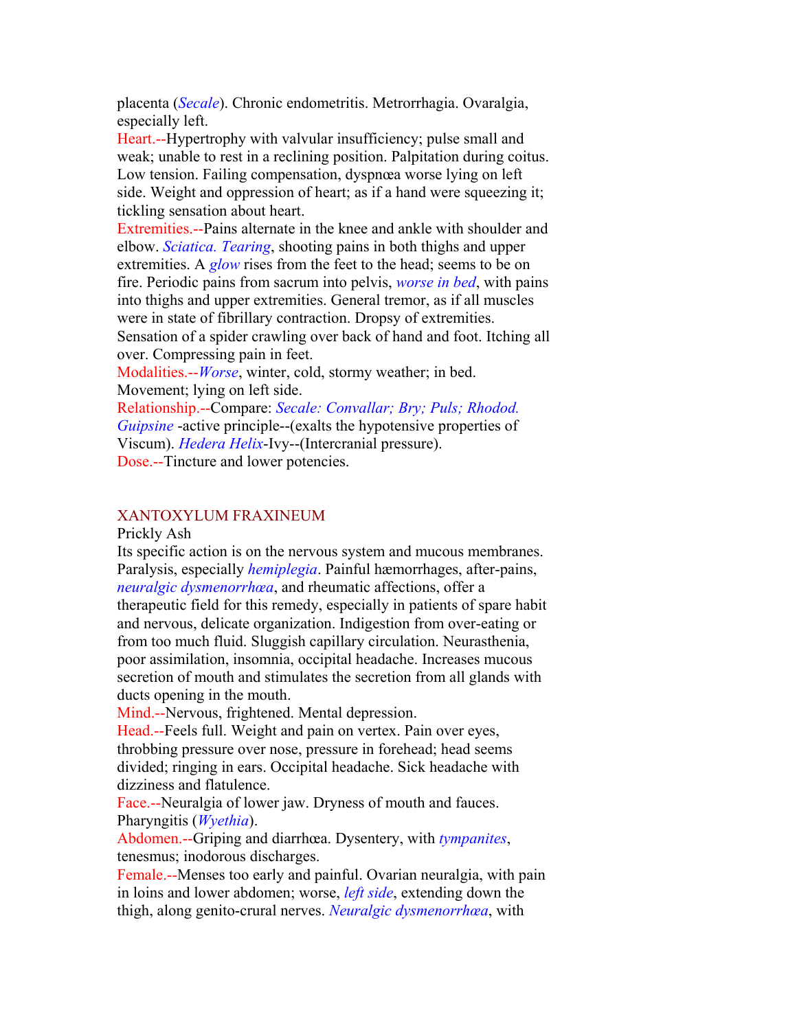placenta (*Secale*). Chronic endometritis. Metrorrhagia. Ovaralgia, especially left.

Heart.--Hypertrophy with valvular insufficiency; pulse small and weak; unable to rest in a reclining position. Palpitation during coitus. Low tension. Failing compensation, dyspnœa worse lying on left side. Weight and oppression of heart; as if a hand were squeezing it; tickling sensation about heart.

Extremities.--Pains alternate in the knee and ankle with shoulder and elbow. *Sciatica. Tearing*, shooting pains in both thighs and upper extremities. A *glow* rises from the feet to the head; seems to be on fire. Periodic pains from sacrum into pelvis, *worse in bed*, with pains into thighs and upper extremities. General tremor, as if all muscles were in state of fibrillary contraction. Dropsy of extremities. Sensation of a spider crawling over back of hand and foot. Itching all over. Compressing pain in feet.

Modalities.--*Worse*, winter, cold, stormy weather; in bed. Movement; lying on left side.

Relationship.--Compare: *Secale: Convallar; Bry; Puls; Rhodod. Guipsine* -active principle--(exalts the hypotensive properties of Viscum). *Hedera Helix*-Ivy--(Intercranial pressure).

Dose.--Tincture and lower potencies.

## XANTOXYLUM FRAXINEUM

Prickly Ash

Its specific action is on the nervous system and mucous membranes. Paralysis, especially *hemiplegia*. Painful hæmorrhages, after-pains, *neuralgic dysmenorrhœa*, and rheumatic affections, offer a therapeutic field for this remedy, especially in patients of spare habit and nervous, delicate organization. Indigestion from over-eating or from too much fluid. Sluggish capillary circulation. Neurasthenia, poor assimilation, insomnia, occipital headache. Increases mucous secretion of mouth and stimulates the secretion from all glands with ducts opening in the mouth.

Mind.--Nervous, frightened. Mental depression.

Head.--Feels full. Weight and pain on vertex. Pain over eyes, throbbing pressure over nose, pressure in forehead; head seems divided; ringing in ears. Occipital headache. Sick headache with dizziness and flatulence.

Face.--Neuralgia of lower jaw. Dryness of mouth and fauces. Pharyngitis (*Wyethia*).

Abdomen.--Griping and diarrhœa. Dysentery, with *tympanites*, tenesmus; inodorous discharges.

Female.--Menses too early and painful. Ovarian neuralgia, with pain in loins and lower abdomen; worse, *left side*, extending down the thigh, along genito-crural nerves. *Neuralgic dysmenorrhœa*, with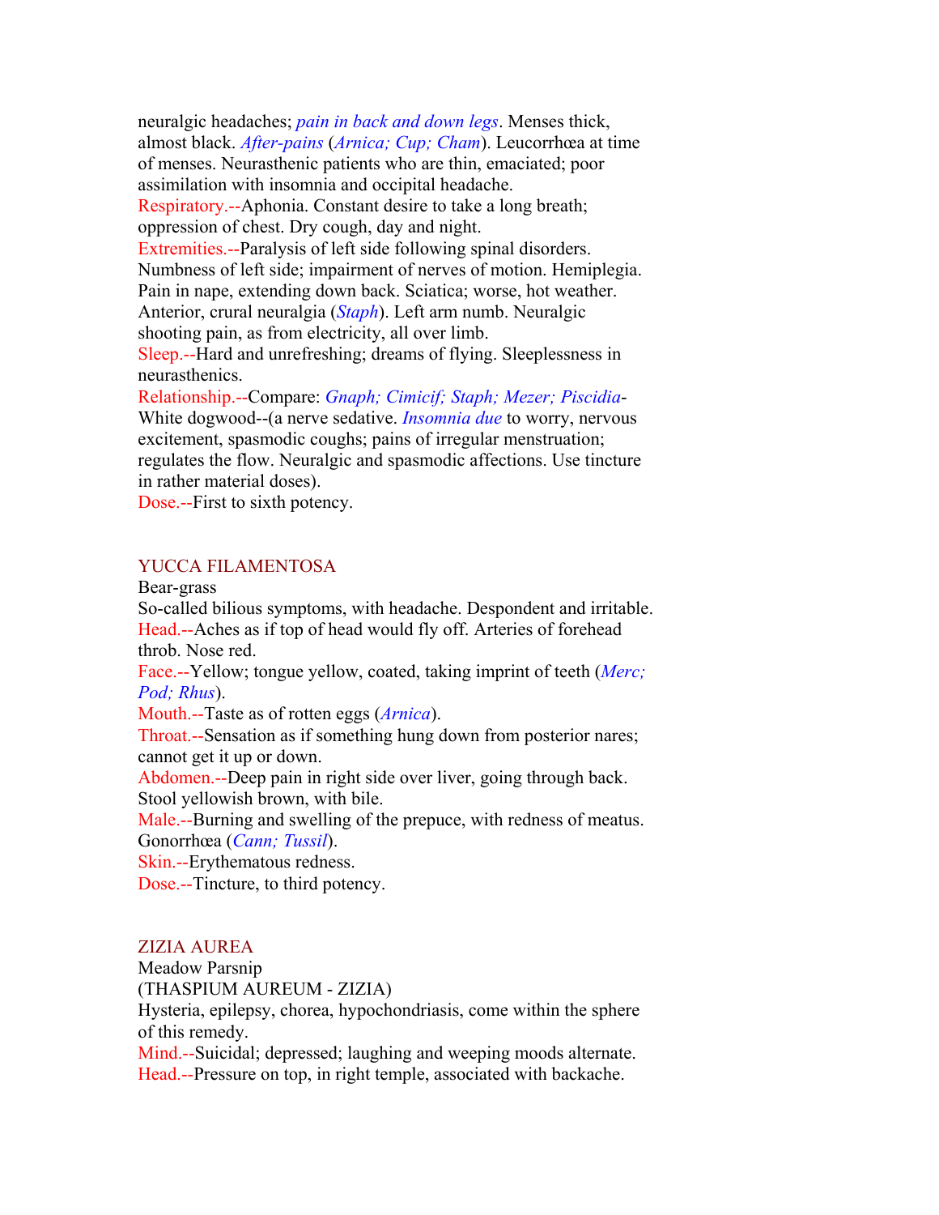neuralgic headaches; *pain in back and down legs*. Menses thick, almost black. *After-pains* (*Arnica; Cup; Cham*). Leucorrhœa at time of menses. Neurasthenic patients who are thin, emaciated; poor assimilation with insomnia and occipital headache.

Respiratory.--Aphonia. Constant desire to take a long breath; oppression of chest. Dry cough, day and night.

Extremities.--Paralysis of left side following spinal disorders. Numbness of left side; impairment of nerves of motion. Hemiplegia. Pain in nape, extending down back. Sciatica; worse, hot weather. Anterior, crural neuralgia (*Staph*). Left arm numb. Neuralgic shooting pain, as from electricity, all over limb.

Sleep.--Hard and unrefreshing; dreams of flying. Sleeplessness in neurasthenics.

Relationship.--Compare: *Gnaph; Cimicif; Staph; Mezer; Piscidia*-White dogwood--(a nerve sedative. *Insomnia due* to worry, nervous excitement, spasmodic coughs; pains of irregular menstruation; regulates the flow. Neuralgic and spasmodic affections. Use tincture in rather material doses).

Dose.--First to sixth potency.

## YUCCA FILAMENTOSA

Bear-grass

So-called bilious symptoms, with headache. Despondent and irritable.

Head.--Aches as if top of head would fly off. Arteries of forehead throb. Nose red.

Face.--Yellow; tongue yellow, coated, taking imprint of teeth (*Merc; Pod; Rhus*).

Mouth.--Taste as of rotten eggs (*Arnica*).

Throat.--Sensation as if something hung down from posterior nares; cannot get it up or down.

Abdomen.--Deep pain in right side over liver, going through back. Stool yellowish brown, with bile.

Male.--Burning and swelling of the prepuce, with redness of meatus. Gonorrhœa (*Cann; Tussil*).

Skin.--Erythematous redness.

Dose.--Tincture, to third potency.

## ZIZIA AUREA

Meadow Parsnip

(THASPIUM AUREUM - ZIZIA)

Hysteria, epilepsy, chorea, hypochondriasis, come within the sphere of this remedy.

Mind.--Suicidal; depressed; laughing and weeping moods alternate.

Head.--Pressure on top, in right temple, associated with backache.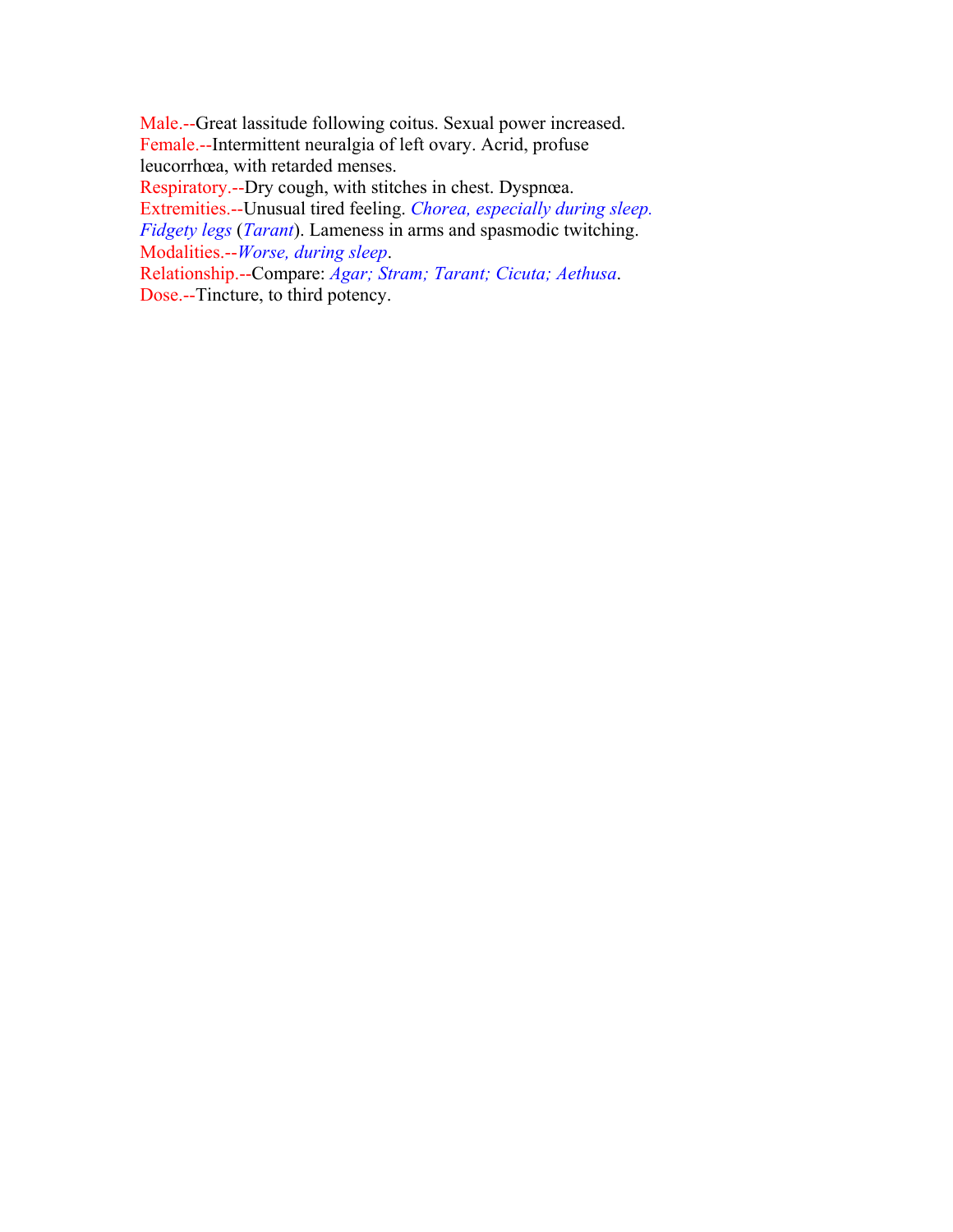Male.--Great lassitude following coitus. Sexual power increased.
Female.--Intermittent neuralgia of left ovary. Acrid, profuse leucorrhœa, with retarded menses.
Respiratory.--Dry cough, with stitches in chest. Dyspnœa.
Extremities.--Unusual tired feeling. *Chorea, especially during sleep. Fidgety legs* (*Tarant*). Lameness in arms and spasmodic twitching.
Modalities.--*Worse, during sleep*.
Relationship.--Compare: *Agar; Stram; Tarant; Cicuta; Aethusa*.
Dose.--Tincture, to third potency.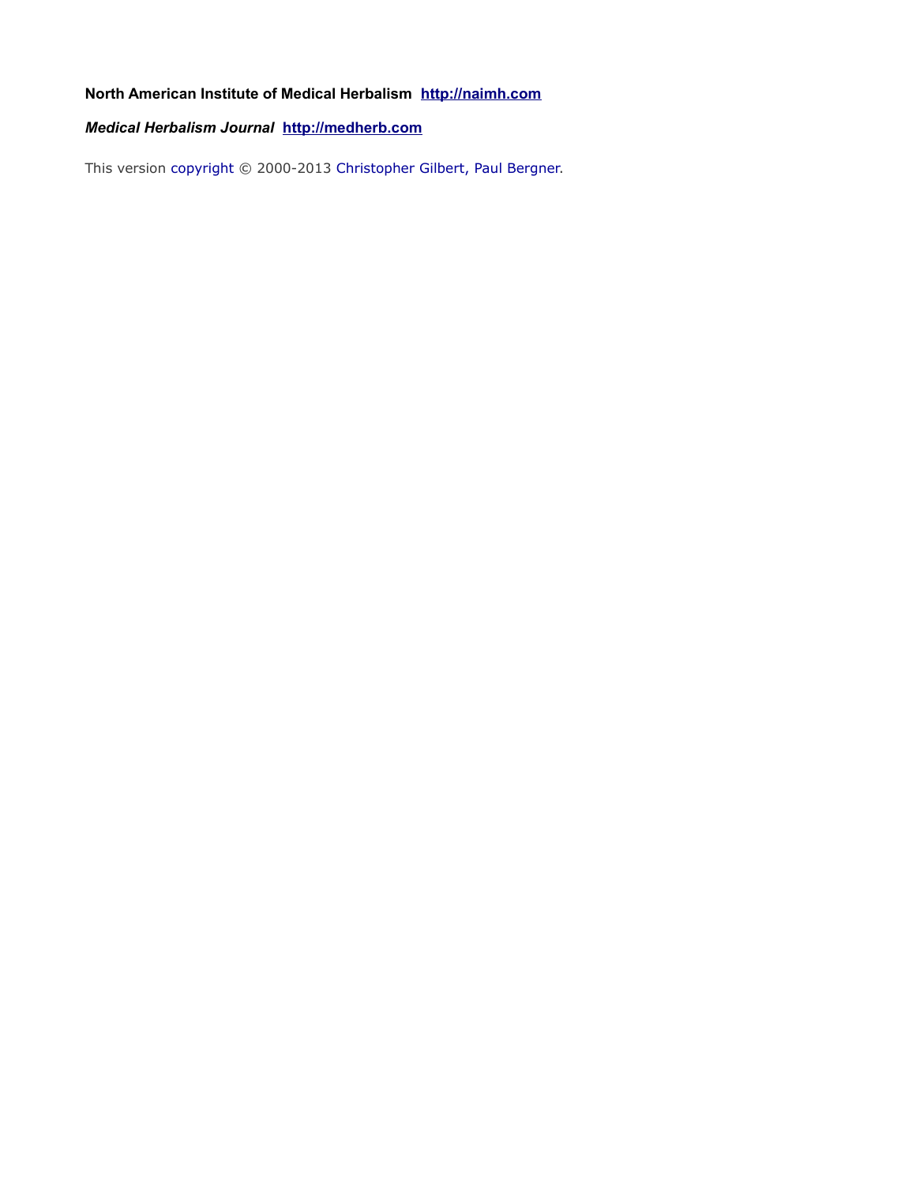**North American Institute of Medical Herbalism** **http://naimh.com**

***Medical Herbalism Journal*** **http://medherb.com**

This version copyright © 2000-2013 Christopher Gilbert, Paul Bergner.